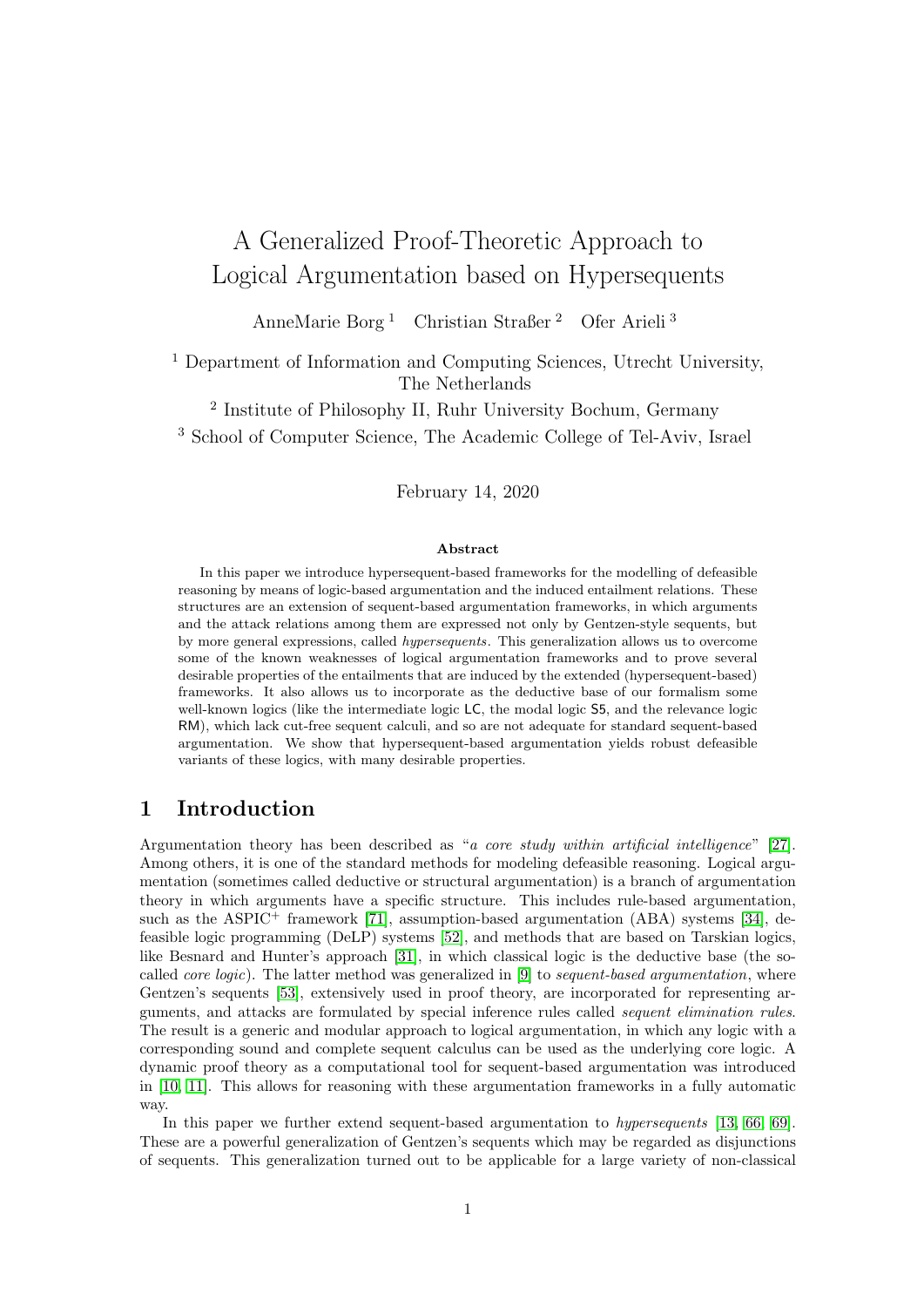# A Generalized Proof-Theoretic Approach to Logical Argumentation based on Hypersequents

AnneMarie Borg [1] Christian Straßer [2] Ofer Arieli [3]

[1] Department of Information and Computing Sciences, Utrecht University, The Netherlands

[2] Institute of Philosophy II, Ruhr University Bochum, Germany

[3] School of Computer Science, The Academic College of Tel-Aviv, Israel

February 14, 2020

### Abstract

In this paper we introduce hypersequent-based frameworks for the modelling of defeasible reasoning by means of logic-based argumentation and the induced entailment relations. These structures are an extension of sequent-based argumentation frameworks, in which arguments and the attack relations among them are expressed not only by Gentzen-style sequents, but by more general expressions, called *hypersequents*. This generalization allows us to overcome some of the known weaknesses of logical argumentation frameworks and to prove several desirable properties of the entailments that are induced by the extended (hypersequent-based) frameworks. It also allows us to incorporate as the deductive base of our formalism some well-known logics (like the intermediate logic LC, the modal logic S5, and the relevance logic RM), which lack cut-free sequent calculi, and so are not adequate for standard sequent-based argumentation. We show that hypersequent-based argumentation yields robust defeasible variants of these logics, with many desirable properties.

## 1 Introduction

Argumentation theory has been described as "*a core study within artificial intelligence*" [27]. Among others, it is one of the standard methods for modeling defeasible reasoning. Logical argumentation (sometimes called deductive or structural argumentation) is a branch of argumentation theory in which arguments have a specific structure. This includes rule-based argumentation, such as the ASPIC$^+$ framework [71], assumption-based argumentation (ABA) systems [34], defeasible logic programming (DeLP) systems [52], and methods that are based on Tarskian logics, like Besnard and Hunter's approach [31], in which classical logic is the deductive base (the so-called *core logic*). The latter method was generalized in [9] to *sequent-based argumentation*, where Gentzen's sequents [53], extensively used in proof theory, are incorporated for representing arguments, and attacks are formulated by special inference rules called *sequent elimination rules*. The result is a generic and modular approach to logical argumentation, in which any logic with a corresponding sound and complete sequent calculus can be used as the underlying core logic. A dynamic proof theory as a computational tool for sequent-based argumentation was introduced in [10, 11]. This allows for reasoning with these argumentation frameworks in a fully automatic way.

In this paper we further extend sequent-based argumentation to *hypersequents* [13, 66, 69]. These are a powerful generalization of Gentzen's sequents which may be regarded as disjunctions of sequents. This generalization turned out to be applicable for a large variety of non-classical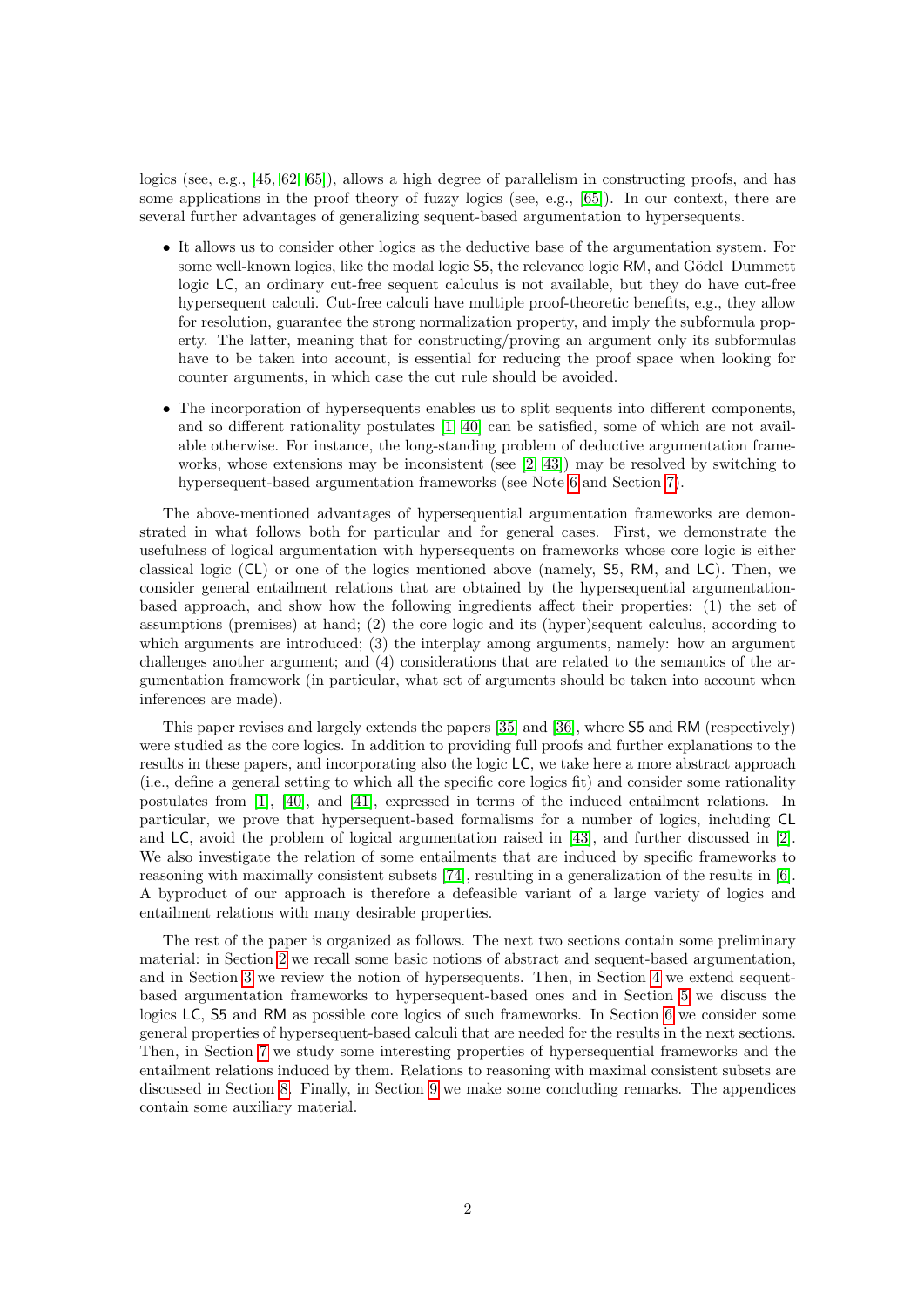logics (see, e.g., [45, 62, 65]), allows a high degree of parallelism in constructing proofs, and has some applications in the proof theory of fuzzy logics (see, e.g., [65]). In our context, there are several further advantages of generalizing sequent-based argumentation to hypersequents.

- It allows us to consider other logics as the deductive base of the argumentation system. For some well-known logics, like the modal logic S5, the relevance logic RM, and Gödel–Dummett logic LC, an ordinary cut-free sequent calculus is not available, but they do have cut-free hypersequent calculi. Cut-free calculi have multiple proof-theoretic benefits, e.g., they allow for resolution, guarantee the strong normalization property, and imply the subformula property. The latter, meaning that for constructing/proving an argument only its subformulas have to be taken into account, is essential for reducing the proof space when looking for counter arguments, in which case the cut rule should be avoided.
- The incorporation of hypersequents enables us to split sequents into different components, and so different rationality postulates [1, 40] can be satisfied, some of which are not available otherwise. For instance, the long-standing problem of deductive argumentation frameworks, whose extensions may be inconsistent (see [2, 43]) may be resolved by switching to hypersequent-based argumentation frameworks (see Note 6 and Section 7).

The above-mentioned advantages of hypersequential argumentation frameworks are demonstrated in what follows both for particular and for general cases. First, we demonstrate the usefulness of logical argumentation with hypersequents on frameworks whose core logic is either classical logic (CL) or one of the logics mentioned above (namely, S5, RM, and LC). Then, we consider general entailment relations that are obtained by the hypersequential argumentation-based approach, and show how the following ingredients affect their properties: (1) the set of assumptions (premises) at hand; (2) the core logic and its (hyper)sequent calculus, according to which arguments are introduced; (3) the interplay among arguments, namely: how an argument challenges another argument; and (4) considerations that are related to the semantics of the argumentation framework (in particular, what set of arguments should be taken into account when inferences are made).

This paper revises and largely extends the papers [35] and [36], where S5 and RM (respectively) were studied as the core logics. In addition to providing full proofs and further explanations to the results in these papers, and incorporating also the logic LC, we take here a more abstract approach (i.e., define a general setting to which all the specific core logics fit) and consider some rationality postulates from [1], [40], and [41], expressed in terms of the induced entailment relations. In particular, we prove that hypersequent-based formalisms for a number of logics, including CL and LC, avoid the problem of logical argumentation raised in [43], and further discussed in [2]. We also investigate the relation of some entailments that are induced by specific frameworks to reasoning with maximally consistent subsets [74], resulting in a generalization of the results in [6]. A byproduct of our approach is therefore a defeasible variant of a large variety of logics and entailment relations with many desirable properties.

The rest of the paper is organized as follows. The next two sections contain some preliminary material: in Section 2 we recall some basic notions of abstract and sequent-based argumentation, and in Section 3 we review the notion of hypersequents. Then, in Section 4 we extend sequent-based argumentation frameworks to hypersequent-based ones and in Section 5 we discuss the logics LC, S5 and RM as possible core logics of such frameworks. In Section 6 we consider some general properties of hypersequent-based calculi that are needed for the results in the next sections. Then, in Section 7 we study some interesting properties of hypersequential frameworks and the entailment relations induced by them. Relations to reasoning with maximal consistent subsets are discussed in Section 8. Finally, in Section 9 we make some concluding remarks. The appendices contain some auxiliary material.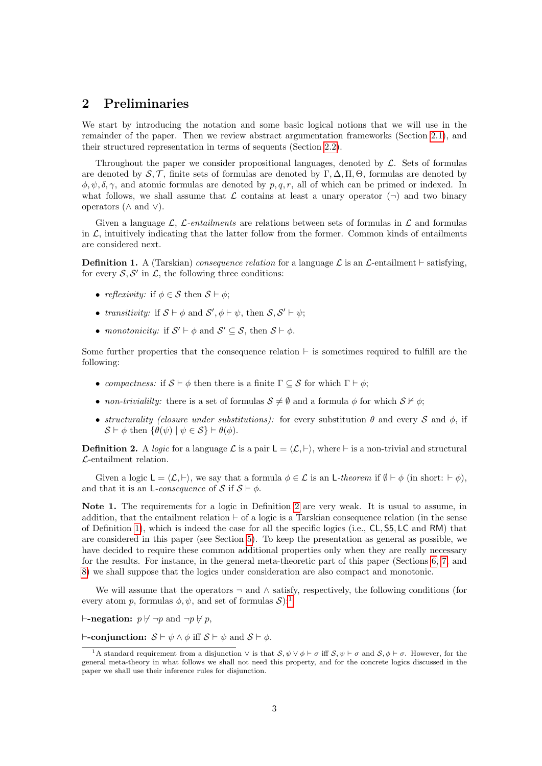## 2 Preliminaries

We start by introducing the notation and some basic logical notions that we will use in the remainder of the paper. Then we review abstract argumentation frameworks (Section 2.1), and their structured representation in terms of sequents (Section 2.2).

Throughout the paper we consider propositional languages, denoted by $\mathcal{L}$. Sets of formulas are denoted by $\mathcal{S}, \mathcal{T}$, finite sets of formulas are denoted by $\Gamma, \Delta, \Pi, \Theta$, formulas are denoted by $\phi, \psi, \delta, \gamma$, and atomic formulas are denoted by $p, q, r$, all of which can be primed or indexed. In what follows, we shall assume that $\mathcal{L}$ contains at least a unary operator ($\neg$) and two binary operators ($\wedge$ and $\vee$).

Given a language $\mathcal{L}$, $\mathcal{L}$-*entailments* are relations between sets of formulas in $\mathcal{L}$ and formulas in $\mathcal{L}$, intuitively indicating that the latter follow from the former. Common kinds of entailments are considered next.

**Definition 1.** A (Tarskian) *consequence relation* for a language $\mathcal{L}$ is an $\mathcal{L}$-entailment $\vdash$ satisfying, for every $\mathcal{S}, \mathcal{S}'$ in $\mathcal{L}$, the following three conditions:

- *reflexivity:* if $\phi \in \mathcal{S}$ then $\mathcal{S} \vdash \phi$;
- *transitivity:* if $\mathcal{S} \vdash \phi$ and $\mathcal{S}', \phi \vdash \psi$, then $\mathcal{S}, \mathcal{S}' \vdash \psi$;
- *monotonicity:* if $\mathcal{S}' \vdash \phi$ and $\mathcal{S}' \subseteq \mathcal{S}$, then $\mathcal{S} \vdash \phi$.

Some further properties that the consequence relation $\vdash$ is sometimes required to fulfill are the following:

- *compactness:* if $\mathcal{S} \vdash \phi$ then there is a finite $\Gamma \subseteq \mathcal{S}$ for which $\Gamma \vdash \phi$;
- *non-trivialilty:* there is a set of formulas $\mathcal{S} \neq \emptyset$ and a formula $\phi$ for which $\mathcal{S} \nvdash \phi$;
- *structurality (closure under substitutions):* for every substitution $\theta$ and every $\mathcal{S}$ and $\phi$, if $\mathcal{S} \vdash \phi$ then $\{\theta(\psi) \mid \psi \in \mathcal{S}\} \vdash \theta(\phi)$.

**Definition 2.** A *logic* for a language $\mathcal{L}$ is a pair $\mathsf{L} = \langle \mathcal{L}, \vdash \rangle$, where $\vdash$ is a non-trivial and structural $\mathcal{L}$-entailment relation.

Given a logic $\mathsf{L} = \langle \mathcal{L}, \vdash \rangle$, we say that a formula $\phi \in \mathcal{L}$ is an $\mathsf{L}$-*theorem* if $\emptyset \vdash \phi$ (in short: $\vdash \phi$), and that it is an $\mathsf{L}$-*consequence* of $\mathcal{S}$ if $\mathcal{S} \vdash \phi$.

**Note 1.** The requirements for a logic in Definition 2 are very weak. It is usual to assume, in addition, that the entailment relation $\vdash$ of a logic is a Tarskian consequence relation (in the sense of Definition 1), which is indeed the case for all the specific logics (i.e., $\mathsf{CL}, \mathsf{S5}, \mathsf{LC}$ and $\mathsf{RM}$) that are considered in this paper (see Section 5). To keep the presentation as general as possible, we have decided to require these common additional properties only when they are really necessary for the results. For instance, in the general meta-theoretic part of this paper (Sections 6, 7, and 8) we shall suppose that the logics under consideration are also compact and monotonic.

We will assume that the operators $\neg$ and $\wedge$ satisfy, respectively, the following conditions (for every atom $p$, formulas $\phi, \psi$, and set of formulas $\mathcal{S}$):[1]

**$\vdash$-negation:** $p \nvdash \neg p$ and $\neg p \nvdash p$,

**$\vdash$-conjunction:** $\mathcal{S} \vdash \psi \wedge \phi$ iff $\mathcal{S} \vdash \psi$ and $\mathcal{S} \vdash \phi$.

[1] A standard requirement from a disjunction $\vee$ is that $\mathcal{S}, \psi \vee \phi \vdash \sigma$ iff $\mathcal{S}, \psi \vdash \sigma$ and $\mathcal{S}, \phi \vdash \sigma$. However, for the general meta-theory in what follows we shall not need this property, and for the concrete logics discussed in the paper we shall use their inference rules for disjunction.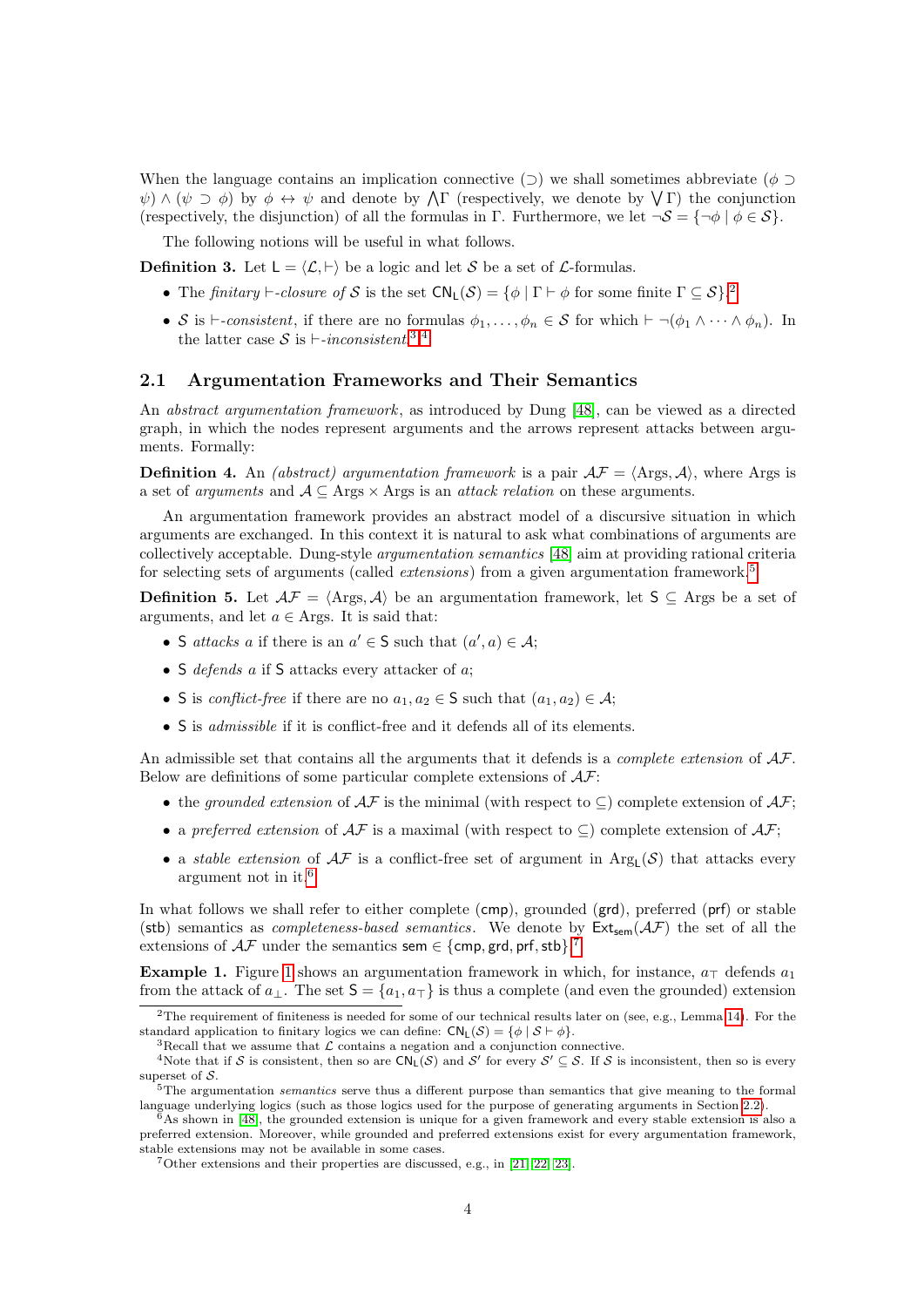When the language contains an implication connective ($\supset$) we shall sometimes abbreviate $(\phi \supset \psi) \wedge (\psi \supset \phi)$ by $\phi \leftrightarrow \psi$ and denote by $\bigwedge \Gamma$ (respectively, we denote by $\bigvee \Gamma$) the conjunction (respectively, the disjunction) of all the formulas in $\Gamma$. Furthermore, we let $\neg \mathcal{S} = \{\neg \phi \mid \phi \in \mathcal{S}\}$.

The following notions will be useful in what follows.

**Definition 3.** Let $\mathsf{L} = \langle \mathcal{L}, \vdash \rangle$ be a logic and let $\mathcal{S}$ be a set of $\mathcal{L}$-formulas.

- The *finitary* $\vdash$*-closure of* $\mathcal{S}$ is the set $\mathsf{CN}_\mathsf{L}(\mathcal{S}) = \{\phi \mid \Gamma \vdash \phi \text{ for some finite } \Gamma \subseteq \mathcal{S}\}$.[2]
- $\mathcal{S}$ is $\vdash$*-consistent*, if there are no formulas $\phi_1, \ldots, \phi_n \in \mathcal{S}$ for which $\vdash \neg(\phi_1 \wedge \cdots \wedge \phi_n)$. In the latter case $\mathcal{S}$ is $\vdash$*-inconsistent*.[3,4]

## 2.1 Argumentation Frameworks and Their Semantics

An *abstract argumentation framework*, as introduced by Dung [48], can be viewed as a directed graph, in which the nodes represent arguments and the arrows represent attacks between arguments. Formally:

**Definition 4.** An *(abstract) argumentation framework* is a pair $\mathcal{AF} = \langle \text{Args}, \mathcal{A} \rangle$, where Args is a set of *arguments* and $\mathcal{A} \subseteq \text{Args} \times \text{Args}$ is an *attack relation* on these arguments.

An argumentation framework provides an abstract model of a discursive situation in which arguments are exchanged. In this context it is natural to ask what combinations of arguments are collectively acceptable. Dung-style *argumentation semantics* [48] aim at providing rational criteria for selecting sets of arguments (called *extensions*) from a given argumentation framework.[5]

**Definition 5.** Let $\mathcal{AF} = \langle \text{Args}, \mathcal{A} \rangle$ be an argumentation framework, let $\mathsf{S} \subseteq \text{Args}$ be a set of arguments, and let $a \in \text{Args}$. It is said that:

- $\mathsf{S}$ *attacks* $a$ if there is an $a' \in \mathsf{S}$ such that $(a', a) \in \mathcal{A}$;
- $\mathsf{S}$ *defends* $a$ if $\mathsf{S}$ attacks every attacker of $a$;
- $\mathsf{S}$ is *conflict-free* if there are no $a_1, a_2 \in \mathsf{S}$ such that $(a_1, a_2) \in \mathcal{A}$;
- $\mathsf{S}$ is *admissible* if it is conflict-free and it defends all of its elements.

An admissible set that contains all the arguments that it defends is a *complete extension* of $\mathcal{AF}$. Below are definitions of some particular complete extensions of $\mathcal{AF}$:

- the *grounded extension* of $\mathcal{AF}$ is the minimal (with respect to $\subseteq$) complete extension of $\mathcal{AF}$;
- a *preferred extension* of $\mathcal{AF}$ is a maximal (with respect to $\subseteq$) complete extension of $\mathcal{AF}$;
- a *stable extension* of $\mathcal{AF}$ is a conflict-free set of argument in $\text{Arg}_\mathsf{L}(\mathcal{S})$ that attacks every argument not in it.[6]

In what follows we shall refer to either complete ($\mathsf{cmp}$), grounded ($\mathsf{grd}$), preferred ($\mathsf{prf}$) or stable ($\mathsf{stb}$) semantics as *completeness-based semantics*. We denote by $\mathsf{Ext}_{\mathsf{sem}}(\mathcal{AF})$ the set of all the extensions of $\mathcal{AF}$ under the semantics $\mathsf{sem} \in \{\mathsf{cmp}, \mathsf{grd}, \mathsf{prf}, \mathsf{stb}\}$.[7]

**Example 1.** Figure 1 shows an argumentation framework in which, for instance, $a_\top$ defends $a_1$ from the attack of $a_\perp$. The set $\mathsf{S} = \{a_1, a_\top\}$ is thus a complete (and even the grounded) extension

---

[2] The requirement of finiteness is needed for some of our technical results later on (see, e.g., Lemma 14). For the standard application to finitary logics we can define: $\mathsf{CN}_\mathsf{L}(\mathcal{S}) = \{\phi \mid \mathcal{S} \vdash \phi\}$.

[3] Recall that we assume that $\mathcal{L}$ contains a negation and a conjunction connective.

[4] Note that if $\mathcal{S}$ is consistent, then so are $\mathsf{CN}_\mathsf{L}(\mathcal{S})$ and $\mathcal{S}'$ for every $\mathcal{S}' \subseteq \mathcal{S}$. If $\mathcal{S}$ is inconsistent, then so is every superset of $\mathcal{S}$.

[5] The argumentation *semantics* serve thus a different purpose than semantics that give meaning to the formal language underlying logics (such as those logics used for the purpose of generating arguments in Section 2.2).

[6] As shown in [48], the grounded extension is unique for a given framework and every stable extension is also a preferred extension. Moreover, while grounded and preferred extensions exist for every argumentation framework, stable extensions may not be available in some cases.

[7] Other extensions and their properties are discussed, e.g., in [21, 22, 23].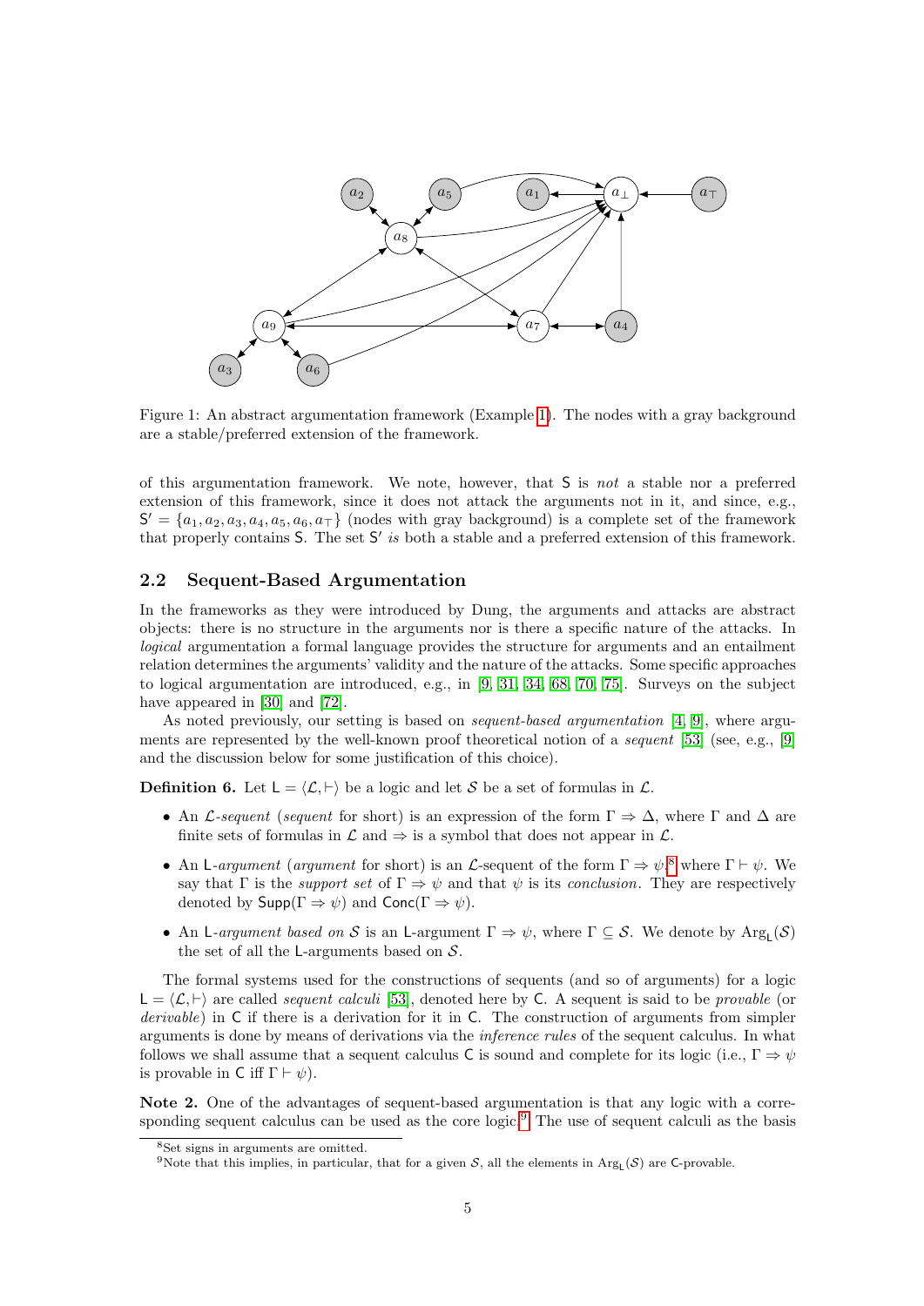Figure 1: An abstract argumentation framework (Example 1). The nodes with a gray background are a stable/preferred extension of the framework.

of this argumentation framework. We note, however, that S is *not* a stable nor a preferred extension of this framework, since it does not attack the arguments not in it, and since, e.g., $\mathsf{S}' = \{a_1, a_2, a_3, a_4, a_5, a_6, a_\top\}$ (nodes with gray background) is a complete set of the framework that properly contains S. The set $\mathsf{S}'$ *is* both a stable and a preferred extension of this framework.

## 2.2 Sequent-Based Argumentation

In the frameworks as they were introduced by Dung, the arguments and attacks are abstract objects: there is no structure in the arguments nor is there a specific nature of the attacks. In *logical* argumentation a formal language provides the structure for arguments and an entailment relation determines the arguments' validity and the nature of the attacks. Some specific approaches to logical argumentation are introduced, e.g., in [9, 31, 34, 68, 70, 75]. Surveys on the subject have appeared in [30] and [72].

As noted previously, our setting is based on *sequent-based argumentation* [4, 9], where arguments are represented by the well-known proof theoretical notion of a *sequent* [53] (see, e.g., [9] and the discussion below for some justification of this choice).

**Definition 6.** Let $\mathsf{L} = \langle \mathcal{L}, \vdash \rangle$ be a logic and let $\mathcal{S}$ be a set of formulas in $\mathcal{L}$.

- An $\mathcal{L}$-*sequent* (*sequent* for short) is an expression of the form $\Gamma \Rightarrow \Delta$, where $\Gamma$ and $\Delta$ are finite sets of formulas in $\mathcal{L}$ and $\Rightarrow$ is a symbol that does not appear in $\mathcal{L}$.
- An L-*argument* (*argument* for short) is an $\mathcal{L}$-sequent of the form $\Gamma \Rightarrow \psi$,[8] where $\Gamma \vdash \psi$. We say that $\Gamma$ is the *support set* of $\Gamma \Rightarrow \psi$ and that $\psi$ is its *conclusion*. They are respectively denoted by $\mathsf{Supp}(\Gamma \Rightarrow \psi)$ and $\mathsf{Conc}(\Gamma \Rightarrow \psi)$.
- An L-*argument based on* $\mathcal{S}$ is an L-argument $\Gamma \Rightarrow \psi$, where $\Gamma \subseteq \mathcal{S}$. We denote by $\mathrm{Arg}_{\mathsf{L}}(\mathcal{S})$ the set of all the L-arguments based on $\mathcal{S}$.

The formal systems used for the constructions of sequents (and so of arguments) for a logic $\mathsf{L} = \langle \mathcal{L}, \vdash \rangle$ are called *sequent calculi* [53], denoted here by C. A sequent is said to be *provable* (or *derivable*) in C if there is a derivation for it in C. The construction of arguments from simpler arguments is done by means of derivations via the *inference rules* of the sequent calculus. In what follows we shall assume that a sequent calculus C is sound and complete for its logic (i.e., $\Gamma \Rightarrow \psi$ is provable in C iff $\Gamma \vdash \psi$).

**Note 2.** One of the advantages of sequent-based argumentation is that any logic with a corresponding sequent calculus can be used as the core logic.[9] The use of sequent calculi as the basis

[8] Set signs in arguments are omitted.

[9] Note that this implies, in particular, that for a given $\mathcal{S}$, all the elements in $\mathrm{Arg}_{\mathsf{L}}(\mathcal{S})$ are C-provable.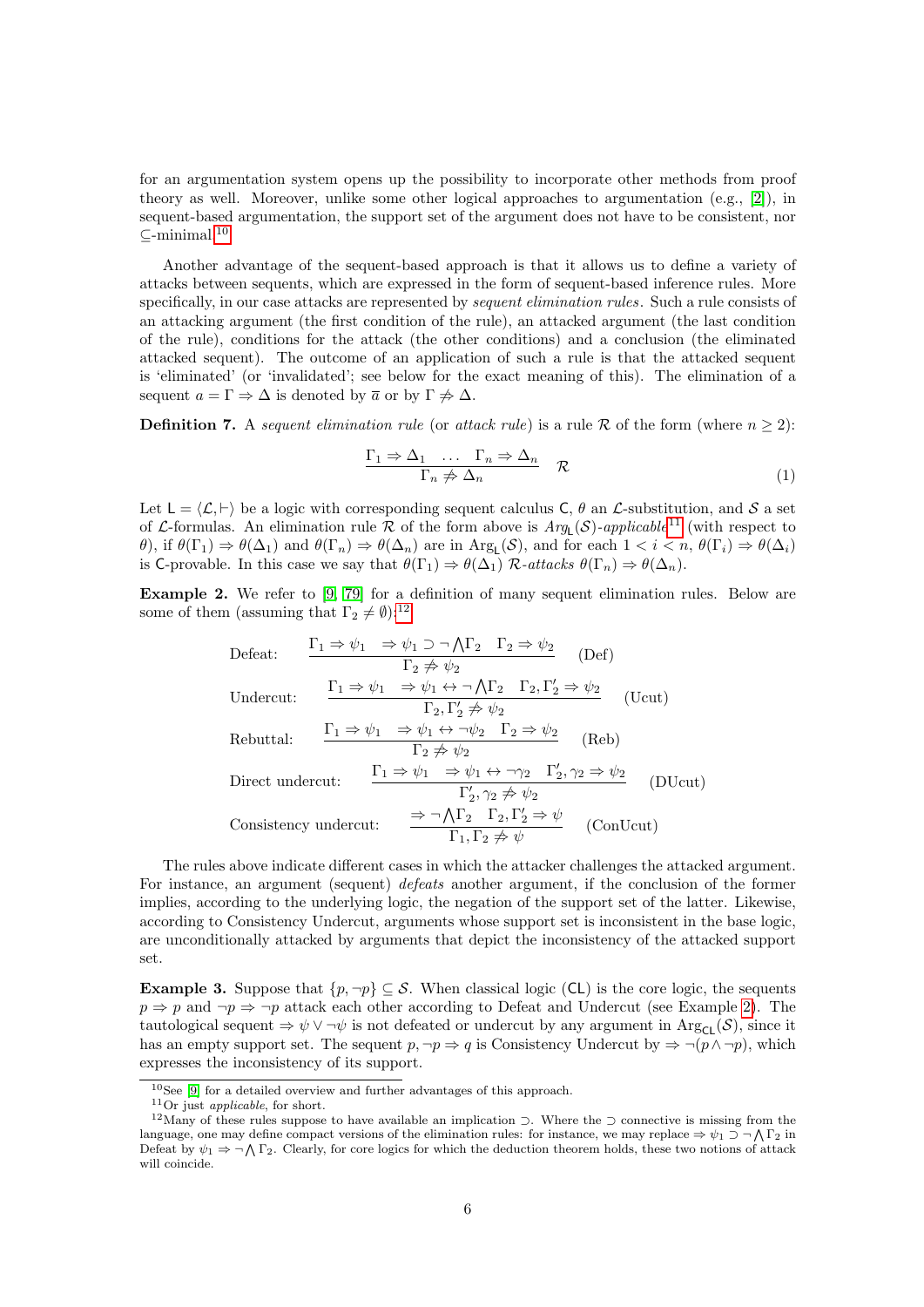for an argumentation system opens up the possibility to incorporate other methods from proof theory as well. Moreover, unlike some other logical approaches to argumentation (e.g., [2]), in sequent-based argumentation, the support set of the argument does not have to be consistent, nor $\subseteq$-minimal.[10]

Another advantage of the sequent-based approach is that it allows us to define a variety of attacks between sequents, which are expressed in the form of sequent-based inference rules. More specifically, in our case attacks are represented by *sequent elimination rules*. Such a rule consists of an attacking argument (the first condition of the rule), an attacked argument (the last condition of the rule), conditions for the attack (the other conditions) and a conclusion (the eliminated attacked sequent). The outcome of an application of such a rule is that the attacked sequent is 'eliminated' (or 'invalidated'; see below for the exact meaning of this). The elimination of a sequent $a = \Gamma \Rightarrow \Delta$ is denoted by $\overline{a}$ or by $\Gamma \not\Rightarrow \Delta$.

**Definition 7.** A *sequent elimination rule* (or *attack rule*) is a rule $\mathcal{R}$ of the form (where $n \geq 2$):

$$\frac{\Gamma_1 \Rightarrow \Delta_1 \quad \dots \quad \Gamma_n \Rightarrow \Delta_n}{\Gamma_n \not\Rightarrow \Delta_n} \quad \mathcal{R} \tag{1}$$

Let $\mathsf{L} = \langle \mathcal{L}, \vdash \rangle$ be a logic with corresponding sequent calculus $\mathsf{C}$, $\theta$ an $\mathcal{L}$-substitution, and $\mathcal{S}$ a set of $\mathcal{L}$-formulas. An elimination rule $\mathcal{R}$ of the form above is $Arg_{\mathsf{L}}(\mathcal{S})$*-applicable*[11] (with respect to $\theta$), if $\theta(\Gamma_1) \Rightarrow \theta(\Delta_1)$ and $\theta(\Gamma_n) \Rightarrow \theta(\Delta_n)$ are in $\mathrm{Arg}_{\mathsf{L}}(\mathcal{S})$, and for each $1 < i < n$, $\theta(\Gamma_i) \Rightarrow \theta(\Delta_i)$ is $\mathsf{C}$-provable. In this case we say that $\theta(\Gamma_1) \Rightarrow \theta(\Delta_1)$ $\mathcal{R}$*-attacks* $\theta(\Gamma_n) \Rightarrow \theta(\Delta_n)$.

**Example 2.** We refer to [9, 79] for a definition of many sequent elimination rules. Below are some of them (assuming that $\Gamma_2 \neq \emptyset$):[12]

$$\text{Defeat:} \quad \frac{\Gamma_1 \Rightarrow \psi_1 \quad \Rightarrow \psi_1 \supset \neg \bigwedge \Gamma_2 \quad \Gamma_2 \Rightarrow \psi_2}{\Gamma_2 \not\Rightarrow \psi_2} \quad (\text{Def})$$

$$\text{Undercut:} \quad \frac{\Gamma_1 \Rightarrow \psi_1 \quad \Rightarrow \psi_1 \leftrightarrow \neg \bigwedge \Gamma_2 \quad \Gamma_2, \Gamma_2' \Rightarrow \psi_2}{\Gamma_2, \Gamma_2' \not\Rightarrow \psi_2} \quad (\text{Ucut})$$

$$\text{Rebuttal:} \quad \frac{\Gamma_1 \Rightarrow \psi_1 \quad \Rightarrow \psi_1 \leftrightarrow \neg \psi_2 \quad \Gamma_2 \Rightarrow \psi_2}{\Gamma_2 \not\Rightarrow \psi_2} \quad (\text{Reb})$$

$$\text{Direct undercut:} \quad \frac{\Gamma_1 \Rightarrow \psi_1 \quad \Rightarrow \psi_1 \leftrightarrow \neg \gamma_2 \quad \Gamma_2', \gamma_2 \Rightarrow \psi_2}{\Gamma_2', \gamma_2 \not\Rightarrow \psi_2} \quad (\text{DUcut})$$

$$\text{Consistency undercut:} \quad \frac{\Rightarrow \neg \bigwedge \Gamma_2 \quad \Gamma_2, \Gamma_2' \Rightarrow \psi}{\Gamma_1, \Gamma_2 \not\Rightarrow \psi} \quad (\text{ConUcut})$$

The rules above indicate different cases in which the attacker challenges the attacked argument. For instance, an argument (sequent) *defeats* another argument, if the conclusion of the former implies, according to the underlying logic, the negation of the support set of the latter. Likewise, according to Consistency Undercut, arguments whose support set is inconsistent in the base logic, are unconditionally attacked by arguments that depict the inconsistency of the attacked support set.

**Example 3.** Suppose that $\{p, \neg p\} \subseteq \mathcal{S}$. When classical logic ($\mathsf{CL}$) is the core logic, the sequents $p \Rightarrow p$ and $\neg p \Rightarrow \neg p$ attack each other according to Defeat and Undercut (see Example 2). The tautological sequent $\Rightarrow \psi \vee \neg \psi$ is not defeated or undercut by any argument in $\mathrm{Arg}_{\mathsf{CL}}(\mathcal{S})$, since it has an empty support set. The sequent $p, \neg p \Rightarrow q$ is Consistency Undercut by $\Rightarrow \neg(p \wedge \neg p)$, which expresses the inconsistency of its support.

---

[10] See [9] for a detailed overview and further advantages of this approach.

[11] Or just *applicable*, for short.

[12] Many of these rules suppose to have available an implication $\supset$. Where the $\supset$ connective is missing from the language, one may define compact versions of the elimination rules: for instance, we may replace $\Rightarrow \psi_1 \supset \neg \bigwedge \Gamma_2$ in Defeat by $\psi_1 \Rightarrow \neg \bigwedge \Gamma_2$. Clearly, for core logics for which the deduction theorem holds, these two notions of attack will coincide.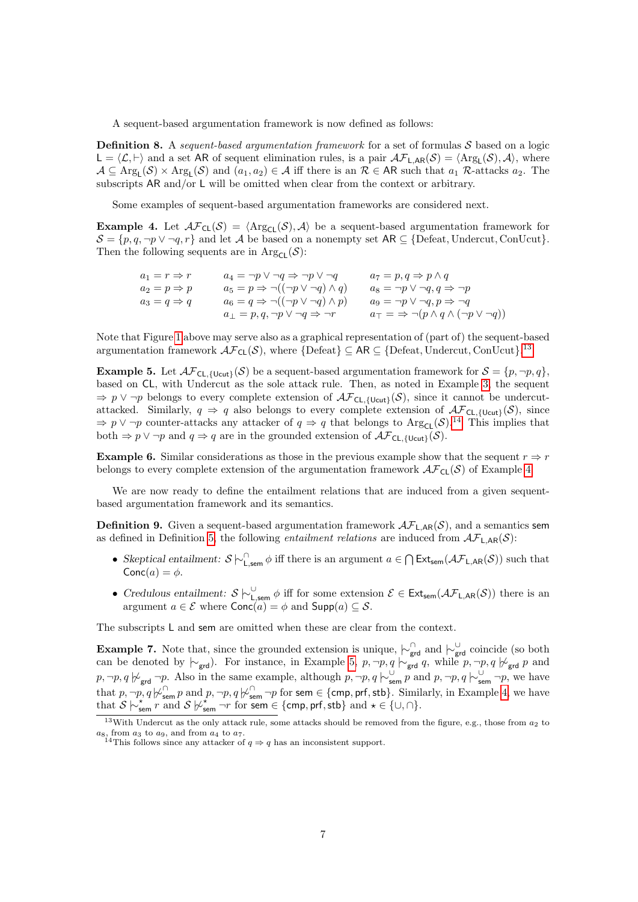A sequent-based argumentation framework is now defined as follows:

**Definition 8.** A *sequent-based argumentation framework* for a set of formulas $\mathcal{S}$ based on a logic $\mathsf{L} = \langle \mathcal{L}, \vdash \rangle$ and a set $\mathsf{AR}$ of sequent elimination rules, is a pair $\mathcal{AF}_{\mathsf{L},\mathsf{AR}}(\mathcal{S}) = \langle \mathrm{Arg}_{\mathsf{L}}(\mathcal{S}), \mathcal{A} \rangle$, where $\mathcal{A} \subseteq \mathrm{Arg}_{\mathsf{L}}(\mathcal{S}) \times \mathrm{Arg}_{\mathsf{L}}(\mathcal{S})$ and $(a_1, a_2) \in \mathcal{A}$ iff there is an $\mathcal{R} \in \mathsf{AR}$ such that $a_1$ $\mathcal{R}$-attacks $a_2$. The subscripts $\mathsf{AR}$ and/or $\mathsf{L}$ will be omitted when clear from the context or arbitrary.

Some examples of sequent-based argumentation frameworks are considered next.

**Example 4.** Let $\mathcal{AF}_{\mathsf{CL}}(\mathcal{S}) = \langle \mathrm{Arg}_{\mathsf{CL}}(\mathcal{S}), \mathcal{A} \rangle$ be a sequent-based argumentation framework for $\mathcal{S} = \{p, q, \neg p \vee \neg q, r\}$ and let $\mathcal{A}$ be based on a nonempty set $\mathsf{AR} \subseteq \{\text{Defeat}, \text{Undercut}, \text{ConUcut}\}$. Then the following sequents are in $\mathrm{Arg}_{\mathsf{CL}}(\mathcal{S})$:

$$
\begin{array}{lll}
a_1 = r \Rightarrow r & a_4 = \neg p \vee \neg q \Rightarrow \neg p \vee \neg q & a_7 = p, q \Rightarrow p \wedge q \\
a_2 = p \Rightarrow p & a_5 = p \Rightarrow \neg((\neg p \vee \neg q) \wedge q) & a_8 = \neg p \vee \neg q, q \Rightarrow \neg p \\
a_3 = q \Rightarrow q & a_6 = q \Rightarrow \neg((\neg p \vee \neg q) \wedge p) & a_9 = \neg p \vee \neg q, p \Rightarrow \neg q \\
 & a_\perp = p, q, \neg p \vee \neg q \Rightarrow \neg r & a_\top = \Rightarrow \neg(p \wedge q \wedge (\neg p \vee \neg q))
\end{array}
$$

Note that Figure 1 above may serve also as a graphical representation of (part of) the sequent-based argumentation framework $\mathcal{AF}_{\mathsf{CL}}(\mathcal{S})$, where $\{\text{Defeat}\} \subseteq \mathsf{AR} \subseteq \{\text{Defeat}, \text{Undercut}, \text{ConUcut}\}$.[13]

**Example 5.** Let $\mathcal{AF}_{\mathsf{CL},\{\mathsf{Ucut}\}}(\mathcal{S})$ be a sequent-based argumentation framework for $\mathcal{S} = \{p, \neg p, q\}$, based on $\mathsf{CL}$, with Undercut as the sole attack rule. Then, as noted in Example 3, the sequent $\Rightarrow p \vee \neg p$ belongs to every complete extension of $\mathcal{AF}_{\mathsf{CL},\{\mathsf{Ucut}\}}(\mathcal{S})$, since it cannot be undercut-attacked. Similarly, $q \Rightarrow q$ also belongs to every complete extension of $\mathcal{AF}_{\mathsf{CL},\{\mathsf{Ucut}\}}(\mathcal{S})$, since $\Rightarrow p \vee \neg p$ counter-attacks any attacker of $q \Rightarrow q$ that belongs to $\mathrm{Arg}_{\mathsf{CL}}(\mathcal{S})$.[14] This implies that both $\Rightarrow p \vee \neg p$ and $q \Rightarrow q$ are in the grounded extension of $\mathcal{AF}_{\mathsf{CL},\{\mathsf{Ucut}\}}(\mathcal{S})$.

**Example 6.** Similar considerations as those in the previous example show that the sequent $r \Rightarrow r$ belongs to every complete extension of the argumentation framework $\mathcal{AF}_{\mathsf{CL}}(\mathcal{S})$ of Example 4.

We are now ready to define the entailment relations that are induced from a given sequent-based argumentation framework and its semantics.

**Definition 9.** Given a sequent-based argumentation framework $\mathcal{AF}_{\mathsf{L},\mathsf{AR}}(\mathcal{S})$, and a semantics $\mathsf{sem}$ as defined in Definition 5, the following *entailment relations* are induced from $\mathcal{AF}_{\mathsf{L},\mathsf{AR}}(\mathcal{S})$:

- *Skeptical entailment:* $\mathcal{S} \mid\!\sim^{\cap}_{\mathsf{L},\mathsf{sem}} \phi$ iff there is an argument $a \in \bigcap \mathsf{Ext}_{\mathsf{sem}}(\mathcal{AF}_{\mathsf{L},\mathsf{AR}}(\mathcal{S}))$ such that $\mathsf{Conc}(a) = \phi$.
- *Credulous entailment:* $\mathcal{S} \mid\!\sim^{\cup}_{\mathsf{L},\mathsf{sem}} \phi$ iff for some extension $\mathcal{E} \in \mathsf{Ext}_{\mathsf{sem}}(\mathcal{AF}_{\mathsf{L},\mathsf{AR}}(\mathcal{S}))$ there is an argument $a \in \mathcal{E}$ where $\mathsf{Conc}(a) = \phi$ and $\mathsf{Supp}(a) \subseteq \mathcal{S}$.

The subscripts $\mathsf{L}$ and $\mathsf{sem}$ are omitted when these are clear from the context.

**Example 7.** Note that, since the grounded extension is unique, $\mid\!\sim^{\cap}_{\mathsf{grd}}$ and $\mid\!\sim^{\cup}_{\mathsf{grd}}$ coincide (so both can be denoted by $\mid\!\sim_{\mathsf{grd}}$). For instance, in Example 5, $p, \neg p, q \mid\!\sim_{\mathsf{grd}} q$, while $p, \neg p, q \not\mid\!\sim_{\mathsf{grd}} p$ and $p, \neg p, q \not\mid\!\sim_{\mathsf{grd}} \neg p$. Also in the same example, although $p, \neg p, q \mid\!\sim^{\cup}_{\mathsf{sem}} p$ and $p, \neg p, q \mid\!\sim^{\cup}_{\mathsf{sem}} \neg p$, we have that $p, \neg p, q \not\mid\!\sim^{\cap}_{\mathsf{sem}} p$ and $p, \neg p, q \not\mid\!\sim^{\cap}_{\mathsf{sem}} \neg p$ for $\mathsf{sem} \in \{\mathsf{cmp}, \mathsf{prf}, \mathsf{stb}\}$. Similarly, in Example 4, we have that $\mathcal{S} \mid\!\sim^{\star}_{\mathsf{sem}} r$ and $\mathcal{S} \not\mid\!\sim^{\star}_{\mathsf{sem}} \neg r$ for $\mathsf{sem} \in \{\mathsf{cmp}, \mathsf{prf}, \mathsf{stb}\}$ and $\star \in \{\cup, \cap\}$.

[13] With Undercut as the only attack rule, some attacks should be removed from the figure, e.g., those from $a_2$ to $a_8$, from $a_3$ to $a_9$, and from $a_4$ to $a_7$.

[14] This follows since any attacker of $q \Rightarrow q$ has an inconsistent support.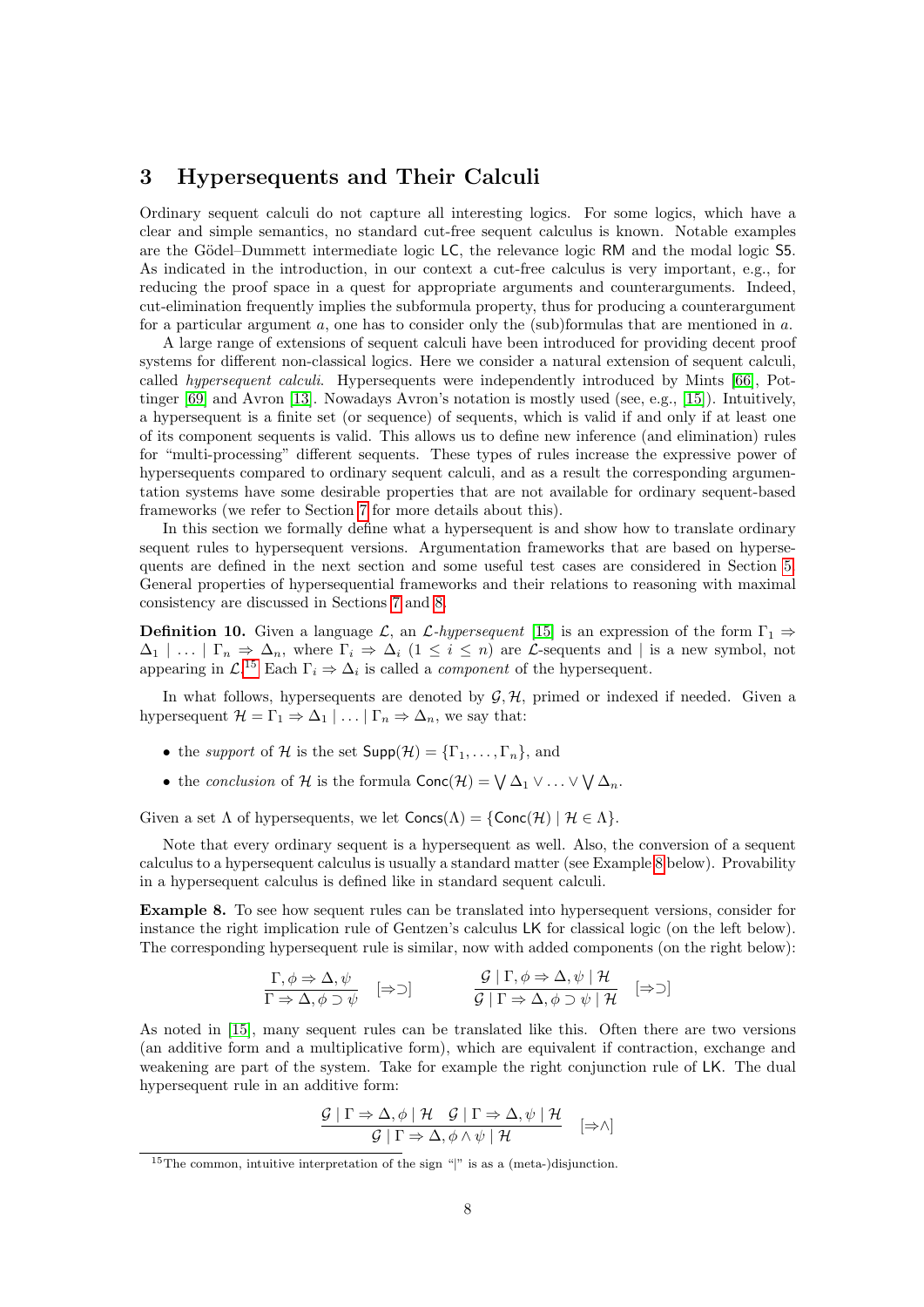## 3 Hypersequents and Their Calculi

Ordinary sequent calculi do not capture all interesting logics. For some logics, which have a clear and simple semantics, no standard cut-free sequent calculus is known. Notable examples are the Gödel–Dummett intermediate logic LC, the relevance logic RM and the modal logic S5. As indicated in the introduction, in our context a cut-free calculus is very important, e.g., for reducing the proof space in a quest for appropriate arguments and counterarguments. Indeed, cut-elimination frequently implies the subformula property, thus for producing a counterargument for a particular argument $a$, one has to consider only the (sub)formulas that are mentioned in $a$.

A large range of extensions of sequent calculi have been introduced for providing decent proof systems for different non-classical logics. Here we consider a natural extension of sequent calculi, called *hypersequent calculi*. Hypersequents were independently introduced by Mints [66], Pottinger [69] and Avron [13]. Nowadays Avron's notation is mostly used (see, e.g., [15]). Intuitively, a hypersequent is a finite set (or sequence) of sequents, which is valid if and only if at least one of its component sequents is valid. This allows us to define new inference (and elimination) rules for "multi-processing" different sequents. These types of rules increase the expressive power of hypersequents compared to ordinary sequent calculi, and as a result the corresponding argumentation systems have some desirable properties that are not available for ordinary sequent-based frameworks (we refer to Section 7 for more details about this).

In this section we formally define what a hypersequent is and show how to translate ordinary sequent rules to hypersequent versions. Argumentation frameworks that are based on hypersequents are defined in the next section and some useful test cases are considered in Section 5. General properties of hypersequential frameworks and their relations to reasoning with maximal consistency are discussed in Sections 7 and 8.

**Definition 10.** Given a language $\mathcal{L}$, an $\mathcal{L}$*-hypersequent* [15] is an expression of the form $\Gamma_1 \Rightarrow \Delta_1 \mid \ldots \mid \Gamma_n \Rightarrow \Delta_n$, where $\Gamma_i \Rightarrow \Delta_i$ $(1 \leq i \leq n)$ are $\mathcal{L}$-sequents and $\mid$ is a new symbol, not appearing in $\mathcal{L}$.[15] Each $\Gamma_i \Rightarrow \Delta_i$ is called a *component* of the hypersequent.

In what follows, hypersequents are denoted by $\mathcal{G}, \mathcal{H}$, primed or indexed if needed. Given a hypersequent $\mathcal{H} = \Gamma_1 \Rightarrow \Delta_1 \mid \ldots \mid \Gamma_n \Rightarrow \Delta_n$, we say that:

- the *support* of $\mathcal{H}$ is the set $\mathsf{Supp}(\mathcal{H}) = \{\Gamma_1, \ldots, \Gamma_n\}$, and
- the *conclusion* of $\mathcal{H}$ is the formula $\mathsf{Conc}(\mathcal{H}) = \bigvee \Delta_1 \vee \ldots \vee \bigvee \Delta_n$.

Given a set $\Lambda$ of hypersequents, we let $\mathsf{Concs}(\Lambda) = \{\mathsf{Conc}(\mathcal{H}) \mid \mathcal{H} \in \Lambda\}$.

Note that every ordinary sequent is a hypersequent as well. Also, the conversion of a sequent calculus to a hypersequent calculus is usually a standard matter (see Example 8 below). Provability in a hypersequent calculus is defined like in standard sequent calculi.

**Example 8.** To see how sequent rules can be translated into hypersequent versions, consider for instance the right implication rule of Gentzen's calculus LK for classical logic (on the left below). The corresponding hypersequent rule is similar, now with added components (on the right below):

$$\frac{\Gamma, \phi \Rightarrow \Delta, \psi}{\Gamma \Rightarrow \Delta, \phi \supset \psi}\ [\Rightarrow\supset] \qquad\qquad \frac{\mathcal{G} \mid \Gamma, \phi \Rightarrow \Delta, \psi \mid \mathcal{H}}{\mathcal{G} \mid \Gamma \Rightarrow \Delta, \phi \supset \psi \mid \mathcal{H}}\ [\Rightarrow\supset]$$

As noted in [15], many sequent rules can be translated like this. Often there are two versions (an additive form and a multiplicative form), which are equivalent if contraction, exchange and weakening are part of the system. Take for example the right conjunction rule of LK. The dual hypersequent rule in an additive form:

$$\frac{\mathcal{G} \mid \Gamma \Rightarrow \Delta, \phi \mid \mathcal{H} \quad \mathcal{G} \mid \Gamma \Rightarrow \Delta, \psi \mid \mathcal{H}}{\mathcal{G} \mid \Gamma \Rightarrow \Delta, \phi \wedge \psi \mid \mathcal{H}}\ [\Rightarrow\wedge]$$

[15] The common, intuitive interpretation of the sign "|" is as a (meta-)disjunction.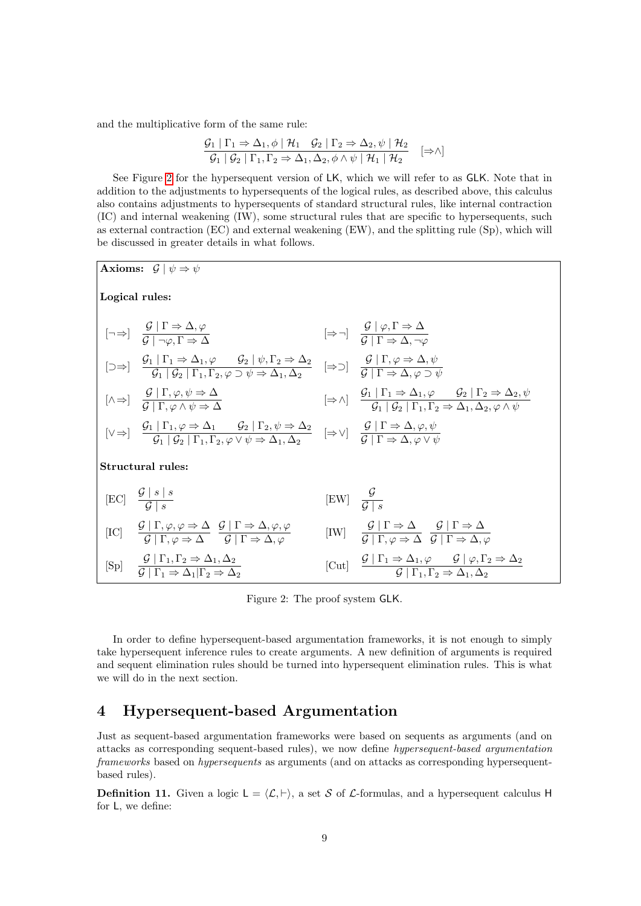and the multiplicative form of the same rule:

$$\frac{\mathcal{G}_1 \mid \Gamma_1 \Rightarrow \Delta_1, \phi \mid \mathcal{H}_1 \quad \mathcal{G}_2 \mid \Gamma_2 \Rightarrow \Delta_2, \psi \mid \mathcal{H}_2}{\mathcal{G}_1 \mid \mathcal{G}_2 \mid \Gamma_1, \Gamma_2 \Rightarrow \Delta_1, \Delta_2, \phi \wedge \psi \mid \mathcal{H}_1 \mid \mathcal{H}_2} \quad [\Rightarrow\wedge]$$

See Figure 2 for the hypersequent version of LK, which we will refer to as GLK. Note that in addition to the adjustments to hypersequents of the logical rules, as described above, this calculus also contains adjustments to hypersequents of standard structural rules, like internal contraction (IC) and internal weakening (IW), some structural rules that are specific to hypersequents, such as external contraction (EC) and external weakening (EW), and the splitting rule (Sp), which will be discussed in greater details in what follows.

**Axioms:** $\mathcal{G} \mid \psi \Rightarrow \psi$

**Logical rules:**

$[\neg\Rightarrow]\ \dfrac{\mathcal{G} \mid \Gamma \Rightarrow \Delta, \varphi}{\mathcal{G} \mid \neg\varphi, \Gamma \Rightarrow \Delta}$ $\qquad [\Rightarrow\neg]\ \dfrac{\mathcal{G} \mid \varphi, \Gamma \Rightarrow \Delta}{\mathcal{G} \mid \Gamma \Rightarrow \Delta, \neg\varphi}$

$[\supset\Rightarrow]\ \dfrac{\mathcal{G}_1 \mid \Gamma_1 \Rightarrow \Delta_1, \varphi \qquad \mathcal{G}_2 \mid \psi, \Gamma_2 \Rightarrow \Delta_2}{\mathcal{G}_1 \mid \mathcal{G}_2 \mid \Gamma_1, \Gamma_2, \varphi \supset \psi \Rightarrow \Delta_1, \Delta_2}$ $\qquad [\Rightarrow\supset]\ \dfrac{\mathcal{G} \mid \Gamma, \varphi \Rightarrow \Delta, \psi}{\mathcal{G} \mid \Gamma \Rightarrow \Delta, \varphi \supset \psi}$

$[\wedge\Rightarrow]\ \dfrac{\mathcal{G} \mid \Gamma, \varphi, \psi \Rightarrow \Delta}{\mathcal{G} \mid \Gamma, \varphi \wedge \psi \Rightarrow \Delta}$ $\qquad [\Rightarrow\wedge]\ \dfrac{\mathcal{G}_1 \mid \Gamma_1 \Rightarrow \Delta_1, \varphi \qquad \mathcal{G}_2 \mid \Gamma_2 \Rightarrow \Delta_2, \psi}{\mathcal{G}_1 \mid \mathcal{G}_2 \mid \Gamma_1, \Gamma_2 \Rightarrow \Delta_1, \Delta_2, \varphi \wedge \psi}$

$[\vee\Rightarrow]\ \dfrac{\mathcal{G}_1 \mid \Gamma_1, \varphi \Rightarrow \Delta_1 \qquad \mathcal{G}_2 \mid \Gamma_2, \psi \Rightarrow \Delta_2}{\mathcal{G}_1 \mid \mathcal{G}_2 \mid \Gamma_1, \Gamma_2, \varphi \vee \psi \Rightarrow \Delta_1, \Delta_2}$ $\qquad [\Rightarrow\vee]\ \dfrac{\mathcal{G} \mid \Gamma \Rightarrow \Delta, \varphi, \psi}{\mathcal{G} \mid \Gamma \Rightarrow \Delta, \varphi \vee \psi}$

**Structural rules:**

$[\text{EC}]\ \dfrac{\mathcal{G} \mid s \mid s}{\mathcal{G} \mid s}$ $\qquad [\text{EW}]\ \dfrac{\mathcal{G}}{\mathcal{G} \mid s}$

$[\text{IC}]\ \dfrac{\mathcal{G} \mid \Gamma, \varphi, \varphi \Rightarrow \Delta}{\mathcal{G} \mid \Gamma, \varphi \Rightarrow \Delta}\ \dfrac{\mathcal{G} \mid \Gamma \Rightarrow \Delta, \varphi, \varphi}{\mathcal{G} \mid \Gamma \Rightarrow \Delta, \varphi}$ $\qquad [\text{IW}]\ \dfrac{\mathcal{G} \mid \Gamma \Rightarrow \Delta}{\mathcal{G} \mid \Gamma, \varphi \Rightarrow \Delta}\ \dfrac{\mathcal{G} \mid \Gamma \Rightarrow \Delta}{\mathcal{G} \mid \Gamma \Rightarrow \Delta, \varphi}$

$[\text{Sp}]\ \dfrac{\mathcal{G} \mid \Gamma_1, \Gamma_2 \Rightarrow \Delta_1, \Delta_2}{\mathcal{G} \mid \Gamma_1 \Rightarrow \Delta_1 \mid \Gamma_2 \Rightarrow \Delta_2}$ $\qquad [\text{Cut}]\ \dfrac{\mathcal{G} \mid \Gamma_1 \Rightarrow \Delta_1, \varphi \qquad \mathcal{G} \mid \varphi, \Gamma_2 \Rightarrow \Delta_2}{\mathcal{G} \mid \Gamma_1, \Gamma_2 \Rightarrow \Delta_1, \Delta_2}$

Figure 2: The proof system GLK.

In order to define hypersequent-based argumentation frameworks, it is not enough to simply take hypersequent inference rules to create arguments. A new definition of arguments is required and sequent elimination rules should be turned into hypersequent elimination rules. This is what we will do in the next section.

## 4 Hypersequent-based Argumentation

Just as sequent-based argumentation frameworks were based on sequents as arguments (and on attacks as corresponding sequent-based rules), we now define *hypersequent-based argumentation frameworks* based on *hypersequents* as arguments (and on attacks as corresponding hypersequent-based rules).

**Definition 11.** Given a logic $\mathsf{L} = \langle \mathcal{L}, \vdash \rangle$, a set $\mathcal{S}$ of $\mathcal{L}$-formulas, and a hypersequent calculus H for L, we define: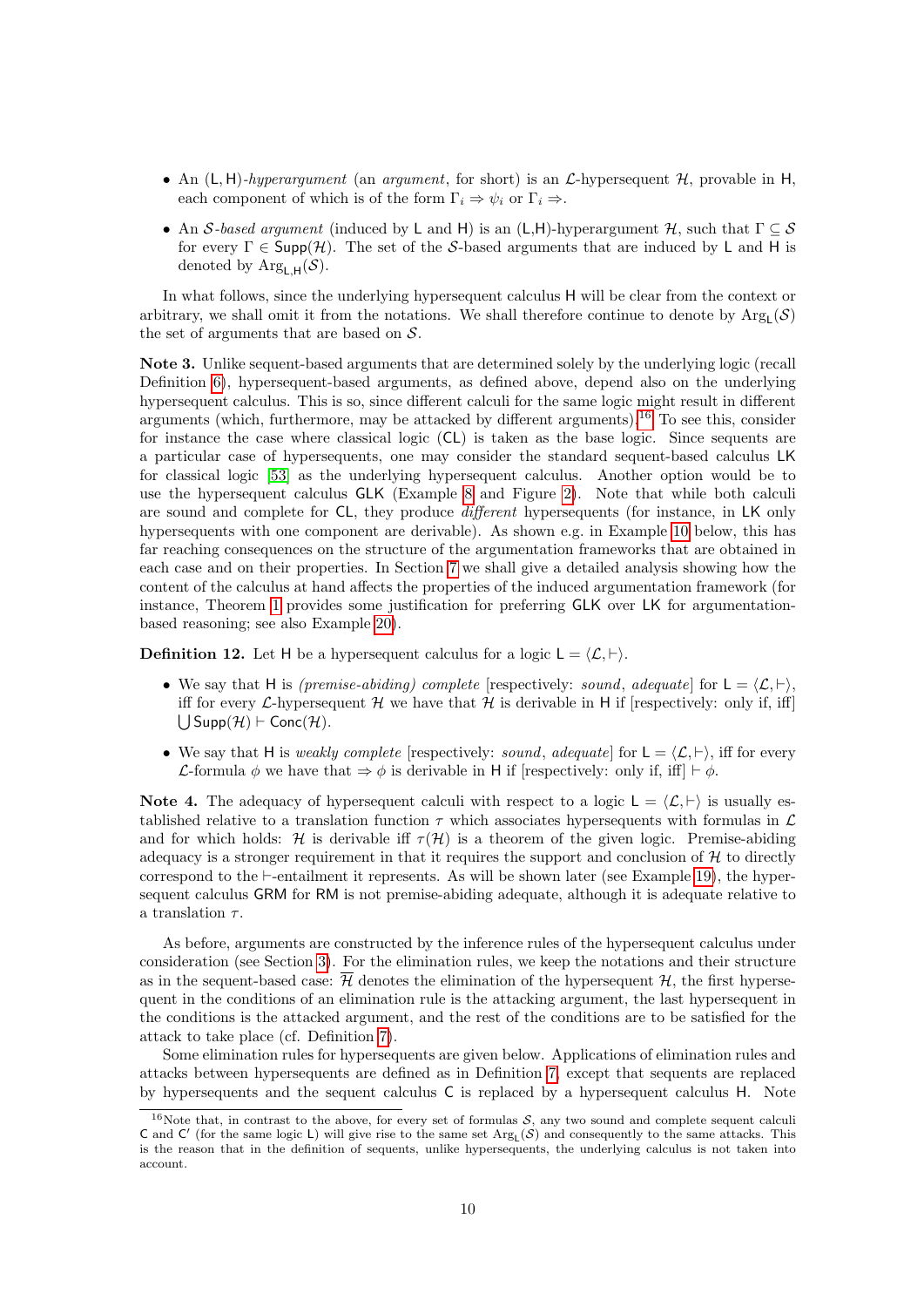- An $(\mathsf{L},\mathsf{H})$-*hyperargument* (an *argument*, for short) is an $\mathcal{L}$-hypersequent $\mathcal{H}$, provable in $\mathsf{H}$, each component of which is of the form $\Gamma_i \Rightarrow \psi_i$ or $\Gamma_i \Rightarrow$.
- An $\mathcal{S}$-*based argument* (induced by $\mathsf{L}$ and $\mathsf{H}$) is an $(\mathsf{L},\mathsf{H})$-hyperargument $\mathcal{H}$, such that $\Gamma \subseteq \mathcal{S}$ for every $\Gamma \in \mathsf{Supp}(\mathcal{H})$. The set of the $\mathcal{S}$-based arguments that are induced by $\mathsf{L}$ and $\mathsf{H}$ is denoted by $\mathrm{Arg}_{\mathsf{L},\mathsf{H}}(\mathcal{S})$.

In what follows, since the underlying hypersequent calculus $\mathsf{H}$ will be clear from the context or arbitrary, we shall omit it from the notations. We shall therefore continue to denote by $\mathrm{Arg}_{\mathsf{L}}(\mathcal{S})$ the set of arguments that are based on $\mathcal{S}$.

**Note 3.** Unlike sequent-based arguments that are determined solely by the underlying logic (recall Definition 6), hypersequent-based arguments, as defined above, depend also on the underlying hypersequent calculus. This is so, since different calculi for the same logic might result in different arguments (which, furthermore, may be attacked by different arguments).[16] To see this, consider for instance the case where classical logic ($\mathsf{CL}$) is taken as the base logic. Since sequents are a particular case of hypersequents, one may consider the standard sequent-based calculus $\mathsf{LK}$ for classical logic [53] as the underlying hypersequent calculus. Another option would be to use the hypersequent calculus $\mathsf{GLK}$ (Example 8 and Figure 2). Note that while both calculi are sound and complete for $\mathsf{CL}$, they produce *different* hypersequents (for instance, in $\mathsf{LK}$ only hypersequents with one component are derivable). As shown e.g. in Example 10 below, this has far reaching consequences on the structure of the argumentation frameworks that are obtained in each case and on their properties. In Section 7 we shall give a detailed analysis showing how the content of the calculus at hand affects the properties of the induced argumentation framework (for instance, Theorem 1 provides some justification for preferring $\mathsf{GLK}$ over $\mathsf{LK}$ for argumentation-based reasoning; see also Example 20).

**Definition 12.** Let $\mathsf{H}$ be a hypersequent calculus for a logic $\mathsf{L} = \langle \mathcal{L}, \vdash \rangle$.

- We say that $\mathsf{H}$ is *(premise-abiding) complete* [respectively: *sound*, *adequate*] for $\mathsf{L} = \langle \mathcal{L}, \vdash \rangle$, iff for every $\mathcal{L}$-hypersequent $\mathcal{H}$ we have that $\mathcal{H}$ is derivable in $\mathsf{H}$ if [respectively: only if, iff] $\bigcup \mathsf{Supp}(\mathcal{H}) \vdash \mathsf{Conc}(\mathcal{H})$.
- We say that $\mathsf{H}$ is *weakly complete* [respectively: *sound*, *adequate*] for $\mathsf{L} = \langle \mathcal{L}, \vdash \rangle$, iff for every $\mathcal{L}$-formula $\phi$ we have that $\Rightarrow \phi$ is derivable in $\mathsf{H}$ if [respectively: only if, iff] $\vdash \phi$.

**Note 4.** The adequacy of hypersequent calculi with respect to a logic $\mathsf{L} = \langle \mathcal{L}, \vdash \rangle$ is usually established relative to a translation function $\tau$ which associates hypersequents with formulas in $\mathcal{L}$ and for which holds: $\mathcal{H}$ is derivable iff $\tau(\mathcal{H})$ is a theorem of the given logic. Premise-abiding adequacy is a stronger requirement in that it requires the support and conclusion of $\mathcal{H}$ to directly correspond to the $\vdash$-entailment it represents. As will be shown later (see Example 19), the hypersequent calculus $\mathsf{GRM}$ for $\mathsf{RM}$ is not premise-abiding adequate, although it is adequate relative to a translation $\tau$.

As before, arguments are constructed by the inference rules of the hypersequent calculus under consideration (see Section 3). For the elimination rules, we keep the notations and their structure as in the sequent-based case: $\overline{\mathcal{H}}$ denotes the elimination of the hypersequent $\mathcal{H}$, the first hypersequent in the conditions of an elimination rule is the attacking argument, the last hypersequent in the conditions is the attacked argument, and the rest of the conditions are to be satisfied for the attack to take place (cf. Definition 7).

Some elimination rules for hypersequents are given below. Applications of elimination rules and attacks between hypersequents are defined as in Definition 7, except that sequents are replaced by hypersequents and the sequent calculus $\mathsf{C}$ is replaced by a hypersequent calculus $\mathsf{H}$. Note

[16] Note that, in contrast to the above, for every set of formulas $\mathcal{S}$, any two sound and complete sequent calculi $\mathsf{C}$ and $\mathsf{C}'$ (for the same logic $\mathsf{L}$) will give rise to the same set $\mathrm{Arg}_{\mathsf{L}}(\mathcal{S})$ and consequently to the same attacks. This is the reason that in the definition of sequents, unlike hypersequents, the underlying calculus is not taken into account.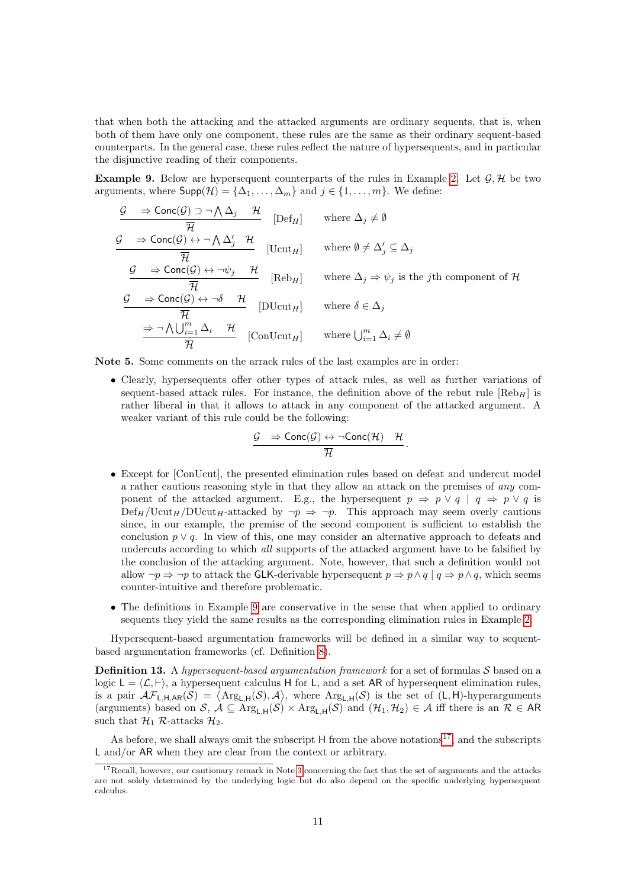that when both the attacking and the attacked arguments are ordinary sequents, that is, when both of them have only one component, these rules are the same as their ordinary sequent-based counterparts. In the general case, these rules reflect the nature of hypersequents, and in particular the disjunctive reading of their components.

**Example 9.** Below are hypersequent counterparts of the rules in Example 2. Let $\mathcal{G}, \mathcal{H}$ be two arguments, where $\mathsf{Supp}(\mathcal{H}) = \{\Delta_1, \ldots, \Delta_m\}$ and $j \in \{1, \ldots, m\}$. We define:

$$\frac{\mathcal{G} \quad \Rightarrow \mathsf{Conc}(\mathcal{G}) \supset \neg \bigwedge \Delta_j \quad \mathcal{H}}{\overline{\mathcal{H}}} \ [\text{Def}_H] \qquad \text{where } \Delta_j \neq \emptyset$$

$$\frac{\mathcal{G} \quad \Rightarrow \mathsf{Conc}(\mathcal{G}) \leftrightarrow \neg \bigwedge \Delta'_j \quad \mathcal{H}}{\overline{\mathcal{H}}} \ [\text{Ucut}_H] \qquad \text{where } \emptyset \neq \Delta'_j \subseteq \Delta_j$$

$$\frac{\mathcal{G} \quad \Rightarrow \mathsf{Conc}(\mathcal{G}) \leftrightarrow \neg \psi_j \quad \mathcal{H}}{\overline{\mathcal{H}}} \ [\text{Reb}_H] \qquad \text{where } \Delta_j \Rightarrow \psi_j \text{ is the } j\text{th component of } \mathcal{H}$$

$$\frac{\mathcal{G} \quad \Rightarrow \mathsf{Conc}(\mathcal{G}) \leftrightarrow \neg \delta \quad \mathcal{H}}{\overline{\mathcal{H}}} \ [\text{DUcut}_H] \qquad \text{where } \delta \in \Delta_j$$

$$\frac{\Rightarrow \neg \bigwedge \bigcup_{i=1}^{m} \Delta_i \quad \mathcal{H}}{\overline{\mathcal{H}}} \ [\text{ConUcut}_H] \qquad \text{where } \bigcup_{i=1}^{m} \Delta_i \neq \emptyset$$

**Note 5.** Some comments on the arrack rules of the last examples are in order:

- Clearly, hypersequents offer other types of attack rules, as well as further variations of sequent-based attack rules. For instance, the definition above of the rebut rule $[\text{Reb}_H]$ is rather liberal in that it allows to attack in any component of the attacked argument. A weaker variant of this rule could be the following:

$$\frac{\mathcal{G} \quad \Rightarrow \mathsf{Conc}(\mathcal{G}) \leftrightarrow \neg \mathsf{Conc}(\mathcal{H}) \quad \mathcal{H}}{\overline{\mathcal{H}}}.$$

- Except for [ConUcut], the presented elimination rules based on defeat and undercut model a rather cautious reasoning style in that they allow an attack on the premises of *any* component of the attacked argument. E.g., the hypersequent $p \Rightarrow p \vee q \mid q \Rightarrow p \vee q$ is $\text{Def}_H/\text{Ucut}_H/\text{DUcut}_H$-attacked by $\neg p \Rightarrow \neg p$. This approach may seem overly cautious since, in our example, the premise of the second component is sufficient to establish the conclusion $p \vee q$. In view of this, one may consider an alternative approach to defeats and undercuts according to which *all* supports of the attacked argument have to be falsified by the conclusion of the attacking argument. Note, however, that such a definition would not allow $\neg p \Rightarrow \neg p$ to attack the $\mathsf{GLK}$-derivable hypersequent $p \Rightarrow p \wedge q \mid q \Rightarrow p \wedge q$, which seems counter-intuitive and therefore problematic.

- The definitions in Example 9 are conservative in the sense that when applied to ordinary sequents they yield the same results as the corresponding elimination rules in Example 2.

Hypersequent-based argumentation frameworks will be defined in a similar way to sequent-based argumentation frameworks (cf. Definition 8).

**Definition 13.** A *hypersequent-based argumentation framework* for a set of formulas $\mathcal{S}$ based on a logic $\mathsf{L} = \langle \mathcal{L}, \vdash \rangle$, a hypersequent calculus $\mathsf{H}$ for $\mathsf{L}$, and a set $\mathsf{AR}$ of hypersequent elimination rules, is a pair $\mathcal{AF}_{\mathsf{L},\mathsf{H},\mathsf{AR}}(\mathcal{S}) = \langle \text{Arg}_{\mathsf{L},\mathsf{H}}(\mathcal{S}), \mathcal{A} \rangle$, where $\text{Arg}_{\mathsf{L},\mathsf{H}}(\mathcal{S})$ is the set of $(\mathsf{L},\mathsf{H})$-hyperarguments (arguments) based on $\mathcal{S}$, $\mathcal{A} \subseteq \text{Arg}_{\mathsf{L},\mathsf{H}}(\mathcal{S}) \times \text{Arg}_{\mathsf{L},\mathsf{H}}(\mathcal{S})$ and $(\mathcal{H}_1, \mathcal{H}_2) \in \mathcal{A}$ iff there is an $\mathcal{R} \in \mathsf{AR}$ such that $\mathcal{H}_1$ $\mathcal{R}$-attacks $\mathcal{H}_2$.

As before, we shall always omit the subscript $\mathsf{H}$ from the above notations[17], and the subscripts $\mathsf{L}$ and/or $\mathsf{AR}$ when they are clear from the context or arbitrary.

[17]Recall, however, our cautionary remark in Note 3 concerning the fact that the set of arguments and the attacks are not solely determined by the underlying logic but do also depend on the specific underlying hypersequent calculus.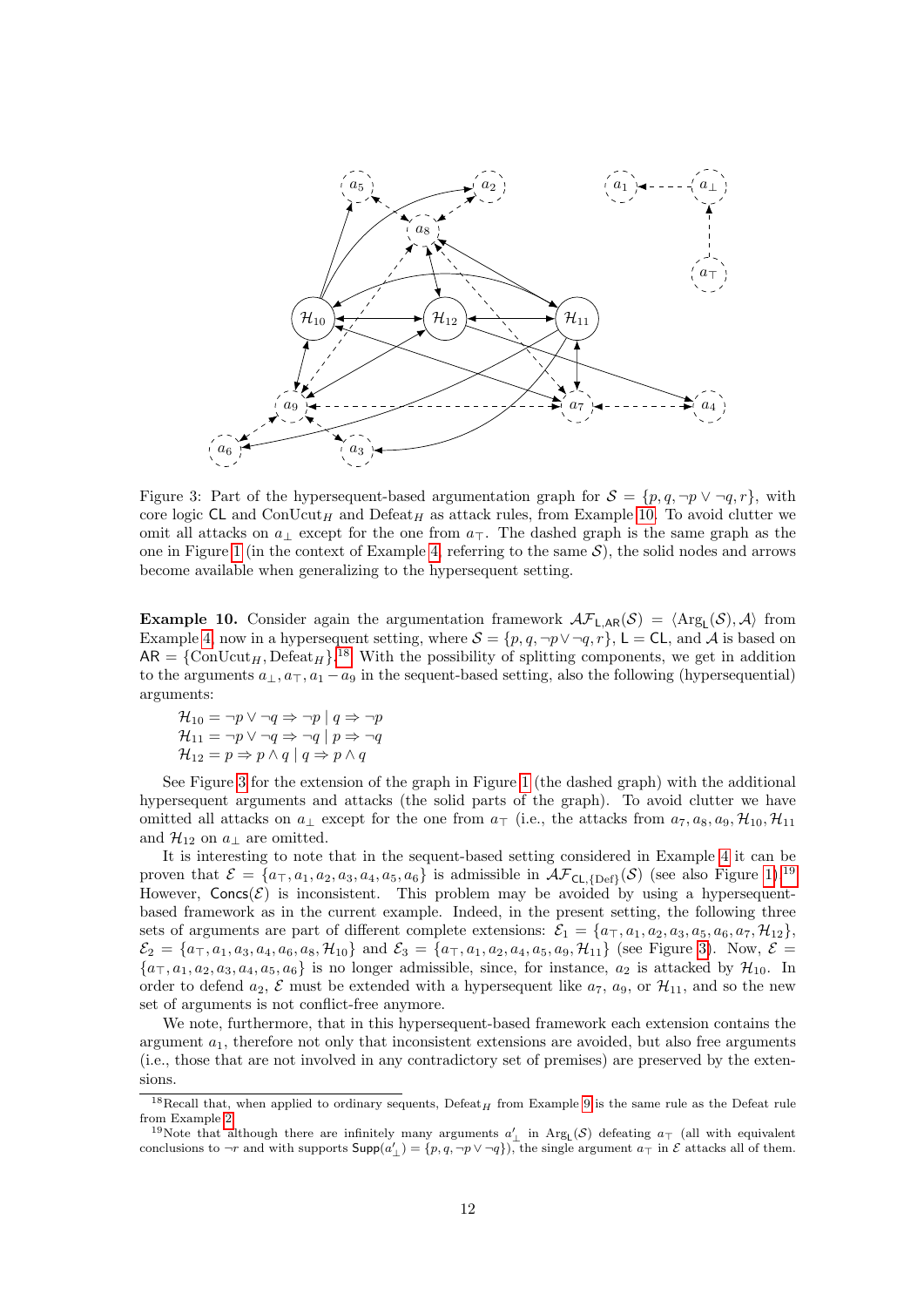Figure 3: Part of the hypersequent-based argumentation graph for $\mathcal{S} = \{p, q, \neg p \vee \neg q, r\}$, with core logic $\mathsf{CL}$ and ConUcut$_H$ and Defeat$_H$ as attack rules, from Example 10. To avoid clutter we omit all attacks on $a_\bot$ except for the one from $a_\top$. The dashed graph is the same graph as the one in Figure 1 (in the context of Example 4, referring to the same $\mathcal{S}$), the solid nodes and arrows become available when generalizing to the hypersequent setting.

**Example 10.** Consider again the argumentation framework $\mathcal{AF}_{\mathsf{L},\mathsf{AR}}(\mathcal{S}) = \langle \mathrm{Arg}_{\mathsf{L}}(\mathcal{S}), \mathcal{A}\rangle$ from Example 4, now in a hypersequent setting, where $\mathcal{S} = \{p, q, \neg p \vee \neg q, r\}$, $\mathsf{L} = \mathsf{CL}$, and $\mathcal{A}$ is based on $\mathsf{AR} = \{\text{ConUcut}_H, \text{Defeat}_H\}$.[18] With the possibility of splitting components, we get in addition to the arguments $a_\bot, a_\top, a_1 - a_9$ in the sequent-based setting, also the following (hypersequential) arguments:

$\mathcal{H}_{10} = \neg p \vee \neg q \Rightarrow \neg p \mid q \Rightarrow \neg p$
$\mathcal{H}_{11} = \neg p \vee \neg q \Rightarrow \neg q \mid p \Rightarrow \neg q$
$\mathcal{H}_{12} = p \Rightarrow p \wedge q \mid q \Rightarrow p \wedge q$

See Figure 3 for the extension of the graph in Figure 1 (the dashed graph) with the additional hypersequent arguments and attacks (the solid parts of the graph). To avoid clutter we have omitted all attacks on $a_\bot$ except for the one from $a_\top$ (i.e., the attacks from $a_7, a_8, a_9, \mathcal{H}_{10}, \mathcal{H}_{11}$ and $\mathcal{H}_{12}$ on $a_\bot$ are omitted.

It is interesting to note that in the sequent-based setting considered in Example 4 it can be proven that $\mathcal{E} = \{a_\top, a_1, a_2, a_3, a_4, a_5, a_6\}$ is admissible in $\mathcal{AF}_{\mathsf{CL},\{\text{Def}\}}(\mathcal{S})$ (see also Figure 1).[19] However, $\mathsf{Concs}(\mathcal{E})$ is inconsistent. This problem may be avoided by using a hypersequent-based framework as in the current example. Indeed, in the present setting, the following three sets of arguments are part of different complete extensions: $\mathcal{E}_1 = \{a_\top, a_1, a_2, a_3, a_5, a_6, a_7, \mathcal{H}_{12}\}$, $\mathcal{E}_2 = \{a_\top, a_1, a_3, a_4, a_6, a_8, \mathcal{H}_{10}\}$ and $\mathcal{E}_3 = \{a_\top, a_1, a_2, a_4, a_5, a_9, \mathcal{H}_{11}\}$ (see Figure 3). Now, $\mathcal{E} = \{a_\top, a_1, a_2, a_3, a_4, a_5, a_6\}$ is no longer admissible, since, for instance, $a_2$ is attacked by $\mathcal{H}_{10}$. In order to defend $a_2$, $\mathcal{E}$ must be extended with a hypersequent like $a_7$, $a_9$, or $\mathcal{H}_{11}$, and so the new set of arguments is not conflict-free anymore.

We note, furthermore, that in this hypersequent-based framework each extension contains the argument $a_1$, therefore not only that inconsistent extensions are avoided, but also free arguments (i.e., those that are not involved in any contradictory set of premises) are preserved by the extensions.

[18] Recall that, when applied to ordinary sequents, Defeat$_H$ from Example 9 is the same rule as the Defeat rule from Example 2.

[19] Note that although there are infinitely many arguments $a'_\bot$ in $\mathrm{Arg}_{\mathsf{L}}(\mathcal{S})$ defeating $a_\top$ (all with equivalent conclusions to $\neg r$ and with supports $\mathsf{Supp}(a'_\bot) = \{p, q, \neg p \vee \neg q\}$), the single argument $a_\top$ in $\mathcal{E}$ attacks all of them.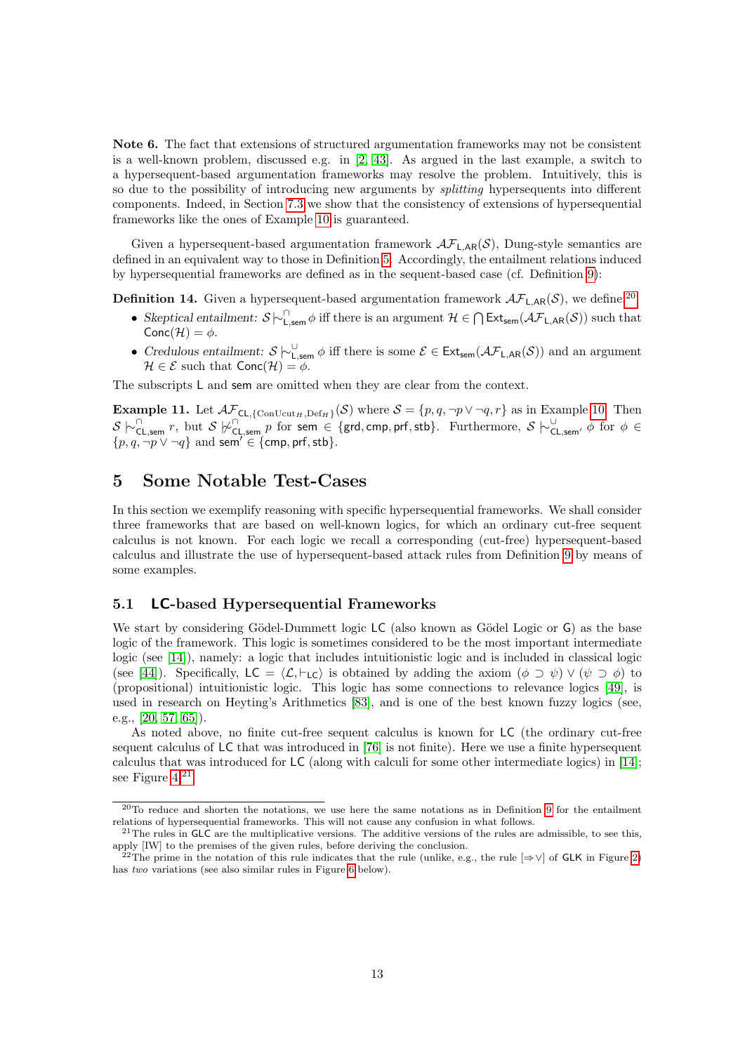**Note 6.** The fact that extensions of structured argumentation frameworks may not be consistent is a well-known problem, discussed e.g. in [2, 43]. As argued in the last example, a switch to a hypersequent-based argumentation frameworks may resolve the problem. Intuitively, this is so due to the possibility of introducing new arguments by *splitting* hypersequents into different components. Indeed, in Section 7.3 we show that the consistency of extensions of hypersequential frameworks like the ones of Example 10 is guaranteed.

Given a hypersequent-based argumentation framework $\mathcal{AF}_{\mathsf{L},\mathsf{AR}}(\mathcal{S})$, Dung-style semantics are defined in an equivalent way to those in Definition 5. Accordingly, the entailment relations induced by hypersequential frameworks are defined as in the sequent-based case (cf. Definition 9):

**Definition 14.** Given a hypersequent-based argumentation framework $\mathcal{AF}_{\mathsf{L},\mathsf{AR}}(\mathcal{S})$, we define:[20]

- *Skeptical entailment:* $\mathcal{S} \mid\!\sim^{\cap}_{\mathsf{L},\mathsf{sem}} \phi$ iff there is an argument $\mathcal{H} \in \bigcap \mathsf{Ext}_{\mathsf{sem}}(\mathcal{AF}_{\mathsf{L},\mathsf{AR}}(\mathcal{S}))$ such that $\mathsf{Conc}(\mathcal{H}) = \phi$.
- *Credulous entailment:* $\mathcal{S} \mid\!\sim^{\cup}_{\mathsf{L},\mathsf{sem}} \phi$ iff there is some $\mathcal{E} \in \mathsf{Ext}_{\mathsf{sem}}(\mathcal{AF}_{\mathsf{L},\mathsf{AR}}(\mathcal{S}))$ and an argument $\mathcal{H} \in \mathcal{E}$ such that $\mathsf{Conc}(\mathcal{H}) = \phi$.

The subscripts $\mathsf{L}$ and $\mathsf{sem}$ are omitted when they are clear from the context.

**Example 11.** Let $\mathcal{AF}_{\mathsf{CL},\{\mathrm{ConUcut}_H,\mathrm{Def}_H\}}(\mathcal{S})$ where $\mathcal{S} = \{p, q, \neg p \vee \neg q, r\}$ as in Example 10. Then $\mathcal{S} \mid\!\sim^{\cap}_{\mathsf{CL},\mathsf{sem}} r$, but $\mathcal{S} \not\mid\!\sim^{\cap}_{\mathsf{CL},\mathsf{sem}} p$ for $\mathsf{sem} \in \{\mathsf{grd}, \mathsf{cmp}, \mathsf{prf}, \mathsf{stb}\}$. Furthermore, $\mathcal{S} \mid\!\sim^{\cup}_{\mathsf{CL},\mathsf{sem}'} \phi$ for $\phi \in \{p, q, \neg p \vee \neg q\}$ and $\mathsf{sem}' \in \{\mathsf{cmp}, \mathsf{prf}, \mathsf{stb}\}$.

# 5 Some Notable Test-Cases

In this section we exemplify reasoning with specific hypersequential frameworks. We shall consider three frameworks that are based on well-known logics, for which an ordinary cut-free sequent calculus is not known. For each logic we recall a corresponding (cut-free) hypersequent-based calculus and illustrate the use of hypersequent-based attack rules from Definition 9 by means of some examples.

## 5.1 LC-based Hypersequential Frameworks

We start by considering Gödel-Dummett logic $\mathsf{LC}$ (also known as Gödel Logic or $\mathsf{G}$) as the base logic of the framework. This logic is sometimes considered to be the most important intermediate logic (see [14]), namely: a logic that includes intuitionistic logic and is included in classical logic (see [44]). Specifically, $\mathsf{LC} = \langle \mathcal{L}, \vdash_{\mathsf{LC}} \rangle$ is obtained by adding the axiom $(\phi \supset \psi) \vee (\psi \supset \phi)$ to (propositional) intuitionistic logic. This logic has some connections to relevance logics [49], is used in research on Heyting's Arithmetics [83], and is one of the best known fuzzy logics (see, e.g., [20, 57, 65]).

As noted above, no finite cut-free sequent calculus is known for $\mathsf{LC}$ (the ordinary cut-free sequent calculus of $\mathsf{LC}$ that was introduced in [76] is not finite). Here we use a finite hypersequent calculus that was introduced for $\mathsf{LC}$ (along with calculi for some other intermediate logics) in [14]; see Figure 4.[21]

[20] To reduce and shorten the notations, we use here the same notations as in Definition 9 for the entailment relations of hypersequential frameworks. This will not cause any confusion in what follows.

[21] The rules in $\mathsf{GLC}$ are the multiplicative versions. The additive versions of the rules are admissible, to see this, apply [IW] to the premises of the given rules, before deriving the conclusion.

[22] The prime in the notation of this rule indicates that the rule (unlike, e.g., the rule $[\Rightarrow\vee]$ of $\mathsf{GLK}$ in Figure 2) has *two* variations (see also similar rules in Figure 6 below).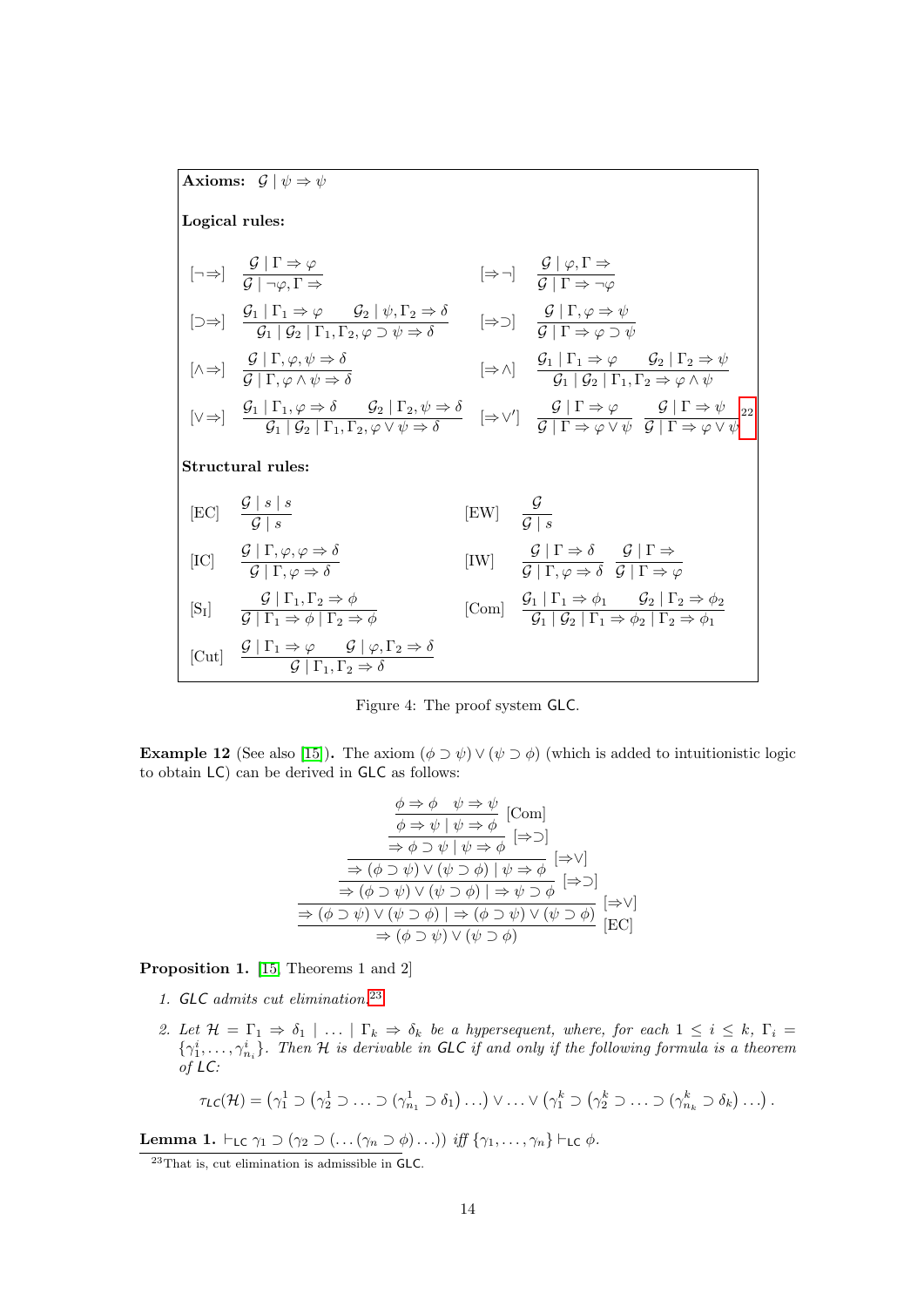**Axioms:** $\mathcal{G} \mid \psi \Rightarrow \psi$

**Logical rules:**

$$[\neg\Rightarrow]\ \frac{\mathcal{G} \mid \Gamma \Rightarrow \varphi}{\mathcal{G} \mid \neg\varphi, \Gamma \Rightarrow} \qquad [\Rightarrow\neg]\ \frac{\mathcal{G} \mid \varphi, \Gamma \Rightarrow}{\mathcal{G} \mid \Gamma \Rightarrow \neg\varphi}$$

$$[\supset\Rightarrow]\ \frac{\mathcal{G}_1 \mid \Gamma_1 \Rightarrow \varphi \qquad \mathcal{G}_2 \mid \psi, \Gamma_2 \Rightarrow \delta}{\mathcal{G}_1 \mid \mathcal{G}_2 \mid \Gamma_1, \Gamma_2, \varphi \supset \psi \Rightarrow \delta} \qquad [\Rightarrow\supset]\ \frac{\mathcal{G} \mid \Gamma, \varphi \Rightarrow \psi}{\mathcal{G} \mid \Gamma \Rightarrow \varphi \supset \psi}$$

$$[\wedge\Rightarrow]\ \frac{\mathcal{G} \mid \Gamma, \varphi, \psi \Rightarrow \delta}{\mathcal{G} \mid \Gamma, \varphi \wedge \psi \Rightarrow \delta} \qquad [\Rightarrow\wedge]\ \frac{\mathcal{G}_1 \mid \Gamma_1 \Rightarrow \varphi \qquad \mathcal{G}_2 \mid \Gamma_2 \Rightarrow \psi}{\mathcal{G}_1 \mid \mathcal{G}_2 \mid \Gamma_1, \Gamma_2 \Rightarrow \varphi \wedge \psi}$$

$$[\vee\Rightarrow]\ \frac{\mathcal{G}_1 \mid \Gamma_1, \varphi \Rightarrow \delta \qquad \mathcal{G}_2 \mid \Gamma_2, \psi \Rightarrow \delta}{\mathcal{G}_1 \mid \mathcal{G}_2 \mid \Gamma_1, \Gamma_2, \varphi \vee \psi \Rightarrow \delta} \qquad [\Rightarrow\vee']\ \frac{\mathcal{G} \mid \Gamma \Rightarrow \varphi}{\mathcal{G} \mid \Gamma \Rightarrow \varphi \vee \psi} \quad \frac{\mathcal{G} \mid \Gamma \Rightarrow \psi}{\mathcal{G} \mid \Gamma \Rightarrow \varphi \vee \psi}$$ [22]

**Structural rules:**

$$[\text{EC}]\ \frac{\mathcal{G} \mid s \mid s}{\mathcal{G} \mid s} \qquad [\text{EW}]\ \frac{\mathcal{G}}{\mathcal{G} \mid s}$$

$$[\text{IC}]\ \frac{\mathcal{G} \mid \Gamma, \varphi, \varphi \Rightarrow \delta}{\mathcal{G} \mid \Gamma, \varphi \Rightarrow \delta} \qquad [\text{IW}]\ \frac{\mathcal{G} \mid \Gamma \Rightarrow \delta}{\mathcal{G} \mid \Gamma, \varphi \Rightarrow \delta} \quad \frac{\mathcal{G} \mid \Gamma \Rightarrow}{\mathcal{G} \mid \Gamma \Rightarrow \varphi}$$

$$[\text{S}_\text{I}]\ \frac{\mathcal{G} \mid \Gamma_1, \Gamma_2 \Rightarrow \phi}{\mathcal{G} \mid \Gamma_1 \Rightarrow \phi \mid \Gamma_2 \Rightarrow \phi} \qquad [\text{Com}]\ \frac{\mathcal{G}_1 \mid \Gamma_1 \Rightarrow \phi_1 \qquad \mathcal{G}_2 \mid \Gamma_2 \Rightarrow \phi_2}{\mathcal{G}_1 \mid \mathcal{G}_2 \mid \Gamma_1 \Rightarrow \phi_2 \mid \Gamma_2 \Rightarrow \phi_1}$$

$$[\text{Cut}]\ \frac{\mathcal{G} \mid \Gamma_1 \Rightarrow \varphi \qquad \mathcal{G} \mid \varphi, \Gamma_2 \Rightarrow \delta}{\mathcal{G} \mid \Gamma_1, \Gamma_2 \Rightarrow \delta}$$

Figure 4: The proof system GLC.

**Example 12** (See also [15]). The axiom $(\phi \supset \psi) \vee (\psi \supset \phi)$ (which is added to intuitionistic logic to obtain LC) can be derived in GLC as follows:

$$\dfrac{\dfrac{\dfrac{\dfrac{\dfrac{\dfrac{\phi \Rightarrow \phi \quad \psi \Rightarrow \psi}{\phi \Rightarrow \psi \mid \psi \Rightarrow \phi}\,[\text{Com}]}{\Rightarrow \phi \supset \psi \mid \psi \Rightarrow \phi}\,[\Rightarrow\supset]}{\Rightarrow (\phi \supset \psi) \vee (\psi \supset \phi) \mid \psi \Rightarrow \phi}\,[\Rightarrow\vee]}{\Rightarrow (\phi \supset \psi) \vee (\psi \supset \phi) \mid \Rightarrow \psi \supset \phi}\,[\Rightarrow\supset]}{\Rightarrow (\phi \supset \psi) \vee (\psi \supset \phi) \mid \Rightarrow (\phi \supset \psi) \vee (\psi \supset \phi)}\,[\Rightarrow\vee]}{\Rightarrow (\phi \supset \psi) \vee (\psi \supset \phi)}\,[\text{EC}]$$

**Proposition 1.** [15, Theorems 1 and 2]

1. *GLC admits cut elimination.*[23]
2. *Let $\mathcal{H} = \Gamma_1 \Rightarrow \delta_1 \mid \ldots \mid \Gamma_k \Rightarrow \delta_k$ be a hypersequent, where, for each $1 \le i \le k$, $\Gamma_i = \{\gamma^i_1, \ldots, \gamma^i_{n_i}\}$. Then $\mathcal{H}$ is derivable in GLC if and only if the following formula is a theorem of LC:*

$$\tau_{LC}(\mathcal{H}) = \left(\gamma^1_1 \supset \left(\gamma^1_2 \supset \ldots \supset (\gamma^1_{n_1} \supset \delta_1) \ldots\right) \vee \ldots \vee \left(\gamma^k_1 \supset \left(\gamma^k_2 \supset \ldots \supset (\gamma^k_{n_k} \supset \delta_k\right) \ldots\right).$$

**Lemma 1.** $\vdash_{\mathsf{LC}} \gamma_1 \supset (\gamma_2 \supset (\ldots(\gamma_n \supset \phi)\ldots))$ *iff* $\{\gamma_1, \ldots, \gamma_n\} \vdash_{\mathsf{LC}} \phi$.

[23] That is, cut elimination is admissible in GLC.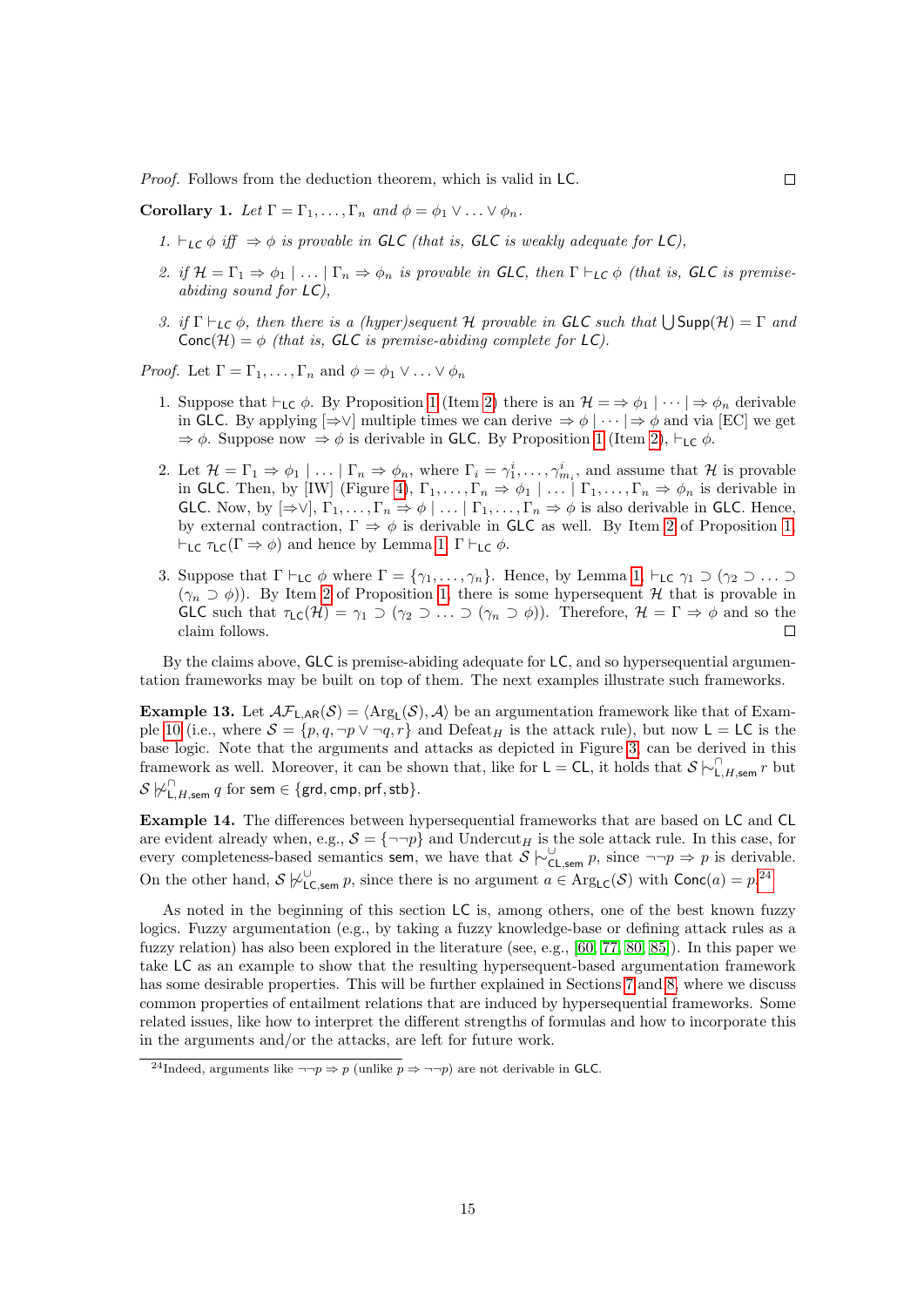*Proof.* Follows from the deduction theorem, which is valid in LC. $\square$

**Corollary 1.** *Let $\Gamma = \Gamma_1, \ldots, \Gamma_n$ and $\phi = \phi_1 \vee \ldots \vee \phi_n$.*

1. *$\vdash_{LC} \phi$ iff $\Rightarrow \phi$ is provable in GLC (that is, GLC is weakly adequate for LC),*
2. *if $\mathcal{H} = \Gamma_1 \Rightarrow \phi_1 \mid \ldots \mid \Gamma_n \Rightarrow \phi_n$ is provable in GLC, then $\Gamma \vdash_{LC} \phi$ (that is, GLC is premise-abiding sound for LC),*
3. *if $\Gamma \vdash_{LC} \phi$, then there is a (hyper)sequent $\mathcal{H}$ provable in GLC such that $\bigcup \mathsf{Supp}(\mathcal{H}) = \Gamma$ and $\mathsf{Conc}(\mathcal{H}) = \phi$ (that is, GLC is premise-abiding complete for LC).*

*Proof.* Let $\Gamma = \Gamma_1, \ldots, \Gamma_n$ and $\phi = \phi_1 \vee \ldots \vee \phi_n$

1. Suppose that $\vdash_{\mathsf{LC}} \phi$. By Proposition 1 (Item 2) there is an $\mathcal{H} = \Rightarrow \phi_1 \mid \cdots \mid \Rightarrow \phi_n$ derivable in GLC. By applying $[\Rightarrow\vee]$ multiple times we can derive $\Rightarrow \phi \mid \cdots \mid \Rightarrow \phi$ and via [EC] we get $\Rightarrow \phi$. Suppose now $\Rightarrow \phi$ is derivable in GLC. By Proposition 1 (Item 2), $\vdash_{\mathsf{LC}} \phi$.
2. Let $\mathcal{H} = \Gamma_1 \Rightarrow \phi_1 \mid \ldots \mid \Gamma_n \Rightarrow \phi_n$, where $\Gamma_i = \gamma^i_1, \ldots, \gamma^i_{m_i}$, and assume that $\mathcal{H}$ is provable in GLC. Then, by [IW] (Figure 4), $\Gamma_1, \ldots, \Gamma_n \Rightarrow \phi_1 \mid \ldots \mid \Gamma_1, \ldots, \Gamma_n \Rightarrow \phi_n$ is derivable in GLC. Now, by $[\Rightarrow\vee]$, $\Gamma_1, \ldots, \Gamma_n \Rightarrow \phi \mid \ldots \mid \Gamma_1, \ldots, \Gamma_n \Rightarrow \phi$ is also derivable in GLC. Hence, by external contraction, $\Gamma \Rightarrow \phi$ is derivable in GLC as well. By Item 2 of Proposition 1, $\vdash_{\mathsf{LC}} \tau_{\mathsf{LC}}(\Gamma \Rightarrow \phi)$ and hence by Lemma 1, $\Gamma \vdash_{\mathsf{LC}} \phi$.
3. Suppose that $\Gamma \vdash_{\mathsf{LC}} \phi$ where $\Gamma = \{\gamma_1, \ldots, \gamma_n\}$. Hence, by Lemma 1, $\vdash_{\mathsf{LC}} \gamma_1 \supset (\gamma_2 \supset \ldots \supset (\gamma_n \supset \phi))$. By Item 2 of Proposition 1, there is some hypersequent $\mathcal{H}$ that is provable in GLC such that $\tau_{\mathsf{LC}}(\mathcal{H}) = \gamma_1 \supset (\gamma_2 \supset \ldots \supset (\gamma_n \supset \phi))$. Therefore, $\mathcal{H} = \Gamma \Rightarrow \phi$ and so the claim follows. $\square$

By the claims above, GLC is premise-abiding adequate for LC, and so hypersequential argumentation frameworks may be built on top of them. The next examples illustrate such frameworks.

**Example 13.** Let $\mathcal{AF}_{\mathsf{L},\mathsf{AR}}(\mathcal{S}) = \langle \mathrm{Arg}_{\mathsf{L}}(\mathcal{S}), \mathcal{A}\rangle$ be an argumentation framework like that of Example 10 (i.e., where $\mathcal{S} = \{p, q, \neg p \vee \neg q, r\}$ and $\mathrm{Defeat}_H$ is the attack rule), but now $\mathsf{L} = \mathsf{LC}$ is the base logic. Note that the arguments and attacks as depicted in Figure 3, can be derived in this framework as well. Moreover, it can be shown that, like for $\mathsf{L} = \mathsf{CL}$, it holds that $\mathcal{S} \mathrel{|\!\sim}^{\cap}_{\mathsf{L},H,\mathsf{sem}} r$ but $\mathcal{S} \not\mathrel{|\!\sim}^{\cap}_{\mathsf{L},H,\mathsf{sem}} q$ for $\mathsf{sem} \in \{\mathsf{grd}, \mathsf{cmp}, \mathsf{prf}, \mathsf{stb}\}$.

**Example 14.** The differences between hypersequential frameworks that are based on LC and CL are evident already when, e.g., $\mathcal{S} = \{\neg\neg p\}$ and $\mathrm{Undercut}_H$ is the sole attack rule. In this case, for every completeness-based semantics sem, we have that $\mathcal{S} \mathrel{|\!\sim}^{\cup}_{\mathsf{CL},\mathsf{sem}} p$, since $\neg\neg p \Rightarrow p$ is derivable. On the other hand, $\mathcal{S} \not\mathrel{|\!\sim}^{\cup}_{\mathsf{LC},\mathsf{sem}} p$, since there is no argument $a \in \mathrm{Arg}_{\mathsf{LC}}(\mathcal{S})$ with $\mathsf{Conc}(a) = p$.[24]

As noted in the beginning of this section LC is, among others, one of the best known fuzzy logics. Fuzzy argumentation (e.g., by taking a fuzzy knowledge-base or defining attack rules as a fuzzy relation) has also been explored in the literature (see, e.g., [60, 77, 80, 85]). In this paper we take LC as an example to show that the resulting hypersequent-based argumentation framework has some desirable properties. This will be further explained in Sections 7 and 8, where we discuss common properties of entailment relations that are induced by hypersequential frameworks. Some related issues, like how to interpret the different strengths of formulas and how to incorporate this in the arguments and/or the attacks, are left for future work.

[24] Indeed, arguments like $\neg\neg p \Rightarrow p$ (unlike $p \Rightarrow \neg\neg p$) are not derivable in GLC.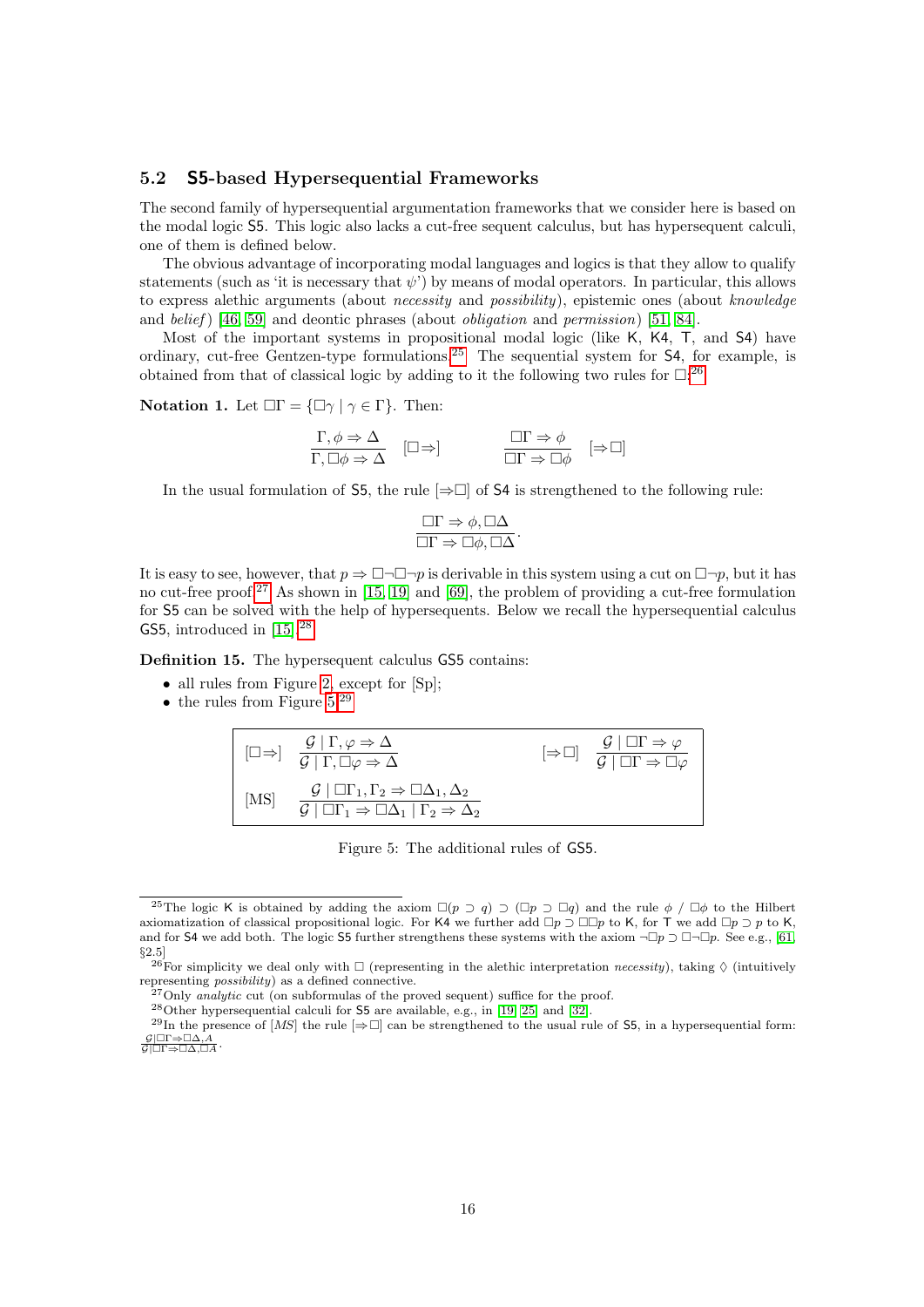### 5.2 S5-based Hypersequential Frameworks

The second family of hypersequential argumentation frameworks that we consider here is based on the modal logic S5. This logic also lacks a cut-free sequent calculus, but has hypersequent calculi, one of them is defined below.

The obvious advantage of incorporating modal languages and logics is that they allow to qualify statements (such as 'it is necessary that $\psi$') by means of modal operators. In particular, this allows to express alethic arguments (about *necessity* and *possibility*), epistemic ones (about *knowledge* and *belief*) [46, 59] and deontic phrases (about *obligation* and *permission*) [51, 84].

Most of the important systems in propositional modal logic (like K, K4, T, and S4) have ordinary, cut-free Gentzen-type formulations.[25] The sequential system for S4, for example, is obtained from that of classical logic by adding to it the following two rules for $\Box$:[26]

**Notation 1.** Let $\Box\Gamma = \{\Box\gamma \mid \gamma \in \Gamma\}$. Then:

$$\frac{\Gamma, \phi \Rightarrow \Delta}{\Gamma, \Box\phi \Rightarrow \Delta}\ [\Box\Rightarrow] \qquad\qquad \frac{\Box\Gamma \Rightarrow \phi}{\Box\Gamma \Rightarrow \Box\phi}\ [\Rightarrow\Box]$$

In the usual formulation of S5, the rule $[\Rightarrow\Box]$ of S4 is strengthened to the following rule:

$$\frac{\Box\Gamma \Rightarrow \phi, \Box\Delta}{\Box\Gamma \Rightarrow \Box\phi, \Box\Delta}.$$

It is easy to see, however, that $p \Rightarrow \Box\neg\Box\neg p$ is derivable in this system using a cut on $\Box\neg p$, but it has no cut-free proof.[27] As shown in [15, 19] and [69], the problem of providing a cut-free formulation for S5 can be solved with the help of hypersequents. Below we recall the hypersequential calculus GS5, introduced in [15].[28]

**Definition 15.** The hypersequent calculus GS5 contains:

- all rules from Figure 2, except for [Sp];
- the rules from Figure 5.[29]

$$[\Box\Rightarrow]\ \frac{\mathcal{G} \mid \Gamma, \varphi \Rightarrow \Delta}{\mathcal{G} \mid \Gamma, \Box\varphi \Rightarrow \Delta} \qquad\qquad [\Rightarrow\Box]\ \frac{\mathcal{G} \mid \Box\Gamma \Rightarrow \varphi}{\mathcal{G} \mid \Box\Gamma \Rightarrow \Box\varphi}$$

$$[\text{MS}]\ \frac{\mathcal{G} \mid \Box\Gamma_1, \Gamma_2 \Rightarrow \Box\Delta_1, \Delta_2}{\mathcal{G} \mid \Box\Gamma_1 \Rightarrow \Box\Delta_1 \mid \Gamma_2 \Rightarrow \Delta_2}$$

Figure 5: The additional rules of GS5.

---

[25] The logic K is obtained by adding the axiom $\Box(p \supset q) \supset (\Box p \supset \Box q)$ and the rule $\phi\ /\ \Box\phi$ to the Hilbert axiomatization of classical propositional logic. For K4 we further add $\Box p \supset \Box\Box p$ to K, for T we add $\Box p \supset p$ to K, and for S4 we add both. The logic S5 further strengthens these systems with the axiom $\neg\Box p \supset \Box\neg\Box p$. See e.g., [61, §2.5]

[26] For simplicity we deal only with $\Box$ (representing in the alethic interpretation *necessity*), taking $\Diamond$ (intuitively representing *possibility*) as a defined connective.

[27] Only *analytic* cut (on subformulas of the proved sequent) suffice for the proof.

[28] Other hypersequential calculi for S5 are available, e.g., in [19, 25] and [32].

[29] In the presence of [*MS*] the rule $[\Rightarrow\Box]$ can be strengthened to the usual rule of S5, in a hypersequential form: $\frac{\mathcal{G} \mid \Box\Gamma \Rightarrow \Box\Delta, A}{\mathcal{G} \mid \Box\Gamma \Rightarrow \Box\Delta, \Box A}$.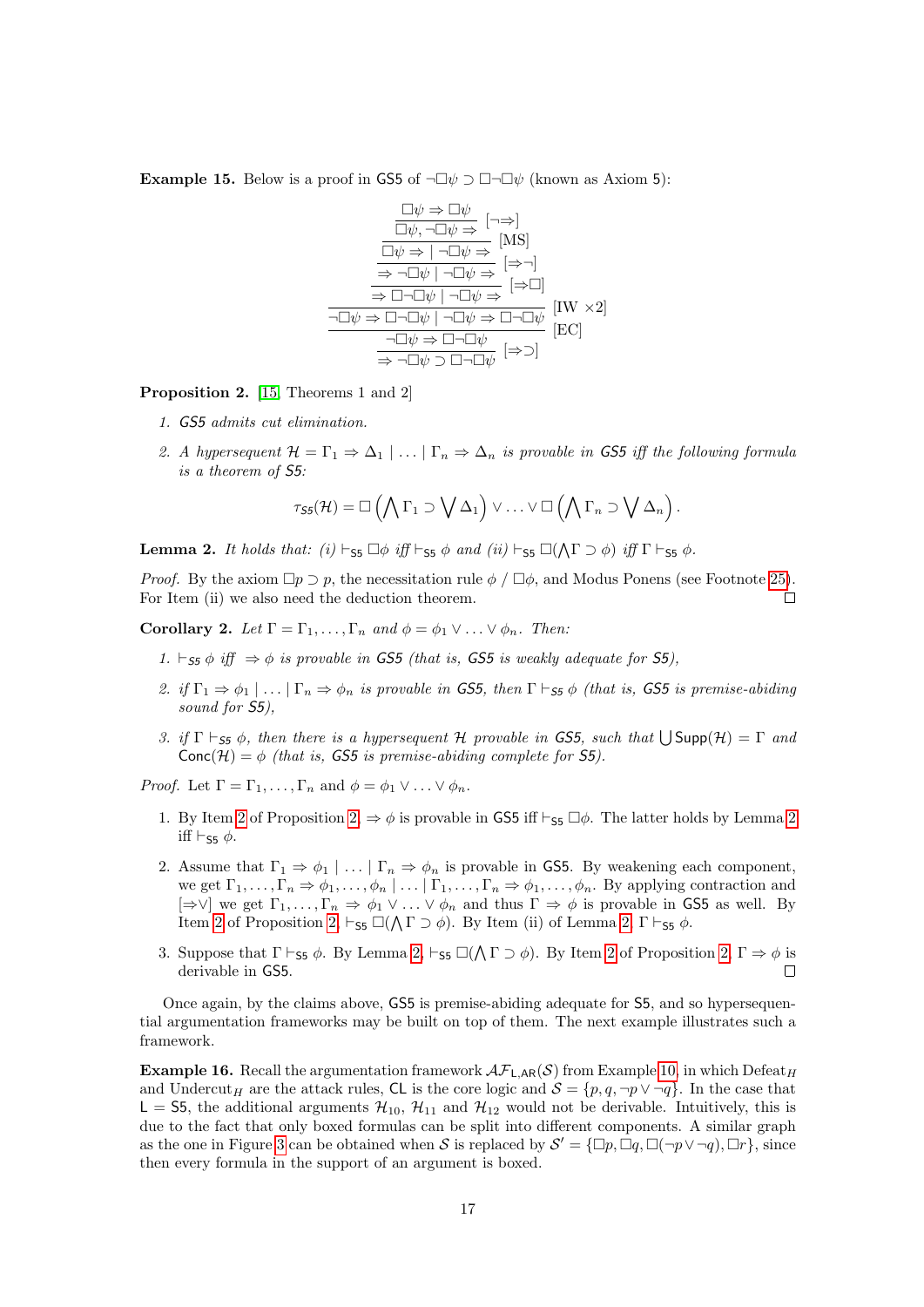**Example 15.** Below is a proof in GS5 of $\neg\Box\psi \supset \Box\neg\Box\psi$ (known as Axiom 5):

$$
\dfrac{\dfrac{\dfrac{\dfrac{\dfrac{\dfrac{\dfrac{\Box\psi \Rightarrow \Box\psi}{\Box\psi, \neg\Box\psi \Rightarrow}\ [\neg\Rightarrow]}{\Box\psi \Rightarrow \mid \neg\Box\psi \Rightarrow}\ [\text{MS}]}{\Rightarrow \neg\Box\psi \mid \neg\Box\psi \Rightarrow}\ [\Rightarrow\neg]}{\Rightarrow \Box\neg\Box\psi \mid \neg\Box\psi \Rightarrow}\ [\Rightarrow\Box]}{\neg\Box\psi \Rightarrow \Box\neg\Box\psi \mid \neg\Box\psi \Rightarrow \Box\neg\Box\psi}\ [\text{IW} \times 2]}{\neg\Box\psi \Rightarrow \Box\neg\Box\psi}\ [\text{EC}]}{\Rightarrow \neg\Box\psi \supset \Box\neg\Box\psi}\ [\Rightarrow\supset]
$$

**Proposition 2.** [15, Theorems 1 and 2]

1. *GS5 admits cut elimination.*
2. *A hypersequent $\mathcal{H} = \Gamma_1 \Rightarrow \Delta_1 \mid \ldots \mid \Gamma_n \Rightarrow \Delta_n$ is provable in GS5 iff the following formula is a theorem of S5:*

$$\tau_{S5}(\mathcal{H}) = \Box\left(\bigwedge \Gamma_1 \supset \bigvee \Delta_1\right) \vee \ldots \vee \Box\left(\bigwedge \Gamma_n \supset \bigvee \Delta_n\right).$$

**Lemma 2.** *It holds that: (i) $\vdash_{S5} \Box\phi$ iff $\vdash_{S5} \phi$ and (ii) $\vdash_{S5} \Box(\bigwedge\Gamma \supset \phi)$ iff $\Gamma \vdash_{S5} \phi$.*

*Proof.* By the axiom $\Box p \supset p$, the necessitation rule $\phi \,/\, \Box\phi$, and Modus Ponens (see Footnote 25). For Item (ii) we also need the deduction theorem. □

**Corollary 2.** *Let $\Gamma = \Gamma_1, \ldots, \Gamma_n$ and $\phi = \phi_1 \vee \ldots \vee \phi_n$. Then:*

1. *$\vdash_{S5} \phi$ iff $\Rightarrow \phi$ is provable in GS5 (that is, GS5 is weakly adequate for S5),*
2. *if $\Gamma_1 \Rightarrow \phi_1 \mid \ldots \mid \Gamma_n \Rightarrow \phi_n$ is provable in GS5, then $\Gamma \vdash_{S5} \phi$ (that is, GS5 is premise-abiding sound for S5),*
3. *if $\Gamma \vdash_{S5} \phi$, then there is a hypersequent $\mathcal{H}$ provable in GS5, such that $\bigcup \mathsf{Supp}(\mathcal{H}) = \Gamma$ and $\mathsf{Conc}(\mathcal{H}) = \phi$ (that is, GS5 is premise-abiding complete for S5).*

*Proof.* Let $\Gamma = \Gamma_1, \ldots, \Gamma_n$ and $\phi = \phi_1 \vee \ldots \vee \phi_n$.

1. By Item 2 of Proposition 2, $\Rightarrow \phi$ is provable in GS5 iff $\vdash_{S5} \Box\phi$. The latter holds by Lemma 2 iff $\vdash_{S5} \phi$.
2. Assume that $\Gamma_1 \Rightarrow \phi_1 \mid \ldots \mid \Gamma_n \Rightarrow \phi_n$ is provable in GS5. By weakening each component, we get $\Gamma_1, \ldots, \Gamma_n \Rightarrow \phi_1, \ldots, \phi_n \mid \ldots \mid \Gamma_1, \ldots, \Gamma_n \Rightarrow \phi_1, \ldots, \phi_n$. By applying contraction and $[\Rightarrow\vee]$ we get $\Gamma_1, \ldots, \Gamma_n \Rightarrow \phi_1 \vee \ldots \vee \phi_n$ and thus $\Gamma \Rightarrow \phi$ is provable in GS5 as well. By Item 2 of Proposition 2, $\vdash_{S5} \Box(\bigwedge\Gamma \supset \phi)$. By Item (ii) of Lemma 2, $\Gamma \vdash_{S5} \phi$.
3. Suppose that $\Gamma \vdash_{S5} \phi$. By Lemma 2, $\vdash_{S5} \Box(\bigwedge\Gamma \supset \phi)$. By Item 2 of Proposition 2, $\Gamma \Rightarrow \phi$ is derivable in GS5. □

Once again, by the claims above, GS5 is premise-abiding adequate for S5, and so hypersequential argumentation frameworks may be built on top of them. The next example illustrates such a framework.

**Example 16.** Recall the argumentation framework $\mathcal{AF}_{\mathsf{L},\mathsf{AR}}(\mathcal{S})$ from Example 10, in which Defeat$_H$ and Undercut$_H$ are the attack rules, CL is the core logic and $\mathcal{S} = \{p, q, \neg p \vee \neg q\}$. In the case that L = S5, the additional arguments $\mathcal{H}_{10}$, $\mathcal{H}_{11}$ and $\mathcal{H}_{12}$ would not be derivable. Intuitively, this is due to the fact that only boxed formulas can be split into different components. A similar graph as the one in Figure 3 can be obtained when $\mathcal{S}$ is replaced by $\mathcal{S}' = \{\Box p, \Box q, \Box(\neg p \vee \neg q), \Box r\}$, since then every formula in the support of an argument is boxed.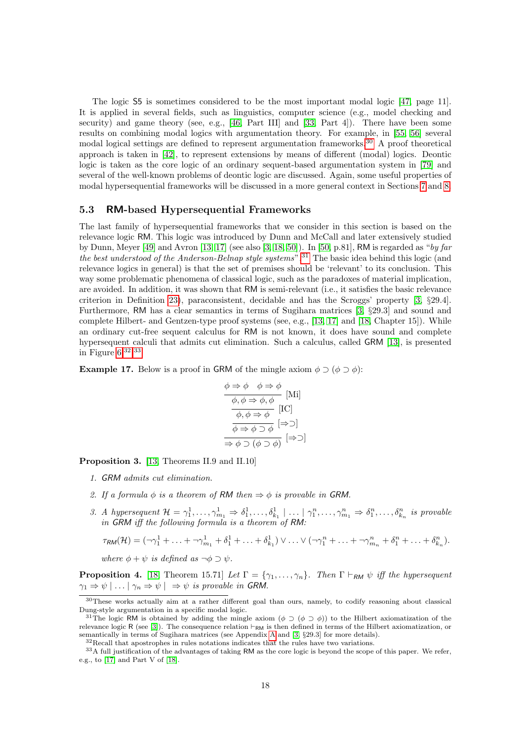The logic S5 is sometimes considered to be the most important modal logic [47, page 11]. It is applied in several fields, such as linguistics, computer science (e.g., model checking and security) and game theory (see, e.g., [46, Part III] and [33, Part 4]). There have been some results on combining modal logics with argumentation theory. For example, in [55, 56] several modal logical settings are defined to represent argumentation frameworks.[30] A proof theoretical approach is taken in [42], to represent extensions by means of different (modal) logics. Deontic logic is taken as the core logic of an ordinary sequent-based argumentation system in [79] and several of the well-known problems of deontic logic are discussed. Again, some useful properties of modal hypersequential frameworks will be discussed in a more general context in Sections 7 and 8.

### 5.3 RM-based Hypersequential Frameworks

The last family of hypersequential frameworks that we consider in this section is based on the relevance logic RM. This logic was introduced by Dunn and McCall and later extensively studied by Dunn, Meyer [49] and Avron [13, 17] (see also [3, 18, 50]). In [50, p.81], RM is regarded as "*by far the best understood of the Anderson-Belnap style systems*".[31] The basic idea behind this logic (and relevance logics in general) is that the set of premises should be 'relevant' to its conclusion. This way some problematic phenomena of classical logic, such as the paradoxes of material implication, are avoided. In addition, it was shown that RM is semi-relevant (i.e., it satisfies the basic relevance criterion in Definition 23), paraconsistent, decidable and has the Scroggs' property [3, §29.4]. Furthermore, RM has a clear semantics in terms of Sugihara matrices [3, §29.3] and sound and complete Hilbert- and Gentzen-type proof systems (see, e.g., [13, 17] and [18, Chapter 15]). While an ordinary cut-free sequent calculus for RM is not known, it does have sound and complete hypersequent calculi that admits cut elimination. Such a calculus, called GRM [13], is presented in Figure 6.[32,33]

**Example 17.** Below is a proof in GRM of the mingle axiom $\phi \supset (\phi \supset \phi)$:

$$
\dfrac{\dfrac{\dfrac{\dfrac{\phi \Rightarrow \phi \quad \phi \Rightarrow \phi}{\phi, \phi \Rightarrow \phi, \phi}\ [\text{Mi}]}{\phi, \phi \Rightarrow \phi}\ [\text{IC}]}{\phi \Rightarrow \phi \supset \phi}\ [\Rightarrow\supset]}{\Rightarrow \phi \supset (\phi \supset \phi)}\ [\Rightarrow\supset]
$$

**Proposition 3.** [13, Theorems II.9 and II.10]

1. *GRM admits cut elimination.*
2. *If a formula $\phi$ is a theorem of RM then $\Rightarrow \phi$ is provable in GRM.*
3. *A hypersequent $\mathcal{H} = \gamma_1^1, \ldots, \gamma_{m_1}^1 \Rightarrow \delta_1^1, \ldots, \delta_{k_1}^1 \mid \ldots \mid \gamma_1^n, \ldots, \gamma_{m_1}^n \Rightarrow \delta_1^n, \ldots, \delta_{k_n}^n$ is provable in GRM iff the following formula is a theorem of RM:*

   $\tau_{RM}(\mathcal{H}) = (\neg\gamma_1^1 + \ldots + \neg\gamma_{m_1}^1 + \delta_1^1 + \ldots + \delta_{k_1}^1) \vee \ldots \vee (\neg\gamma_1^n + \ldots + \neg\gamma_{m_n}^n + \delta_1^n + \ldots + \delta_{k_n}^n).$

   *where $\phi + \psi$ is defined as $\neg\phi \supset \psi$.*

**Proposition 4.** [18, Theorem 15.71] *Let $\Gamma = \{\gamma_1, \ldots, \gamma_n\}$. Then $\Gamma \vdash_{RM} \psi$ iff the hypersequent $\gamma_1 \Rightarrow \psi \mid \ldots \mid \gamma_n \Rightarrow \psi \mid \ \Rightarrow \psi$ is provable in GRM.*

---

[30] These works actually aim at a rather different goal than ours, namely, to codify reasoning about classical Dung-style argumentation in a specific modal logic.

[31] The logic RM is obtained by adding the mingle axiom $(\phi \supset (\phi \supset \phi))$ to the Hilbert axiomatization of the relevance logic R (see [3]). The consequence relation $\vdash_{RM}$ is then defined in terms of the Hilbert axiomatization, or semantically in terms of Sugihara matrices (see Appendix A and [3, §29.3] for more details).

[32] Recall that apostrophes in rules notations indicates that the rules have two variations.

[33] A full justification of the advantages of taking RM as the core logic is beyond the scope of this paper. We refer, e.g., to [17] and Part V of [18].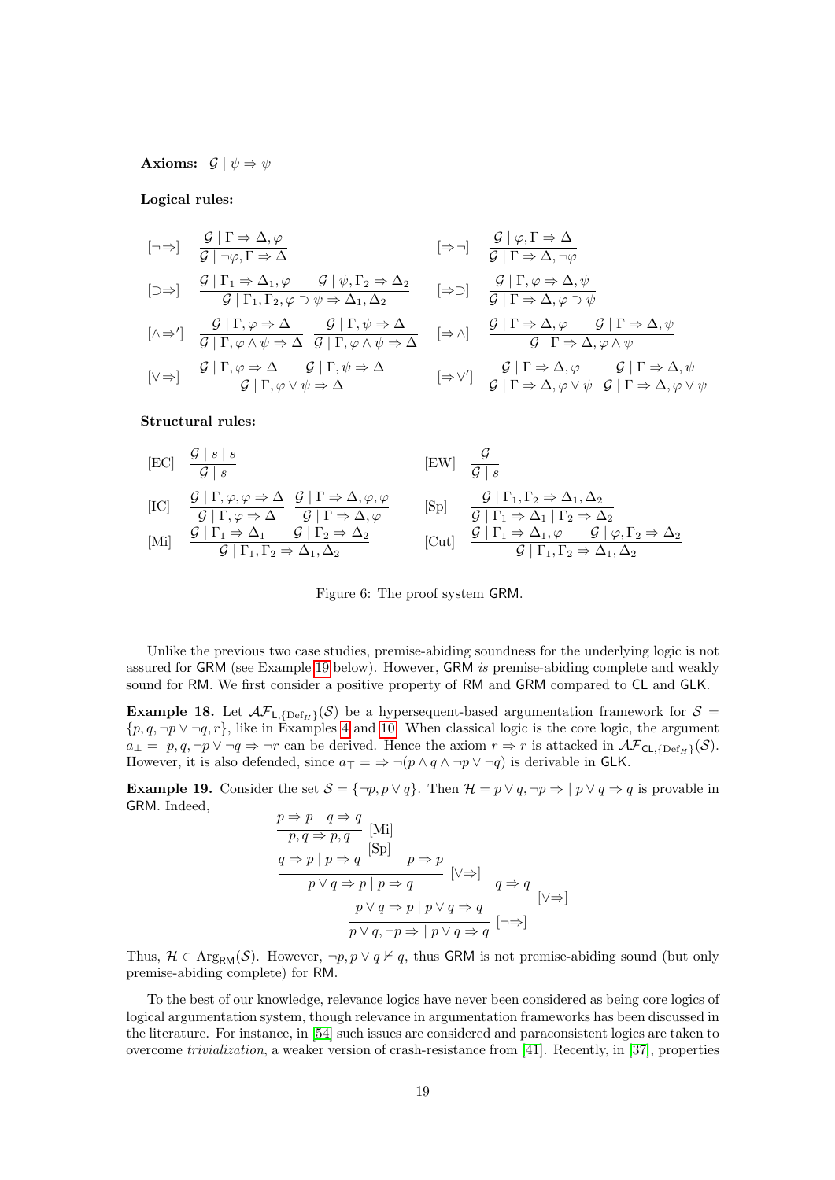**Axioms:** $\mathcal{G} \mid \psi \Rightarrow \psi$

**Logical rules:**

$$[\neg\Rightarrow]\quad \frac{\mathcal{G} \mid \Gamma \Rightarrow \Delta, \varphi}{\mathcal{G} \mid \neg\varphi, \Gamma \Rightarrow \Delta} \qquad [\Rightarrow\neg]\quad \frac{\mathcal{G} \mid \varphi, \Gamma \Rightarrow \Delta}{\mathcal{G} \mid \Gamma \Rightarrow \Delta, \neg\varphi}$$

$$[\supset\Rightarrow]\quad \frac{\mathcal{G} \mid \Gamma_1 \Rightarrow \Delta_1, \varphi \qquad \mathcal{G} \mid \psi, \Gamma_2 \Rightarrow \Delta_2}{\mathcal{G} \mid \Gamma_1, \Gamma_2, \varphi \supset \psi \Rightarrow \Delta_1, \Delta_2} \qquad [\Rightarrow\supset]\quad \frac{\mathcal{G} \mid \Gamma, \varphi \Rightarrow \Delta, \psi}{\mathcal{G} \mid \Gamma \Rightarrow \Delta, \varphi \supset \psi}$$

$$[\wedge\Rightarrow']\quad \frac{\mathcal{G} \mid \Gamma, \varphi \Rightarrow \Delta}{\mathcal{G} \mid \Gamma, \varphi \wedge \psi \Rightarrow \Delta} \quad \frac{\mathcal{G} \mid \Gamma, \psi \Rightarrow \Delta}{\mathcal{G} \mid \Gamma, \varphi \wedge \psi \Rightarrow \Delta} \qquad [\Rightarrow\wedge]\quad \frac{\mathcal{G} \mid \Gamma \Rightarrow \Delta, \varphi \qquad \mathcal{G} \mid \Gamma \Rightarrow \Delta, \psi}{\mathcal{G} \mid \Gamma \Rightarrow \Delta, \varphi \wedge \psi}$$

$$[\vee\Rightarrow]\quad \frac{\mathcal{G} \mid \Gamma, \varphi \Rightarrow \Delta \qquad \mathcal{G} \mid \Gamma, \psi \Rightarrow \Delta}{\mathcal{G} \mid \Gamma, \varphi \vee \psi \Rightarrow \Delta} \qquad [\Rightarrow\vee']\quad \frac{\mathcal{G} \mid \Gamma \Rightarrow \Delta, \varphi}{\mathcal{G} \mid \Gamma \Rightarrow \Delta, \varphi \vee \psi} \quad \frac{\mathcal{G} \mid \Gamma \Rightarrow \Delta, \psi}{\mathcal{G} \mid \Gamma \Rightarrow \Delta, \varphi \vee \psi}$$

**Structural rules:**

$$[\text{EC}]\quad \frac{\mathcal{G} \mid s \mid s}{\mathcal{G} \mid s} \qquad [\text{EW}]\quad \frac{\mathcal{G}}{\mathcal{G} \mid s}$$

$$[\text{IC}]\quad \frac{\mathcal{G} \mid \Gamma, \varphi, \varphi \Rightarrow \Delta}{\mathcal{G} \mid \Gamma, \varphi \Rightarrow \Delta} \quad \frac{\mathcal{G} \mid \Gamma \Rightarrow \Delta, \varphi, \varphi}{\mathcal{G} \mid \Gamma \Rightarrow \Delta, \varphi} \qquad [\text{Sp}]\quad \frac{\mathcal{G} \mid \Gamma_1, \Gamma_2 \Rightarrow \Delta_1, \Delta_2}{\mathcal{G} \mid \Gamma_1 \Rightarrow \Delta_1 \mid \Gamma_2 \Rightarrow \Delta_2}$$

$$[\text{Mi}]\quad \frac{\mathcal{G} \mid \Gamma_1 \Rightarrow \Delta_1 \qquad \mathcal{G} \mid \Gamma_2 \Rightarrow \Delta_2}{\mathcal{G} \mid \Gamma_1, \Gamma_2 \Rightarrow \Delta_1, \Delta_2} \qquad [\text{Cut}]\quad \frac{\mathcal{G} \mid \Gamma_1 \Rightarrow \Delta_1, \varphi \qquad \mathcal{G} \mid \varphi, \Gamma_2 \Rightarrow \Delta_2}{\mathcal{G} \mid \Gamma_1, \Gamma_2 \Rightarrow \Delta_1, \Delta_2}$$

Figure 6: The proof system GRM.

Unlike the previous two case studies, premise-abiding soundness for the underlying logic is not assured for GRM (see Example 19 below). However, GRM *is* premise-abiding complete and weakly sound for RM. We first consider a positive property of RM and GRM compared to CL and GLK.

**Example 18.** Let $\mathcal{AF}_{\mathsf{L},\{\mathrm{Def}_H\}}(\mathcal{S})$ be a hypersequent-based argumentation framework for $\mathcal{S} = \{p, q, \neg p \vee \neg q, r\}$, like in Examples 4 and 10. When classical logic is the core logic, the argument $a_\perp = p, q, \neg p \vee \neg q \Rightarrow \neg r$ can be derived. Hence the axiom $r \Rightarrow r$ is attacked in $\mathcal{AF}_{\mathsf{CL},\{\mathrm{Def}_H\}}(\mathcal{S})$. However, it is also defended, since $a_\top = \Rightarrow \neg(p \wedge q \wedge \neg p \vee \neg q)$ is derivable in GLK.

**Example 19.** Consider the set $\mathcal{S} = \{\neg p, p \vee q\}$. Then $\mathcal{H} = p \vee q, \neg p \Rightarrow \mid p \vee q \Rightarrow q$ is provable in GRM. Indeed,

$$\dfrac{\dfrac{\dfrac{\dfrac{\dfrac{p \Rightarrow p \quad q \Rightarrow q}{p, q \Rightarrow p, q}\,[\text{Mi}]}{q \Rightarrow p \mid p \Rightarrow q}\,[\text{Sp}] \qquad p \Rightarrow p}{p \vee q \Rightarrow p \mid p \Rightarrow q}\,[\vee\Rightarrow] \qquad q \Rightarrow q}{p \vee q \Rightarrow p \mid p \vee q \Rightarrow q}\,[\vee\Rightarrow]}{p \vee q, \neg p \Rightarrow \mid p \vee q \Rightarrow q}\,[\neg\Rightarrow]$$

Thus, $\mathcal{H} \in \mathrm{Arg}_{\mathsf{RM}}(\mathcal{S})$. However, $\neg p, p \vee q \nvdash q$, thus GRM is not premise-abiding sound (but only premise-abiding complete) for RM.

To the best of our knowledge, relevance logics have never been considered as being core logics of logical argumentation system, though relevance in argumentation frameworks has been discussed in the literature. For instance, in [54] such issues are considered and paraconsistent logics are taken to overcome *trivialization*, a weaker version of crash-resistance from [41]. Recently, in [37], properties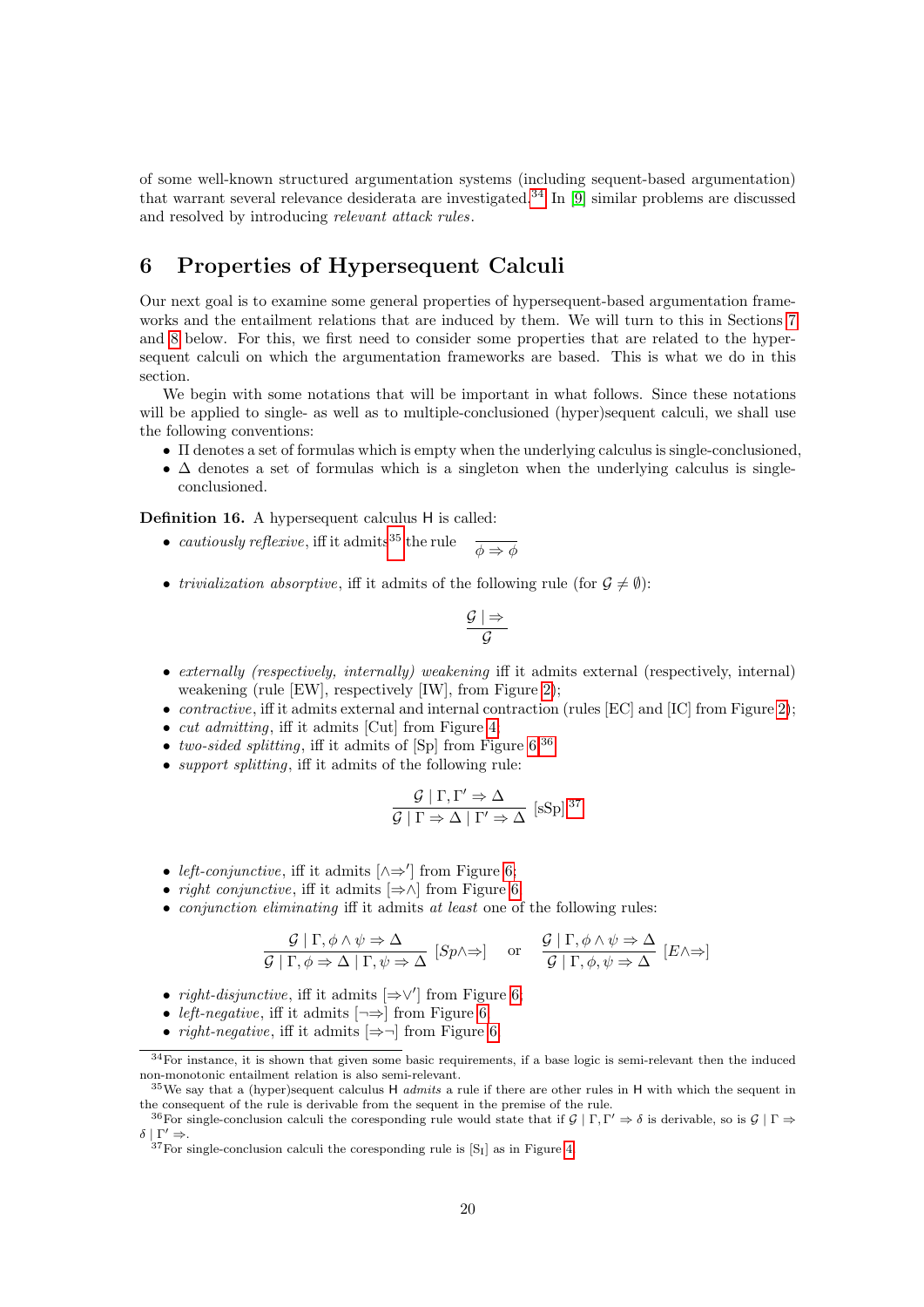of some well-known structured argumentation systems (including sequent-based argumentation) that warrant several relevance desiderata are investigated.[34] In [9] similar problems are discussed and resolved by introducing *relevant attack rules*.

## 6 Properties of Hypersequent Calculi

Our next goal is to examine some general properties of hypersequent-based argumentation frameworks and the entailment relations that are induced by them. We will turn to this in Sections 7 and 8 below. For this, we first need to consider some properties that are related to the hypersequent calculi on which the argumentation frameworks are based. This is what we do in this section.

We begin with some notations that will be important in what follows. Since these notations will be applied to single- as well as to multiple-conclusioned (hyper)sequent calculi, we shall use the following conventions:

- $\Pi$ denotes a set of formulas which is empty when the underlying calculus is single-conclusioned,
- $\Delta$ denotes a set of formulas which is a singleton when the underlying calculus is single-conclusioned.

**Definition 16.** A hypersequent calculus H is called:

- *cautiously reflexive*, iff it admits[35] the rule $\dfrac{}{\phi \Rightarrow \phi}$
- *trivialization absorptive*, iff it admits of the following rule (for $\mathcal{G} \neq \emptyset$):

$$\frac{\mathcal{G} \mid \Rightarrow}{\mathcal{G}}$$

- *externally (respectively, internally) weakening* iff it admits external (respectively, internal) weakening (rule [EW], respectively [IW], from Figure 2);
- *contractive*, iff it admits external and internal contraction (rules [EC] and [IC] from Figure 2);
- *cut admitting*, iff it admits [Cut] from Figure 4.
- *two-sided splitting*, iff it admits of [Sp] from Figure 6.[36]
- *support splitting*, iff it admits of the following rule:

$$\frac{\mathcal{G} \mid \Gamma, \Gamma' \Rightarrow \Delta}{\mathcal{G} \mid \Gamma \Rightarrow \Delta \mid \Gamma' \Rightarrow \Delta} \text{ [sSp]}^{37}$$

- *left-conjunctive*, iff it admits $[\wedge\Rightarrow']$ from Figure 6;
- *right conjunctive*, iff it admits $[\Rightarrow\wedge]$ from Figure 6;
- *conjunction eliminating* iff it admits *at least* one of the following rules:

$$\frac{\mathcal{G} \mid \Gamma, \phi \wedge \psi \Rightarrow \Delta}{\mathcal{G} \mid \Gamma, \phi \Rightarrow \Delta \mid \Gamma, \psi \Rightarrow \Delta} \; [Sp\wedge\Rightarrow] \quad \text{or} \quad \frac{\mathcal{G} \mid \Gamma, \phi \wedge \psi \Rightarrow \Delta}{\mathcal{G} \mid \Gamma, \phi, \psi \Rightarrow \Delta} \; [E\wedge\Rightarrow]$$

- *right-disjunctive*, iff it admits $[\Rightarrow\vee']$ from Figure 6;
- *left-negative*, iff it admits $[\neg\Rightarrow]$ from Figure 6;
- *right-negative*, iff it admits $[\Rightarrow\neg]$ from Figure 6.

---

[34] For instance, it is shown that given some basic requirements, if a base logic is semi-relevant then the induced non-monotonic entailment relation is also semi-relevant.

[35] We say that a (hyper)sequent calculus H *admits* a rule if there are other rules in H with which the sequent in the consequent of the rule is derivable from the sequent in the premise of the rule.

[36] For single-conclusion calculi the coresponding rule would state that if $\mathcal{G} \mid \Gamma, \Gamma' \Rightarrow \delta$ is derivable, so is $\mathcal{G} \mid \Gamma \Rightarrow \delta \mid \Gamma' \Rightarrow$.

[37] For single-conclusion calculi the coresponding rule is $[\mathrm{S_I}]$ as in Figure 4.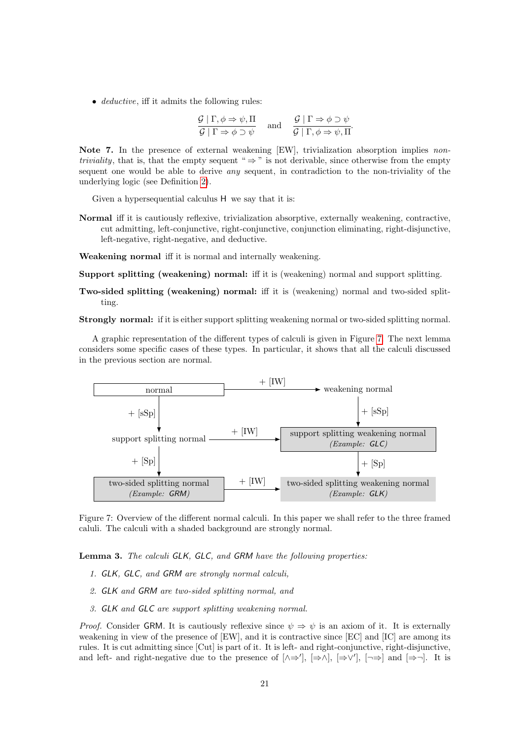- *deductive*, iff it admits the following rules:

$$\frac{\mathcal{G} \mid \Gamma, \phi \Rightarrow \psi, \Pi}{\mathcal{G} \mid \Gamma \Rightarrow \phi \supset \psi} \quad \text{and} \quad \frac{\mathcal{G} \mid \Gamma \Rightarrow \phi \supset \psi}{\mathcal{G} \mid \Gamma, \phi \Rightarrow \psi, \Pi}.$$

**Note 7.** In the presence of external weakening [EW], trivialization absorption implies *non-triviality*, that is, that the empty sequent "$\Rightarrow$" is not derivable, since otherwise from the empty sequent one would be able to derive *any* sequent, in contradiction to the non-triviality of the underlying logic (see Definition 2).

Given a hypersequential calculus H we say that it is:

**Normal** iff it is cautiously reflexive, trivialization absorptive, externally weakening, contractive, cut admitting, left-conjunctive, right-conjunctive, conjunction eliminating, right-disjunctive, left-negative, right-negative, and deductive.

**Weakening normal** iff it is normal and internally weakening.

**Support splitting (weakening) normal:** iff it is (weakening) normal and support splitting.

**Two-sided splitting (weakening) normal:** iff it is (weakening) normal and two-sided splitting.

**Strongly normal:** if it is either support splitting weakening normal or two-sided splitting normal.

A graphic representation of the different types of calculi is given in Figure 7. The next lemma considers some specific cases of these types. In particular, it shows that all the calculi discussed in the previous section are normal.

normal —(+ [IW])→ weakening normal

normal —(+ [sSp])→ support splitting normal

weakening normal —(+ [sSp])→ support splitting weakening normal *(Example: GLC)*

support splitting normal —(+ [IW])→ support splitting weakening normal *(Example: GLC)*

support splitting normal —(+ [Sp])→ two-sided splitting normal *(Example: GRM)*

support splitting weakening normal *(Example: GLC)* —(+ [Sp])→ two-sided splitting weakening normal *(Example: GLK)*

two-sided splitting normal *(Example: GRM)* —(+ [IW])→ two-sided splitting weakening normal *(Example: GLK)*

Figure 7: Overview of the different normal calculi. In this paper we shall refer to the three framed caluli. The calculi with a shaded background are strongly normal.

**Lemma 3.** *The calculi GLK, GLC, and GRM have the following properties:*

1. *GLK, GLC, and GRM are strongly normal calculi,*
2. *GLK and GRM are two-sided splitting normal, and*
3. *GLK and GLC are support splitting weakening normal.*

*Proof.* Consider GRM. It is cautiously reflexive since $\psi \Rightarrow \psi$ is an axiom of it. It is externally weakening in view of the presence of [EW], and it is contractive since [EC] and [IC] are among its rules. It is cut admitting since [Cut] is part of it. It is left- and right-conjunctive, right-disjunctive, and left- and right-negative due to the presence of [$\wedge\Rightarrow'$], [$\Rightarrow\wedge$], [$\Rightarrow\vee'$], [$\neg\Rightarrow$] and [$\Rightarrow\neg$]. It is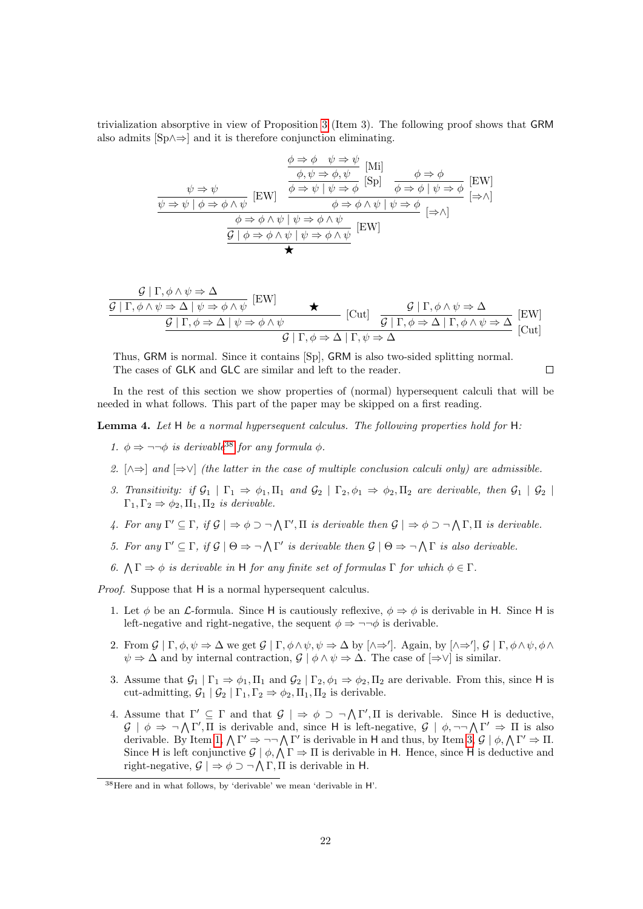trivialization absorptive in view of Proposition 3 (Item 3). The following proof shows that GRM also admits [Sp∧⇒] and it is therefore conjunction eliminating.

$$
\dfrac{\dfrac{\dfrac{\psi \Rightarrow \psi}{\psi \Rightarrow \psi \mid \phi \Rightarrow \phi \wedge \psi}\,[\mathrm{EW}] \qquad \dfrac{\dfrac{\dfrac{\dfrac{\phi \Rightarrow \phi \quad \psi \Rightarrow \psi}{\phi, \psi \Rightarrow \phi, \psi}\,[\mathrm{Mi}]}{\phi \Rightarrow \psi \mid \psi \Rightarrow \phi}\,[\mathrm{Sp}] \qquad \dfrac{\phi \Rightarrow \phi}{\phi \Rightarrow \phi \mid \psi \Rightarrow \phi}\,[\mathrm{EW}]}{\phi \Rightarrow \phi \wedge \psi \mid \psi \Rightarrow \phi}\,[\Rightarrow\wedge]}{}}{\phi \Rightarrow \phi \wedge \psi \mid \psi \Rightarrow \phi \wedge \psi}\,[\Rightarrow\wedge]
$$

$$
\dfrac{\phi \Rightarrow \phi \wedge \psi \mid \psi \Rightarrow \phi \wedge \psi}{\dfrac{\mathcal{G} \mid \phi \Rightarrow \phi \wedge \psi \mid \psi \Rightarrow \phi \wedge \psi}{\bigstar}}\,[\mathrm{EW}]
$$

$$
\dfrac{\dfrac{\dfrac{\mathcal{G} \mid \Gamma, \phi \wedge \psi \Rightarrow \Delta}{\mathcal{G} \mid \Gamma, \phi \wedge \psi \Rightarrow \Delta \mid \psi \Rightarrow \phi \wedge \psi}\,[\mathrm{EW}] \qquad \bigstar}{\mathcal{G} \mid \Gamma, \phi \Rightarrow \Delta \mid \psi \Rightarrow \phi \wedge \psi}\,[\mathrm{Cut}] \qquad \dfrac{\mathcal{G} \mid \Gamma, \phi \wedge \psi \Rightarrow \Delta}{\mathcal{G} \mid \Gamma, \phi \Rightarrow \Delta \mid \Gamma, \phi \wedge \psi \Rightarrow \Delta}\,[\mathrm{EW}]}{\mathcal{G} \mid \Gamma, \phi \Rightarrow \Delta \mid \Gamma, \psi \Rightarrow \Delta}\,[\mathrm{Cut}]
$$

Thus, GRM is normal. Since it contains [Sp], GRM is also two-sided splitting normal. The cases of GLK and GLC are similar and left to the reader. □

In the rest of this section we show properties of (normal) hypersequent calculi that will be needed in what follows. This part of the paper may be skipped on a first reading.

**Lemma 4.** *Let* H *be a normal hypersequent calculus. The following properties hold for* H*:*

1. *$\phi \Rightarrow \neg\neg\phi$ is derivable*[38] *for any formula $\phi$.*
2. *[∧⇒] and [⇒∨] (the latter in the case of multiple conclusion calculi only) are admissible.*
3. *Transitivity: if $\mathcal{G}_1 \mid \Gamma_1 \Rightarrow \phi_1, \Pi_1$ and $\mathcal{G}_2 \mid \Gamma_2, \phi_1 \Rightarrow \phi_2, \Pi_2$ are derivable, then $\mathcal{G}_1 \mid \mathcal{G}_2 \mid \Gamma_1, \Gamma_2 \Rightarrow \phi_2, \Pi_1, \Pi_2$ is derivable.*
4. *For any $\Gamma' \subseteq \Gamma$, if $\mathcal{G} \mid \Rightarrow \phi \supset \neg \bigwedge \Gamma', \Pi$ is derivable then $\mathcal{G} \mid \Rightarrow \phi \supset \neg \bigwedge \Gamma, \Pi$ is derivable.*
5. *For any $\Gamma' \subseteq \Gamma$, if $\mathcal{G} \mid \Theta \Rightarrow \neg \bigwedge \Gamma'$ is derivable then $\mathcal{G} \mid \Theta \Rightarrow \neg \bigwedge \Gamma$ is also derivable.*
6. *$\bigwedge \Gamma \Rightarrow \phi$ is derivable in* H *for any finite set of formulas $\Gamma$ for which $\phi \in \Gamma$.*

*Proof.* Suppose that H is a normal hypersequent calculus.

1. Let $\phi$ be an $\mathcal{L}$-formula. Since H is cautiously reflexive, $\phi \Rightarrow \phi$ is derivable in H. Since H is left-negative and right-negative, the sequent $\phi \Rightarrow \neg\neg\phi$ is derivable.
2. From $\mathcal{G} \mid \Gamma, \phi, \psi \Rightarrow \Delta$ we get $\mathcal{G} \mid \Gamma, \phi \wedge \psi, \psi \Rightarrow \Delta$ by [∧⇒′]. Again, by [∧⇒′], $\mathcal{G} \mid \Gamma, \phi \wedge \psi, \phi \wedge \psi \Rightarrow \Delta$ and by internal contraction, $\mathcal{G} \mid \phi \wedge \psi \Rightarrow \Delta$. The case of [⇒∨] is similar.
3. Assume that $\mathcal{G}_1 \mid \Gamma_1 \Rightarrow \phi_1, \Pi_1$ and $\mathcal{G}_2 \mid \Gamma_2, \phi_1 \Rightarrow \phi_2, \Pi_2$ are derivable. From this, since H is cut-admitting, $\mathcal{G}_1 \mid \mathcal{G}_2 \mid \Gamma_1, \Gamma_2 \Rightarrow \phi_2, \Pi_1, \Pi_2$ is derivable.
4. Assume that $\Gamma' \subseteq \Gamma$ and that $\mathcal{G} \mid \Rightarrow \phi \supset \neg \bigwedge \Gamma', \Pi$ is derivable. Since H is deductive, $\mathcal{G} \mid \phi \Rightarrow \neg \bigwedge \Gamma', \Pi$ is derivable and, since H is left-negative, $\mathcal{G} \mid \phi, \neg\neg \bigwedge \Gamma' \Rightarrow \Pi$ is also derivable. By Item 1, $\bigwedge \Gamma' \Rightarrow \neg\neg \bigwedge \Gamma'$ is derivable in H and thus, by Item 3, $\mathcal{G} \mid \phi, \bigwedge \Gamma' \Rightarrow \Pi$. Since H is left conjunctive $\mathcal{G} \mid \phi, \bigwedge \Gamma \Rightarrow \Pi$ is derivable in H. Hence, since H is deductive and right-negative, $\mathcal{G} \mid \Rightarrow \phi \supset \neg \bigwedge \Gamma, \Pi$ is derivable in H.

[38] Here and in what follows, by 'derivable' we mean 'derivable in H'.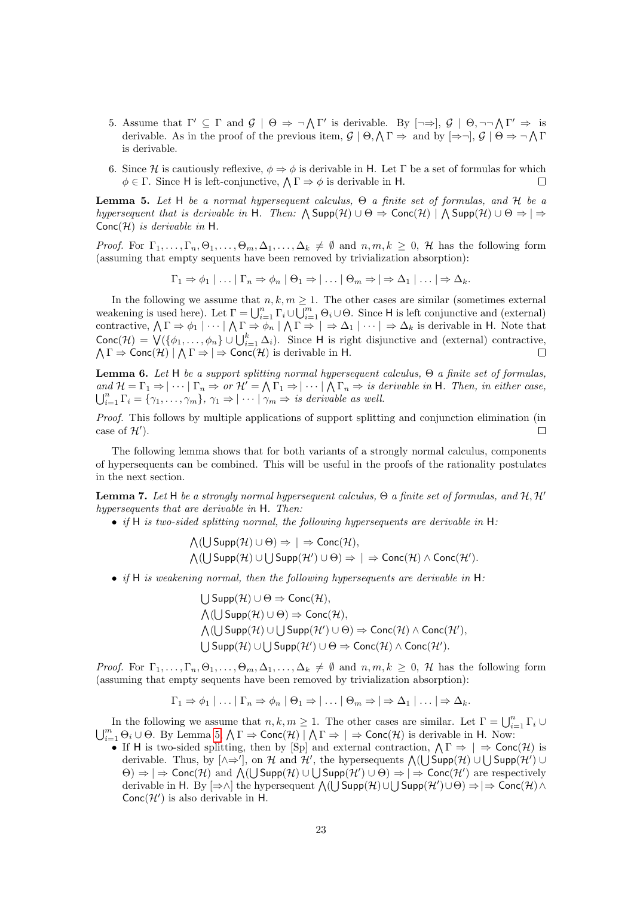5. Assume that $\Gamma' \subseteq \Gamma$ and $\mathcal{G} \mid \Theta \Rightarrow \neg \bigwedge \Gamma'$ is derivable. By $[\neg\Rightarrow]$, $\mathcal{G} \mid \Theta, \neg\neg \bigwedge \Gamma' \Rightarrow$ is derivable. As in the proof of the previous item, $\mathcal{G} \mid \Theta, \bigwedge \Gamma \Rightarrow$ and by $[\Rightarrow\neg]$, $\mathcal{G} \mid \Theta \Rightarrow \neg \bigwedge \Gamma$ is derivable.

6. Since $\mathcal{H}$ is cautiously reflexive, $\phi \Rightarrow \phi$ is derivable in $\mathsf{H}$. Let $\Gamma$ be a set of formulas for which $\phi \in \Gamma$. Since $\mathsf{H}$ is left-conjunctive, $\bigwedge \Gamma \Rightarrow \phi$ is derivable in $\mathsf{H}$. □

**Lemma 5.** *Let* $\mathsf{H}$ *be a normal hypersequent calculus,* $\Theta$ *a finite set of formulas, and* $\mathcal{H}$ *be a hypersequent that is derivable in* $\mathsf{H}$*. Then:* $\bigwedge \mathsf{Supp}(\mathcal{H}) \cup \Theta \Rightarrow \mathsf{Conc}(\mathcal{H}) \mid \bigwedge \mathsf{Supp}(\mathcal{H}) \cup \Theta \Rightarrow \mid \Rightarrow \mathsf{Conc}(\mathcal{H})$ *is derivable in* $\mathsf{H}$*.*

*Proof.* For $\Gamma_1, \ldots, \Gamma_n, \Theta_1, \ldots, \Theta_m, \Delta_1, \ldots, \Delta_k \neq \emptyset$ and $n, m, k \geq 0$, $\mathcal{H}$ has the following form (assuming that empty sequents have been removed by trivialization absorption):

$$\Gamma_1 \Rightarrow \phi_1 \mid \ldots \mid \Gamma_n \Rightarrow \phi_n \mid \Theta_1 \Rightarrow \mid \ldots \mid \Theta_m \Rightarrow \mid \Rightarrow \Delta_1 \mid \ldots \mid \Rightarrow \Delta_k.$$

In the following we assume that $n, k, m \geq 1$. The other cases are similar (sometimes external weakening is used here). Let $\Gamma = \bigcup_{i=1}^n \Gamma_i \cup \bigcup_{i=1}^m \Theta_i \cup \Theta$. Since $\mathsf{H}$ is left conjunctive and (external) contractive, $\bigwedge \Gamma \Rightarrow \phi_1 \mid \cdots \mid \bigwedge \Gamma \Rightarrow \phi_n \mid \bigwedge \Gamma \Rightarrow \mid \Rightarrow \Delta_1 \mid \cdots \mid \Rightarrow \Delta_k$ is derivable in $\mathsf{H}$. Note that $\mathsf{Conc}(\mathcal{H}) = \bigvee(\{\phi_1, \ldots, \phi_n\} \cup \bigcup_{i=1}^k \Delta_i)$. Since $\mathsf{H}$ is right disjunctive and (external) contractive, $\bigwedge \Gamma \Rightarrow \mathsf{Conc}(\mathcal{H}) \mid \bigwedge \Gamma \Rightarrow \mid \Rightarrow \mathsf{Conc}(\mathcal{H})$ is derivable in $\mathsf{H}$. □

**Lemma 6.** *Let* $\mathsf{H}$ *be a support splitting normal hypersequent calculus,* $\Theta$ *a finite set of formulas, and* $\mathcal{H} = \Gamma_1 \Rightarrow \mid \cdots \mid \Gamma_n \Rightarrow$ *or* $\mathcal{H}' = \bigwedge \Gamma_1 \Rightarrow \mid \cdots \mid \bigwedge \Gamma_n \Rightarrow$ *is derivable in* $\mathsf{H}$*. Then, in either case,* $\bigcup_{i=1}^n \Gamma_i = \{\gamma_1, \ldots, \gamma_m\}$*,* $\gamma_1 \Rightarrow \mid \cdots \mid \gamma_m \Rightarrow$ *is derivable as well.*

*Proof.* This follows by multiple applications of support splitting and conjunction elimination (in case of $\mathcal{H}'$). □

The following lemma shows that for both variants of a strongly normal calculus, components of hypersequents can be combined. This will be useful in the proofs of the rationality postulates in the next section.

**Lemma 7.** *Let* $\mathsf{H}$ *be a strongly normal hypersequent calculus,* $\Theta$ *a finite set of formulas, and* $\mathcal{H}, \mathcal{H}'$ *hypersequents that are derivable in* $\mathsf{H}$*. Then:*

- *if* $\mathsf{H}$ *is two-sided splitting normal, the following hypersequents are derivable in* $\mathsf{H}$*:*

$$\bigwedge(\bigcup \mathsf{Supp}(\mathcal{H}) \cup \Theta) \Rightarrow \mid \Rightarrow \mathsf{Conc}(\mathcal{H}),$$
$$\bigwedge(\bigcup \mathsf{Supp}(\mathcal{H}) \cup \bigcup \mathsf{Supp}(\mathcal{H}') \cup \Theta) \Rightarrow \mid \Rightarrow \mathsf{Conc}(\mathcal{H}) \wedge \mathsf{Conc}(\mathcal{H}').$$

- *if* $\mathsf{H}$ *is weakening normal, then the following hypersequents are derivable in* $\mathsf{H}$*:*

$$\bigcup \mathsf{Supp}(\mathcal{H}) \cup \Theta \Rightarrow \mathsf{Conc}(\mathcal{H}),$$
$$\bigwedge(\bigcup \mathsf{Supp}(\mathcal{H}) \cup \Theta) \Rightarrow \mathsf{Conc}(\mathcal{H}),$$
$$\bigwedge(\bigcup \mathsf{Supp}(\mathcal{H}) \cup \bigcup \mathsf{Supp}(\mathcal{H}') \cup \Theta) \Rightarrow \mathsf{Conc}(\mathcal{H}) \wedge \mathsf{Conc}(\mathcal{H}'),$$
$$\bigcup \mathsf{Supp}(\mathcal{H}) \cup \bigcup \mathsf{Supp}(\mathcal{H}') \cup \Theta \Rightarrow \mathsf{Conc}(\mathcal{H}) \wedge \mathsf{Conc}(\mathcal{H}').$$

*Proof.* For $\Gamma_1, \ldots, \Gamma_n, \Theta_1, \ldots, \Theta_m, \Delta_1, \ldots, \Delta_k \neq \emptyset$ and $n, m, k \geq 0$, $\mathcal{H}$ has the following form (assuming that empty sequents have been removed by trivialization absorption):

$$\Gamma_1 \Rightarrow \phi_1 \mid \ldots \mid \Gamma_n \Rightarrow \phi_n \mid \Theta_1 \Rightarrow \mid \ldots \mid \Theta_m \Rightarrow \mid \Rightarrow \Delta_1 \mid \ldots \mid \Rightarrow \Delta_k.$$

In the following we assume that $n, k, m \geq 1$. The other cases are similar. Let $\Gamma = \bigcup_{i=1}^n \Gamma_i \cup \bigcup_{i=1}^m \Theta_i \cup \Theta$. By Lemma 5, $\bigwedge \Gamma \Rightarrow \mathsf{Conc}(\mathcal{H}) \mid \bigwedge \Gamma \Rightarrow \mid \Rightarrow \mathsf{Conc}(\mathcal{H})$ is derivable in $\mathsf{H}$. Now:

- If $\mathsf{H}$ is two-sided splitting, then by [Sp] and external contraction, $\bigwedge \Gamma \Rightarrow \mid \Rightarrow \mathsf{Conc}(\mathcal{H})$ is derivable. Thus, by $[\wedge\Rightarrow']$, on $\mathcal{H}$ and $\mathcal{H}'$, the hypersequents $\bigwedge(\bigcup \mathsf{Supp}(\mathcal{H}) \cup \bigcup \mathsf{Supp}(\mathcal{H}') \cup \Theta) \Rightarrow \mid \Rightarrow \mathsf{Conc}(\mathcal{H})$ and $\bigwedge(\bigcup \mathsf{Supp}(\mathcal{H}) \cup \bigcup \mathsf{Supp}(\mathcal{H}') \cup \Theta) \Rightarrow \mid \Rightarrow \mathsf{Conc}(\mathcal{H}')$ are respectively derivable in $\mathsf{H}$. By $[\Rightarrow\wedge]$ the hypersequent $\bigwedge(\bigcup \mathsf{Supp}(\mathcal{H}) \cup \bigcup \mathsf{Supp}(\mathcal{H}') \cup \Theta) \Rightarrow \mid \Rightarrow \mathsf{Conc}(\mathcal{H}) \wedge \mathsf{Conc}(\mathcal{H}')$ is also derivable in $\mathsf{H}$.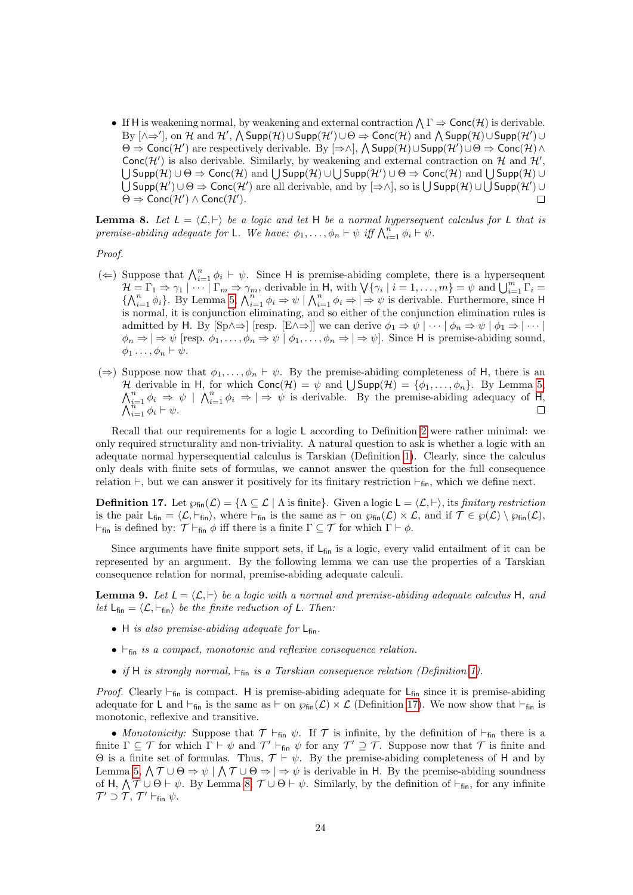- If $\mathsf{H}$ is weakening normal, by weakening and external contraction $\bigwedge \Gamma \Rightarrow \mathsf{Conc}(\mathcal{H})$ is derivable. By $[\wedge{\Rightarrow}']$, on $\mathcal{H}$ and $\mathcal{H}'$, $\bigwedge \mathsf{Supp}(\mathcal{H}) \cup \mathsf{Supp}(\mathcal{H}') \cup \Theta \Rightarrow \mathsf{Conc}(\mathcal{H})$ and $\bigwedge \mathsf{Supp}(\mathcal{H}) \cup \mathsf{Supp}(\mathcal{H}') \cup \Theta \Rightarrow \mathsf{Conc}(\mathcal{H}')$ are respectively derivable. By $[{\Rightarrow}\wedge]$, $\bigwedge \mathsf{Supp}(\mathcal{H}) \cup \mathsf{Supp}(\mathcal{H}') \cup \Theta \Rightarrow \mathsf{Conc}(\mathcal{H}) \wedge \mathsf{Conc}(\mathcal{H}')$ is also derivable. Similarly, by weakening and external contraction on $\mathcal{H}$ and $\mathcal{H}'$, $\bigcup \mathsf{Supp}(\mathcal{H}) \cup \Theta \Rightarrow \mathsf{Conc}(\mathcal{H})$ and $\bigcup \mathsf{Supp}(\mathcal{H}) \cup \bigcup \mathsf{Supp}(\mathcal{H}') \cup \Theta \Rightarrow \mathsf{Conc}(\mathcal{H})$ and $\bigcup \mathsf{Supp}(\mathcal{H}) \cup \bigcup \mathsf{Supp}(\mathcal{H}') \cup \Theta \Rightarrow \mathsf{Conc}(\mathcal{H}')$ are all derivable, and by $[{\Rightarrow}\wedge]$, so is $\bigcup \mathsf{Supp}(\mathcal{H}) \cup \bigcup \mathsf{Supp}(\mathcal{H}') \cup \Theta \Rightarrow \mathsf{Conc}(\mathcal{H}') \wedge \mathsf{Conc}(\mathcal{H}')$. □

**Lemma 8.** *Let $\mathsf{L} = \langle \mathcal{L}, \vdash \rangle$ be a logic and let $\mathsf{H}$ be a normal hypersequent calculus for $\mathsf{L}$ that is premise-abiding adequate for $\mathsf{L}$. We have: $\phi_1, \ldots, \phi_n \vdash \psi$ iff $\bigwedge_{i=1}^{n} \phi_i \vdash \psi$.*

*Proof.*

($\Leftarrow$) Suppose that $\bigwedge_{i=1}^{n} \phi_i \vdash \psi$. Since $\mathsf{H}$ is premise-abiding complete, there is a hypersequent $\mathcal{H} = \Gamma_1 \Rightarrow \gamma_1 \mid \cdots \mid \Gamma_m \Rightarrow \gamma_m$, derivable in $\mathsf{H}$, with $\bigvee\{\gamma_i \mid i = 1, \ldots, m\} = \psi$ and $\bigcup_{i=1}^{m} \Gamma_i = \{\bigwedge_{i=1}^{n} \phi_i\}$. By Lemma 5, $\bigwedge_{i=1}^{n} \phi_i \Rightarrow \psi \mid \bigwedge_{i=1}^{n} \phi_i \Rightarrow \mid \Rightarrow \psi$ is derivable. Furthermore, since $\mathsf{H}$ is normal, it is conjunction eliminating, and so either of the conjunction elimination rules is admitted by $\mathsf{H}$. By $[\mathrm{Sp}\wedge{\Rightarrow}]$ [resp. $[\mathrm{E}\wedge{\Rightarrow}]$] we can derive $\phi_1 \Rightarrow \psi \mid \cdots \mid \phi_n \Rightarrow \psi \mid \phi_1 \Rightarrow \mid \cdots \mid \phi_n \Rightarrow \mid \Rightarrow \psi$ [resp. $\phi_1, \ldots, \phi_n \Rightarrow \psi \mid \phi_1, \ldots, \phi_n \Rightarrow \mid \Rightarrow \psi$]. Since $\mathsf{H}$ is premise-abiding sound, $\phi_1 \ldots, \phi_n \vdash \psi$.

($\Rightarrow$) Suppose now that $\phi_1, \ldots, \phi_n \vdash \psi$. By the premise-abiding completeness of $\mathsf{H}$, there is an $\mathcal{H}$ derivable in $\mathsf{H}$, for which $\mathsf{Conc}(\mathcal{H}) = \psi$ and $\bigcup \mathsf{Supp}(\mathcal{H}) = \{\phi_1, \ldots, \phi_n\}$. By Lemma 5, $\bigwedge_{i=1}^{n} \phi_i \Rightarrow \psi \mid \bigwedge_{i=1}^{n} \phi_i \Rightarrow \mid \Rightarrow \psi$ is derivable. By the premise-abiding adequacy of $\mathsf{H}$, $\bigwedge_{i=1}^{n} \phi_i \vdash \psi$. □

Recall that our requirements for a logic $\mathsf{L}$ according to Definition 2 were rather minimal: we only required structurality and non-triviality. A natural question to ask is whether a logic with an adequate normal hypersequential calculus is Tarskian (Definition 1). Clearly, since the calculus only deals with finite sets of formulas, we cannot answer the question for the full consequence relation $\vdash$, but we can answer it positively for its finitary restriction $\vdash_{\mathsf{fin}}$, which we define next.

**Definition 17.** Let $\wp_{\mathsf{fin}}(\mathcal{L}) = \{\Lambda \subseteq \mathcal{L} \mid \Lambda \text{ is finite}\}$. Given a logic $\mathsf{L} = \langle \mathcal{L}, \vdash \rangle$, its *finitary restriction* is the pair $\mathsf{L}_{\mathsf{fin}} = \langle \mathcal{L}, \vdash_{\mathsf{fin}} \rangle$, where $\vdash_{\mathsf{fin}}$ is the same as $\vdash$ on $\wp_{\mathsf{fin}}(\mathcal{L}) \times \mathcal{L}$, and if $\mathcal{T} \in \wp(\mathcal{L}) \setminus \wp_{\mathsf{fin}}(\mathcal{L})$, $\vdash_{\mathsf{fin}}$ is defined by: $\mathcal{T} \vdash_{\mathsf{fin}} \phi$ iff there is a finite $\Gamma \subseteq \mathcal{T}$ for which $\Gamma \vdash \phi$.

Since arguments have finite support sets, if $\mathsf{L}_{\mathsf{fin}}$ is a logic, every valid entailment of it can be represented by an argument. By the following lemma we can use the properties of a Tarskian consequence relation for normal, premise-abiding adequate calculi.

**Lemma 9.** *Let $\mathsf{L} = \langle \mathcal{L}, \vdash \rangle$ be a logic with a normal and premise-abiding adequate calculus $\mathsf{H}$, and let $\mathsf{L}_{\mathsf{fin}} = \langle \mathcal{L}, \vdash_{\mathsf{fin}} \rangle$ be the finite reduction of $\mathsf{L}$. Then:*

- *$\mathsf{H}$ is also premise-abiding adequate for $\mathsf{L}_{\mathsf{fin}}$.*
- *$\vdash_{\mathsf{fin}}$ is a compact, monotonic and reflexive consequence relation.*
- *if $\mathsf{H}$ is strongly normal, $\vdash_{\mathsf{fin}}$ is a Tarskian consequence relation (Definition 1).*

*Proof.* Clearly $\vdash_{\mathsf{fin}}$ is compact. $\mathsf{H}$ is premise-abiding adequate for $\mathsf{L}_{\mathsf{fin}}$ since it is premise-abiding adequate for $\mathsf{L}$ and $\vdash_{\mathsf{fin}}$ is the same as $\vdash$ on $\wp_{\mathsf{fin}}(\mathcal{L}) \times \mathcal{L}$ (Definition 17). We now show that $\vdash_{\mathsf{fin}}$ is monotonic, reflexive and transitive.

• *Monotonicity:* Suppose that $\mathcal{T} \vdash_{\mathsf{fin}} \psi$. If $\mathcal{T}$ is infinite, by the definition of $\vdash_{\mathsf{fin}}$ there is a finite $\Gamma \subseteq \mathcal{T}$ for which $\Gamma \vdash \psi$ and $\mathcal{T}' \vdash_{\mathsf{fin}} \psi$ for any $\mathcal{T}' \supseteq \mathcal{T}$. Suppose now that $\mathcal{T}$ is finite and $\Theta$ is a finite set of formulas. Thus, $\mathcal{T} \vdash \psi$. By the premise-abiding completeness of $\mathsf{H}$ and by Lemma 5, $\bigwedge \mathcal{T} \cup \Theta \Rightarrow \psi \mid \bigwedge \mathcal{T} \cup \Theta \Rightarrow \mid \Rightarrow \psi$ is derivable in $\mathsf{H}$. By the premise-abiding soundness of $\mathsf{H}$, $\bigwedge \mathcal{T} \cup \Theta \vdash \psi$. By Lemma 8, $\mathcal{T} \cup \Theta \vdash \psi$. Similarly, by the definition of $\vdash_{\mathsf{fin}}$, for any infinite $\mathcal{T}' \supset \mathcal{T}$, $\mathcal{T}' \vdash_{\mathsf{fin}} \psi$.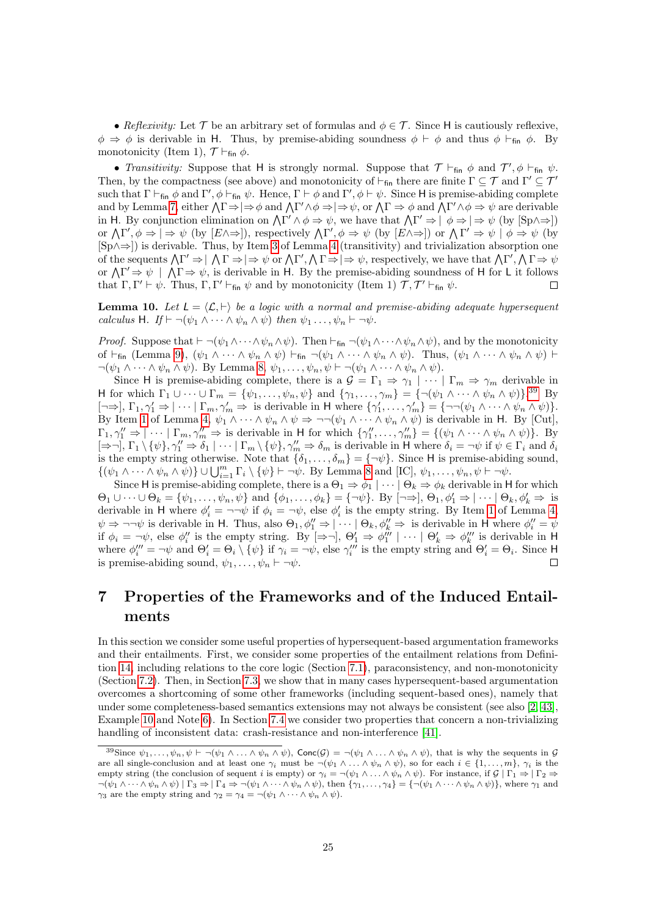• *Reflexivity:* Let $\mathcal{T}$ be an arbitrary set of formulas and $\phi \in \mathcal{T}$. Since H is cautiously reflexive, $\phi \Rightarrow \phi$ is derivable in H. Thus, by premise-abiding soundness $\phi \vdash \phi$ and thus $\phi \vdash_{\mathsf{fin}} \phi$. By monotonicity (Item 1), $\mathcal{T} \vdash_{\mathsf{fin}} \phi$.

• *Transitivity:* Suppose that H is strongly normal. Suppose that $\mathcal{T} \vdash_{\mathsf{fin}} \phi$ and $\mathcal{T}', \phi \vdash_{\mathsf{fin}} \psi$. Then, by the compactness (see above) and monotonicity of $\vdash_{\mathsf{fin}}$ there are finite $\Gamma \subseteq \mathcal{T}$ and $\Gamma' \subseteq \mathcal{T}'$ such that $\Gamma \vdash_{\mathsf{fin}} \phi$ and $\Gamma', \phi \vdash_{\mathsf{fin}} \psi$. Hence, $\Gamma \vdash \phi$ and $\Gamma', \phi \vdash \psi$. Since H is premise-abiding complete and by Lemma 7, either $\bigwedge\Gamma \Rightarrow \mid \Rightarrow \phi$ and $\bigwedge\Gamma' \wedge \phi \Rightarrow \mid \Rightarrow \psi$, or $\bigwedge\Gamma \Rightarrow \phi$ and $\bigwedge\Gamma' \wedge \phi \Rightarrow \psi$ are derivable in H. By conjunction elimination on $\bigwedge\Gamma' \wedge \phi \Rightarrow \psi$, we have that $\bigwedge\Gamma' \Rightarrow \mid \phi \Rightarrow \mid \Rightarrow \psi$ (by [Sp$\wedge\Rightarrow$]) or $\bigwedge\Gamma', \phi \Rightarrow \mid \Rightarrow \psi$ (by [$E\wedge\Rightarrow$]), respectively $\bigwedge\Gamma', \phi \Rightarrow \psi$ (by [$E\wedge\Rightarrow$]) or $\bigwedge\Gamma' \Rightarrow \psi \mid \phi \Rightarrow \psi$ (by [Sp$\wedge\Rightarrow$]) is derivable. Thus, by Item 3 of Lemma 4 (transitivity) and trivialization absorption one of the sequents $\bigwedge\Gamma' \Rightarrow \mid \bigwedge\Gamma \Rightarrow \mid \Rightarrow \psi$ or $\bigwedge\Gamma', \bigwedge\Gamma \Rightarrow \mid \Rightarrow \psi$, respectively, we have that $\bigwedge\Gamma', \bigwedge\Gamma \Rightarrow \psi$ or $\bigwedge\Gamma' \Rightarrow \psi \mid \bigwedge\Gamma \Rightarrow \psi$, is derivable in H. By the premise-abiding soundness of H for L it follows that $\Gamma, \Gamma' \vdash \psi$. Thus, $\Gamma, \Gamma' \vdash_{\mathsf{fin}} \psi$ and by monotonicity (Item 1) $\mathcal{T}, \mathcal{T}' \vdash_{\mathsf{fin}} \psi$. □

**Lemma 10.** *Let $\mathsf{L} = \langle \mathcal{L}, \vdash \rangle$ be a logic with a normal and premise-abiding adequate hypersequent calculus H. If $\vdash \neg(\psi_1 \wedge \cdots \wedge \psi_n \wedge \psi)$ then $\psi_1 \ldots, \psi_n \vdash \neg\psi$.*

*Proof.* Suppose that $\vdash \neg(\psi_1 \wedge \cdots \wedge \psi_n \wedge \psi)$. Then $\vdash_{\mathsf{fin}} \neg(\psi_1 \wedge \cdots \wedge \psi_n \wedge \psi)$, and by the monotonicity of $\vdash_{\mathsf{fin}}$ (Lemma 9), $(\psi_1 \wedge \cdots \wedge \psi_n \wedge \psi) \vdash_{\mathsf{fin}} \neg(\psi_1 \wedge \cdots \wedge \psi_n \wedge \psi)$. Thus, $(\psi_1 \wedge \cdots \wedge \psi_n \wedge \psi) \vdash \neg(\psi_1 \wedge \cdots \wedge \psi_n \wedge \psi)$. By Lemma 8, $\psi_1, \ldots, \psi_n, \psi \vdash \neg(\psi_1 \wedge \cdots \wedge \psi_n \wedge \psi)$.

Since H is premise-abiding complete, there is a $\mathcal{G} = \Gamma_1 \Rightarrow \gamma_1 \mid \cdots \mid \Gamma_m \Rightarrow \gamma_m$ derivable in H for which $\Gamma_1 \cup \cdots \cup \Gamma_m = \{\psi_1, \ldots, \psi_n, \psi\}$ and $\{\gamma_1, \ldots, \gamma_m\} = \{\neg(\psi_1 \wedge \cdots \wedge \psi_n \wedge \psi)\}$.[39] By [$\neg\Rightarrow$], $\Gamma_1, \gamma_1' \Rightarrow \mid \cdots \mid \Gamma_m, \gamma_m' \Rightarrow$ is derivable in H where $\{\gamma_1', \ldots, \gamma_m'\} = \{\neg\neg(\psi_1 \wedge \cdots \wedge \psi_n \wedge \psi)\}$. By Item 1 of Lemma 4, $\psi_1 \wedge \cdots \wedge \psi_n \wedge \psi \Rightarrow \neg\neg(\psi_1 \wedge \cdots \wedge \psi_n \wedge \psi)$ is derivable in H. By [Cut], $\Gamma_1, \gamma_1'' \Rightarrow \mid \cdots \mid \Gamma_m, \gamma_m'' \Rightarrow$ is derivable in H for which $\{\gamma_1'', \ldots, \gamma_m''\} = \{(\psi_1 \wedge \cdots \wedge \psi_n \wedge \psi)\}$. By [$\Rightarrow\neg$], $\Gamma_1 \setminus \{\psi\}, \gamma_1'' \Rightarrow \delta_1 \mid \cdots \mid \Gamma_m \setminus \{\psi\}, \gamma_m'' \Rightarrow \delta_m$ is derivable in H where $\delta_i = \neg\psi$ if $\psi \in \Gamma_i$ and $\delta_i$ is the empty string otherwise. Note that $\{\delta_1, \ldots, \delta_m\} = \{\neg\psi\}$. Since H is premise-abiding sound, $\{(\psi_1 \wedge \cdots \wedge \psi_n \wedge \psi)\} \cup \bigcup_{i=1}^m \Gamma_i \setminus \{\psi\} \vdash \neg\psi$. By Lemma 8 and [IC], $\psi_1, \ldots, \psi_n, \psi \vdash \neg\psi$.

Since H is premise-abiding complete, there is a $\Theta_1 \Rightarrow \phi_1 \mid \cdots \mid \Theta_k \Rightarrow \phi_k$ derivable in H for which $\Theta_1 \cup \cdots \cup \Theta_k = \{\psi_1, \ldots, \psi_n, \psi\}$ and $\{\phi_1, \ldots, \phi_k\} = \{\neg\psi\}$. By [$\neg\Rightarrow$], $\Theta_1, \phi_1' \Rightarrow \mid \cdots \mid \Theta_k, \phi_k' \Rightarrow$ is derivable in H where $\phi_i' = \neg\neg\psi$ if $\phi_i = \neg\psi$, else $\phi_i'$ is the empty string. By Item 1 of Lemma 4, $\psi \Rightarrow \neg\neg\psi$ is derivable in H. Thus, also $\Theta_1, \phi_1'' \Rightarrow \mid \cdots \mid \Theta_k, \phi_k'' \Rightarrow$ is derivable in H where $\phi_i'' = \psi$ if $\phi_i = \neg\psi$, else $\phi_i''$ is the empty string. By [$\Rightarrow\neg$], $\Theta_1' \Rightarrow \phi_1''' \mid \cdots \mid \Theta_k' \Rightarrow \phi_k'''$ is derivable in H where $\phi_i''' = \neg\psi$ and $\Theta_i' = \Theta_i \setminus \{\psi\}$ if $\gamma_i = \neg\psi$, else $\gamma_i'''$ is the empty string and $\Theta_i' = \Theta_i$. Since H is premise-abiding sound, $\psi_1, \ldots, \psi_n \vdash \neg\psi$. □

# 7 Properties of the Frameworks and of the Induced Entailments

In this section we consider some useful properties of hypersequent-based argumentation frameworks and their entailments. First, we consider some properties of the entailment relations from Definition 14, including relations to the core logic (Section 7.1), paraconsistency, and non-monotonicity (Section 7.2). Then, in Section 7.3, we show that in many cases hypersequent-based argumentation overcomes a shortcoming of some other frameworks (including sequent-based ones), namely that under some completeness-based semantics extensions may not always be consistent (see also [2, 43], Example 10 and Note 6). In Section 7.4 we consider two properties that concern a non-trivializing handling of inconsistent data: crash-resistance and non-interference [41].

[39] Since $\psi_1, \ldots, \psi_n, \psi \vdash \neg(\psi_1 \wedge \ldots \wedge \psi_n \wedge \psi)$, $\mathsf{Conc}(\mathcal{G}) = \neg(\psi_1 \wedge \ldots \wedge \psi_n \wedge \psi)$, that is why the sequents in $\mathcal{G}$ are all single-conclusion and at least one $\gamma_i$ must be $\neg(\psi_1 \wedge \ldots \wedge \psi_n \wedge \psi)$, so for each $i \in \{1, \ldots, m\}$, $\gamma_i$ is the empty string (the conclusion of sequent $i$ is empty) or $\gamma_i = \neg(\psi_1 \wedge \ldots \wedge \psi_n \wedge \psi)$. For instance, if $\mathcal{G} \mid \Gamma_1 \Rightarrow \mid \Gamma_2 \Rightarrow \neg(\psi_1 \wedge \cdots \wedge \psi_n \wedge \psi) \mid \Gamma_3 \Rightarrow \mid \Gamma_4 \Rightarrow \neg(\psi_1 \wedge \cdots \wedge \psi_n \wedge \psi)$, then $\{\gamma_1, \ldots, \gamma_4\} = \{\neg(\psi_1 \wedge \cdots \wedge \psi_n \wedge \psi)\}$, where $\gamma_1$ and $\gamma_3$ are the empty string and $\gamma_2 = \gamma_4 = \neg(\psi_1 \wedge \cdots \wedge \psi_n \wedge \psi)$.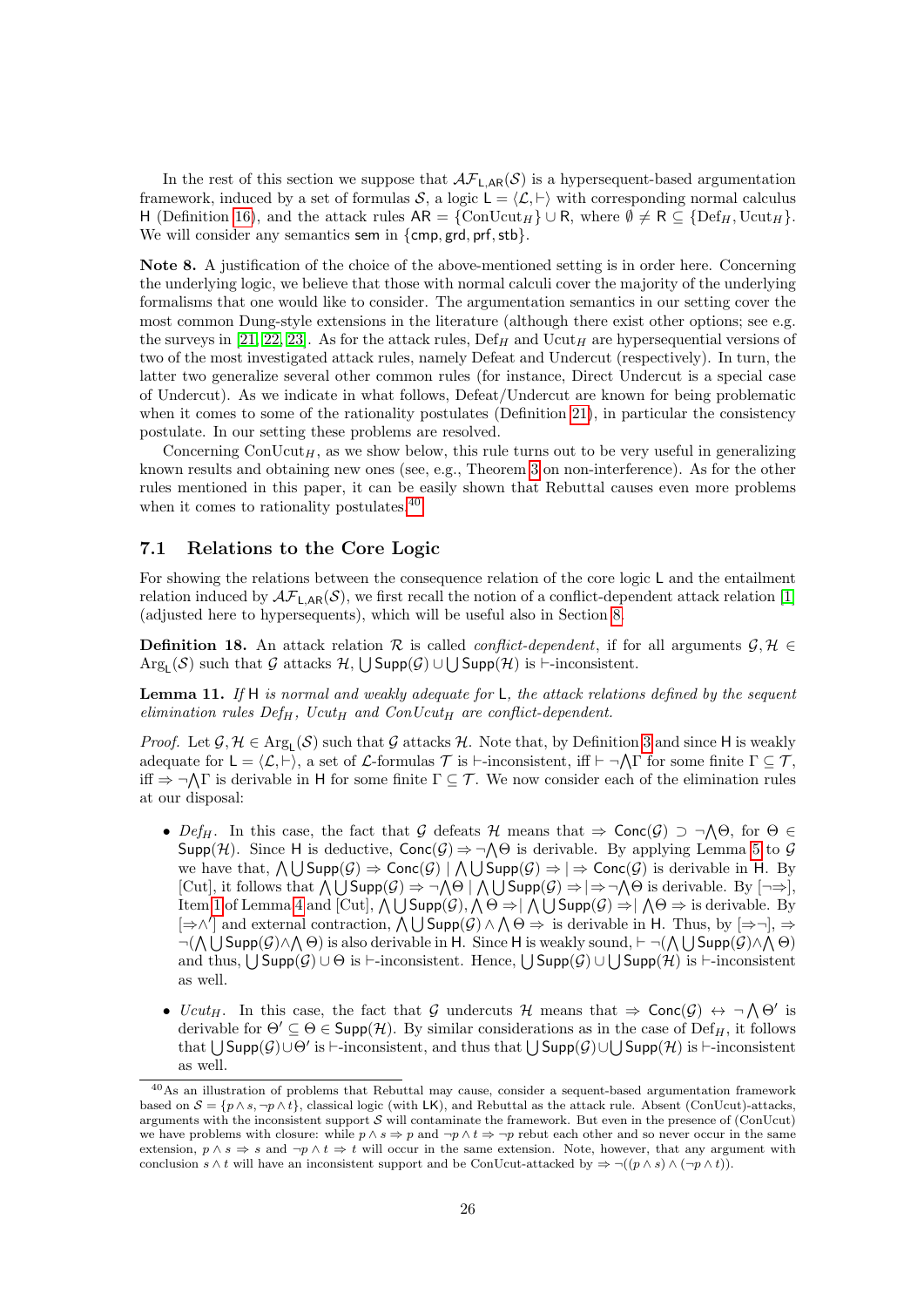In the rest of this section we suppose that $\mathcal{AF}_{\mathsf{L},\mathsf{AR}}(\mathcal{S})$ is a hypersequent-based argumentation framework, induced by a set of formulas $\mathcal{S}$, a logic $\mathsf{L} = \langle \mathcal{L}, \vdash \rangle$ with corresponding normal calculus $\mathsf{H}$ (Definition 16), and the attack rules $\mathsf{AR} = \{\text{ConUcut}_H\} \cup \mathsf{R}$, where $\emptyset \neq \mathsf{R} \subseteq \{\text{Def}_H, \text{Ucut}_H\}$. We will consider any semantics $\mathsf{sem}$ in $\{\mathsf{cmp}, \mathsf{grd}, \mathsf{prf}, \mathsf{stb}\}$.

**Note 8.** A justification of the choice of the above-mentioned setting is in order here. Concerning the underlying logic, we believe that those with normal calculi cover the majority of the underlying formalisms that one would like to consider. The argumentation semantics in our setting cover the most common Dung-style extensions in the literature (although there exist other options; see e.g. the surveys in [21, 22, 23]. As for the attack rules, $\text{Def}_H$ and $\text{Ucut}_H$ are hypersequential versions of two of the most investigated attack rules, namely Defeat and Undercut (respectively). In turn, the latter two generalize several other common rules (for instance, Direct Undercut is a special case of Undercut). As we indicate in what follows, Defeat/Undercut are known for being problematic when it comes to some of the rationality postulates (Definition 21), in particular the consistency postulate. In our setting these problems are resolved.

Concerning $\text{ConUcut}_H$, as we show below, this rule turns out to be very useful in generalizing known results and obtaining new ones (see, e.g., Theorem 3 on non-interference). As for the other rules mentioned in this paper, it can be easily shown that Rebuttal causes even more problems when it comes to rationality postulates.[40]

## 7.1 Relations to the Core Logic

For showing the relations between the consequence relation of the core logic $\mathsf{L}$ and the entailment relation induced by $\mathcal{AF}_{\mathsf{L},\mathsf{AR}}(\mathcal{S})$, we first recall the notion of a conflict-dependent attack relation [1] (adjusted here to hypersequents), which will be useful also in Section 8.

**Definition 18.** An attack relation $\mathcal{R}$ is called *conflict-dependent*, if for all arguments $\mathcal{G}, \mathcal{H} \in \text{Arg}_{\mathsf{L}}(\mathcal{S})$ such that $\mathcal{G}$ attacks $\mathcal{H}$, $\bigcup \mathsf{Supp}(\mathcal{G}) \cup \bigcup \mathsf{Supp}(\mathcal{H})$ is $\vdash$-inconsistent.

**Lemma 11.** *If* $\mathsf{H}$ *is normal and weakly adequate for* $\mathsf{L}$*, the attack relations defined by the sequent elimination rules* $\text{Def}_H$*,* $\text{Ucut}_H$ *and* $\text{ConUcut}_H$ *are conflict-dependent.*

*Proof.* Let $\mathcal{G}, \mathcal{H} \in \text{Arg}_{\mathsf{L}}(\mathcal{S})$ such that $\mathcal{G}$ attacks $\mathcal{H}$. Note that, by Definition 3 and since $\mathsf{H}$ is weakly adequate for $\mathsf{L} = \langle \mathcal{L}, \vdash \rangle$, a set of $\mathcal{L}$-formulas $\mathcal{T}$ is $\vdash$-inconsistent, iff $\vdash \neg \bigwedge \Gamma$ for some finite $\Gamma \subseteq \mathcal{T}$, iff $\Rightarrow \neg \bigwedge \Gamma$ is derivable in $\mathsf{H}$ for some finite $\Gamma \subseteq \mathcal{T}$. We now consider each of the elimination rules at our disposal:

- *$\text{Def}_H$*. In this case, the fact that $\mathcal{G}$ defeats $\mathcal{H}$ means that $\Rightarrow \mathsf{Conc}(\mathcal{G}) \supset \neg \bigwedge \Theta$, for $\Theta \in \mathsf{Supp}(\mathcal{H})$. Since $\mathsf{H}$ is deductive, $\mathsf{Conc}(\mathcal{G}) \Rightarrow \neg \bigwedge \Theta$ is derivable. By applying Lemma 5 to $\mathcal{G}$ we have that, $\bigwedge \bigcup \mathsf{Supp}(\mathcal{G}) \Rightarrow \mathsf{Conc}(\mathcal{G}) \mid \bigwedge \bigcup \mathsf{Supp}(\mathcal{G}) \Rightarrow \mid \Rightarrow \mathsf{Conc}(\mathcal{G})$ is derivable in $\mathsf{H}$. By [Cut], it follows that $\bigwedge \bigcup \mathsf{Supp}(\mathcal{G}) \Rightarrow \neg \bigwedge \Theta \mid \bigwedge \bigcup \mathsf{Supp}(\mathcal{G}) \Rightarrow \mid \Rightarrow \neg \bigwedge \Theta$ is derivable. By [$\neg\Rightarrow$], Item 1 of Lemma 4 and [Cut], $\bigwedge \bigcup \mathsf{Supp}(\mathcal{G}), \bigwedge \Theta \Rightarrow \mid \bigwedge \bigcup \mathsf{Supp}(\mathcal{G}) \Rightarrow \mid \bigwedge \Theta \Rightarrow$ is derivable. By [$\Rightarrow\wedge$] and external contraction, $\bigwedge \bigcup \mathsf{Supp}(\mathcal{G}) \wedge \bigwedge \Theta \Rightarrow$ is derivable in $\mathsf{H}$. Thus, by [$\Rightarrow\neg$], $\Rightarrow \neg(\bigwedge \bigcup \mathsf{Supp}(\mathcal{G}) \wedge \bigwedge \Theta)$ is also derivable in $\mathsf{H}$. Since $\mathsf{H}$ is weakly sound, $\vdash \neg(\bigwedge \bigcup \mathsf{Supp}(\mathcal{G}) \wedge \bigwedge \Theta)$ and thus, $\bigcup \mathsf{Supp}(\mathcal{G}) \cup \Theta$ is $\vdash$-inconsistent. Hence, $\bigcup \mathsf{Supp}(\mathcal{G}) \cup \bigcup \mathsf{Supp}(\mathcal{H})$ is $\vdash$-inconsistent as well.
- *$\text{Ucut}_H$*. In this case, the fact that $\mathcal{G}$ undercuts $\mathcal{H}$ means that $\Rightarrow \mathsf{Conc}(\mathcal{G}) \leftrightarrow \neg \bigwedge \Theta'$ is derivable for $\Theta' \subseteq \Theta \in \mathsf{Supp}(\mathcal{H})$. By similar considerations as in the case of $\text{Def}_H$, it follows that $\bigcup \mathsf{Supp}(\mathcal{G}) \cup \Theta'$ is $\vdash$-inconsistent, and thus that $\bigcup \mathsf{Supp}(\mathcal{G}) \cup \bigcup \mathsf{Supp}(\mathcal{H})$ is $\vdash$-inconsistent as well.

[40] As an illustration of problems that Rebuttal may cause, consider a sequent-based argumentation framework based on $\mathcal{S} = \{p \wedge s, \neg p \wedge t\}$, classical logic (with LK), and Rebuttal as the attack rule. Absent (ConUcut)-attacks, arguments with the inconsistent support $\mathcal{S}$ will contaminate the framework. But even in the presence of (ConUcut) we have problems with closure: while $p \wedge s \Rightarrow p$ and $\neg p \wedge t \Rightarrow \neg p$ rebut each other and so never occur in the same extension, $p \wedge s \Rightarrow s$ and $\neg p \wedge t \Rightarrow t$ will occur in the same extension. Note, however, that any argument with conclusion $s \wedge t$ will have an inconsistent support and be ConUcut-attacked by $\Rightarrow \neg((p \wedge s) \wedge (\neg p \wedge t))$.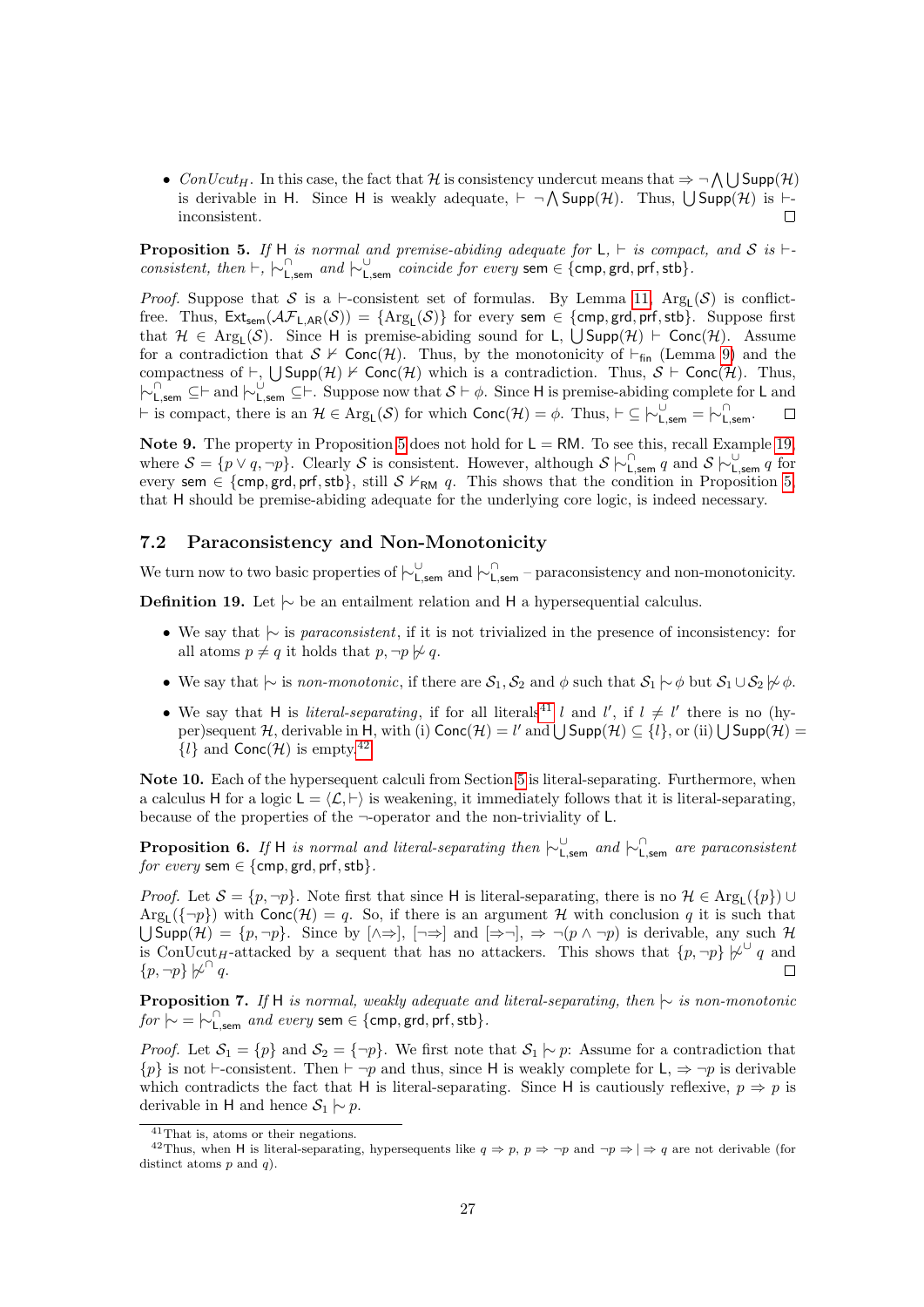- *ConUcut*$_H$. In this case, the fact that $\mathcal{H}$ is consistency undercut means that $\Rightarrow \neg \bigwedge \bigcup \mathsf{Supp}(\mathcal{H})$ is derivable in $\mathsf{H}$. Since $\mathsf{H}$ is weakly adequate, $\vdash \neg \bigwedge \mathsf{Supp}(\mathcal{H})$. Thus, $\bigcup \mathsf{Supp}(\mathcal{H})$ is $\vdash$-inconsistent. $\square$

**Proposition 5.** *If* $\mathsf{H}$ *is normal and premise-abiding adequate for* $\mathsf{L}$, $\vdash$ *is compact, and* $\mathcal{S}$ *is* $\vdash$-*consistent, then* $\vdash$, $\mathrel{|\!\sim}^{\cap}_{\mathsf{L,sem}}$ *and* $\mathrel{|\!\sim}^{\cup}_{\mathsf{L,sem}}$ *coincide for every* $\mathsf{sem} \in \{\mathsf{cmp}, \mathsf{grd}, \mathsf{prf}, \mathsf{stb}\}$.

*Proof.* Suppose that $\mathcal{S}$ is a $\vdash$-consistent set of formulas. By Lemma 11, $\mathrm{Arg}_{\mathsf{L}}(\mathcal{S})$ is conflict-free. Thus, $\mathsf{Ext}_{\mathsf{sem}}(\mathcal{AF}_{\mathsf{L,AR}}(\mathcal{S})) = \{\mathrm{Arg}_{\mathsf{L}}(\mathcal{S})\}$ for every $\mathsf{sem} \in \{\mathsf{cmp}, \mathsf{grd}, \mathsf{prf}, \mathsf{stb}\}$. Suppose first that $\mathcal{H} \in \mathrm{Arg}_{\mathsf{L}}(\mathcal{S})$. Since $\mathsf{H}$ is premise-abiding sound for $\mathsf{L}$, $\bigcup \mathsf{Supp}(\mathcal{H}) \vdash \mathsf{Conc}(\mathcal{H})$. Assume for a contradiction that $\mathcal{S} \nvdash \mathsf{Conc}(\mathcal{H})$. Thus, by the monotonicity of $\vdash_{\mathsf{fin}}$ (Lemma 9) and the compactness of $\vdash$, $\bigcup \mathsf{Supp}(\mathcal{H}) \nvdash \mathsf{Conc}(\mathcal{H})$ which is a contradiction. Thus, $\mathcal{S} \vdash \mathsf{Conc}(\mathcal{H})$. Thus, $\mathrel{|\!\sim}^{\cap}_{\mathsf{L,sem}} \subseteq \vdash$ and $\mathrel{|\!\sim}^{\cup}_{\mathsf{L,sem}} \subseteq \vdash$. Suppose now that $\mathcal{S} \vdash \phi$. Since $\mathsf{H}$ is premise-abiding complete for $\mathsf{L}$ and $\vdash$ is compact, there is an $\mathcal{H} \in \mathrm{Arg}_{\mathsf{L}}(\mathcal{S})$ for which $\mathsf{Conc}(\mathcal{H}) = \phi$. Thus, $\vdash \subseteq \mathrel{|\!\sim}^{\cup}_{\mathsf{L,sem}} = \mathrel{|\!\sim}^{\cap}_{\mathsf{L,sem}}$. $\square$

**Note 9.** The property in Proposition 5 does not hold for $\mathsf{L} = \mathsf{RM}$. To see this, recall Example 19, where $\mathcal{S} = \{p \vee q, \neg p\}$. Clearly $\mathcal{S}$ is consistent. However, although $\mathcal{S} \mathrel{|\!\sim}^{\cap}_{\mathsf{L,sem}} q$ and $\mathcal{S} \mathrel{|\!\sim}^{\cup}_{\mathsf{L,sem}} q$ for every $\mathsf{sem} \in \{\mathsf{cmp}, \mathsf{grd}, \mathsf{prf}, \mathsf{stb}\}$, still $\mathcal{S} \nvdash_{\mathsf{RM}} q$. This shows that the condition in Proposition 5, that $\mathsf{H}$ should be premise-abiding adequate for the underlying core logic, is indeed necessary.

## 7.2 Paraconsistency and Non-Monotonicity

We turn now to two basic properties of $\mathrel{|\!\sim}^{\cup}_{\mathsf{L,sem}}$ and $\mathrel{|\!\sim}^{\cap}_{\mathsf{L,sem}}$ – paraconsistency and non-monotonicity.

**Definition 19.** Let $\mathrel{|\!\sim}$ be an entailment relation and $\mathsf{H}$ a hypersequential calculus.

- We say that $\mathrel{|\!\sim}$ is *paraconsistent*, if it is not trivialized in the presence of inconsistency: for all atoms $p \neq q$ it holds that $p, \neg p \not\mathrel{|\!\sim} q$.
- We say that $\mathrel{|\!\sim}$ is *non-monotonic*, if there are $\mathcal{S}_1, \mathcal{S}_2$ and $\phi$ such that $\mathcal{S}_1 \mathrel{|\!\sim} \phi$ but $\mathcal{S}_1 \cup \mathcal{S}_2 \not\mathrel{|\!\sim} \phi$.
- We say that $\mathsf{H}$ is *literal-separating*, if for all literals[41] $l$ and $l'$, if $l \neq l'$ there is no (hyper)sequent $\mathcal{H}$, derivable in $\mathsf{H}$, with (i) $\mathsf{Conc}(\mathcal{H}) = l'$ and $\bigcup \mathsf{Supp}(\mathcal{H}) \subseteq \{l\}$, or (ii) $\bigcup \mathsf{Supp}(\mathcal{H}) = \{l\}$ and $\mathsf{Conc}(\mathcal{H})$ is empty.[42]

**Note 10.** Each of the hypersequent calculi from Section 5 is literal-separating. Furthermore, when a calculus $\mathsf{H}$ for a logic $\mathsf{L} = \langle \mathcal{L}, \vdash \rangle$ is weakening, it immediately follows that it is literal-separating, because of the properties of the $\neg$-operator and the non-triviality of $\mathsf{L}$.

**Proposition 6.** *If* $\mathsf{H}$ *is normal and literal-separating then* $\mathrel{|\!\sim}^{\cup}_{\mathsf{L,sem}}$ *and* $\mathrel{|\!\sim}^{\cap}_{\mathsf{L,sem}}$ *are paraconsistent for every* $\mathsf{sem} \in \{\mathsf{cmp}, \mathsf{grd}, \mathsf{prf}, \mathsf{stb}\}$.

*Proof.* Let $\mathcal{S} = \{p, \neg p\}$. Note first that since $\mathsf{H}$ is literal-separating, there is no $\mathcal{H} \in \mathrm{Arg}_{\mathsf{L}}(\{p\}) \cup \mathrm{Arg}_{\mathsf{L}}(\{\neg p\})$ with $\mathsf{Conc}(\mathcal{H}) = q$. So, if there is an argument $\mathcal{H}$ with conclusion $q$ it is such that $\bigcup \mathsf{Supp}(\mathcal{H}) = \{p, \neg p\}$. Since by $[\wedge\Rightarrow]$, $[\neg\Rightarrow]$ and $[\Rightarrow\neg]$, $\Rightarrow \neg(p \wedge \neg p)$ is derivable, any such $\mathcal{H}$ is ConUcut$_H$-attacked by a sequent that has no attackers. This shows that $\{p, \neg p\} \not\mathrel{|\!\sim}^{\cup} q$ and $\{p, \neg p\} \not\mathrel{|\!\sim}^{\cap} q$. $\square$

**Proposition 7.** *If* $\mathsf{H}$ *is normal, weakly adequate and literal-separating, then* $\mathrel{|\!\sim}$ *is non-monotonic for* $\mathrel{|\!\sim} = \mathrel{|\!\sim}^{\cap}_{\mathsf{L,sem}}$ *and every* $\mathsf{sem} \in \{\mathsf{cmp}, \mathsf{grd}, \mathsf{prf}, \mathsf{stb}\}$.

*Proof.* Let $\mathcal{S}_1 = \{p\}$ and $\mathcal{S}_2 = \{\neg p\}$. We first note that $\mathcal{S}_1 \mathrel{|\!\sim} p$: Assume for a contradiction that $\{p\}$ is not $\vdash$-consistent. Then $\vdash \neg p$ and thus, since $\mathsf{H}$ is weakly complete for $\mathsf{L}$, $\Rightarrow \neg p$ is derivable which contradicts the fact that $\mathsf{H}$ is literal-separating. Since $\mathsf{H}$ is cautiously reflexive, $p \Rightarrow p$ is derivable in $\mathsf{H}$ and hence $\mathcal{S}_1 \mathrel{|\!\sim} p$.

[41] That is, atoms or their negations.

[42] Thus, when $\mathsf{H}$ is literal-separating, hypersequents like $q \Rightarrow p$, $p \Rightarrow \neg p$ and $\neg p \Rightarrow \mid \Rightarrow q$ are not derivable (for distinct atoms $p$ and $q$).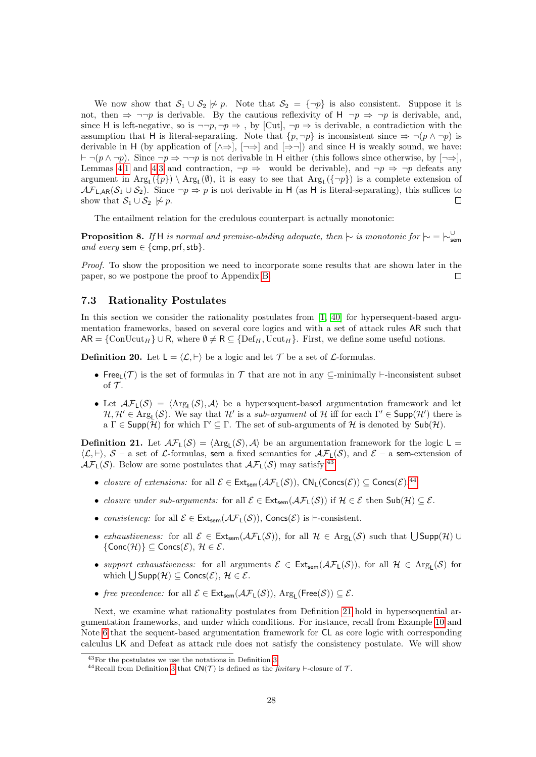We now show that $\mathcal{S}_1 \cup \mathcal{S}_2 \not\mathrel{|\!\sim} p$. Note that $\mathcal{S}_2 = \{\neg p\}$ is also consistent. Suppose it is not, then $\Rightarrow \neg\neg p$ is derivable. By the cautious reflexivity of $\mathsf{H}$ $\neg p \Rightarrow \neg p$ is derivable, and, since $\mathsf{H}$ is left-negative, so is $\neg\neg p, \neg p \Rightarrow$ , by [Cut], $\neg p \Rightarrow$ is derivable, a contradiction with the assumption that $\mathsf{H}$ is literal-separating. Note that $\{p, \neg p\}$ is inconsistent since $\Rightarrow \neg(p \wedge \neg p)$ is derivable in $\mathsf{H}$ (by application of $[\wedge\Rightarrow]$, $[\neg\Rightarrow]$ and $[\Rightarrow\neg]$) and since $\mathsf{H}$ is weakly sound, we have: $\vdash \neg(p \wedge \neg p)$. Since $\neg p \Rightarrow \neg\neg p$ is not derivable in $\mathsf{H}$ either (this follows since otherwise, by $[\neg\Rightarrow]$, Lemmas 4.1 and 4.3 and contraction, $\neg p \Rightarrow$ would be derivable), and $\neg p \Rightarrow \neg p$ defeats any argument in $\mathrm{Arg}_{\mathsf{L}}(\{p\}) \setminus \mathrm{Arg}_{\mathsf{L}}(\emptyset)$, it is easy to see that $\mathrm{Arg}_{\mathsf{L}}(\{\neg p\})$ is a complete extension of $\mathcal{AF}_{\mathsf{L},\mathsf{AR}}(\mathcal{S}_1 \cup \mathcal{S}_2)$. Since $\neg p \Rightarrow p$ is not derivable in $\mathsf{H}$ (as $\mathsf{H}$ is literal-separating), this suffices to show that $\mathcal{S}_1 \cup \mathcal{S}_2 \not\mathrel{|\!\sim} p$. □

The entailment relation for the credulous counterpart is actually monotonic:

**Proposition 8.** *If* $\mathsf{H}$ *is normal and premise-abiding adequate, then* $\mathrel{|\!\sim}$ *is monotonic for* $\mathrel{|\!\sim} = \mathrel{|\!\sim}^{\cup}_{\mathsf{sem}}$ *and every* $\mathsf{sem} \in \{\mathsf{cmp}, \mathsf{prf}, \mathsf{stb}\}$.

*Proof.* To show the proposition we need to incorporate some results that are shown later in the paper, so we postpone the proof to Appendix B. □

### 7.3 Rationality Postulates

In this section we consider the rationality postulates from [1, 40] for hypersequent-based argumentation frameworks, based on several core logics and with a set of attack rules $\mathsf{AR}$ such that $\mathsf{AR} = \{\mathrm{ConUcut}_H\} \cup \mathsf{R}$, where $\emptyset \neq \mathsf{R} \subseteq \{\mathrm{Def}_H, \mathrm{Ucut}_H\}$. First, we define some useful notions.

**Definition 20.** Let $\mathsf{L} = \langle \mathcal{L}, \vdash \rangle$ be a logic and let $\mathcal{T}$ be a set of $\mathcal{L}$-formulas.

- $\mathsf{Free}_{\mathsf{L}}(\mathcal{T})$ is the set of formulas in $\mathcal{T}$ that are not in any $\subseteq$-minimally $\vdash$-inconsistent subset of $\mathcal{T}$.
- Let $\mathcal{AF}_{\mathsf{L}}(\mathcal{S}) = \langle \mathrm{Arg}_{\mathsf{L}}(\mathcal{S}), \mathcal{A} \rangle$ be a hypersequent-based argumentation framework and let $\mathcal{H}, \mathcal{H}' \in \mathrm{Arg}_{\mathsf{L}}(\mathcal{S})$. We say that $\mathcal{H}'$ is a *sub-argument* of $\mathcal{H}$ iff for each $\Gamma' \in \mathsf{Supp}(\mathcal{H}')$ there is a $\Gamma \in \mathsf{Supp}(\mathcal{H})$ for which $\Gamma' \subseteq \Gamma$. The set of sub-arguments of $\mathcal{H}$ is denoted by $\mathsf{Sub}(\mathcal{H})$.

**Definition 21.** Let $\mathcal{AF}_{\mathsf{L}}(\mathcal{S}) = \langle \mathrm{Arg}_{\mathsf{L}}(\mathcal{S}), \mathcal{A} \rangle$ be an argumentation framework for the logic $\mathsf{L} = \langle \mathcal{L}, \vdash \rangle$, $\mathcal{S}$ – a set of $\mathcal{L}$-formulas, $\mathsf{sem}$ a fixed semantics for $\mathcal{AF}_{\mathsf{L}}(\mathcal{S})$, and $\mathcal{E}$ – a $\mathsf{sem}$-extension of $\mathcal{AF}_{\mathsf{L}}(\mathcal{S})$. Below are some postulates that $\mathcal{AF}_{\mathsf{L}}(\mathcal{S})$ may satisfy:[43]

- *closure of extensions:* for all $\mathcal{E} \in \mathsf{Ext}_{\mathsf{sem}}(\mathcal{AF}_{\mathsf{L}}(\mathcal{S}))$, $\mathsf{CN}_{\mathsf{L}}(\mathsf{Concs}(\mathcal{E})) \subseteq \mathsf{Concs}(\mathcal{E})$.[44]
- *closure under sub-arguments:* for all $\mathcal{E} \in \mathsf{Ext}_{\mathsf{sem}}(\mathcal{AF}_{\mathsf{L}}(\mathcal{S}))$ if $\mathcal{H} \in \mathcal{E}$ then $\mathsf{Sub}(\mathcal{H}) \subseteq \mathcal{E}$.
- *consistency:* for all $\mathcal{E} \in \mathsf{Ext}_{\mathsf{sem}}(\mathcal{AF}_{\mathsf{L}}(\mathcal{S}))$, $\mathsf{Concs}(\mathcal{E})$ is $\vdash$-consistent.
- *exhaustiveness:* for all $\mathcal{E} \in \mathsf{Ext}_{\mathsf{sem}}(\mathcal{AF}_{\mathsf{L}}(\mathcal{S}))$, for all $\mathcal{H} \in \mathrm{Arg}_{\mathsf{L}}(\mathcal{S})$ such that $\bigcup \mathsf{Supp}(\mathcal{H}) \cup \{\mathsf{Conc}(\mathcal{H})\} \subseteq \mathsf{Concs}(\mathcal{E})$, $\mathcal{H} \in \mathcal{E}$.
- *support exhaustiveness:* for all arguments $\mathcal{E} \in \mathsf{Ext}_{\mathsf{sem}}(\mathcal{AF}_{\mathsf{L}}(\mathcal{S}))$, for all $\mathcal{H} \in \mathrm{Arg}_{\mathsf{L}}(\mathcal{S})$ for which $\bigcup \mathsf{Supp}(\mathcal{H}) \subseteq \mathsf{Concs}(\mathcal{E})$, $\mathcal{H} \in \mathcal{E}$.
- *free precedence:* for all $\mathcal{E} \in \mathsf{Ext}_{\mathsf{sem}}(\mathcal{AF}_{\mathsf{L}}(\mathcal{S}))$, $\mathrm{Arg}_{\mathsf{L}}(\mathsf{Free}(\mathcal{S})) \subseteq \mathcal{E}$.

Next, we examine what rationality postulates from Definition 21 hold in hypersequential argumentation frameworks, and under which conditions. For instance, recall from Example 10 and Note 6 that the sequent-based argumentation framework for $\mathsf{CL}$ as core logic with corresponding calculus $\mathsf{LK}$ and Defeat as attack rule does not satisfy the consistency postulate. We will show

[43] For the postulates we use the notations in Definition 3.

[44] Recall from Definition 3 that $\mathsf{CN}(\mathcal{T})$ is defined as the *finitary* $\vdash$-closure of $\mathcal{T}$.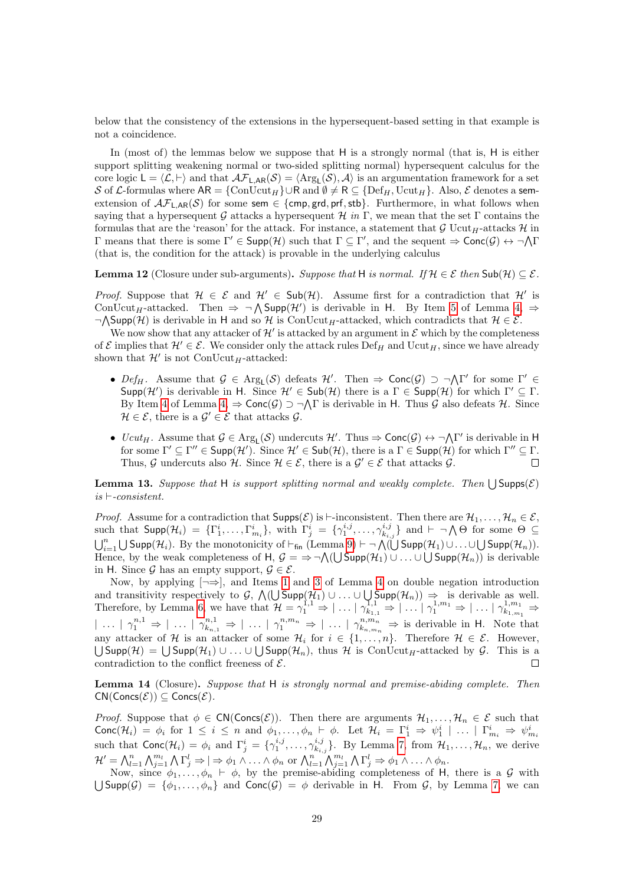below that the consistency of the extensions in the hypersequent-based setting in that example is not a coincidence.

In (most of) the lemmas below we suppose that $\mathsf{H}$ is a strongly normal (that is, $\mathsf{H}$ is either support splitting weakening normal or two-sided splitting normal) hypersequent calculus for the core logic $\mathsf{L} = \langle \mathcal{L}, \vdash \rangle$ and that $\mathcal{AF}_{\mathsf{L},\mathsf{AR}}(\mathcal{S}) = \langle \mathrm{Arg}_{\mathsf{L}}(\mathcal{S}), \mathcal{A} \rangle$ is an argumentation framework for a set $\mathcal{S}$ of $\mathcal{L}$-formulas where $\mathsf{AR} = \{\mathrm{ConUcut}_H\} \cup \mathsf{R}$ and $\emptyset \neq \mathsf{R} \subseteq \{\mathrm{Def}_H, \mathrm{Ucut}_H\}$. Also, $\mathcal{E}$ denotes a $\mathsf{sem}$-extension of $\mathcal{AF}_{\mathsf{L},\mathsf{AR}}(\mathcal{S})$ for some $\mathsf{sem} \in \{\mathsf{cmp}, \mathsf{grd}, \mathsf{prf}, \mathsf{stb}\}$. Furthermore, in what follows when saying that a hypersequent $\mathcal{G}$ attacks a hypersequent $\mathcal{H}$ *in* $\Gamma$, we mean that the set $\Gamma$ contains the formulas that are the 'reason' for the attack. For instance, a statement that $\mathcal{G}$ $\mathrm{Ucut}_H$-attacks $\mathcal{H}$ in $\Gamma$ means that there is some $\Gamma' \in \mathsf{Supp}(\mathcal{H})$ such that $\Gamma \subseteq \Gamma'$, and the sequent $\Rightarrow \mathsf{Conc}(\mathcal{G}) \leftrightarrow \neg \bigwedge \Gamma$ (that is, the condition for the attack) is provable in the underlying calculus

**Lemma 12** (Closure under sub-arguments)**.** *Suppose that* $\mathsf{H}$ *is normal. If* $\mathcal{H} \in \mathcal{E}$ *then* $\mathsf{Sub}(\mathcal{H}) \subseteq \mathcal{E}$.

*Proof.* Suppose that $\mathcal{H} \in \mathcal{E}$ and $\mathcal{H}' \in \mathsf{Sub}(\mathcal{H})$. Assume first for a contradiction that $\mathcal{H}'$ is $\mathrm{ConUcut}_H$-attacked. Then $\Rightarrow \neg \bigwedge \mathsf{Supp}(\mathcal{H}')$ is derivable in $\mathsf{H}$. By Item 5 of Lemma 4, $\Rightarrow \neg \bigwedge \mathsf{Supp}(\mathcal{H})$ is derivable in $\mathsf{H}$ and so $\mathcal{H}$ is $\mathrm{ConUcut}_H$-attacked, which contradicts that $\mathcal{H} \in \mathcal{E}$.

We now show that any attacker of $\mathcal{H}'$ is attacked by an argument in $\mathcal{E}$ which by the completeness of $\mathcal{E}$ implies that $\mathcal{H}' \in \mathcal{E}$. We consider only the attack rules $\mathrm{Def}_H$ and $\mathrm{Ucut}_H$, since we have already shown that $\mathcal{H}'$ is not $\mathrm{ConUcut}_H$-attacked:

- *$Def_H$*. Assume that $\mathcal{G} \in \mathrm{Arg}_{\mathsf{L}}(\mathcal{S})$ defeats $\mathcal{H}'$. Then $\Rightarrow \mathsf{Conc}(\mathcal{G}) \supset \neg \bigwedge \Gamma'$ for some $\Gamma' \in \mathsf{Supp}(\mathcal{H}')$ is derivable in $\mathsf{H}$. Since $\mathcal{H}' \in \mathsf{Sub}(\mathcal{H})$ there is a $\Gamma \in \mathsf{Supp}(\mathcal{H})$ for which $\Gamma' \subseteq \Gamma$. By Item 4 of Lemma 4, $\Rightarrow \mathsf{Conc}(\mathcal{G}) \supset \neg \bigwedge \Gamma$ is derivable in $\mathsf{H}$. Thus $\mathcal{G}$ also defeats $\mathcal{H}$. Since $\mathcal{H} \in \mathcal{E}$, there is a $\mathcal{G}' \in \mathcal{E}$ that attacks $\mathcal{G}$.
- *$Ucut_H$*. Assume that $\mathcal{G} \in \mathrm{Arg}_{\mathsf{L}}(\mathcal{S})$ undercuts $\mathcal{H}'$. Thus $\Rightarrow \mathsf{Conc}(\mathcal{G}) \leftrightarrow \neg \bigwedge \Gamma'$ is derivable in $\mathsf{H}$ for some $\Gamma' \subseteq \Gamma'' \in \mathsf{Supp}(\mathcal{H}')$. Since $\mathcal{H}' \in \mathsf{Sub}(\mathcal{H})$, there is a $\Gamma \in \mathsf{Supp}(\mathcal{H})$ for which $\Gamma'' \subseteq \Gamma$. Thus, $\mathcal{G}$ undercuts also $\mathcal{H}$. Since $\mathcal{H} \in \mathcal{E}$, there is a $\mathcal{G}' \in \mathcal{E}$ that attacks $\mathcal{G}$. ◻

**Lemma 13.** *Suppose that* $\mathsf{H}$ *is support splitting normal and weakly complete. Then* $\bigcup \mathsf{Supps}(\mathcal{E})$ *is* $\vdash$*-consistent.*

*Proof.* Assume for a contradiction that $\mathsf{Supps}(\mathcal{E})$ is $\vdash$-inconsistent. Then there are $\mathcal{H}_1, \ldots, \mathcal{H}_n \in \mathcal{E}$, such that $\mathsf{Supp}(\mathcal{H}_i) = \{\Gamma^i_1, \ldots, \Gamma^i_{m_i}\}$, with $\Gamma^i_j = \{\gamma^{i,j}_1, \ldots, \gamma^{i,j}_{k_{i,j}}\}$ and $\vdash \neg \bigwedge \Theta$ for some $\Theta \subseteq \bigcup_{i=1}^n \bigcup \mathsf{Supp}(\mathcal{H}_i)$. By the monotonicity of $\vdash_{\mathsf{fin}}$ (Lemma 9) $\vdash \neg \bigwedge (\bigcup \mathsf{Supp}(\mathcal{H}_1) \cup \ldots \cup \bigcup \mathsf{Supp}(\mathcal{H}_n))$. Hence, by the weak completeness of $\mathsf{H}$, $\mathcal{G} = \Rightarrow \neg \bigwedge (\bigcup \mathsf{Supp}(\mathcal{H}_1) \cup \ldots \cup \bigcup \mathsf{Supp}(\mathcal{H}_n))$ is derivable in $\mathsf{H}$. Since $\mathcal{G}$ has an empty support, $\mathcal{G} \in \mathcal{E}$.

Now, by applying $[\neg\Rightarrow]$, and Items 1 and 3 of Lemma 4 on double negation introduction and transitivity respectively to $\mathcal{G}$, $\bigwedge (\bigcup \mathsf{Supp}(\mathcal{H}_1) \cup \ldots \cup \bigcup \mathsf{Supp}(\mathcal{H}_n)) \Rightarrow$ is derivable as well. Therefore, by Lemma 6, we have that $\mathcal{H} = \gamma^{1,1}_1 \Rightarrow \mid \ldots \mid \gamma^{1,1}_{k_{1,1}} \Rightarrow \mid \ldots \mid \gamma^{1,m_1}_1 \Rightarrow \mid \ldots \mid \gamma^{1,m_1}_{k_{1,m_1}} \Rightarrow \mid \ldots \mid \gamma^{n,1}_1 \Rightarrow \mid \ldots \mid \gamma^{n,1}_{k_{n,1}} \Rightarrow \mid \ldots \mid \gamma^{n,m_n}_1 \Rightarrow \mid \ldots \mid \gamma^{n,m_n}_{k_{n,m_n}} \Rightarrow$ is derivable in $\mathsf{H}$. Note that any attacker of $\mathcal{H}$ is an attacker of some $\mathcal{H}_i$ for $i \in \{1, \ldots, n\}$. Therefore $\mathcal{H} \in \mathcal{E}$. However, $\bigcup \mathsf{Supp}(\mathcal{H}) = \bigcup \mathsf{Supp}(\mathcal{H}_1) \cup \ldots \cup \bigcup \mathsf{Supp}(\mathcal{H}_n)$, thus $\mathcal{H}$ is $\mathrm{ConUcut}_H$-attacked by $\mathcal{G}$. This is a contradiction to the conflict freeness of $\mathcal{E}$. ◻

**Lemma 14** (Closure)**.** *Suppose that* $\mathsf{H}$ *is strongly normal and premise-abiding complete. Then* $\mathsf{CN}(\mathsf{Concs}(\mathcal{E})) \subseteq \mathsf{Concs}(\mathcal{E})$.

*Proof.* Suppose that $\phi \in \mathsf{CN}(\mathsf{Concs}(\mathcal{E}))$. Then there are arguments $\mathcal{H}_1, \ldots, \mathcal{H}_n \in \mathcal{E}$ such that $\mathsf{Conc}(\mathcal{H}_i) = \phi_i$ for $1 \leq i \leq n$ and $\phi_1, \ldots, \phi_n \vdash \phi$. Let $\mathcal{H}_i = \Gamma^i_1 \Rightarrow \psi^i_1 \mid \ldots \mid \Gamma^i_{m_i} \Rightarrow \psi^i_{m_i}$ such that $\mathsf{Conc}(\mathcal{H}_i) = \phi_i$ and $\Gamma^i_j = \{\gamma^{i,j}_1, \ldots, \gamma^{i,j}_{k_{i,j}}\}$. By Lemma 7, from $\mathcal{H}_1, \ldots, \mathcal{H}_n$, we derive $\mathcal{H}' = \bigwedge_{l=1}^n \bigwedge_{j=1}^{m_l} \bigwedge \Gamma^l_j \Rightarrow \mid \Rightarrow \phi_1 \wedge \ldots \wedge \phi_n$ or $\bigwedge_{l=1}^n \bigwedge_{j=1}^{m_l} \bigwedge \Gamma^l_j \Rightarrow \phi_1 \wedge \ldots \wedge \phi_n$.

Now, since $\phi_1, \ldots, \phi_n \vdash \phi$, by the premise-abiding completeness of $\mathsf{H}$, there is a $\mathcal{G}$ with $\bigcup \mathsf{Supp}(\mathcal{G}) = \{\phi_1, \ldots, \phi_n\}$ and $\mathsf{Conc}(\mathcal{G}) = \phi$ derivable in $\mathsf{H}$. From $\mathcal{G}$, by Lemma 7, we can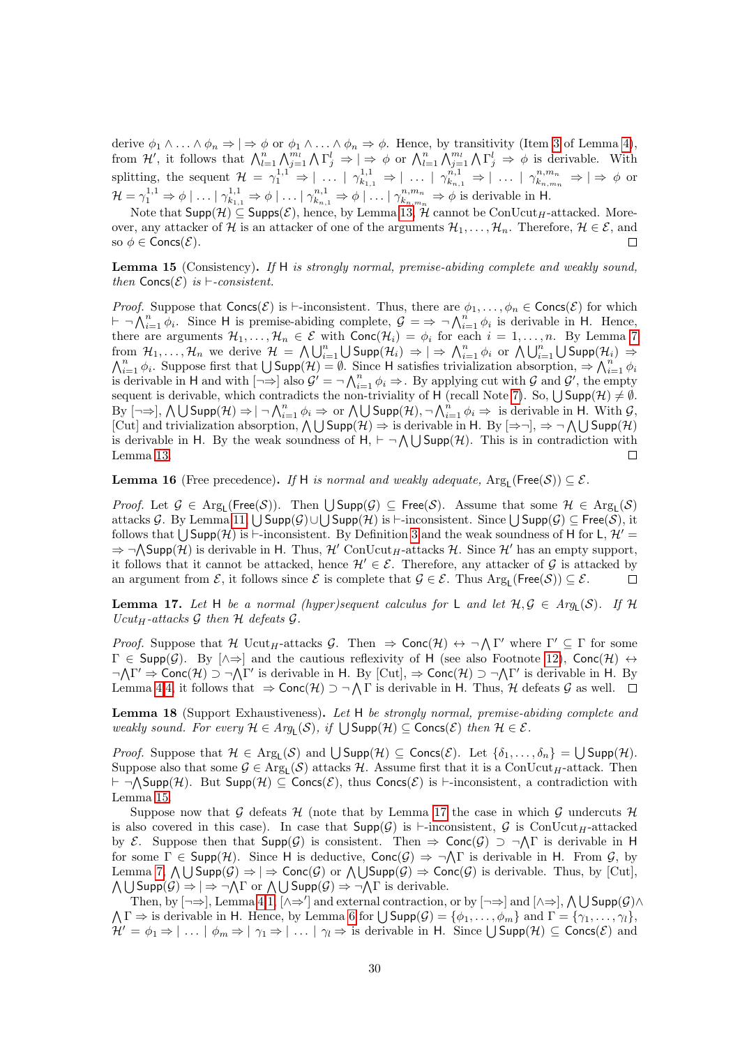derive $\phi_1 \wedge \ldots \wedge \phi_n \Rightarrow | \Rightarrow \phi$ or $\phi_1 \wedge \ldots \wedge \phi_n \Rightarrow \phi$. Hence, by transitivity (Item 3 of Lemma 4), from $\mathcal{H}'$, it follows that $\bigwedge_{l=1}^{n} \bigwedge_{j=1}^{m_l} \bigwedge \Gamma_j^l \Rightarrow | \Rightarrow \phi$ or $\bigwedge_{l=1}^{n} \bigwedge_{j=1}^{m_l} \bigwedge \Gamma_j^l \Rightarrow \phi$ is derivable. With splitting, the sequent $\mathcal{H} = \gamma_1^{1,1} \Rightarrow | \ldots | \gamma_{k_{1,1}}^{1,1} \Rightarrow | \ldots | \gamma_{k_{n,1}}^{n,1} \Rightarrow | \ldots | \gamma_{k_{n,m_n}}^{n,m_n} \Rightarrow | \Rightarrow \phi$ or $\mathcal{H} = \gamma_1^{1,1} \Rightarrow \phi | \ldots | \gamma_{k_{1,1}}^{1,1} \Rightarrow \phi | \ldots | \gamma_{k_{n,1}}^{n,1} \Rightarrow \phi | \ldots | \gamma_{k_{n,m_n}}^{n,m_n} \Rightarrow \phi$ is derivable in $\mathsf{H}$.

Note that $\mathsf{Supp}(\mathcal{H}) \subseteq \mathsf{Supps}(\mathcal{E})$, hence, by Lemma 13, $\mathcal{H}$ cannot be ConUcut$_H$-attacked. Moreover, any attacker of $\mathcal{H}$ is an attacker of one of the arguments $\mathcal{H}_1, \ldots, \mathcal{H}_n$. Therefore, $\mathcal{H} \in \mathcal{E}$, and so $\phi \in \mathsf{Concs}(\mathcal{E})$. □

**Lemma 15** (Consistency). *If* $\mathsf{H}$ *is strongly normal, premise-abiding complete and weakly sound, then* $\mathsf{Concs}(\mathcal{E})$ *is* $\vdash$*-consistent.*

*Proof.* Suppose that $\mathsf{Concs}(\mathcal{E})$ is $\vdash$-inconsistent. Thus, there are $\phi_1, \ldots, \phi_n \in \mathsf{Concs}(\mathcal{E})$ for which $\vdash \neg \bigwedge_{i=1}^{n} \phi_i$. Since $\mathsf{H}$ is premise-abiding complete, $\mathcal{G} = \Rightarrow \neg \bigwedge_{i=1}^{n} \phi_i$ is derivable in $\mathsf{H}$. Hence, there are arguments $\mathcal{H}_1, \ldots, \mathcal{H}_n \in \mathcal{E}$ with $\mathsf{Conc}(\mathcal{H}_i) = \phi_i$ for each $i = 1, \ldots, n$. By Lemma 7 from $\mathcal{H}_1, \ldots, \mathcal{H}_n$ we derive $\mathcal{H} = \bigwedge \bigcup_{i=1}^{n} \bigcup \mathsf{Supp}(\mathcal{H}_i) \Rightarrow | \Rightarrow \bigwedge_{i=1}^{n} \phi_i$ or $\bigwedge \bigcup_{i=1}^{n} \bigcup \mathsf{Supp}(\mathcal{H}_i) \Rightarrow \bigwedge_{i=1}^{n} \phi_i$. Suppose first that $\bigcup \mathsf{Supp}(\mathcal{H}) = \emptyset$. Since $\mathsf{H}$ satisfies trivialization absorption, $\Rightarrow \bigwedge_{i=1}^{n} \phi_i$ is derivable in $\mathsf{H}$ and with $[\neg\Rightarrow]$ also $\mathcal{G}' = \neg \bigwedge_{i=1}^{n} \phi_i \Rightarrow$. By applying cut with $\mathcal{G}$ and $\mathcal{G}'$, the empty sequent is derivable, which contradicts the non-triviality of $\mathsf{H}$ (recall Note 7). So, $\bigcup \mathsf{Supp}(\mathcal{H}) \neq \emptyset$. By $[\neg\Rightarrow]$, $\bigwedge \bigcup \mathsf{Supp}(\mathcal{H}) \Rightarrow | \neg \bigwedge_{i=1}^{n} \phi_i \Rightarrow$ or $\bigwedge \bigcup \mathsf{Supp}(\mathcal{H}), \neg \bigwedge_{i=1}^{n} \phi_i \Rightarrow$ is derivable in $\mathsf{H}$. With $\mathcal{G}$, [Cut] and trivialization absorption, $\bigwedge \bigcup \mathsf{Supp}(\mathcal{H}) \Rightarrow$ is derivable in $\mathsf{H}$. By $[\Rightarrow\neg]$, $\Rightarrow \neg \bigwedge \bigcup \mathsf{Supp}(\mathcal{H})$ is derivable in $\mathsf{H}$. By the weak soundness of $\mathsf{H}$, $\vdash \neg \bigwedge \bigcup \mathsf{Supp}(\mathcal{H})$. This is in contradiction with Lemma 13. □

**Lemma 16** (Free precedence). *If* $\mathsf{H}$ *is normal and weakly adequate,* $\mathrm{Arg}_{\mathsf{L}}(\mathsf{Free}(\mathcal{S})) \subseteq \mathcal{E}$.

*Proof.* Let $\mathcal{G} \in \mathrm{Arg}_{\mathsf{L}}(\mathsf{Free}(\mathcal{S}))$. Then $\bigcup \mathsf{Supp}(\mathcal{G}) \subseteq \mathsf{Free}(\mathcal{S})$. Assume that some $\mathcal{H} \in \mathrm{Arg}_{\mathsf{L}}(\mathcal{S})$ attacks $\mathcal{G}$. By Lemma 11 $\bigcup \mathsf{Supp}(\mathcal{G}) \cup \bigcup \mathsf{Supp}(\mathcal{H})$ is $\vdash$-inconsistent. Since $\bigcup \mathsf{Supp}(\mathcal{G}) \subseteq \mathsf{Free}(\mathcal{S})$, it follows that $\bigcup \mathsf{Supp}(\mathcal{H})$ is $\vdash$-inconsistent. By Definition 3 and the weak soundness of $\mathsf{H}$ for $\mathsf{L}$, $\mathcal{H}' = \Rightarrow \neg \bigwedge \mathsf{Supp}(\mathcal{H})$ is derivable in $\mathsf{H}$. Thus, $\mathcal{H}'$ ConUcut$_H$-attacks $\mathcal{H}$. Since $\mathcal{H}'$ has an empty support, it follows that it cannot be attacked, hence $\mathcal{H}' \in \mathcal{E}$. Therefore, any attacker of $\mathcal{G}$ is attacked by an argument from $\mathcal{E}$, it follows since $\mathcal{E}$ is complete that $\mathcal{G} \in \mathcal{E}$. Thus $\mathrm{Arg}_{\mathsf{L}}(\mathsf{Free}(\mathcal{S})) \subseteq \mathcal{E}$. □

**Lemma 17.** *Let* $\mathsf{H}$ *be a normal (hyper)sequent calculus for* $\mathsf{L}$ *and let* $\mathcal{H}, \mathcal{G} \in \mathit{Arg}_{\mathsf{L}}(\mathcal{S})$. *If* $\mathcal{H}$ *Ucut$_H$-attacks* $\mathcal{G}$ *then* $\mathcal{H}$ *defeats* $\mathcal{G}$.

*Proof.* Suppose that $\mathcal{H}$ Ucut$_H$-attacks $\mathcal{G}$. Then $\Rightarrow \mathsf{Conc}(\mathcal{H}) \leftrightarrow \neg \bigwedge \Gamma'$ where $\Gamma' \subseteq \Gamma$ for some $\Gamma \in \mathsf{Supp}(\mathcal{G})$. By $[\wedge\Rightarrow]$ and the cautious reflexivity of $\mathsf{H}$ (see also Footnote 12), $\mathsf{Conc}(\mathcal{H}) \leftrightarrow \neg\bigwedge\Gamma' \Rightarrow \mathsf{Conc}(\mathcal{H}) \supset \neg\bigwedge\Gamma'$ is derivable in $\mathsf{H}$. By [Cut], $\Rightarrow \mathsf{Conc}(\mathcal{H}) \supset \neg\bigwedge\Gamma'$ is derivable in $\mathsf{H}$. By Lemma 4.4, it follows that $\Rightarrow \mathsf{Conc}(\mathcal{H}) \supset \neg \bigwedge \Gamma$ is derivable in $\mathsf{H}$. Thus, $\mathcal{H}$ defeats $\mathcal{G}$ as well. □

**Lemma 18** (Support Exhaustiveness). *Let* $\mathsf{H}$ *be strongly normal, premise-abiding complete and weakly sound. For every* $\mathcal{H} \in \mathit{Arg}_{\mathsf{L}}(\mathcal{S})$, *if* $\bigcup \mathsf{Supp}(\mathcal{H}) \subseteq \mathsf{Concs}(\mathcal{E})$ *then* $\mathcal{H} \in \mathcal{E}$.

*Proof.* Suppose that $\mathcal{H} \in \mathrm{Arg}_{\mathsf{L}}(\mathcal{S})$ and $\bigcup \mathsf{Supp}(\mathcal{H}) \subseteq \mathsf{Concs}(\mathcal{E})$. Let $\{\delta_1, \ldots, \delta_n\} = \bigcup \mathsf{Supp}(\mathcal{H})$. Suppose also that some $\mathcal{G} \in \mathrm{Arg}_{\mathsf{L}}(\mathcal{S})$ attacks $\mathcal{H}$. Assume first that it is a ConUcut$_H$-attack. Then $\vdash \neg\bigwedge\mathsf{Supp}(\mathcal{H})$. But $\mathsf{Supp}(\mathcal{H}) \subseteq \mathsf{Concs}(\mathcal{E})$, thus $\mathsf{Concs}(\mathcal{E})$ is $\vdash$-inconsistent, a contradiction with Lemma 15.

Suppose now that $\mathcal{G}$ defeats $\mathcal{H}$ (note that by Lemma 17 the case in which $\mathcal{G}$ undercuts $\mathcal{H}$ is also covered in this case). In case that $\mathsf{Supp}(\mathcal{G})$ is $\vdash$-inconsistent, $\mathcal{G}$ is ConUcut$_H$-attacked by $\mathcal{E}$. Suppose then that $\mathsf{Supp}(\mathcal{G})$ is consistent. Then $\Rightarrow \mathsf{Conc}(\mathcal{G}) \supset \neg\bigwedge\Gamma$ is derivable in $\mathsf{H}$ for some $\Gamma \in \mathsf{Supp}(\mathcal{H})$. Since $\mathsf{H}$ is deductive, $\mathsf{Conc}(\mathcal{G}) \Rightarrow \neg\bigwedge\Gamma$ is derivable in $\mathsf{H}$. From $\mathcal{G}$, by Lemma 7, $\bigwedge\bigcup\mathsf{Supp}(\mathcal{G}) \Rightarrow | \Rightarrow \mathsf{Conc}(\mathcal{G})$ or $\bigwedge\bigcup\mathsf{Supp}(\mathcal{G}) \Rightarrow \mathsf{Conc}(\mathcal{G})$ is derivable. Thus, by [Cut], $\bigwedge\bigcup\mathsf{Supp}(\mathcal{G}) \Rightarrow | \Rightarrow \neg\bigwedge\Gamma$ or $\bigwedge\bigcup\mathsf{Supp}(\mathcal{G}) \Rightarrow \neg\bigwedge\Gamma$ is derivable.

Then, by $[\neg\Rightarrow]$, Lemma 4.1, $[\wedge\Rightarrow']$ and external contraction, or by $[\neg\Rightarrow]$ and $[\wedge\Rightarrow]$, $\bigwedge\bigcup\mathsf{Supp}(\mathcal{G}) \wedge \bigwedge\Gamma \Rightarrow$ is derivable in $\mathsf{H}$. Hence, by Lemma 6 for $\bigcup\mathsf{Supp}(\mathcal{G}) = \{\phi_1, \ldots, \phi_m\}$ and $\Gamma = \{\gamma_1, \ldots, \gamma_l\}$, $\mathcal{H}' = \phi_1 \Rightarrow | \ldots | \phi_m \Rightarrow | \gamma_1 \Rightarrow | \ldots | \gamma_l \Rightarrow$ is derivable in $\mathsf{H}$. Since $\bigcup\mathsf{Supp}(\mathcal{H}) \subseteq \mathsf{Concs}(\mathcal{E})$ and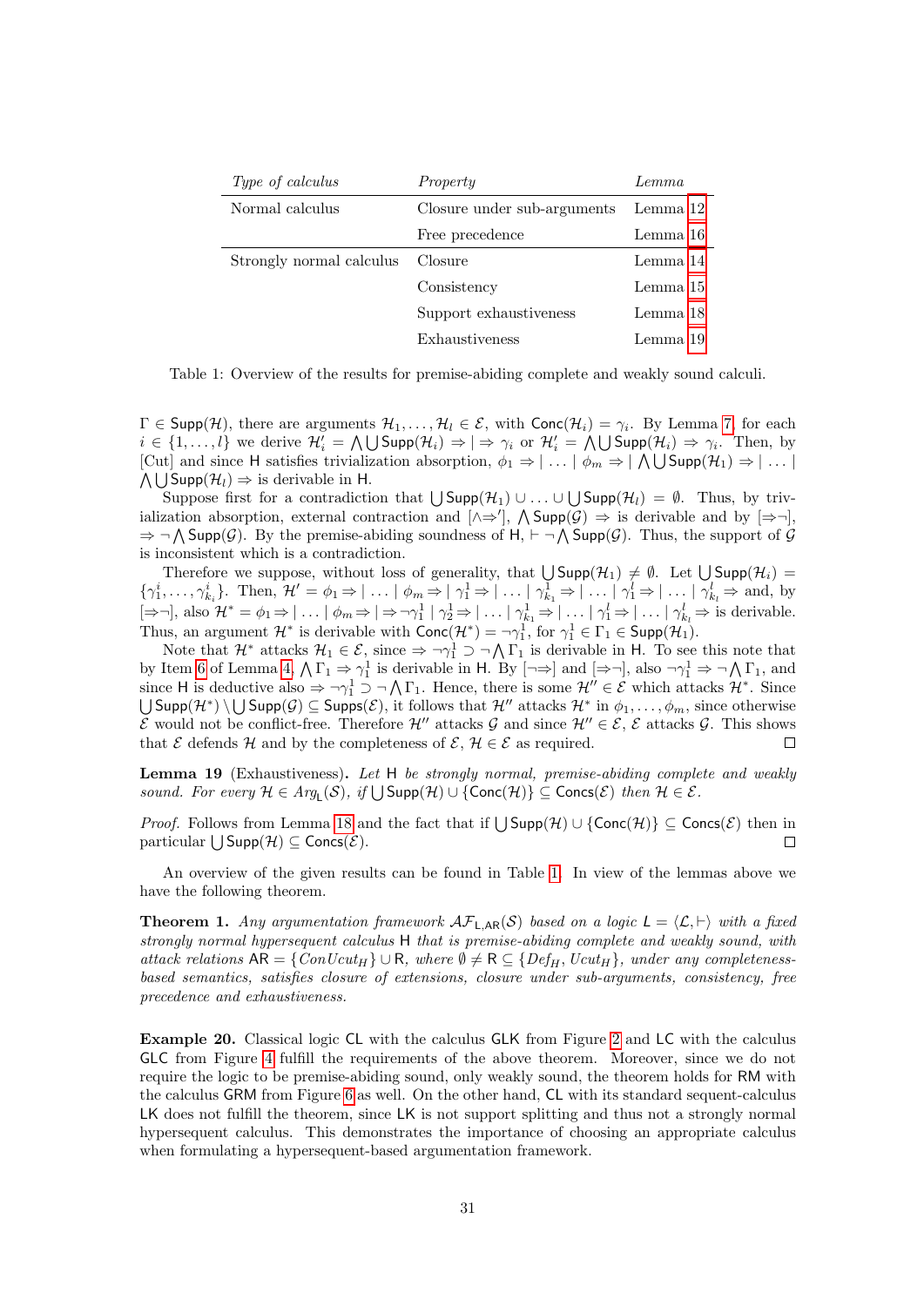| *Type of calculus* | *Property* | *Lemma* |
| --- | --- | --- |
| Normal calculus | Closure under sub-arguments | Lemma 12 |
| | Free precedence | Lemma 16 |
| Strongly normal calculus | Closure | Lemma 14 |
| | Consistency | Lemma 15 |
| | Support exhaustiveness | Lemma 18 |
| | Exhaustiveness | Lemma 19 |

Table 1: Overview of the results for premise-abiding complete and weakly sound calculi.

$\Gamma \in \mathsf{Supp}(\mathcal{H})$, there are arguments $\mathcal{H}_1, \ldots, \mathcal{H}_l \in \mathcal{E}$, with $\mathsf{Conc}(\mathcal{H}_i) = \gamma_i$. By Lemma 7, for each $i \in \{1, \ldots, l\}$ we derive $\mathcal{H}'_i = \bigwedge \bigcup \mathsf{Supp}(\mathcal{H}_i) \Rightarrow \mid \Rightarrow \gamma_i$ or $\mathcal{H}'_i = \bigwedge \bigcup \mathsf{Supp}(\mathcal{H}_i) \Rightarrow \gamma_i$. Then, by [Cut] and since $\mathsf{H}$ satisfies trivialization absorption, $\phi_1 \Rightarrow \mid \ldots \mid \phi_m \Rightarrow \mid \bigwedge \bigcup \mathsf{Supp}(\mathcal{H}_1) \Rightarrow \mid \ldots \mid \bigwedge \bigcup \mathsf{Supp}(\mathcal{H}_l) \Rightarrow$ is derivable in $\mathsf{H}$.

Suppose first for a contradiction that $\bigcup \mathsf{Supp}(\mathcal{H}_1) \cup \ldots \cup \bigcup \mathsf{Supp}(\mathcal{H}_l) = \emptyset$. Thus, by trivialization absorption, external contraction and $[\wedge\Rightarrow']$, $\bigwedge \mathsf{Supp}(\mathcal{G}) \Rightarrow$ is derivable and by $[\Rightarrow\neg]$, $\Rightarrow \neg \bigwedge \mathsf{Supp}(\mathcal{G})$. By the premise-abiding soundness of $\mathsf{H}$, $\vdash \neg \bigwedge \mathsf{Supp}(\mathcal{G})$. Thus, the support of $\mathcal{G}$ is inconsistent which is a contradiction.

Therefore we suppose, without loss of generality, that $\bigcup \mathsf{Supp}(\mathcal{H}_1) \neq \emptyset$. Let $\bigcup \mathsf{Supp}(\mathcal{H}_i) = \{\gamma^i_1, \ldots, \gamma^i_{k_i}\}$. Then, $\mathcal{H}' = \phi_1 \Rightarrow \mid \ldots \mid \phi_m \Rightarrow \mid \gamma^1_1 \Rightarrow \mid \ldots \mid \gamma^1_{k_1} \Rightarrow \mid \ldots \mid \gamma^l_1 \Rightarrow \mid \ldots \mid \gamma^l_{k_l} \Rightarrow$ and, by $[\Rightarrow\neg]$, also $\mathcal{H}^* = \phi_1 \Rightarrow \mid \ldots \mid \phi_m \Rightarrow \mid \Rightarrow \neg\gamma^1_1 \mid \gamma^1_2 \Rightarrow \mid \ldots \mid \gamma^1_{k_1} \Rightarrow \mid \ldots \mid \gamma^l_1 \Rightarrow \mid \ldots \mid \gamma^l_{k_l} \Rightarrow$ is derivable. Thus, an argument $\mathcal{H}^*$ is derivable with $\mathsf{Conc}(\mathcal{H}^*) = \neg\gamma^1_1$, for $\gamma^1_1 \in \Gamma_1 \in \mathsf{Supp}(\mathcal{H}_1)$.

Note that $\mathcal{H}^*$ attacks $\mathcal{H}_1 \in \mathcal{E}$, since $\Rightarrow \neg\gamma^1_1 \supset \neg \bigwedge \Gamma_1$ is derivable in $\mathsf{H}$. To see this note that by Item 6 of Lemma 4, $\bigwedge \Gamma_1 \Rightarrow \gamma^1_1$ is derivable in $\mathsf{H}$. By $[\neg\Rightarrow]$ and $[\Rightarrow\neg]$, also $\neg\gamma^1_1 \Rightarrow \neg \bigwedge \Gamma_1$, and since $\mathsf{H}$ is deductive also $\Rightarrow \neg\gamma^1_1 \supset \neg \bigwedge \Gamma_1$. Hence, there is some $\mathcal{H}'' \in \mathcal{E}$ which attacks $\mathcal{H}^*$. Since $\bigcup \mathsf{Supp}(\mathcal{H}^*) \setminus \bigcup \mathsf{Supp}(\mathcal{G}) \subseteq \mathsf{Supps}(\mathcal{E})$, it follows that $\mathcal{H}''$ attacks $\mathcal{H}^*$ in $\phi_1, \ldots, \phi_m$, since otherwise $\mathcal{E}$ would not be conflict-free. Therefore $\mathcal{H}''$ attacks $\mathcal{G}$ and since $\mathcal{H}'' \in \mathcal{E}$, $\mathcal{E}$ attacks $\mathcal{G}$. This shows that $\mathcal{E}$ defends $\mathcal{H}$ and by the completeness of $\mathcal{E}$, $\mathcal{H} \in \mathcal{E}$ as required. □

**Lemma 19** (Exhaustiveness)**.** *Let $\mathsf{H}$ be strongly normal, premise-abiding complete and weakly sound. For every $\mathcal{H} \in Arg_{\mathsf{L}}(\mathcal{S})$, if $\bigcup \mathsf{Supp}(\mathcal{H}) \cup \{\mathsf{Conc}(\mathcal{H})\} \subseteq \mathsf{Concs}(\mathcal{E})$ then $\mathcal{H} \in \mathcal{E}$.*

*Proof.* Follows from Lemma 18 and the fact that if $\bigcup \mathsf{Supp}(\mathcal{H}) \cup \{\mathsf{Conc}(\mathcal{H})\} \subseteq \mathsf{Concs}(\mathcal{E})$ then in particular $\bigcup \mathsf{Supp}(\mathcal{H}) \subseteq \mathsf{Concs}(\mathcal{E})$. □

An overview of the given results can be found in Table 1. In view of the lemmas above we have the following theorem.

**Theorem 1.** *Any argumentation framework $\mathcal{AF}_{\mathsf{L},\mathsf{AR}}(\mathcal{S})$ based on a logic $\mathsf{L} = \langle \mathcal{L}, \vdash \rangle$ with a fixed strongly normal hypersequent calculus $\mathsf{H}$ that is premise-abiding complete and weakly sound, with attack relations $\mathsf{AR} = \{ConUcut_H\} \cup \mathsf{R}$, where $\emptyset \neq \mathsf{R} \subseteq \{Def_H, Ucut_H\}$, under any completeness-based semantics, satisfies closure of extensions, closure under sub-arguments, consistency, free precedence and exhaustiveness.*

**Example 20.** Classical logic $\mathsf{CL}$ with the calculus $\mathsf{GLK}$ from Figure 2 and $\mathsf{LC}$ with the calculus $\mathsf{GLC}$ from Figure 4 fulfill the requirements of the above theorem. Moreover, since we do not require the logic to be premise-abiding sound, only weakly sound, the theorem holds for $\mathsf{RM}$ with the calculus $\mathsf{GRM}$ from Figure 6 as well. On the other hand, $\mathsf{CL}$ with its standard sequent-calculus $\mathsf{LK}$ does not fulfill the theorem, since $\mathsf{LK}$ is not support splitting and thus not a strongly normal hypersequent calculus. This demonstrates the importance of choosing an appropriate calculus when formulating a hypersequent-based argumentation framework.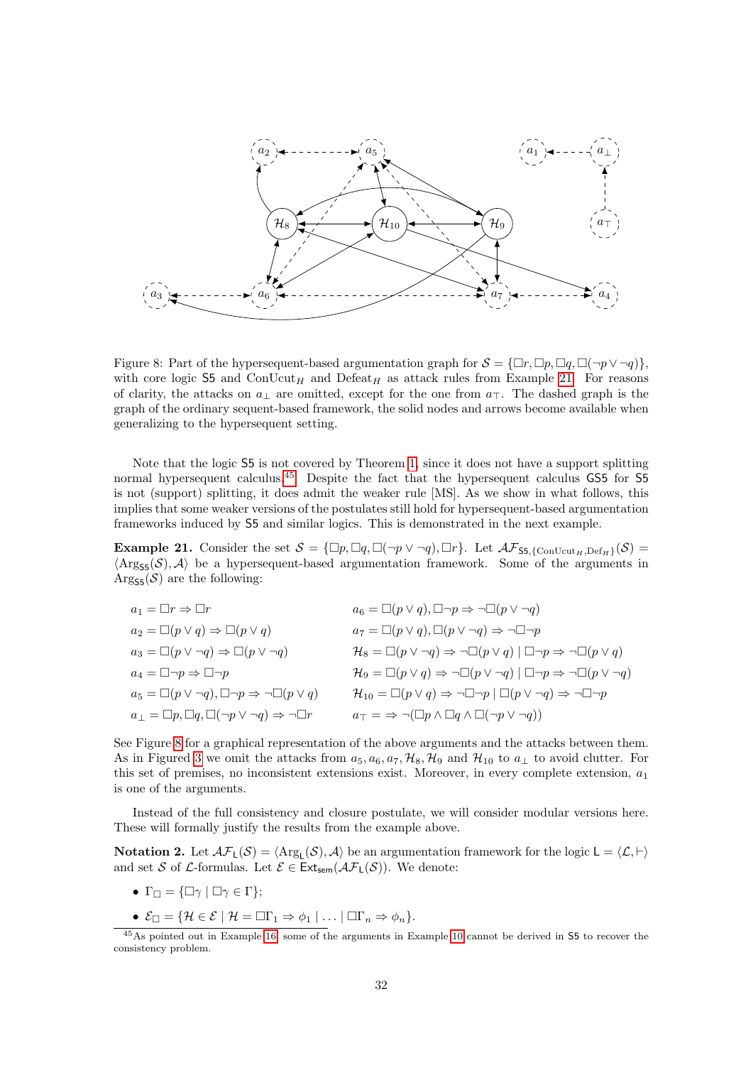Figure 8: Part of the hypersequent-based argumentation graph for $\mathcal{S} = \{\Box r, \Box p, \Box q, \Box(\neg p \vee \neg q)\}$, with core logic $\mathsf{S5}$ and $\mathrm{ConUcut}_H$ and $\mathrm{Defeat}_H$ as attack rules from Example 21. For reasons of clarity, the attacks on $a_\bot$ are omitted, except for the one from $a_\top$. The dashed graph is the graph of the ordinary sequent-based framework, the solid nodes and arrows become available when generalizing to the hypersequent setting.

Note that the logic $\mathsf{S5}$ is not covered by Theorem 1, since it does not have a support splitting normal hypersequent calculus.[45] Despite the fact that the hypersequent calculus $\mathsf{GS5}$ for $\mathsf{S5}$ is not (support) splitting, it does admit the weaker rule [MS]. As we show in what follows, this implies that some weaker versions of the postulates still hold for hypersequent-based argumentation frameworks induced by $\mathsf{S5}$ and similar logics. This is demonstrated in the next example.

**Example 21.** Consider the set $\mathcal{S} = \{\Box p, \Box q, \Box(\neg p \vee \neg q), \Box r\}$. Let $\mathcal{AF}_{\mathsf{S5},\{\mathrm{ConUcut}_H,\mathrm{Def}_H\}}(\mathcal{S}) = \langle \mathrm{Arg}_{\mathsf{S5}}(\mathcal{S}), \mathcal{A}\rangle$ be a hypersequent-based argumentation framework. Some of the arguments in $\mathrm{Arg}_{\mathsf{S5}}(\mathcal{S})$ are the following:

$$a_1 = \Box r \Rightarrow \Box r \qquad a_6 = \Box(p \vee q), \Box\neg p \Rightarrow \neg\Box(p \vee \neg q)$$

$$a_2 = \Box(p \vee q) \Rightarrow \Box(p \vee q) \qquad a_7 = \Box(p \vee q), \Box(p \vee \neg q) \Rightarrow \neg\Box\neg p$$

$$a_3 = \Box(p \vee \neg q) \Rightarrow \Box(p \vee \neg q) \qquad \mathcal{H}_8 = \Box(p \vee \neg q) \Rightarrow \neg\Box(p \vee q) \mid \Box\neg p \Rightarrow \neg\Box(p \vee q)$$

$$a_4 = \Box\neg p \Rightarrow \Box\neg p \qquad \mathcal{H}_9 = \Box(p \vee q) \Rightarrow \neg\Box(p \vee \neg q) \mid \Box\neg p \Rightarrow \neg\Box(p \vee \neg q)$$

$$a_5 = \Box(p \vee \neg q), \Box\neg p \Rightarrow \neg\Box(p \vee q) \qquad \mathcal{H}_{10} = \Box(p \vee q) \Rightarrow \neg\Box\neg p \mid \Box(p \vee \neg q) \Rightarrow \neg\Box\neg p$$

$$a_\bot = \Box p, \Box q, \Box(\neg p \vee \neg q) \Rightarrow \neg\Box r \qquad a_\top = \ \Rightarrow \neg(\Box p \wedge \Box q \wedge \Box(\neg p \vee \neg q))$$

See Figure 8 for a graphical representation of the above arguments and the attacks between them. As in Figured 3 we omit the attacks from $a_5, a_6, a_7, \mathcal{H}_8, \mathcal{H}_9$ and $\mathcal{H}_{10}$ to $a_\bot$ to avoid clutter. For this set of premises, no inconsistent extensions exist. Moreover, in every complete extension, $a_1$ is one of the arguments.

Instead of the full consistency and closure postulate, we will consider modular versions here. These will formally justify the results from the example above.

**Notation 2.** Let $\mathcal{AF}_\mathsf{L}(\mathcal{S}) = \langle \mathrm{Arg}_\mathsf{L}(\mathcal{S}), \mathcal{A}\rangle$ be an argumentation framework for the logic $\mathsf{L} = \langle \mathcal{L}, \vdash\rangle$ and set $\mathcal{S}$ of $\mathcal{L}$-formulas. Let $\mathcal{E} \in \mathsf{Ext}_\mathsf{sem}(\mathcal{AF}_\mathsf{L}(\mathcal{S}))$. We denote:

- $\Gamma_\Box = \{\Box\gamma \mid \Box\gamma \in \Gamma\}$;
- $\mathcal{E}_\Box = \{\mathcal{H} \in \mathcal{E} \mid \mathcal{H} = \Box\Gamma_1 \Rightarrow \phi_1 \mid \ldots \mid \Box\Gamma_n \Rightarrow \phi_n\}$.

[45] As pointed out in Example 16, some of the arguments in Example 10 cannot be derived in $\mathsf{S5}$ to recover the consistency problem.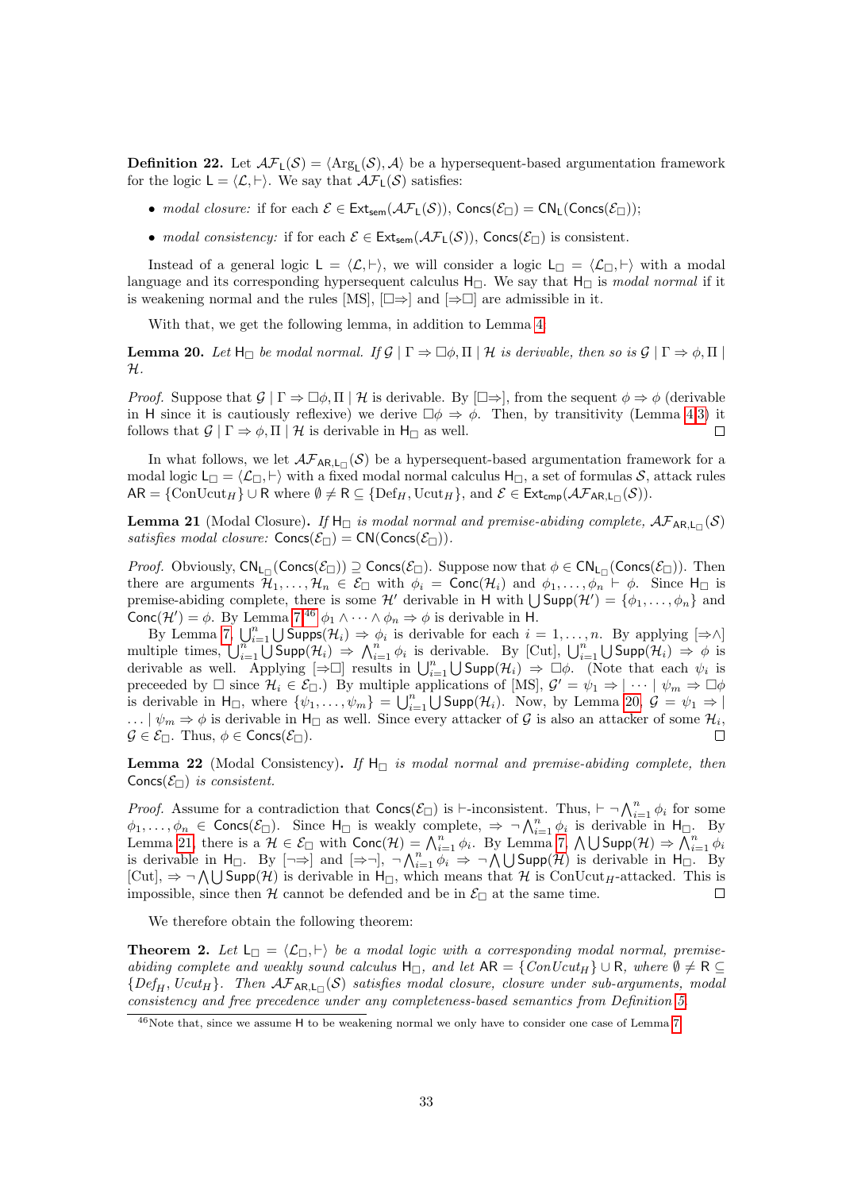**Definition 22.** Let $\mathcal{AF}_\mathsf{L}(\mathcal{S}) = \langle \mathrm{Arg}_\mathsf{L}(\mathcal{S}), \mathcal{A}\rangle$ be a hypersequent-based argumentation framework for the logic $\mathsf{L} = \langle \mathcal{L}, \vdash\rangle$. We say that $\mathcal{AF}_\mathsf{L}(\mathcal{S})$ satisfies:

- *modal closure:* if for each $\mathcal{E} \in \mathsf{Ext}_\mathsf{sem}(\mathcal{AF}_\mathsf{L}(\mathcal{S}))$, $\mathsf{Concs}(\mathcal{E}_\Box) = \mathsf{CN}_\mathsf{L}(\mathsf{Concs}(\mathcal{E}_\Box))$;
- *modal consistency:* if for each $\mathcal{E} \in \mathsf{Ext}_\mathsf{sem}(\mathcal{AF}_\mathsf{L}(\mathcal{S}))$, $\mathsf{Concs}(\mathcal{E}_\Box)$ is consistent.

Instead of a general logic $\mathsf{L} = \langle \mathcal{L}, \vdash\rangle$, we will consider a logic $\mathsf{L}_\Box = \langle \mathcal{L}_\Box, \vdash\rangle$ with a modal language and its corresponding hypersequent calculus $\mathsf{H}_\Box$. We say that $\mathsf{H}_\Box$ is *modal normal* if it is weakening normal and the rules [MS], $[\Box\Rightarrow]$ and $[\Rightarrow\Box]$ are admissible in it.

With that, we get the following lemma, in addition to Lemma 4.

**Lemma 20.** *Let $\mathsf{H}_\Box$ be modal normal. If $\mathcal{G} \mid \Gamma \Rightarrow \Box\phi, \Pi \mid \mathcal{H}$ is derivable, then so is $\mathcal{G} \mid \Gamma \Rightarrow \phi, \Pi \mid \mathcal{H}$.*

*Proof.* Suppose that $\mathcal{G} \mid \Gamma \Rightarrow \Box\phi, \Pi \mid \mathcal{H}$ is derivable. By $[\Box\Rightarrow]$, from the sequent $\phi \Rightarrow \phi$ (derivable in $\mathsf{H}$ since it is cautiously reflexive) we derive $\Box\phi \Rightarrow \phi$. Then, by transitivity (Lemma 4.3) it follows that $\mathcal{G} \mid \Gamma \Rightarrow \phi, \Pi \mid \mathcal{H}$ is derivable in $\mathsf{H}_\Box$ as well. ☐

In what follows, we let $\mathcal{AF}_{\mathsf{AR},\mathsf{L}_\Box}(\mathcal{S})$ be a hypersequent-based argumentation framework for a modal logic $\mathsf{L}_\Box = \langle \mathcal{L}_\Box, \vdash\rangle$ with a fixed modal normal calculus $\mathsf{H}_\Box$, a set of formulas $\mathcal{S}$, attack rules $\mathsf{AR} = \{\mathrm{ConUcut}_H\} \cup \mathsf{R}$ where $\emptyset \neq \mathsf{R} \subseteq \{\mathrm{Def}_H, \mathrm{Ucut}_H\}$, and $\mathcal{E} \in \mathsf{Ext}_\mathsf{cmp}(\mathcal{AF}_{\mathsf{AR},\mathsf{L}_\Box}(\mathcal{S}))$.

**Lemma 21** (Modal Closure)**.** *If $\mathsf{H}_\Box$ is modal normal and premise-abiding complete, $\mathcal{AF}_{\mathsf{AR},\mathsf{L}_\Box}(\mathcal{S})$ satisfies modal closure: $\mathsf{Concs}(\mathcal{E}_\Box) = \mathsf{CN}(\mathsf{Concs}(\mathcal{E}_\Box))$.*

*Proof.* Obviously, $\mathsf{CN}_{\mathsf{L}_\Box}(\mathsf{Concs}(\mathcal{E}_\Box)) \supseteq \mathsf{Concs}(\mathcal{E}_\Box)$. Suppose now that $\phi \in \mathsf{CN}_{\mathsf{L}_\Box}(\mathsf{Concs}(\mathcal{E}_\Box))$. Then there are arguments $\mathcal{H}_1, \ldots, \mathcal{H}_n \in \mathcal{E}_\Box$ with $\phi_i = \mathsf{Conc}(\mathcal{H}_i)$ and $\phi_1, \ldots, \phi_n \vdash \phi$. Since $\mathsf{H}_\Box$ is premise-abiding complete, there is some $\mathcal{H}'$ derivable in $\mathsf{H}$ with $\bigcup \mathsf{Supp}(\mathcal{H}') = \{\phi_1, \ldots, \phi_n\}$ and $\mathsf{Conc}(\mathcal{H}') = \phi$. By Lemma 7,[46] $\phi_1 \wedge \cdots \wedge \phi_n \Rightarrow \phi$ is derivable in $\mathsf{H}$.

By Lemma 7, $\bigcup_{i=1}^n \bigcup \mathsf{Supps}(\mathcal{H}_i) \Rightarrow \phi_i$ is derivable for each $i = 1, \ldots, n$. By applying $[\Rightarrow\wedge]$ multiple times, $\bigcup_{i=1}^n \bigcup \mathsf{Supp}(\mathcal{H}_i) \Rightarrow \bigwedge_{i=1}^n \phi_i$ is derivable. By [Cut], $\bigcup_{i=1}^n \bigcup \mathsf{Supp}(\mathcal{H}_i) \Rightarrow \phi$ is derivable as well. Applying $[\Rightarrow\Box]$ results in $\bigcup_{i=1}^n \bigcup \mathsf{Supp}(\mathcal{H}_i) \Rightarrow \Box\phi$. (Note that each $\psi_i$ is preceeded by $\Box$ since $\mathcal{H}_i \in \mathcal{E}_\Box$.) By multiple applications of [MS], $\mathcal{G}' = \psi_1 \Rightarrow \mid \cdots \mid \psi_m \Rightarrow \Box\phi$ is derivable in $\mathsf{H}_\Box$, where $\{\psi_1, \ldots, \psi_m\} = \bigcup_{i=1}^n \bigcup \mathsf{Supp}(\mathcal{H}_i)$. Now, by Lemma 20, $\mathcal{G} = \psi_1 \Rightarrow \mid \ldots \mid \psi_m \Rightarrow \phi$ is derivable in $\mathsf{H}_\Box$ as well. Since every attacker of $\mathcal{G}$ is also an attacker of some $\mathcal{H}_i$, $\mathcal{G} \in \mathcal{E}_\Box$. Thus, $\phi \in \mathsf{Concs}(\mathcal{E}_\Box)$. ☐

**Lemma 22** (Modal Consistency)**.** *If $\mathsf{H}_\Box$ is modal normal and premise-abiding complete, then $\mathsf{Concs}(\mathcal{E}_\Box)$ is consistent.*

*Proof.* Assume for a contradiction that $\mathsf{Concs}(\mathcal{E}_\Box)$ is $\vdash$-inconsistent. Thus, $\vdash \neg \bigwedge_{i=1}^n \phi_i$ for some $\phi_1, \ldots, \phi_n \in \mathsf{Concs}(\mathcal{E}_\Box)$. Since $\mathsf{H}_\Box$ is weakly complete, $\Rightarrow \neg \bigwedge_{i=1}^n \phi_i$ is derivable in $\mathsf{H}_\Box$. By Lemma 21, there is a $\mathcal{H} \in \mathcal{E}_\Box$ with $\mathsf{Conc}(\mathcal{H}) = \bigwedge_{i=1}^n \phi_i$. By Lemma 7, $\bigwedge \bigcup \mathsf{Supp}(\mathcal{H}) \Rightarrow \bigwedge_{i=1}^n \phi_i$ is derivable in $\mathsf{H}_\Box$. By $[\neg\Rightarrow]$ and $[\Rightarrow\neg]$, $\neg \bigwedge_{i=1}^n \phi_i \Rightarrow \neg \bigwedge \bigcup \mathsf{Supp}(\mathcal{H})$ is derivable in $\mathsf{H}_\Box$. By [Cut], $\Rightarrow \neg \bigwedge \bigcup \mathsf{Supp}(\mathcal{H})$ is derivable in $\mathsf{H}_\Box$, which means that $\mathcal{H}$ is $\mathrm{ConUcut}_H$-attacked. This is impossible, since then $\mathcal{H}$ cannot be defended and be in $\mathcal{E}_\Box$ at the same time. ☐

We therefore obtain the following theorem:

**Theorem 2.** *Let $\mathsf{L}_\Box = \langle \mathcal{L}_\Box, \vdash\rangle$ be a modal logic with a corresponding modal normal, premise-abiding complete and weakly sound calculus $\mathsf{H}_\Box$, and let $\mathsf{AR} = \{ConUcut_H\} \cup \mathsf{R}$, where $\emptyset \neq \mathsf{R} \subseteq \{Def_H, Ucut_H\}$. Then $\mathcal{AF}_{\mathsf{AR},\mathsf{L}_\Box}(\mathcal{S})$ satisfies modal closure, closure under sub-arguments, modal consistency and free precedence under any completeness-based semantics from Definition 5.*

[46] Note that, since we assume $\mathsf{H}$ to be weakening normal we only have to consider one case of Lemma 7.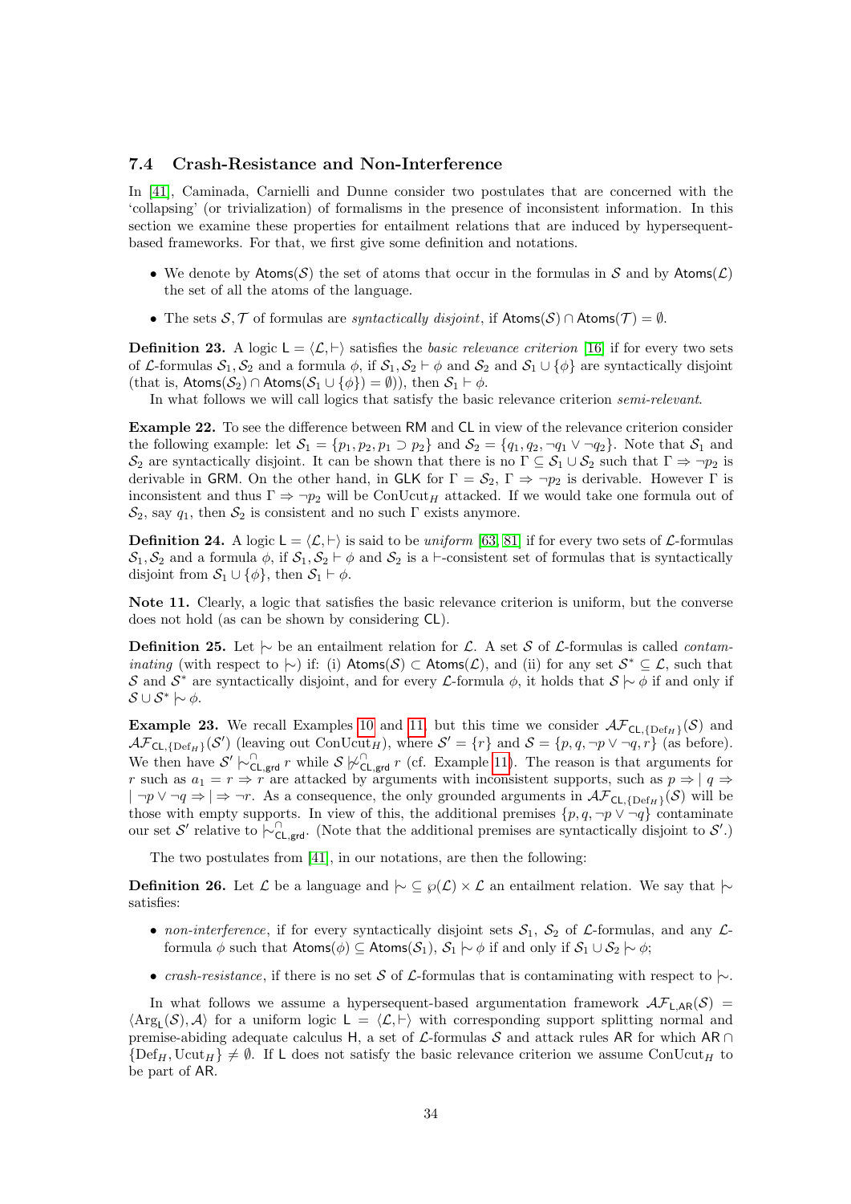### 7.4 Crash-Resistance and Non-Interference

In [41], Caminada, Carnielli and Dunne consider two postulates that are concerned with the 'collapsing' (or trivialization) of formalisms in the presence of inconsistent information. In this section we examine these properties for entailment relations that are induced by hypersequent-based frameworks. For that, we first give some definition and notations.

- We denote by $\mathsf{Atoms}(\mathcal{S})$ the set of atoms that occur in the formulas in $\mathcal{S}$ and by $\mathsf{Atoms}(\mathcal{L})$ the set of all the atoms of the language.
- The sets $\mathcal{S}, \mathcal{T}$ of formulas are *syntactically disjoint*, if $\mathsf{Atoms}(\mathcal{S}) \cap \mathsf{Atoms}(\mathcal{T}) = \emptyset$.

**Definition 23.** A logic $\mathsf{L} = \langle \mathcal{L}, \vdash \rangle$ satisfies the *basic relevance criterion* [16] if for every two sets of $\mathcal{L}$-formulas $\mathcal{S}_1, \mathcal{S}_2$ and a formula $\phi$, if $\mathcal{S}_1, \mathcal{S}_2 \vdash \phi$ and $\mathcal{S}_2$ and $\mathcal{S}_1 \cup \{\phi\}$ are syntactically disjoint (that is, $\mathsf{Atoms}(\mathcal{S}_2) \cap \mathsf{Atoms}(\mathcal{S}_1 \cup \{\phi\}) = \emptyset$)), then $\mathcal{S}_1 \vdash \phi$.

In what follows we will call logics that satisfy the basic relevance criterion *semi-relevant*.

**Example 22.** To see the difference between $\mathsf{RM}$ and $\mathsf{CL}$ in view of the relevance criterion consider the following example: let $\mathcal{S}_1 = \{p_1, p_2, p_1 \supset p_2\}$ and $\mathcal{S}_2 = \{q_1, q_2, \neg q_1 \vee \neg q_2\}$. Note that $\mathcal{S}_1$ and $\mathcal{S}_2$ are syntactically disjoint. It can be shown that there is no $\Gamma \subseteq \mathcal{S}_1 \cup \mathcal{S}_2$ such that $\Gamma \Rightarrow \neg p_2$ is derivable in $\mathsf{GRM}$. On the other hand, in $\mathsf{GLK}$ for $\Gamma = \mathcal{S}_2$, $\Gamma \Rightarrow \neg p_2$ is derivable. However $\Gamma$ is inconsistent and thus $\Gamma \Rightarrow \neg p_2$ will be $\text{ConUcut}_H$ attacked. If we would take one formula out of $\mathcal{S}_2$, say $q_1$, then $\mathcal{S}_2$ is consistent and no such $\Gamma$ exists anymore.

**Definition 24.** A logic $\mathsf{L} = \langle \mathcal{L}, \vdash \rangle$ is said to be *uniform* [63, 81] if for every two sets of $\mathcal{L}$-formulas $\mathcal{S}_1, \mathcal{S}_2$ and a formula $\phi$, if $\mathcal{S}_1, \mathcal{S}_2 \vdash \phi$ and $\mathcal{S}_2$ is a $\vdash$-consistent set of formulas that is syntactically disjoint from $\mathcal{S}_1 \cup \{\phi\}$, then $\mathcal{S}_1 \vdash \phi$.

**Note 11.** Clearly, a logic that satisfies the basic relevance criterion is uniform, but the converse does not hold (as can be shown by considering $\mathsf{CL}$).

**Definition 25.** Let $\mid\!\sim$ be an entailment relation for $\mathcal{L}$. A set $\mathcal{S}$ of $\mathcal{L}$-formulas is called *contaminating* (with respect to $\mid\!\sim$) if: (i) $\mathsf{Atoms}(\mathcal{S}) \subset \mathsf{Atoms}(\mathcal{L})$, and (ii) for any set $\mathcal{S}^* \subseteq \mathcal{L}$, such that $\mathcal{S}$ and $\mathcal{S}^*$ are syntactically disjoint, and for every $\mathcal{L}$-formula $\phi$, it holds that $\mathcal{S} \mid\!\sim \phi$ if and only if $\mathcal{S} \cup \mathcal{S}^* \mid\!\sim \phi$.

**Example 23.** We recall Examples 10 and 11, but this time we consider $\mathcal{AF}_{\mathsf{CL},\{\text{Def}_H\}}(\mathcal{S})$ and $\mathcal{AF}_{\mathsf{CL},\{\text{Def}_H\}}(\mathcal{S}')$ (leaving out $\text{ConUcut}_H$), where $\mathcal{S}' = \{r\}$ and $\mathcal{S} = \{p, q, \neg p \vee \neg q, r\}$ (as before). We then have $\mathcal{S}' \mid\!\sim^{\cap}_{\mathsf{CL},\mathsf{grd}} r$ while $\mathcal{S} \not\mid\!\sim^{\cap}_{\mathsf{CL},\mathsf{grd}} r$ (cf. Example 11). The reason is that arguments for $r$ such as $a_1 = r \Rightarrow r$ are attacked by arguments with inconsistent supports, such as $p \Rightarrow \mid q \Rightarrow \mid \neg p \vee \neg q \Rightarrow \mid \Rightarrow \neg r$. As a consequence, the only grounded arguments in $\mathcal{AF}_{\mathsf{CL},\{\text{Def}_H\}}(\mathcal{S})$ will be those with empty supports. In view of this, the additional premises $\{p, q, \neg p \vee \neg q\}$ contaminate our set $\mathcal{S}'$ relative to $\mid\!\sim^{\cap}_{\mathsf{CL},\mathsf{grd}}$. (Note that the additional premises are syntactically disjoint to $\mathcal{S}'$.)

The two postulates from [41], in our notations, are then the following:

**Definition 26.** Let $\mathcal{L}$ be a language and $\mid\!\sim \subseteq \wp(\mathcal{L}) \times \mathcal{L}$ an entailment relation. We say that $\mid\!\sim$ satisfies:

- *non-interference*, if for every syntactically disjoint sets $\mathcal{S}_1$, $\mathcal{S}_2$ of $\mathcal{L}$-formulas, and any $\mathcal{L}$-formula $\phi$ such that $\mathsf{Atoms}(\phi) \subseteq \mathsf{Atoms}(\mathcal{S}_1)$, $\mathcal{S}_1 \mid\!\sim \phi$ if and only if $\mathcal{S}_1 \cup \mathcal{S}_2 \mid\!\sim \phi$;
- *crash-resistance*, if there is no set $\mathcal{S}$ of $\mathcal{L}$-formulas that is contaminating with respect to $\mid\!\sim$.

In what follows we assume a hypersequent-based argumentation framework $\mathcal{AF}_{\mathsf{L},\mathsf{AR}}(\mathcal{S}) = \langle \text{Arg}_{\mathsf{L}}(\mathcal{S}), \mathcal{A} \rangle$ for a uniform logic $\mathsf{L} = \langle \mathcal{L}, \vdash \rangle$ with corresponding support splitting normal and premise-abiding adequate calculus $\mathsf{H}$, a set of $\mathcal{L}$-formulas $\mathcal{S}$ and attack rules $\mathsf{AR}$ for which $\mathsf{AR} \cap \{\text{Def}_H, \text{Ucut}_H\} \neq \emptyset$. If $\mathsf{L}$ does not satisfy the basic relevance criterion we assume $\text{ConUcut}_H$ to be part of $\mathsf{AR}$.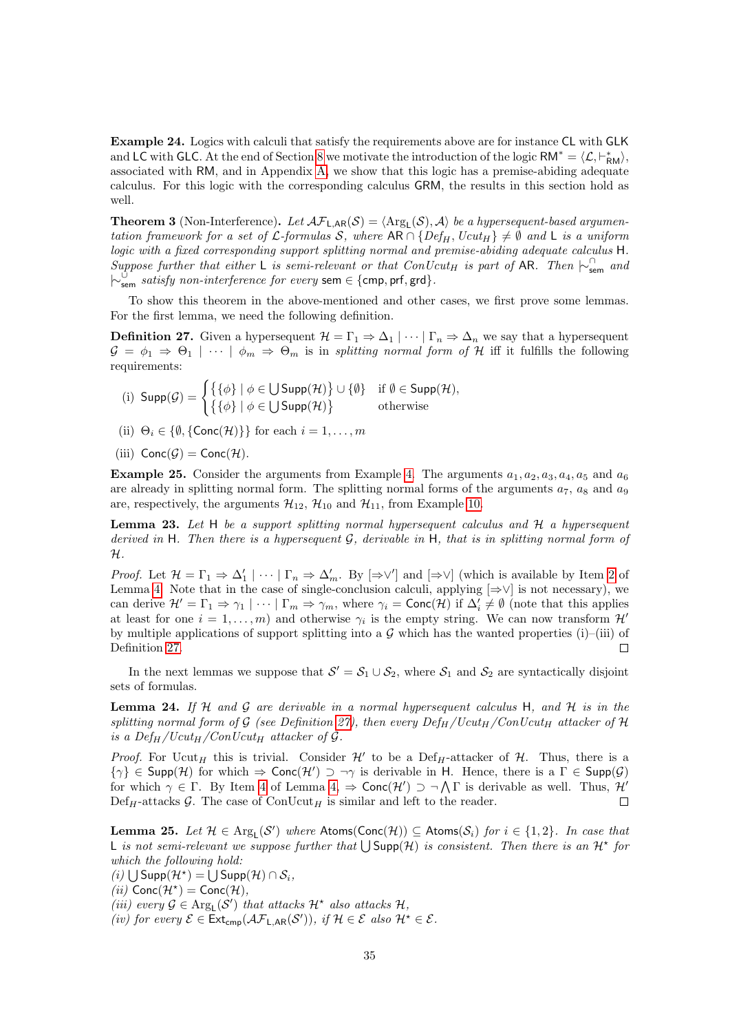**Example 24.** Logics with calculi that satisfy the requirements above are for instance $\mathsf{CL}$ with $\mathsf{GLK}$ and $\mathsf{LC}$ with $\mathsf{GLC}$. At the end of Section 8 we motivate the introduction of the logic $\mathsf{RM}^* = \langle \mathcal{L}, \vdash^*_{\mathsf{RM}} \rangle$, associated with $\mathsf{RM}$, and in Appendix A, we show that this logic has a premise-abiding adequate calculus. For this logic with the corresponding calculus $\mathsf{GRM}$, the results in this section hold as well.

**Theorem 3** (Non-Interference)**.** *Let $\mathcal{AF}_{\mathsf{L},\mathsf{AR}}(\mathcal{S}) = \langle \mathrm{Arg}_{\mathsf{L}}(\mathcal{S}), \mathcal{A} \rangle$ be a hypersequent-based argumentation framework for a set of $\mathcal{L}$-formulas $\mathcal{S}$, where $\mathsf{AR} \cap \{Def_H, Ucut_H\} \neq \emptyset$ and $\mathsf{L}$ is a uniform logic with a fixed corresponding support splitting normal and premise-abiding adequate calculus $\mathsf{H}$. Suppose further that either $\mathsf{L}$ is semi-relevant or that $ConUcut_H$ is part of $\mathsf{AR}$. Then $\mid\!\sim^{\cap}_{\mathsf{sem}}$ and $\mid\!\sim^{\cup}_{\mathsf{sem}}$ satisfy non-interference for every $\mathsf{sem} \in \{\mathsf{cmp}, \mathsf{prf}, \mathsf{grd}\}$.*

To show this theorem in the above-mentioned and other cases, we first prove some lemmas. For the first lemma, we need the following definition.

**Definition 27.** Given a hypersequent $\mathcal{H} = \Gamma_1 \Rightarrow \Delta_1 \mid \cdots \mid \Gamma_n \Rightarrow \Delta_n$ we say that a hypersequent $\mathcal{G} = \phi_1 \Rightarrow \Theta_1 \mid \cdots \mid \phi_m \Rightarrow \Theta_m$ is in *splitting normal form of* $\mathcal{H}$ iff it fulfills the following requirements:

(i) $\mathsf{Supp}(\mathcal{G}) = \begin{cases} \big\{\{\phi\} \mid \phi \in \bigcup \mathsf{Supp}(\mathcal{H})\big\} \cup \{\emptyset\} & \text{if } \emptyset \in \mathsf{Supp}(\mathcal{H}), \\ \big\{\{\phi\} \mid \phi \in \bigcup \mathsf{Supp}(\mathcal{H})\big\} & \text{otherwise} \end{cases}$

(ii) $\Theta_i \in \{\emptyset, \{\mathsf{Conc}(\mathcal{H})\}\}$ for each $i = 1, \ldots, m$

(iii) $\mathsf{Conc}(\mathcal{G}) = \mathsf{Conc}(\mathcal{H})$.

**Example 25.** Consider the arguments from Example 4. The arguments $a_1, a_2, a_3, a_4, a_5$ and $a_6$ are already in splitting normal form. The splitting normal forms of the arguments $a_7$, $a_8$ and $a_9$ are, respectively, the arguments $\mathcal{H}_{12}$, $\mathcal{H}_{10}$ and $\mathcal{H}_{11}$, from Example 10.

**Lemma 23.** *Let $\mathsf{H}$ be a support splitting normal hypersequent calculus and $\mathcal{H}$ a hypersequent derived in $\mathsf{H}$. Then there is a hypersequent $\mathcal{G}$, derivable in $\mathsf{H}$, that is in splitting normal form of $\mathcal{H}$.*

*Proof.* Let $\mathcal{H} = \Gamma_1 \Rightarrow \Delta'_1 \mid \cdots \mid \Gamma_n \Rightarrow \Delta'_m$. By $[\Rightarrow\vee']$ and $[\Rightarrow\vee]$ (which is available by Item 2 of Lemma 4. Note that in the case of single-conclusion calculi, applying $[\Rightarrow\vee]$ is not necessary), we can derive $\mathcal{H}' = \Gamma_1 \Rightarrow \gamma_1 \mid \cdots \mid \Gamma_m \Rightarrow \gamma_m$, where $\gamma_i = \mathsf{Conc}(\mathcal{H})$ if $\Delta'_i \neq \emptyset$ (note that this applies at least for one $i = 1, \ldots, m$) and otherwise $\gamma_i$ is the empty string. We can now transform $\mathcal{H}'$ by multiple applications of support splitting into a $\mathcal{G}$ which has the wanted properties (i)–(iii) of Definition 27. $\square$

In the next lemmas we suppose that $\mathcal{S}' = \mathcal{S}_1 \cup \mathcal{S}_2$, where $\mathcal{S}_1$ and $\mathcal{S}_2$ are syntactically disjoint sets of formulas.

**Lemma 24.** *If $\mathcal{H}$ and $\mathcal{G}$ are derivable in a normal hypersequent calculus $\mathsf{H}$, and $\mathcal{H}$ is in the splitting normal form of $\mathcal{G}$ (see Definition 27), then every $Def_H/Ucut_H/ConUcut_H$ attacker of $\mathcal{H}$ is a $Def_H/Ucut_H/ConUcut_H$ attacker of $\mathcal{G}$.*

*Proof.* For $\text{Ucut}_H$ this is trivial. Consider $\mathcal{H}'$ to be a $\text{Def}_H$-attacker of $\mathcal{H}$. Thus, there is a $\{\gamma\} \in \mathsf{Supp}(\mathcal{H})$ for which $\Rightarrow \mathsf{Conc}(\mathcal{H}') \supset \neg\gamma$ is derivable in $\mathsf{H}$. Hence, there is a $\Gamma \in \mathsf{Supp}(\mathcal{G})$ for which $\gamma \in \Gamma$. By Item 4 of Lemma 4, $\Rightarrow \mathsf{Conc}(\mathcal{H}') \supset \neg \bigwedge \Gamma$ is derivable as well. Thus, $\mathcal{H}'$ $\text{Def}_H$-attacks $\mathcal{G}$. The case of $\text{ConUcut}_H$ is similar and left to the reader. $\square$

**Lemma 25.** *Let $\mathcal{H} \in \mathrm{Arg}_{\mathsf{L}}(\mathcal{S}')$ where $\mathsf{Atoms}(\mathsf{Conc}(\mathcal{H})) \subseteq \mathsf{Atoms}(\mathcal{S}_i)$ for $i \in \{1, 2\}$. In case that $\mathsf{L}$ is not semi-relevant we suppose further that $\bigcup \mathsf{Supp}(\mathcal{H})$ is consistent. Then there is an $\mathcal{H}^\star$ for which the following hold:*
*(i) $\bigcup \mathsf{Supp}(\mathcal{H}^\star) = \bigcup \mathsf{Supp}(\mathcal{H}) \cap \mathcal{S}_i$,*
*(ii) $\mathsf{Conc}(\mathcal{H}^\star) = \mathsf{Conc}(\mathcal{H})$,*
*(iii) every $\mathcal{G} \in \mathrm{Arg}_{\mathsf{L}}(\mathcal{S}')$ that attacks $\mathcal{H}^\star$ also attacks $\mathcal{H}$,*
*(iv) for every $\mathcal{E} \in \mathsf{Ext}_{\mathsf{cmp}}(\mathcal{AF}_{\mathsf{L},\mathsf{AR}}(\mathcal{S}'))$, if $\mathcal{H} \in \mathcal{E}$ also $\mathcal{H}^\star \in \mathcal{E}$.*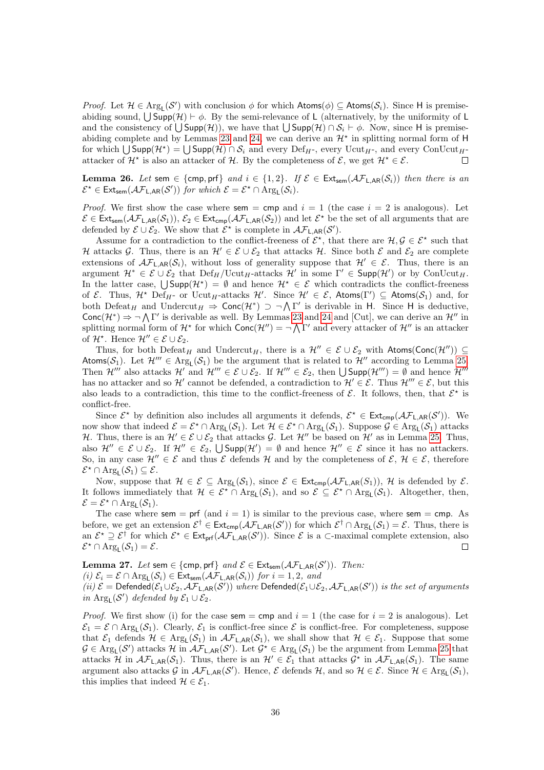*Proof.* Let $\mathcal{H} \in \mathrm{Arg}_{\mathsf{L}}(\mathcal{S}')$ with conclusion $\phi$ for which $\mathsf{Atoms}(\phi) \subseteq \mathsf{Atoms}(\mathcal{S}_i)$. Since $\mathsf{H}$ is premise-abiding sound, $\bigcup \mathsf{Supp}(\mathcal{H}) \vdash \phi$. By the semi-relevance of $\mathsf{L}$ (alternatively, by the uniformity of $\mathsf{L}$ and the consistency of $\bigcup \mathsf{Supp}(\mathcal{H})$), we have that $\bigcup \mathsf{Supp}(\mathcal{H}) \cap \mathcal{S}_i \vdash \phi$. Now, since $\mathsf{H}$ is premise-abiding complete and by Lemmas 23 and 24, we can derive an $\mathcal{H}^\star$ in splitting normal form of $\mathsf{H}$ for which $\bigcup \mathsf{Supp}(\mathcal{H}^\star) = \bigcup \mathsf{Supp}(\mathcal{H}) \cap \mathcal{S}_i$ and every $\mathrm{Def}_H$-, every $\mathrm{Ucut}_H$-, and every $\mathrm{ConUcut}_H$-attacker of $\mathcal{H}^\star$ is also an attacker of $\mathcal{H}$. By the completeness of $\mathcal{E}$, we get $\mathcal{H}^\star \in \mathcal{E}$. ◻

**Lemma 26.** *Let* $\mathsf{sem} \in \{\mathsf{cmp}, \mathsf{prf}\}$ *and* $i \in \{1, 2\}$*. If* $\mathcal{E} \in \mathsf{Ext}_{\mathsf{sem}}(\mathcal{AF}_{\mathsf{L},\mathsf{AR}}(\mathcal{S}_i))$ *then there is an* $\mathcal{E}^\star \in \mathsf{Ext}_{\mathsf{sem}}(\mathcal{AF}_{\mathsf{L},\mathsf{AR}}(\mathcal{S}'))$ *for which* $\mathcal{E} = \mathcal{E}^\star \cap \mathrm{Arg}_{\mathsf{L}}(\mathcal{S}_i)$*.*

*Proof.* We first show the case where $\mathsf{sem} = \mathsf{cmp}$ and $i = 1$ (the case $i = 2$ is analogous). Let $\mathcal{E} \in \mathsf{Ext}_{\mathsf{sem}}(\mathcal{AF}_{\mathsf{L},\mathsf{AR}}(\mathcal{S}_1))$, $\mathcal{E}_2 \in \mathsf{Ext}_{\mathsf{cmp}}(\mathcal{AF}_{\mathsf{L},\mathsf{AR}}(\mathcal{S}_2))$ and let $\mathcal{E}^\star$ be the set of all arguments that are defended by $\mathcal{E} \cup \mathcal{E}_2$. We show that $\mathcal{E}^\star$ is complete in $\mathcal{AF}_{\mathsf{L},\mathsf{AR}}(\mathcal{S}')$.

Assume for a contradiction to the conflict-freeness of $\mathcal{E}^\star$, that there are $\mathcal{H}, \mathcal{G} \in \mathcal{E}^\star$ such that $\mathcal{H}$ attacks $\mathcal{G}$. Thus, there is an $\mathcal{H}' \in \mathcal{E} \cup \mathcal{E}_2$ that attacks $\mathcal{H}$. Since both $\mathcal{E}$ and $\mathcal{E}_2$ are complete extensions of $\mathcal{AF}_{\mathsf{L},\mathsf{AR}}(\mathcal{S}_i)$, without loss of generality suppose that $\mathcal{H}' \in \mathcal{E}$. Thus, there is an argument $\mathcal{H}^* \in \mathcal{E} \cup \mathcal{E}_2$ that $\mathrm{Def}_H/\mathrm{Ucut}_H$-attacks $\mathcal{H}'$ in some $\Gamma' \in \mathsf{Supp}(\mathcal{H}')$ or by $\mathrm{ConUcut}_H$. In the latter case, $\bigcup \mathsf{Supp}(\mathcal{H}^\star) = \emptyset$ and hence $\mathcal{H}^\star \in \mathcal{E}$ which contradicts the conflict-freeness of $\mathcal{E}$. Thus, $\mathcal{H}^\star$ $\mathrm{Def}_H$- or $\mathrm{Ucut}_H$-attacks $\mathcal{H}'$. Since $\mathcal{H}' \in \mathcal{E}$, $\mathsf{Atoms}(\Gamma') \subseteq \mathsf{Atoms}(\mathcal{S}_1)$ and, for both $\mathrm{Defeat}_H$ and $\mathrm{Undercut}_H \Rightarrow \mathsf{Conc}(\mathcal{H}^\star) \supset \neg \bigwedge \Gamma'$ is derivable in $\mathsf{H}$. Since $\mathsf{H}$ is deductive, $\mathsf{Conc}(\mathcal{H}^*) \Rightarrow \neg \bigwedge \Gamma'$ is derivable as well. By Lemmas 23 and 24 and [Cut], we can derive an $\mathcal{H}''$ in splitting normal form of $\mathcal{H}^\star$ for which $\mathsf{Conc}(\mathcal{H}'') = \neg \bigwedge \Gamma'$ and every attacker of $\mathcal{H}''$ is an attacker of $\mathcal{H}^\star$. Hence $\mathcal{H}'' \in \mathcal{E} \cup \mathcal{E}_2$.

Thus, for both $\mathrm{Defeat}_H$ and $\mathrm{Undercut}_H$, there is a $\mathcal{H}'' \in \mathcal{E} \cup \mathcal{E}_2$ with $\mathsf{Atoms}(\mathsf{Conc}(\mathcal{H}'')) \subseteq \mathsf{Atoms}(\mathcal{S}_1)$. Let $\mathcal{H}''' \in \mathrm{Arg}_{\mathsf{L}}(\mathcal{S}_1)$ be the argument that is related to $\mathcal{H}''$ according to Lemma 25. Then $\mathcal{H}'''$ also attacks $\mathcal{H}'$ and $\mathcal{H}''' \in \mathcal{E} \cup \mathcal{E}_2$. If $\mathcal{H}''' \in \mathcal{E}_2$, then $\bigcup \mathsf{Supp}(\mathcal{H}''') = \emptyset$ and hence $\mathcal{H}'''$ has no attacker and so $\mathcal{H}'$ cannot be defended, a contradiction to $\mathcal{H}' \in \mathcal{E}$. Thus $\mathcal{H}''' \in \mathcal{E}$, but this also leads to a contradiction, this time to the conflict-freeness of $\mathcal{E}$. It follows, then, that $\mathcal{E}^\star$ is conflict-free.

Since $\mathcal{E}^\star$ by definition also includes all arguments it defends, $\mathcal{E}^\star \in \mathsf{Ext}_{\mathsf{cmp}}(\mathcal{AF}_{\mathsf{L},\mathsf{AR}}(\mathcal{S}'))$. We now show that indeed $\mathcal{E} = \mathcal{E}^\star \cap \mathrm{Arg}_{\mathsf{L}}(\mathcal{S}_1)$. Let $\mathcal{H} \in \mathcal{E}^\star \cap \mathrm{Arg}_{\mathsf{L}}(\mathcal{S}_1)$. Suppose $\mathcal{G} \in \mathrm{Arg}_{\mathsf{L}}(\mathcal{S}_1)$ attacks $\mathcal{H}$. Thus, there is an $\mathcal{H}' \in \mathcal{E} \cup \mathcal{E}_2$ that attacks $\mathcal{G}$. Let $\mathcal{H}''$ be based on $\mathcal{H}'$ as in Lemma 25. Thus, also $\mathcal{H}'' \in \mathcal{E} \cup \mathcal{E}_2$. If $\mathcal{H}'' \in \mathcal{E}_2$, $\bigcup \mathsf{Supp}(\mathcal{H}') = \emptyset$ and hence $\mathcal{H}'' \in \mathcal{E}$ since it has no attackers. So, in any case $\mathcal{H}'' \in \mathcal{E}$ and thus $\mathcal{E}$ defends $\mathcal{H}$ and by the completeness of $\mathcal{E}$, $\mathcal{H} \in \mathcal{E}$, therefore $\mathcal{E}^\star \cap \mathrm{Arg}_{\mathsf{L}}(\mathcal{S}_1) \subseteq \mathcal{E}$.

Now, suppose that $\mathcal{H} \in \mathcal{E} \subseteq \mathrm{Arg}_{\mathsf{L}}(\mathcal{S}_1)$, since $\mathcal{E} \in \mathsf{Ext}_{\mathsf{cmp}}(\mathcal{AF}_{\mathsf{L},\mathsf{AR}}(S_1))$, $\mathcal{H}$ is defended by $\mathcal{E}$. It follows immediately that $\mathcal{H} \in \mathcal{E}^\star \cap \mathrm{Arg}_{\mathsf{L}}(\mathcal{S}_1)$, and so $\mathcal{E} \subseteq \mathcal{E}^\star \cap \mathrm{Arg}_{\mathsf{L}}(\mathcal{S}_1)$. Altogether, then, $\mathcal{E} = \mathcal{E}^\star \cap \mathrm{Arg}_{\mathsf{L}}(\mathcal{S}_1)$.

The case where $\mathsf{sem} = \mathsf{prf}$ (and $i = 1$) is similar to the previous case, where $\mathsf{sem} = \mathsf{cmp}$. As before, we get an extension $\mathcal{E}^\dagger \in \mathsf{Ext}_{\mathsf{cmp}}(\mathcal{AF}_{\mathsf{L},\mathsf{AR}}(\mathcal{S}'))$ for which $\mathcal{E}^\dagger \cap \mathrm{Arg}_{\mathsf{L}}(\mathcal{S}_1) = \mathcal{E}$. Thus, there is an $\mathcal{E}^\star \supseteq \mathcal{E}^\dagger$ for which $\mathcal{E}^\star \in \mathsf{Ext}_{\mathsf{prf}}(\mathcal{AF}_{\mathsf{L},\mathsf{AR}}(\mathcal{S}'))$. Since $\mathcal{E}$ is a $\subset$-maximal complete extension, also $\mathcal{E}^\star \cap \mathrm{Arg}_{\mathsf{L}}(\mathcal{S}_1) = \mathcal{E}$. ◻

**Lemma 27.** *Let* $\mathsf{sem} \in \{\mathsf{cmp}, \mathsf{prf}\}$ *and* $\mathcal{E} \in \mathsf{Ext}_{\mathsf{sem}}(\mathcal{AF}_{\mathsf{L},\mathsf{AR}}(\mathcal{S}'))$*. Then:*
*(i)* $\mathcal{E}_i = \mathcal{E} \cap \mathrm{Arg}_{\mathsf{L}}(\mathcal{S}_i) \in \mathsf{Ext}_{\mathsf{sem}}(\mathcal{AF}_{\mathsf{L},\mathsf{AR}}(\mathcal{S}_i))$ *for* $i = 1, 2$*, and*
*(ii)* $\mathcal{E} = \mathsf{Defended}(\mathcal{E}_1 \cup \mathcal{E}_2, \mathcal{AF}_{\mathsf{L},\mathsf{AR}}(\mathcal{S}'))$ *where* $\mathsf{Defended}(\mathcal{E}_1 \cup \mathcal{E}_2, \mathcal{AF}_{\mathsf{L},\mathsf{AR}}(\mathcal{S}'))$ *is the set of arguments in* $\mathrm{Arg}_{\mathsf{L}}(\mathcal{S}')$ *defended by* $\mathcal{E}_1 \cup \mathcal{E}_2$*.*

*Proof.* We first show (i) for the case $\mathsf{sem} = \mathsf{cmp}$ and $i = 1$ (the case for $i = 2$ is analogous). Let $\mathcal{E}_1 = \mathcal{E} \cap \mathrm{Arg}_{\mathsf{L}}(\mathcal{S}_1)$. Clearly, $\mathcal{E}_1$ is conflict-free since $\mathcal{E}$ is conflict-free. For completeness, suppose that $\mathcal{E}_1$ defends $\mathcal{H} \in \mathrm{Arg}_{\mathsf{L}}(\mathcal{S}_1)$ in $\mathcal{AF}_{\mathsf{L},\mathsf{AR}}(\mathcal{S}_1)$, we shall show that $\mathcal{H} \in \mathcal{E}_1$. Suppose that some $\mathcal{G} \in \mathrm{Arg}_{\mathsf{L}}(\mathcal{S}')$ attacks $\mathcal{H}$ in $\mathcal{AF}_{\mathsf{L},\mathsf{AR}}(\mathcal{S}')$. Let $\mathcal{G}^\star \in \mathrm{Arg}_{\mathsf{L}}(\mathcal{S}_1)$ be the argument from Lemma 25 that attacks $\mathcal{H}$ in $\mathcal{AF}_{\mathsf{L},\mathsf{AR}}(\mathcal{S}_1)$. Thus, there is an $\mathcal{H}' \in \mathcal{E}_1$ that attacks $\mathcal{G}^\star$ in $\mathcal{AF}_{\mathsf{L},\mathsf{AR}}(\mathcal{S}_1)$. The same argument also attacks $\mathcal{G}$ in $\mathcal{AF}_{\mathsf{L},\mathsf{AR}}(\mathcal{S}')$. Hence, $\mathcal{E}$ defends $\mathcal{H}$, and so $\mathcal{H} \in \mathcal{E}$. Since $\mathcal{H} \in \mathrm{Arg}_{\mathsf{L}}(\mathcal{S}_1)$, this implies that indeed $\mathcal{H} \in \mathcal{E}_1$.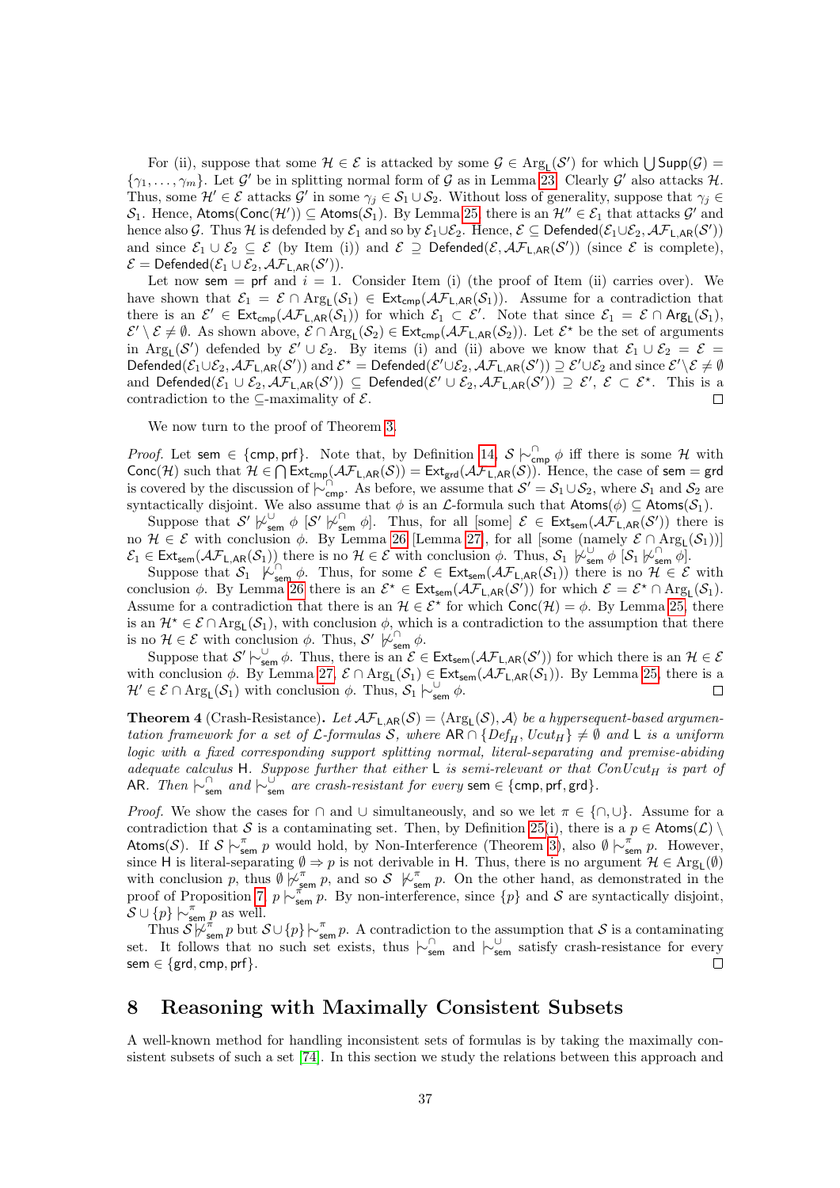For (ii), suppose that some $\mathcal{H} \in \mathcal{E}$ is attacked by some $\mathcal{G} \in \mathsf{Arg}_\mathsf{L}(\mathcal{S}')$ for which $\bigcup \mathsf{Supp}(\mathcal{G}) = \{\gamma_1, \ldots, \gamma_m\}$. Let $\mathcal{G}'$ be in splitting normal form of $\mathcal{G}$ as in Lemma 23. Clearly $\mathcal{G}'$ also attacks $\mathcal{H}$. Thus, some $\mathcal{H}' \in \mathcal{E}$ attacks $\mathcal{G}'$ in some $\gamma_j \in \mathcal{S}_1 \cup \mathcal{S}_2$. Without loss of generality, suppose that $\gamma_j \in \mathcal{S}_1$. Hence, $\mathsf{Atoms}(\mathsf{Conc}(\mathcal{H}')) \subseteq \mathsf{Atoms}(\mathcal{S}_1)$. By Lemma 25, there is an $\mathcal{H}'' \in \mathcal{E}_1$ that attacks $\mathcal{G}'$ and hence also $\mathcal{G}$. Thus $\mathcal{H}$ is defended by $\mathcal{E}_1$ and so by $\mathcal{E}_1 \cup \mathcal{E}_2$. Hence, $\mathcal{E} \subseteq \mathsf{Defended}(\mathcal{E}_1 \cup \mathcal{E}_2, \mathcal{AF}_{\mathsf{L},\mathsf{AR}}(\mathcal{S}'))$ and since $\mathcal{E}_1 \cup \mathcal{E}_2 \subseteq \mathcal{E}$ (by Item (i)) and $\mathcal{E} \supseteq \mathsf{Defended}(\mathcal{E}, \mathcal{AF}_{\mathsf{L},\mathsf{AR}}(\mathcal{S}'))$ (since $\mathcal{E}$ is complete), $\mathcal{E} = \mathsf{Defended}(\mathcal{E}_1 \cup \mathcal{E}_2, \mathcal{AF}_{\mathsf{L},\mathsf{AR}}(\mathcal{S}'))$.

Let now $\mathsf{sem} = \mathsf{prf}$ and $i = 1$. Consider Item (i) (the proof of Item (ii) carries over). We have shown that $\mathcal{E}_1 = \mathcal{E} \cap \mathsf{Arg}_\mathsf{L}(\mathcal{S}_1) \in \mathsf{Ext}_\mathsf{cmp}(\mathcal{AF}_{\mathsf{L},\mathsf{AR}}(\mathcal{S}_1))$. Assume for a contradiction that there is an $\mathcal{E}' \in \mathsf{Ext}_\mathsf{cmp}(\mathcal{AF}_{\mathsf{L},\mathsf{AR}}(\mathcal{S}_1))$ for which $\mathcal{E}_1 \subset \mathcal{E}'$. Note that since $\mathcal{E}_1 = \mathcal{E} \cap \mathsf{Arg}_\mathsf{L}(\mathcal{S}_1)$, $\mathcal{E}' \setminus \mathcal{E} \neq \emptyset$. As shown above, $\mathcal{E} \cap \mathsf{Arg}_\mathsf{L}(\mathcal{S}_2) \in \mathsf{Ext}_\mathsf{cmp}(\mathcal{AF}_{\mathsf{L},\mathsf{AR}}(\mathcal{S}_2))$. Let $\mathcal{E}^\star$ be the set of arguments in $\mathsf{Arg}_\mathsf{L}(\mathcal{S}')$ defended by $\mathcal{E}' \cup \mathcal{E}_2$. By items (i) and (ii) above we know that $\mathcal{E}_1 \cup \mathcal{E}_2 = \mathcal{E} = \mathsf{Defended}(\mathcal{E}_1 \cup \mathcal{E}_2, \mathcal{AF}_{\mathsf{L},\mathsf{AR}}(\mathcal{S}'))$ and $\mathcal{E}^\star = \mathsf{Defended}(\mathcal{E}' \cup \mathcal{E}_2, \mathcal{AF}_{\mathsf{L},\mathsf{AR}}(\mathcal{S}')) \supseteq \mathcal{E}' \cup \mathcal{E}_2$ and since $\mathcal{E}' \setminus \mathcal{E} \neq \emptyset$ and $\mathsf{Defended}(\mathcal{E}_1 \cup \mathcal{E}_2, \mathcal{AF}_{\mathsf{L},\mathsf{AR}}(\mathcal{S}')) \subseteq \mathsf{Defended}(\mathcal{E}' \cup \mathcal{E}_2, \mathcal{AF}_{\mathsf{L},\mathsf{AR}}(\mathcal{S}')) \supseteq \mathcal{E}'$, $\mathcal{E} \subset \mathcal{E}^\star$. This is a contradiction to the $\subseteq$-maximality of $\mathcal{E}$. □

We now turn to the proof of Theorem 3.

*Proof.* Let $\mathsf{sem} \in \{\mathsf{cmp}, \mathsf{prf}\}$. Note that, by Definition 14, $\mathcal{S} \mathrel{|\!\sim}^{\cap}_{\mathsf{cmp}} \phi$ iff there is some $\mathcal{H}$ with $\mathsf{Conc}(\mathcal{H})$ such that $\mathcal{H} \in \bigcap \mathsf{Ext}_\mathsf{cmp}(\mathcal{AF}_{\mathsf{L},\mathsf{AR}}(\mathcal{S})) = \mathsf{Ext}_\mathsf{grd}(\mathcal{AF}_{\mathsf{L},\mathsf{AR}}(\mathcal{S}))$. Hence, the case of $\mathsf{sem} = \mathsf{grd}$ is covered by the discussion of $\mathrel{|\!\sim}^{\cap}_{\mathsf{cmp}}$. As before, we assume that $\mathcal{S}' = \mathcal{S}_1 \cup \mathcal{S}_2$, where $\mathcal{S}_1$ and $\mathcal{S}_2$ are syntactically disjoint. We also assume that $\phi$ is an $\mathcal{L}$-formula such that $\mathsf{Atoms}(\phi) \subseteq \mathsf{Atoms}(\mathcal{S}_1)$.

Suppose that $\mathcal{S}' \not\mathrel{|\!\sim}^{\cup}_{\mathsf{sem}} \phi$ [$\mathcal{S}' \not\mathrel{|\!\sim}^{\cap}_{\mathsf{sem}} \phi$]. Thus, for all [some] $\mathcal{E} \in \mathsf{Ext}_\mathsf{sem}(\mathcal{AF}_{\mathsf{L},\mathsf{AR}}(\mathcal{S}'))$ there is no $\mathcal{H} \in \mathcal{E}$ with conclusion $\phi$. By Lemma 26 [Lemma 27], for all [some (namely $\mathcal{E} \cap \mathsf{Arg}_\mathsf{L}(\mathcal{S}_1)$)] $\mathcal{E}_1 \in \mathsf{Ext}_\mathsf{sem}(\mathcal{AF}_{\mathsf{L},\mathsf{AR}}(\mathcal{S}_1))$ there is no $\mathcal{H} \in \mathcal{E}$ with conclusion $\phi$. Thus, $\mathcal{S}_1 \not\mathrel{|\!\sim}^{\cup}_{\mathsf{sem}} \phi$ [$\mathcal{S}_1 \not\mathrel{|\!\sim}^{\cap}_{\mathsf{sem}} \phi$].

Suppose that $\mathcal{S}_1 \not\mathrel{|\!\sim}^{\cap}_{\mathsf{sem}} \phi$. Thus, for some $\mathcal{E} \in \mathsf{Ext}_\mathsf{sem}(\mathcal{AF}_{\mathsf{L},\mathsf{AR}}(\mathcal{S}_1))$ there is no $\mathcal{H} \in \mathcal{E}$ with conclusion $\phi$. By Lemma 26 there is an $\mathcal{E}^\star \in \mathsf{Ext}_\mathsf{sem}(\mathcal{AF}_{\mathsf{L},\mathsf{AR}}(\mathcal{S}'))$ for which $\mathcal{E} = \mathcal{E}^\star \cap \mathsf{Arg}_\mathsf{L}(\mathcal{S}_1)$. Assume for a contradiction that there is an $\mathcal{H} \in \mathcal{E}^\star$ for which $\mathsf{Conc}(\mathcal{H}) = \phi$. By Lemma 25, there is an $\mathcal{H}^\star \in \mathcal{E} \cap \mathsf{Arg}_\mathsf{L}(\mathcal{S}_1)$, with conclusion $\phi$, which is a contradiction to the assumption that there is no $\mathcal{H} \in \mathcal{E}$ with conclusion $\phi$. Thus, $\mathcal{S}' \not\mathrel{|\!\sim}^{\cap}_{\mathsf{sem}} \phi$.

Suppose that $\mathcal{S}' \mathrel{|\!\sim}^{\cup}_{\mathsf{sem}} \phi$. Thus, there is an $\mathcal{E} \in \mathsf{Ext}_\mathsf{sem}(\mathcal{AF}_{\mathsf{L},\mathsf{AR}}(\mathcal{S}'))$ for which there is an $\mathcal{H} \in \mathcal{E}$ with conclusion $\phi$. By Lemma 27, $\mathcal{E} \cap \mathsf{Arg}_\mathsf{L}(\mathcal{S}_1) \in \mathsf{Ext}_\mathsf{sem}(\mathcal{AF}_{\mathsf{L},\mathsf{AR}}(\mathcal{S}_1))$. By Lemma 25, there is a $\mathcal{H}' \in \mathcal{E} \cap \mathsf{Arg}_\mathsf{L}(\mathcal{S}_1)$ with conclusion $\phi$. Thus, $\mathcal{S}_1 \mathrel{|\!\sim}^{\cup}_{\mathsf{sem}} \phi$. □

**Theorem 4** (Crash-Resistance)**.** *Let $\mathcal{AF}_{\mathsf{L},\mathsf{AR}}(\mathcal{S}) = \langle \mathsf{Arg}_\mathsf{L}(\mathcal{S}), \mathcal{A}\rangle$ be a hypersequent-based argumentation framework for a set of $\mathcal{L}$-formulas $\mathcal{S}$, where $\mathsf{AR} \cap \{Def_H, Ucut_H\} \neq \emptyset$ and $\mathsf{L}$ is a uniform logic with a fixed corresponding support splitting normal, literal-separating and premise-abiding adequate calculus $\mathsf{H}$. Suppose further that either $\mathsf{L}$ is semi-relevant or that $ConUcut_H$ is part of $\mathsf{AR}$. Then $\mathrel{|\!\sim}^{\cap}_{\mathsf{sem}}$ and $\mathrel{|\!\sim}^{\cup}_{\mathsf{sem}}$ are crash-resistant for every $\mathsf{sem} \in \{\mathsf{cmp}, \mathsf{prf}, \mathsf{grd}\}$.*

*Proof.* We show the cases for $\cap$ and $\cup$ simultaneously, and so we let $\pi \in \{\cap, \cup\}$. Assume for a contradiction that $\mathcal{S}$ is a contaminating set. Then, by Definition 25(i), there is a $p \in \mathsf{Atoms}(\mathcal{L}) \setminus \mathsf{Atoms}(\mathcal{S})$. If $\mathcal{S} \mathrel{|\!\sim}^{\pi}_{\mathsf{sem}} p$ would hold, by Non-Interference (Theorem 3), also $\emptyset \mathrel{|\!\sim}^{\pi}_{\mathsf{sem}} p$. However, since $\mathsf{H}$ is literal-separating $\emptyset \Rightarrow p$ is not derivable in $\mathsf{H}$. Thus, there is no argument $\mathcal{H} \in \mathsf{Arg}_\mathsf{L}(\emptyset)$ with conclusion $p$, thus $\emptyset \not\mathrel{|\!\sim}^{\pi}_{\mathsf{sem}} p$, and so $\mathcal{S} \not\mathrel{|\!\sim}^{\pi}_{\mathsf{sem}} p$. On the other hand, as demonstrated in the proof of Proposition 7, $p \mathrel{|\!\sim}^{\pi}_{\mathsf{sem}} p$. By non-interference, since $\{p\}$ and $\mathcal{S}$ are syntactically disjoint, $\mathcal{S} \cup \{p\} \mathrel{|\!\sim}^{\pi}_{\mathsf{sem}} p$ as well.

Thus $\mathcal{S} \not\mathrel{|\!\sim}^{\pi}_{\mathsf{sem}} p$ but $\mathcal{S} \cup \{p\} \mathrel{|\!\sim}^{\pi}_{\mathsf{sem}} p$. A contradiction to the assumption that $\mathcal{S}$ is a contaminating set. It follows that no such set exists, thus $\mathrel{|\!\sim}^{\cap}_{\mathsf{sem}}$ and $\mathrel{|\!\sim}^{\cup}_{\mathsf{sem}}$ satisfy crash-resistance for every $\mathsf{sem} \in \{\mathsf{grd}, \mathsf{cmp}, \mathsf{prf}\}$. □

## 8 Reasoning with Maximally Consistent Subsets

A well-known method for handling inconsistent sets of formulas is by taking the maximally consistent subsets of such a set [74]. In this section we study the relations between this approach and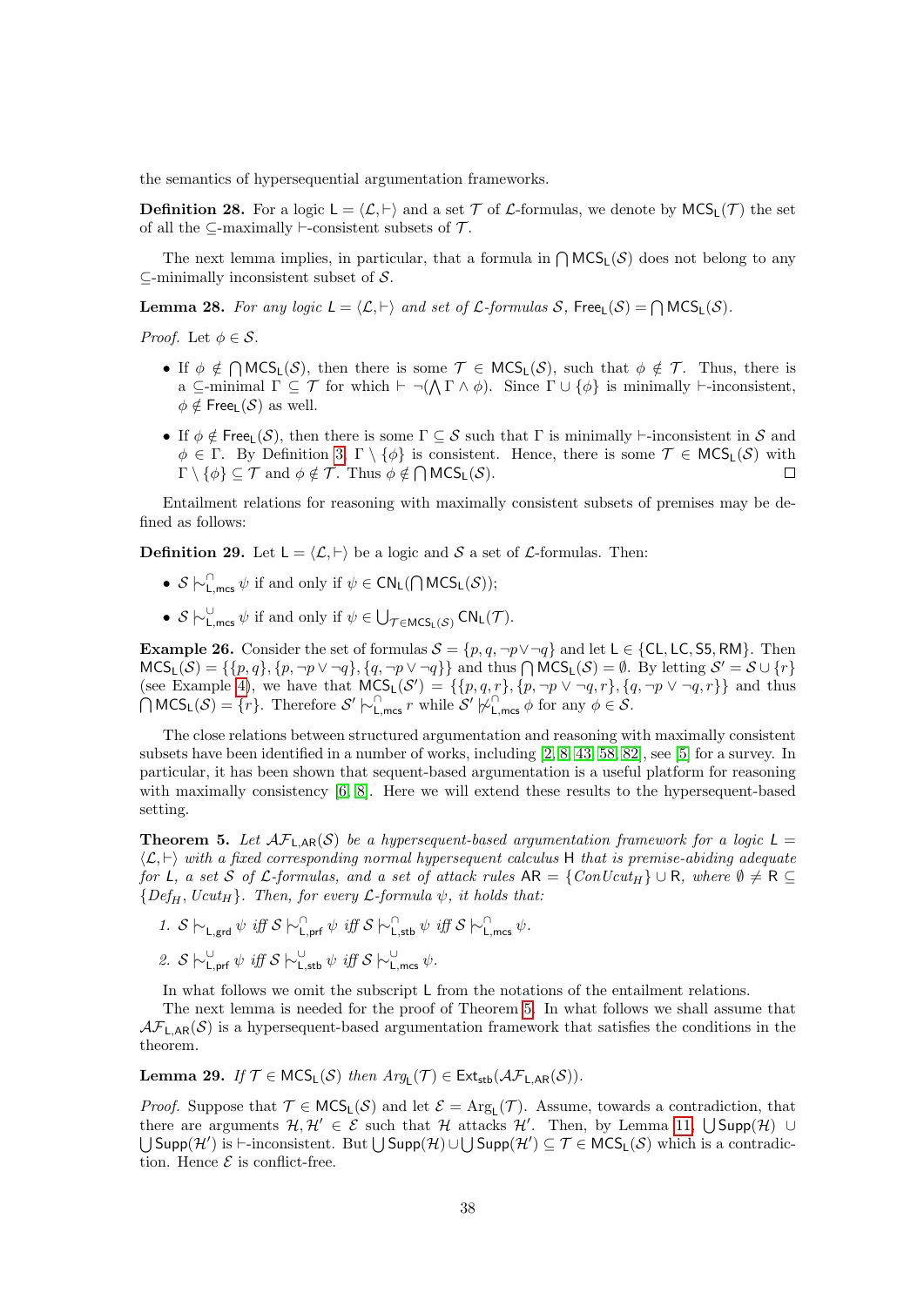the semantics of hypersequential argumentation frameworks.

**Definition 28.** For a logic $\mathsf{L} = \langle \mathcal{L}, \vdash \rangle$ and a set $\mathcal{T}$ of $\mathcal{L}$-formulas, we denote by $\mathsf{MCS}_\mathsf{L}(\mathcal{T})$ the set of all the $\subseteq$-maximally $\vdash$-consistent subsets of $\mathcal{T}$.

The next lemma implies, in particular, that a formula in $\bigcap \mathsf{MCS}_\mathsf{L}(\mathcal{S})$ does not belong to any $\subseteq$-minimally inconsistent subset of $\mathcal{S}$.

**Lemma 28.** *For any logic $\mathsf{L} = \langle \mathcal{L}, \vdash \rangle$ and set of $\mathcal{L}$-formulas $\mathcal{S}$, $\mathsf{Free}_\mathsf{L}(\mathcal{S}) = \bigcap \mathsf{MCS}_\mathsf{L}(\mathcal{S})$.*

*Proof.* Let $\phi \in \mathcal{S}$.

- If $\phi \notin \bigcap \mathsf{MCS}_\mathsf{L}(\mathcal{S})$, then there is some $\mathcal{T} \in \mathsf{MCS}_\mathsf{L}(\mathcal{S})$, such that $\phi \notin \mathcal{T}$. Thus, there is a $\subseteq$-minimal $\Gamma \subseteq \mathcal{T}$ for which $\vdash \neg(\bigwedge \Gamma \wedge \phi)$. Since $\Gamma \cup \{\phi\}$ is minimally $\vdash$-inconsistent, $\phi \notin \mathsf{Free}_\mathsf{L}(\mathcal{S})$ as well.
- If $\phi \notin \mathsf{Free}_\mathsf{L}(\mathcal{S})$, then there is some $\Gamma \subseteq \mathcal{S}$ such that $\Gamma$ is minimally $\vdash$-inconsistent in $\mathcal{S}$ and $\phi \in \Gamma$. By Definition 3, $\Gamma \setminus \{\phi\}$ is consistent. Hence, there is some $\mathcal{T} \in \mathsf{MCS}_\mathsf{L}(\mathcal{S})$ with $\Gamma \setminus \{\phi\} \subseteq \mathcal{T}$ and $\phi \notin \mathcal{T}$. Thus $\phi \notin \bigcap \mathsf{MCS}_\mathsf{L}(\mathcal{S})$. ∎

Entailment relations for reasoning with maximally consistent subsets of premises may be defined as follows:

**Definition 29.** Let $\mathsf{L} = \langle \mathcal{L}, \vdash \rangle$ be a logic and $\mathcal{S}$ a set of $\mathcal{L}$-formulas. Then:

- $\mathcal{S} \mathrel{|\!\sim}^{\cap}_{\mathsf{L},\mathsf{mcs}} \psi$ if and only if $\psi \in \mathsf{CN}_\mathsf{L}(\bigcap \mathsf{MCS}_\mathsf{L}(\mathcal{S}))$;
- $\mathcal{S} \mathrel{|\!\sim}^{\cup}_{\mathsf{L},\mathsf{mcs}} \psi$ if and only if $\psi \in \bigcup_{\mathcal{T} \in \mathsf{MCS}_\mathsf{L}(\mathcal{S})} \mathsf{CN}_\mathsf{L}(\mathcal{T})$.

**Example 26.** Consider the set of formulas $\mathcal{S} = \{p, q, \neg p \vee \neg q\}$ and let $\mathsf{L} \in \{\mathsf{CL}, \mathsf{LC}, \mathsf{S5}, \mathsf{RM}\}$. Then $\mathsf{MCS}_\mathsf{L}(\mathcal{S}) = \{\{p, q\}, \{p, \neg p \vee \neg q\}, \{q, \neg p \vee \neg q\}\}$ and thus $\bigcap \mathsf{MCS}_\mathsf{L}(\mathcal{S}) = \emptyset$. By letting $\mathcal{S}' = \mathcal{S} \cup \{r\}$ (see Example 4), we have that $\mathsf{MCS}_\mathsf{L}(\mathcal{S}') = \{\{p, q, r\}, \{p, \neg p \vee \neg q, r\}, \{q, \neg p \vee \neg q, r\}\}$ and thus $\bigcap \mathsf{MCS}_\mathsf{L}(\mathcal{S}) = \{r\}$. Therefore $\mathcal{S}' \mathrel{|\!\sim}^{\cap}_{\mathsf{L},\mathsf{mcs}} r$ while $\mathcal{S}' \not\mathrel{|\!\sim}^{\cap}_{\mathsf{L},\mathsf{mcs}} \phi$ for any $\phi \in \mathcal{S}$.

The close relations between structured argumentation and reasoning with maximally consistent subsets have been identified in a number of works, including [2, 8, 43, 58, 82], see [5] for a survey. In particular, it has been shown that sequent-based argumentation is a useful platform for reasoning with maximally consistency [6, 8]. Here we will extend these results to the hypersequent-based setting.

**Theorem 5.** *Let $\mathcal{AF}_{\mathsf{L},\mathsf{AR}}(\mathcal{S})$ be a hypersequent-based argumentation framework for a logic $\mathsf{L} = \langle \mathcal{L}, \vdash \rangle$ with a fixed corresponding normal hypersequent calculus $\mathsf{H}$ that is premise-abiding adequate for $\mathsf{L}$, a set $\mathcal{S}$ of $\mathcal{L}$-formulas, and a set of attack rules $\mathsf{AR} = \{ConUcut_H\} \cup \mathsf{R}$, where $\emptyset \neq \mathsf{R} \subseteq \{Def_H, Ucut_H\}$. Then, for every $\mathcal{L}$-formula $\psi$, it holds that:*

1. *$\mathcal{S} \mathrel{|\!\sim}_{\mathsf{L},\mathsf{grd}} \psi$ iff $\mathcal{S} \mathrel{|\!\sim}^{\cap}_{\mathsf{L},\mathsf{prf}} \psi$ iff $\mathcal{S} \mathrel{|\!\sim}^{\cap}_{\mathsf{L},\mathsf{stb}} \psi$ iff $\mathcal{S} \mathrel{|\!\sim}^{\cap}_{\mathsf{L},\mathsf{mcs}} \psi$.*
2. *$\mathcal{S} \mathrel{|\!\sim}^{\cup}_{\mathsf{L},\mathsf{prf}} \psi$ iff $\mathcal{S} \mathrel{|\!\sim}^{\cup}_{\mathsf{L},\mathsf{stb}} \psi$ iff $\mathcal{S} \mathrel{|\!\sim}^{\cup}_{\mathsf{L},\mathsf{mcs}} \psi$.*

In what follows we omit the subscript $\mathsf{L}$ from the notations of the entailment relations.

The next lemma is needed for the proof of Theorem 5. In what follows we shall assume that $\mathcal{AF}_{\mathsf{L},\mathsf{AR}}(\mathcal{S})$ is a hypersequent-based argumentation framework that satisfies the conditions in the theorem.

**Lemma 29.** *If $\mathcal{T} \in \mathsf{MCS}_\mathsf{L}(\mathcal{S})$ then $Arg_\mathsf{L}(\mathcal{T}) \in \mathsf{Ext}_{\mathsf{stb}}(\mathcal{AF}_{\mathsf{L},\mathsf{AR}}(\mathcal{S}))$.*

*Proof.* Suppose that $\mathcal{T} \in \mathsf{MCS}_\mathsf{L}(\mathcal{S})$ and let $\mathcal{E} = \mathrm{Arg}_\mathsf{L}(\mathcal{T})$. Assume, towards a contradiction, that there are arguments $\mathcal{H}, \mathcal{H}' \in \mathcal{E}$ such that $\mathcal{H}$ attacks $\mathcal{H}'$. Then, by Lemma 11, $\bigcup \mathsf{Supp}(\mathcal{H}) \cup \bigcup \mathsf{Supp}(\mathcal{H}')$ is $\vdash$-inconsistent. But $\bigcup \mathsf{Supp}(\mathcal{H}) \cup \bigcup \mathsf{Supp}(\mathcal{H}') \subseteq \mathcal{T} \in \mathsf{MCS}_\mathsf{L}(\mathcal{S})$ which is a contradiction. Hence $\mathcal{E}$ is conflict-free.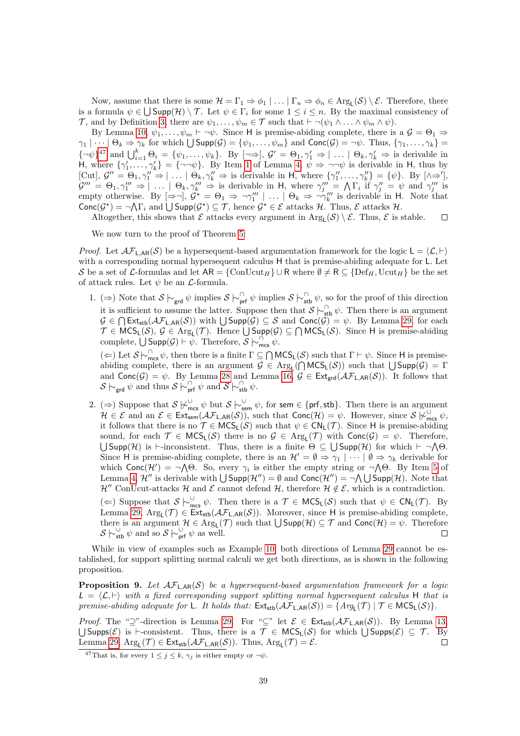Now, assume that there is some $\mathcal{H} = \Gamma_1 \Rightarrow \phi_1 \mid \ldots \mid \Gamma_n \Rightarrow \phi_n \in \mathsf{Arg}_\mathsf{L}(\mathcal{S}) \setminus \mathcal{E}$. Therefore, there is a formula $\psi \in \bigcup \mathsf{Supp}(\mathcal{H}) \setminus \mathcal{T}$. Let $\psi \in \Gamma_i$ for some $1 \leq i \leq n$. By the maximal consistency of $\mathcal{T}$, and by Definition 3, there are $\psi_1, \ldots, \psi_m \in \mathcal{T}$ such that $\vdash \neg(\psi_1 \wedge \ldots \wedge \psi_m \wedge \psi)$.

By Lemma 10, $\psi_1, \ldots, \psi_m \vdash \neg\psi$. Since $\mathsf{H}$ is premise-abiding complete, there is a $\mathcal{G} = \Theta_1 \Rightarrow \gamma_1 \mid \cdots \mid \Theta_k \Rightarrow \gamma_k$ for which $\bigcup \mathsf{Supp}(\mathcal{G}) = \{\psi_1, \ldots, \psi_m\}$ and $\mathsf{Conc}(\mathcal{G}) = \neg\psi$. Thus, $\{\gamma_1, \ldots, \gamma_k\} = \{\neg\psi\}$[47] and $\bigcup_{i=1}^{k} \Theta_i = \{\psi_1, \ldots, \psi_k\}$. By $[\neg\Rightarrow]$, $\mathcal{G}' = \Theta_1, \gamma_1' \Rightarrow \mid \ldots \mid \Theta_k, \gamma_k' \Rightarrow$ is derivable in $\mathsf{H}$, where $\{\gamma_1', \ldots, \gamma_k'\} = \{\neg\neg\psi\}$. By Item 1 of Lemma 4, $\psi \Rightarrow \neg\neg\psi$ is derivable in $\mathsf{H}$, thus by [Cut], $\mathcal{G}'' = \Theta_1, \gamma_1'' \Rightarrow \mid \ldots \mid \Theta_k, \gamma_k'' \Rightarrow$ is derivable in $\mathsf{H}$, where $\{\gamma_1'', \ldots, \gamma_k''\} = \{\psi\}$. By $[\wedge\Rightarrow']$, $\mathcal{G}''' = \Theta_1, \gamma_1''' \Rightarrow \mid \ldots \mid \Theta_k, \gamma_k''' \Rightarrow$ is derivable in $\mathsf{H}$, where $\gamma_j''' = \bigwedge \Gamma_i$ if $\gamma_j'' = \psi$ and $\gamma_j'''$ is empty otherwise. By $[\Rightarrow\neg]$, $\mathcal{G}^\star = \Theta_1 \Rightarrow \neg\gamma_1''' \mid \ldots \mid \Theta_k \Rightarrow \neg\gamma_k'''$ is derivable in $\mathsf{H}$. Note that $\mathsf{Conc}(\mathcal{G}^\star) = \neg\bigwedge\Gamma_i$ and $\bigcup \mathsf{Supp}(\mathcal{G}^\star) \subseteq \mathcal{T}$, hence $\mathcal{G}^\star \in \mathcal{E}$ attacks $\mathcal{H}$. Thus, $\mathcal{E}$ attacks $\mathcal{H}$.

Altogether, this shows that $\mathcal{E}$ attacks every argument in $\mathsf{Arg}_\mathsf{L}(\mathcal{S}) \setminus \mathcal{E}$. Thus, $\mathcal{E}$ is stable. ◻

We now turn to the proof of Theorem 5.

*Proof.* Let $\mathcal{AF}_{\mathsf{L},\mathsf{AR}}(\mathcal{S})$ be a hypersequent-based argumentation framework for the logic $\mathsf{L} = \langle \mathcal{L}, \vdash \rangle$ with a corresponding normal hypersequent calculus $\mathsf{H}$ that is premise-abiding adequate for $\mathsf{L}$. Let $\mathcal{S}$ be a set of $\mathcal{L}$-formulas and let $\mathsf{AR} = \{\mathrm{ConUcut}_H\} \cup \mathsf{R}$ where $\emptyset \neq \mathsf{R} \subseteq \{\mathrm{Def}_H, \mathrm{Ucut}_H\}$ be the set of attack rules. Let $\psi$ be an $\mathcal{L}$-formula.

1. $(\Rightarrow)$ Note that $\mathcal{S} \mathrel{|\!\sim}_{\mathsf{grd}} \psi$ implies $\mathcal{S} \mathrel{|\!\sim}^{\cap}_{\mathsf{prf}} \psi$ implies $\mathcal{S} \mathrel{|\!\sim}^{\cap}_{\mathsf{stb}} \psi$, so for the proof of this direction it is sufficient to assume the latter. Suppose then that $\mathcal{S} \mathrel{|\!\sim}^{\cap}_{\mathsf{stb}} \psi$. Then there is an argument $\mathcal{G} \in \bigcap \mathsf{Ext}_{\mathsf{stb}}(\mathcal{AF}_{\mathsf{L},\mathsf{AR}}(\mathcal{S}))$ with $\bigcup \mathsf{Supp}(\mathcal{G}) \subseteq \mathcal{S}$ and $\mathsf{Conc}(\mathcal{G}) = \psi$. By Lemma 29, for each $\mathcal{T} \in \mathsf{MCS}_\mathsf{L}(\mathcal{S})$, $\mathcal{G} \in \mathsf{Arg}_\mathsf{L}(\mathcal{T})$. Hence $\bigcup \mathsf{Supp}(\mathcal{G}) \subseteq \bigcap \mathsf{MCS}_\mathsf{L}(\mathcal{S})$. Since $\mathsf{H}$ is premise-abiding complete, $\bigcup \mathsf{Supp}(\mathcal{G}) \vdash \psi$. Therefore, $\mathcal{S} \mathrel{|\!\sim}^{\cap}_{\mathsf{mcs}} \psi$.

   $(\Leftarrow)$ Let $\mathcal{S} \mathrel{|\!\sim}^{\cap}_{\mathsf{mcs}} \psi$, then there is a finite $\Gamma \subseteq \bigcap \mathsf{MCS}_\mathsf{L}(\mathcal{S})$ such that $\Gamma \vdash \psi$. Since $\mathsf{H}$ is premise-abiding complete, there is an argument $\mathcal{G} \in \mathsf{Arg}_\mathsf{L}(\bigcap \mathsf{MCS}_\mathsf{L}(\mathcal{S}))$ such that $\bigcup \mathsf{Supp}(\mathcal{G}) = \Gamma$ and $\mathsf{Conc}(\mathcal{G}) = \psi$. By Lemma 28 and Lemma 16, $\mathcal{G} \in \mathsf{Ext}_{\mathsf{grd}}(\mathcal{AF}_{\mathsf{L},\mathsf{AR}}(\mathcal{S}))$. It follows that $\mathcal{S} \mathrel{|\!\sim}_{\mathsf{grd}} \psi$ and thus $\mathcal{S} \mathrel{|\!\sim}^{\cap}_{\mathsf{prf}} \psi$ and $\mathcal{S} \mathrel{|\!\sim}^{\cap}_{\mathsf{stb}} \psi$.

2. $(\Rightarrow)$ Suppose that $\mathcal{S} \not\mathrel{|\!\sim}^{\cup}_{\mathsf{mcs}} \psi$ but $\mathcal{S} \mathrel{|\!\sim}^{\cup}_{\mathsf{sem}} \psi$, for $\mathsf{sem} \in \{\mathsf{prf}, \mathsf{stb}\}$. Then there is an argument $\mathcal{H} \in \mathcal{E}$ and an $\mathcal{E} \in \mathsf{Ext}_{\mathsf{sem}}(\mathcal{AF}_{\mathsf{L},\mathsf{AR}}(\mathcal{S}))$, such that $\mathsf{Conc}(\mathcal{H}) = \psi$. However, since $\mathcal{S} \not\mathrel{|\!\sim}^{\cup}_{\mathsf{mcs}} \psi$, it follows that there is no $\mathcal{T} \in \mathsf{MCS}_\mathsf{L}(\mathcal{S})$ such that $\psi \in \mathsf{CN}_\mathsf{L}(\mathcal{T})$. Since $\mathsf{H}$ is premise-abiding sound, for each $\mathcal{T} \in \mathsf{MCS}_\mathsf{L}(\mathcal{S})$ there is no $\mathcal{G} \in \mathsf{Arg}_\mathsf{L}(\mathcal{T})$ with $\mathsf{Conc}(\mathcal{G}) = \psi$. Therefore, $\bigcup \mathsf{Supp}(\mathcal{H})$ is $\vdash$-inconsistent. Thus, there is a finite $\Theta \subseteq \bigcup \mathsf{Supp}(\mathcal{H})$ for which $\vdash \neg\bigwedge\Theta$. Since $\mathsf{H}$ is premise-abiding complete, there is an $\mathcal{H}' = \emptyset \Rightarrow \gamma_1 \mid \cdots \mid \emptyset \Rightarrow \gamma_k$ derivable for which $\mathsf{Conc}(\mathcal{H}') = \neg\bigwedge\Theta$. So, every $\gamma_i$ is either the empty string or $\neg\bigwedge\Theta$. By Item 5 of Lemma 4, $\mathcal{H}''$ is derivable with $\bigcup \mathsf{Supp}(\mathcal{H}'') = \emptyset$ and $\mathsf{Conc}(\mathcal{H}'') = \neg\bigwedge \bigcup \mathsf{Supp}(\mathcal{H})$. Note that $\mathcal{H}''$ ConUcut-attacks $\mathcal{H}$ and $\mathcal{E}$ cannot defend $\mathcal{H}$, therefore $\mathcal{H} \notin \mathcal{E}$, which is a contradiction.

   $(\Leftarrow)$ Suppose that $\mathcal{S} \mathrel{|\!\sim}^{\cup}_{\mathsf{mcs}} \psi$. Then there is a $\mathcal{T} \in \mathsf{MCS}_\mathsf{L}(\mathcal{S})$ such that $\psi \in \mathsf{CN}_\mathsf{L}(\mathcal{T})$. By Lemma 29, $\mathsf{Arg}_\mathsf{L}(\mathcal{T}) \in \mathsf{Ext}_{\mathsf{stb}}(\mathcal{AF}_{\mathsf{L},\mathsf{AR}}(\mathcal{S}))$. Moreover, since $\mathsf{H}$ is premise-abiding complete, there is an argument $\mathcal{H} \in \mathsf{Arg}_\mathsf{L}(\mathcal{T})$ such that $\bigcup \mathsf{Supp}(\mathcal{H}) \subseteq \mathcal{T}$ and $\mathsf{Conc}(\mathcal{H}) = \psi$. Therefore $\mathcal{S} \mathrel{|\!\sim}^{\cup}_{\mathsf{stb}} \psi$ and so $\mathcal{S} \mathrel{|\!\sim}^{\cup}_{\mathsf{prf}} \psi$ as well. ◻

While in view of examples such as Example 10, both directions of Lemma 29 cannot be established, for support splitting normal calculi we get both directions, as is shown in the following proposition.

**Proposition 9.** *Let $\mathcal{AF}_{\mathsf{L},\mathsf{AR}}(\mathcal{S})$ be a hypersequent-based argumentation framework for a logic $\mathsf{L} = \langle \mathcal{L}, \vdash \rangle$ with a fixed corresponding support splitting normal hypersequent calculus $\mathsf{H}$ that is premise-abiding adequate for $\mathsf{L}$. It holds that: $\mathsf{Ext}_{\mathsf{stb}}(\mathcal{AF}_{\mathsf{L},\mathsf{AR}}(\mathcal{S})) = \{Arg_\mathsf{L}(\mathcal{T}) \mid \mathcal{T} \in \mathsf{MCS}_\mathsf{L}(\mathcal{S})\}$.*

*Proof.* The "$\supseteq$"-direction is Lemma 29. For "$\subseteq$" let $\mathcal{E} \in \mathsf{Ext}_{\mathsf{stb}}(\mathcal{AF}_{\mathsf{L},\mathsf{AR}}(\mathcal{S}))$. By Lemma 13, $\bigcup \mathsf{Supps}(\mathcal{E})$ is $\vdash$-consistent. Thus, there is a $\mathcal{T} \in \mathsf{MCS}_\mathsf{L}(\mathcal{S})$ for which $\bigcup \mathsf{Supps}(\mathcal{E}) \subseteq \mathcal{T}$. By Lemma 29, $\mathsf{Arg}_\mathsf{L}(\mathcal{T}) \in \mathsf{Ext}_{\mathsf{stb}}(\mathcal{AF}_{\mathsf{L},\mathsf{AR}}(\mathcal{S}))$. Thus, $\mathsf{Arg}_\mathsf{L}(\mathcal{T}) = \mathcal{E}$. ◻

[47] That is, for every $1 \leq j \leq k$, $\gamma_j$ is either empty or $\neg\psi$.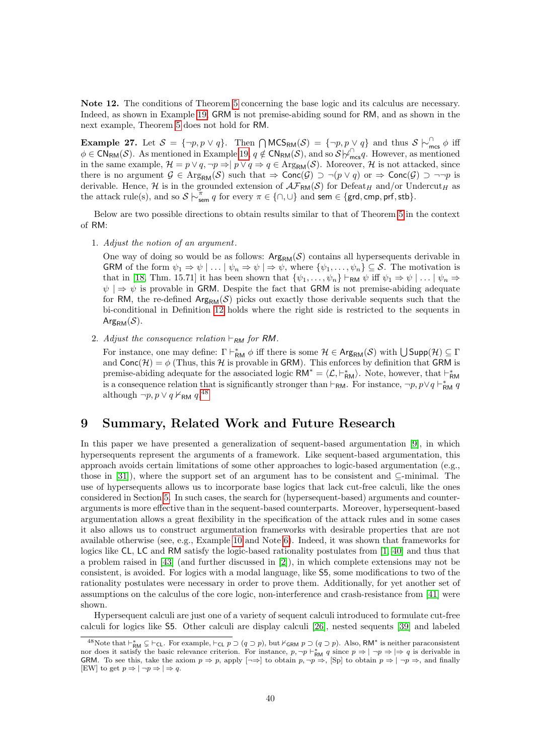**Note 12.** The conditions of Theorem 5 concerning the base logic and its calculus are necessary. Indeed, as shown in Example 19, GRM is not premise-abiding sound for RM, and as shown in the next example, Theorem 5 does not hold for RM.

**Example 27.** Let $\mathcal{S} = \{\neg p, p \vee q\}$. Then $\bigcap \mathsf{MCS}_{\mathsf{RM}}(\mathcal{S}) = \{\neg p, p \vee q\}$ and thus $\mathcal{S} \mathrel{|\!\sim}^{\cap}_{\mathsf{mcs}} \phi$ iff $\phi \in \mathsf{CN}_{\mathsf{RM}}(\mathcal{S})$. As mentioned in Example 19, $q \notin \mathsf{CN}_{\mathsf{RM}}(\mathcal{S})$, and so $\mathcal{S} \not\mathrel{|\!\sim}^{\cap}_{\mathsf{mcs}} q$. However, as mentioned in the same example, $\mathcal{H} = p \vee q, \neg p \Rightarrow \mid p \vee q \Rightarrow q \in \mathrm{Arg}_{\mathsf{RM}}(\mathcal{S})$. Moreover, $\mathcal{H}$ is not attacked, since there is no argument $\mathcal{G} \in \mathrm{Arg}_{\mathsf{RM}}(\mathcal{S})$ such that $\Rightarrow \mathsf{Conc}(\mathcal{G}) \supset \neg(p \vee q)$ or $\Rightarrow \mathsf{Conc}(\mathcal{G}) \supset \neg\neg p$ is derivable. Hence, $\mathcal{H}$ is in the grounded extension of $\mathcal{AF}_{\mathsf{RM}}(\mathcal{S})$ for Defeat$_H$ and/or Undercut$_H$ as the attack rule(s), and so $\mathcal{S} \mathrel{|\!\sim}^{\pi}_{\mathsf{sem}} q$ for every $\pi \in \{\cap, \cup\}$ and $\mathsf{sem} \in \{\mathsf{grd}, \mathsf{cmp}, \mathsf{prf}, \mathsf{stb}\}$.

Below are two possible directions to obtain results similar to that of Theorem 5 in the context of RM:

1. *Adjust the notion of an argument.*

   One way of doing so would be as follows: $\mathsf{Arg}_{\mathsf{RM}}(\mathcal{S})$ contains all hypersequents derivable in GRM of the form $\psi_1 \Rightarrow \psi \mid \ldots \mid \psi_n \Rightarrow \psi \mid \Rightarrow \psi$, where $\{\psi_1, \ldots, \psi_n\} \subseteq \mathcal{S}$. The motivation is that in [18, Thm. 15.71] it has been shown that $\{\psi_1, \ldots, \psi_n\} \vdash_{\mathsf{RM}} \psi$ iff $\psi_1 \Rightarrow \psi \mid \ldots \mid \psi_n \Rightarrow \psi \mid \Rightarrow \psi$ is provable in GRM. Despite the fact that GRM is not premise-abiding adequate for RM, the re-defined $\mathsf{Arg}_{\mathsf{RM}}(\mathcal{S})$ picks out exactly those derivable sequents such that the bi-conditional in Definition 12 holds where the right side is restricted to the sequents in $\mathsf{Arg}_{\mathsf{RM}}(\mathcal{S})$.

2. *Adjust the consequence relation $\vdash_{RM}$ for RM.*

   For instance, one may define: $\Gamma \vdash^*_{\mathsf{RM}} \phi$ iff there is some $\mathcal{H} \in \mathsf{Arg}_{\mathsf{RM}}(\mathcal{S})$ with $\bigcup \mathsf{Supp}(\mathcal{H}) \subseteq \Gamma$ and $\mathsf{Conc}(\mathcal{H}) = \phi$ (Thus, this $\mathcal{H}$ is provable in GRM). This enforces by definition that GRM is premise-abiding adequate for the associated logic $\mathsf{RM}^* = \langle \mathcal{L}, \vdash^*_{\mathsf{RM}} \rangle$. Note, however, that $\vdash^*_{\mathsf{RM}}$ is a consequence relation that is significantly stronger than $\vdash_{\mathsf{RM}}$. For instance, $\neg p, p \vee q \vdash^*_{\mathsf{RM}} q$ although $\neg p, p \vee q \nvdash_{\mathsf{RM}} q$.[48]

# 9 Summary, Related Work and Future Research

In this paper we have presented a generalization of sequent-based argumentation [9], in which hypersequents represent the arguments of a framework. Like sequent-based argumentation, this approach avoids certain limitations of some other approaches to logic-based argumentation (e.g., those in [31]), where the support set of an argument has to be consistent and $\subseteq$-minimal. The use of hypersequents allows us to incorporate base logics that lack cut-free calculi, like the ones considered in Section 5. In such cases, the search for (hypersequent-based) arguments and counter-arguments is more effective than in the sequent-based counterparts. Moreover, hypersequent-based argumentation allows a great flexibility in the specification of the attack rules and in some cases it also allows us to construct argumentation frameworks with desirable properties that are not available otherwise (see, e.g., Example 10 and Note 6). Indeed, it was shown that frameworks for logics like CL, LC and RM satisfy the logic-based rationality postulates from [1, 40] and thus that a problem raised in [43] (and further discussed in [2]), in which complete extensions may not be consistent, is avoided. For logics with a modal language, like S5, some modifications to two of the rationality postulates were necessary in order to prove them. Additionally, for yet another set of assumptions on the calculus of the core logic, non-interference and crash-resistance from [41] were shown.

Hypersequent calculi are just one of a variety of sequent calculi introduced to formulate cut-free calculi for logics like S5. Other calculi are display calculi [26], nested sequents [39] and labeled

[48] Note that $\vdash^*_{\mathsf{RM}} \subsetneq \vdash_{\mathsf{CL}}$. For example, $\vdash_{\mathsf{CL}} p \supset (q \supset p)$, but $\nvdash_{\mathsf{GRM}} p \supset (q \supset p)$. Also, $\mathsf{RM}^*$ is neither paraconsistent nor does it satisfy the basic relevance criterion. For instance, $p, \neg p \vdash^*_{\mathsf{RM}} q$ since $p \Rightarrow \mid \neg p \Rightarrow \mid \Rightarrow q$ is derivable in GRM. To see this, take the axiom $p \Rightarrow p$, apply $[\neg\Rightarrow]$ to obtain $p, \neg p \Rightarrow$, [Sp] to obtain $p \Rightarrow \mid \neg p \Rightarrow$, and finally [EW] to get $p \Rightarrow \mid \neg p \Rightarrow \mid \Rightarrow q$.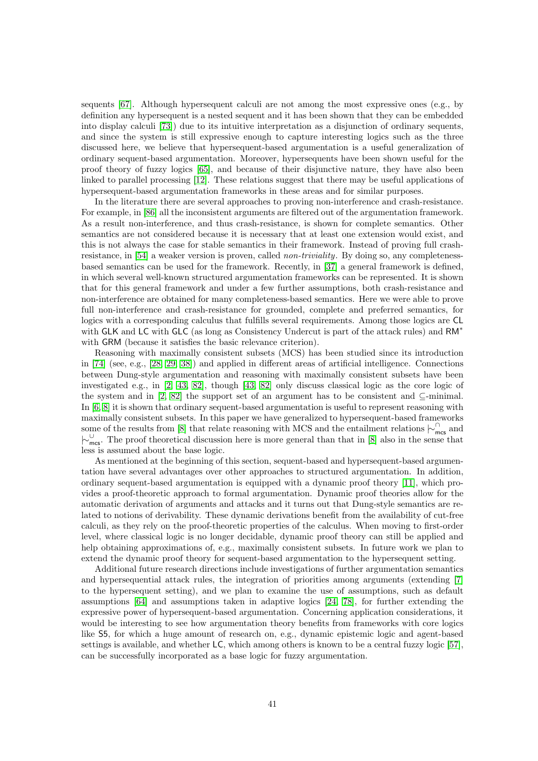sequents [67]. Although hypersequent calculi are not among the most expressive ones (e.g., by definition any hypersequent is a nested sequent and it has been shown that they can be embedded into display calculi [73]) due to its intuitive interpretation as a disjunction of ordinary sequents, and since the system is still expressive enough to capture interesting logics such as the three discussed here, we believe that hypersequent-based argumentation is a useful generalization of ordinary sequent-based argumentation. Moreover, hypersequents have been shown useful for the proof theory of fuzzy logics [65], and because of their disjunctive nature, they have also been linked to parallel processing [12]. These relations suggest that there may be useful applications of hypersequent-based argumentation frameworks in these areas and for similar purposes.

In the literature there are several approaches to proving non-interference and crash-resistance. For example, in [86] all the inconsistent arguments are filtered out of the argumentation framework. As a result non-interference, and thus crash-resistance, is shown for complete semantics. Other semantics are not considered because it is necessary that at least one extension would exist, and this is not always the case for stable semantics in their framework. Instead of proving full crash-resistance, in [54] a weaker version is proven, called *non-triviality*. By doing so, any completeness-based semantics can be used for the framework. Recently, in [37] a general framework is defined, in which several well-known structured argumentation frameworks can be represented. It is shown that for this general framework and under a few further assumptions, both crash-resistance and non-interference are obtained for many completeness-based semantics. Here we were able to prove full non-interference and crash-resistance for grounded, complete and preferred semantics, for logics with a corresponding calculus that fulfills several requirements. Among those logics are CL with GLK and LC with GLC (as long as Consistency Undercut is part of the attack rules) and $\mathsf{RM}^*$ with GRM (because it satisfies the basic relevance criterion).

Reasoning with maximally consistent subsets (MCS) has been studied since its introduction in [74] (see, e.g., [28, 29, 38]) and applied in different areas of artificial intelligence. Connections between Dung-style argumentation and reasoning with maximally consistent subsets have been investigated e.g., in [2, 43, 82], though [43, 82] only discuss classical logic as the core logic of the system and in [2, 82] the support set of an argument has to be consistent and $\subseteq$-minimal. In [6, 8] it is shown that ordinary sequent-based argumentation is useful to represent reasoning with maximally consistent subsets. In this paper we have generalized to hypersequent-based frameworks some of the results from [8] that relate reasoning with MCS and the entailment relations $\mid\!\sim^{\cap}_{\mathsf{mcs}}$ and $\mid\!\sim^{\cup}_{\mathsf{mcs}}$. The proof theoretical discussion here is more general than that in [8] also in the sense that less is assumed about the base logic.

As mentioned at the beginning of this section, sequent-based and hypersequent-based argumentation have several advantages over other approaches to structured argumentation. In addition, ordinary sequent-based argumentation is equipped with a dynamic proof theory [11], which provides a proof-theoretic approach to formal argumentation. Dynamic proof theories allow for the automatic derivation of arguments and attacks and it turns out that Dung-style semantics are related to notions of derivability. These dynamic derivations benefit from the availability of cut-free calculi, as they rely on the proof-theoretic properties of the calculus. When moving to first-order level, where classical logic is no longer decidable, dynamic proof theory can still be applied and help obtaining approximations of, e.g., maximally consistent subsets. In future work we plan to extend the dynamic proof theory for sequent-based argumentation to the hypersequent setting.

Additional future research directions include investigations of further argumentation semantics and hypersequential attack rules, the integration of priorities among arguments (extending [7] to the hypersequent setting), and we plan to examine the use of assumptions, such as default assumptions [64] and assumptions taken in adaptive logics [24, 78], for further extending the expressive power of hypersequent-based argumentation. Concerning application considerations, it would be interesting to see how argumentation theory benefits from frameworks with core logics like S5, for which a huge amount of research on, e.g., dynamic epistemic logic and agent-based settings is available, and whether LC, which among others is known to be a central fuzzy logic [57], can be successfully incorporated as a base logic for fuzzy argumentation.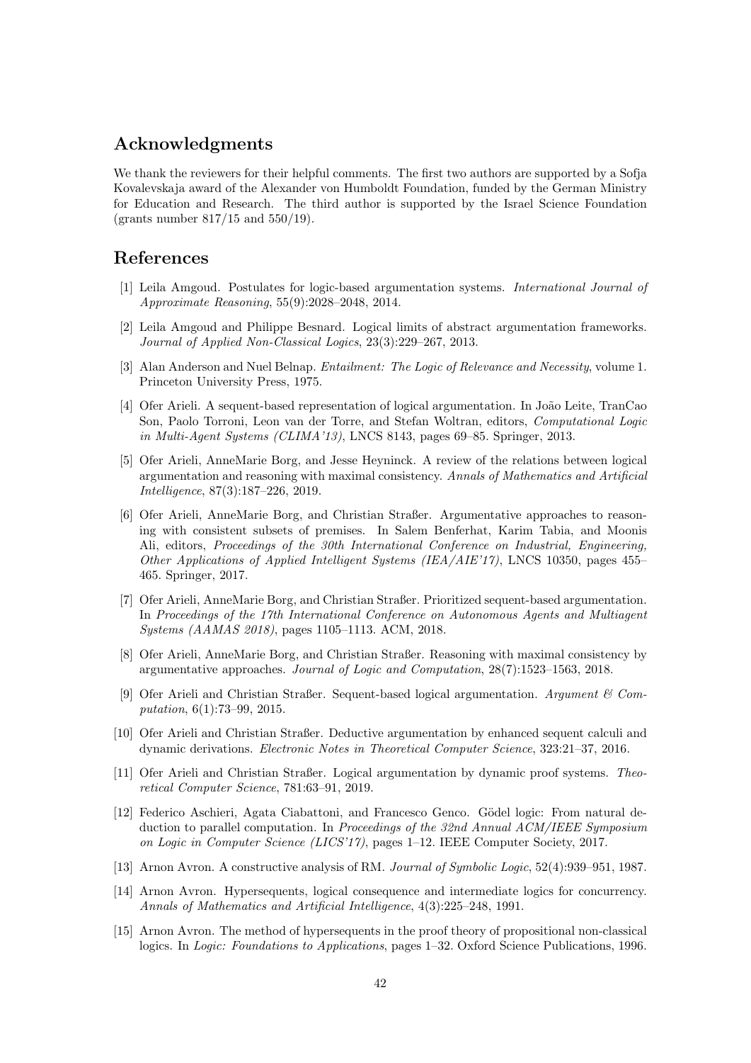## Acknowledgments

We thank the reviewers for their helpful comments. The first two authors are supported by a Sofja Kovalevskaja award of the Alexander von Humboldt Foundation, funded by the German Ministry for Education and Research. The third author is supported by the Israel Science Foundation (grants number 817/15 and 550/19).

## References

[1] Leila Amgoud. Postulates for logic-based argumentation systems. *International Journal of Approximate Reasoning*, 55(9):2028–2048, 2014.

[2] Leila Amgoud and Philippe Besnard. Logical limits of abstract argumentation frameworks. *Journal of Applied Non-Classical Logics*, 23(3):229–267, 2013.

[3] Alan Anderson and Nuel Belnap. *Entailment: The Logic of Relevance and Necessity*, volume 1. Princeton University Press, 1975.

[4] Ofer Arieli. A sequent-based representation of logical argumentation. In João Leite, TranCao Son, Paolo Torroni, Leon van der Torre, and Stefan Woltran, editors, *Computational Logic in Multi-Agent Systems (CLIMA'13)*, LNCS 8143, pages 69–85. Springer, 2013.

[5] Ofer Arieli, AnneMarie Borg, and Jesse Heyninck. A review of the relations between logical argumentation and reasoning with maximal consistency. *Annals of Mathematics and Artificial Intelligence*, 87(3):187–226, 2019.

[6] Ofer Arieli, AnneMarie Borg, and Christian Straßer. Argumentative approaches to reasoning with consistent subsets of premises. In Salem Benferhat, Karim Tabia, and Moonis Ali, editors, *Proceedings of the 30th International Conference on Industrial, Engineering, Other Applications of Applied Intelligent Systems (IEA/AIE'17)*, LNCS 10350, pages 455–465. Springer, 2017.

[7] Ofer Arieli, AnneMarie Borg, and Christian Straßer. Prioritized sequent-based argumentation. In *Proceedings of the 17th International Conference on Autonomous Agents and Multiagent Systems (AAMAS 2018)*, pages 1105–1113. ACM, 2018.

[8] Ofer Arieli, AnneMarie Borg, and Christian Straßer. Reasoning with maximal consistency by argumentative approaches. *Journal of Logic and Computation*, 28(7):1523–1563, 2018.

[9] Ofer Arieli and Christian Straßer. Sequent-based logical argumentation. *Argument & Computation*, 6(1):73–99, 2015.

[10] Ofer Arieli and Christian Straßer. Deductive argumentation by enhanced sequent calculi and dynamic derivations. *Electronic Notes in Theoretical Computer Science*, 323:21–37, 2016.

[11] Ofer Arieli and Christian Straßer. Logical argumentation by dynamic proof systems. *Theoretical Computer Science*, 781:63–91, 2019.

[12] Federico Aschieri, Agata Ciabattoni, and Francesco Genco. Gödel logic: From natural deduction to parallel computation. In *Proceedings of the 32nd Annual ACM/IEEE Symposium on Logic in Computer Science (LICS'17)*, pages 1–12. IEEE Computer Society, 2017.

[13] Arnon Avron. A constructive analysis of RM. *Journal of Symbolic Logic*, 52(4):939–951, 1987.

[14] Arnon Avron. Hypersequents, logical consequence and intermediate logics for concurrency. *Annals of Mathematics and Artificial Intelligence*, 4(3):225–248, 1991.

[15] Arnon Avron. The method of hypersequents in the proof theory of propositional non-classical logics. In *Logic: Foundations to Applications*, pages 1–32. Oxford Science Publications, 1996.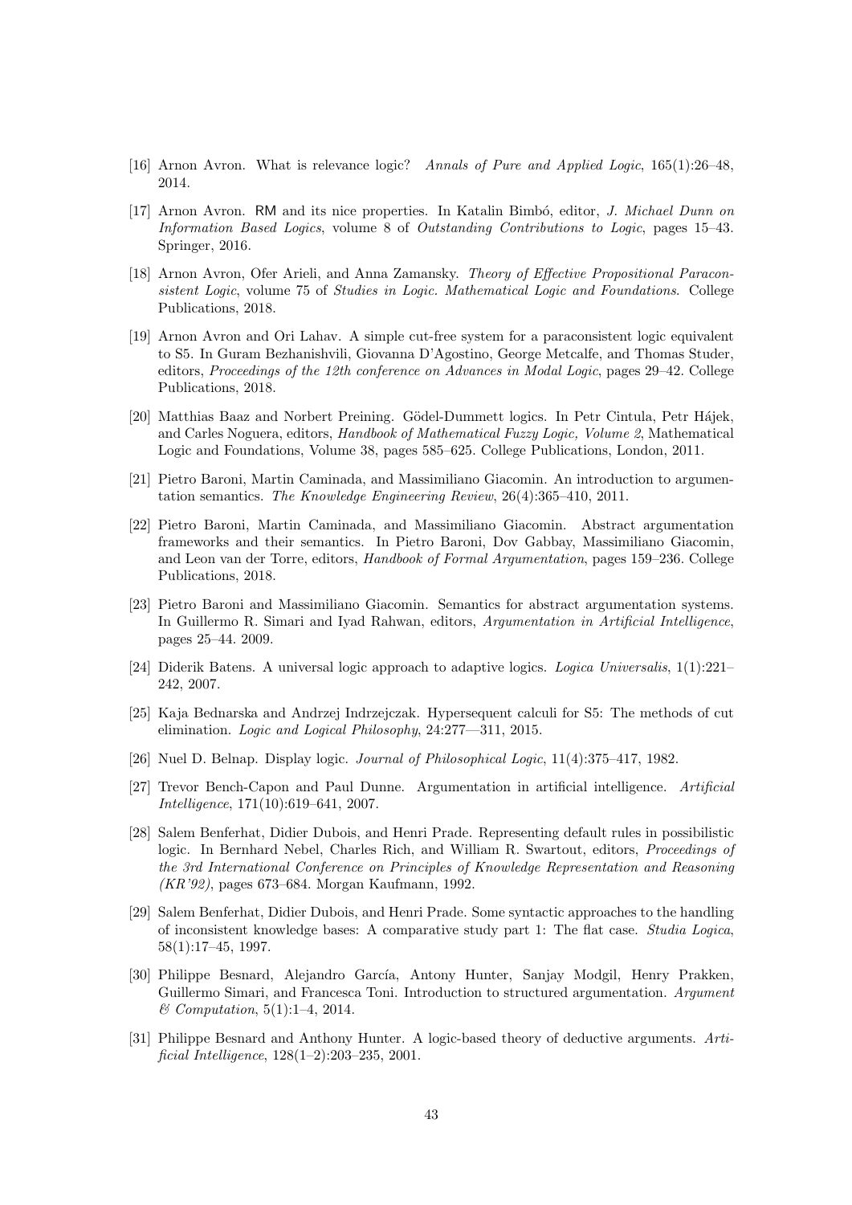[16] Arnon Avron. What is relevance logic? *Annals of Pure and Applied Logic*, 165(1):26–48, 2014.

[17] Arnon Avron. RM and its nice properties. In Katalin Bimbó, editor, *J. Michael Dunn on Information Based Logics*, volume 8 of *Outstanding Contributions to Logic*, pages 15–43. Springer, 2016.

[18] Arnon Avron, Ofer Arieli, and Anna Zamansky. *Theory of Effective Propositional Paraconsistent Logic*, volume 75 of *Studies in Logic. Mathematical Logic and Foundations*. College Publications, 2018.

[19] Arnon Avron and Ori Lahav. A simple cut-free system for a paraconsistent logic equivalent to S5. In Guram Bezhanishvili, Giovanna D'Agostino, George Metcalfe, and Thomas Studer, editors, *Proceedings of the 12th conference on Advances in Modal Logic*, pages 29–42. College Publications, 2018.

[20] Matthias Baaz and Norbert Preining. Gödel-Dummett logics. In Petr Cintula, Petr Hájek, and Carles Noguera, editors, *Handbook of Mathematical Fuzzy Logic, Volume 2*, Mathematical Logic and Foundations, Volume 38, pages 585–625. College Publications, London, 2011.

[21] Pietro Baroni, Martin Caminada, and Massimiliano Giacomin. An introduction to argumentation semantics. *The Knowledge Engineering Review*, 26(4):365–410, 2011.

[22] Pietro Baroni, Martin Caminada, and Massimiliano Giacomin. Abstract argumentation frameworks and their semantics. In Pietro Baroni, Dov Gabbay, Massimiliano Giacomin, and Leon van der Torre, editors, *Handbook of Formal Argumentation*, pages 159–236. College Publications, 2018.

[23] Pietro Baroni and Massimiliano Giacomin. Semantics for abstract argumentation systems. In Guillermo R. Simari and Iyad Rahwan, editors, *Argumentation in Artificial Intelligence*, pages 25–44. 2009.

[24] Diderik Batens. A universal logic approach to adaptive logics. *Logica Universalis*, 1(1):221–242, 2007.

[25] Kaja Bednarska and Andrzej Indrzejczak. Hypersequent calculi for S5: The methods of cut elimination. *Logic and Logical Philosophy*, 24:277—311, 2015.

[26] Nuel D. Belnap. Display logic. *Journal of Philosophical Logic*, 11(4):375–417, 1982.

[27] Trevor Bench-Capon and Paul Dunne. Argumentation in artificial intelligence. *Artificial Intelligence*, 171(10):619–641, 2007.

[28] Salem Benferhat, Didier Dubois, and Henri Prade. Representing default rules in possibilistic logic. In Bernhard Nebel, Charles Rich, and William R. Swartout, editors, *Proceedings of the 3rd International Conference on Principles of Knowledge Representation and Reasoning (KR'92)*, pages 673–684. Morgan Kaufmann, 1992.

[29] Salem Benferhat, Didier Dubois, and Henri Prade. Some syntactic approaches to the handling of inconsistent knowledge bases: A comparative study part 1: The flat case. *Studia Logica*, 58(1):17–45, 1997.

[30] Philippe Besnard, Alejandro García, Antony Hunter, Sanjay Modgil, Henry Prakken, Guillermo Simari, and Francesca Toni. Introduction to structured argumentation. *Argument & Computation*, 5(1):1–4, 2014.

[31] Philippe Besnard and Anthony Hunter. A logic-based theory of deductive arguments. *Artificial Intelligence*, 128(1–2):203–235, 2001.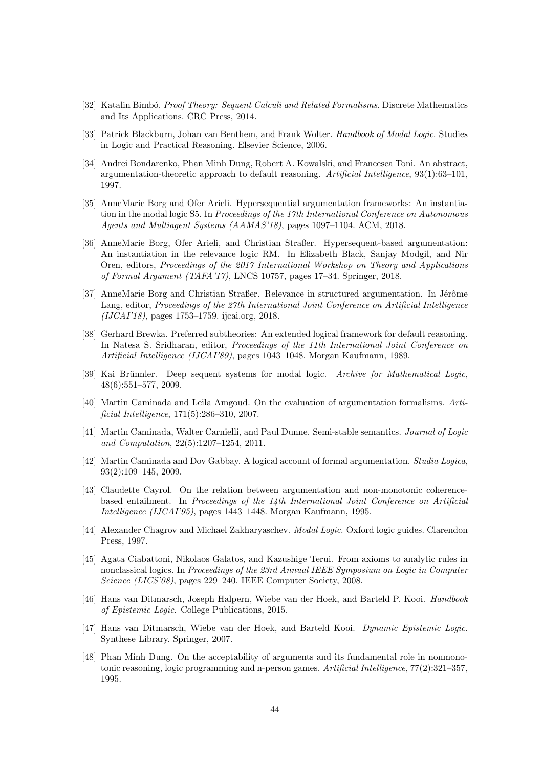[32] Katalin Bimbó. *Proof Theory: Sequent Calculi and Related Formalisms*. Discrete Mathematics and Its Applications. CRC Press, 2014.

[33] Patrick Blackburn, Johan van Benthem, and Frank Wolter. *Handbook of Modal Logic*. Studies in Logic and Practical Reasoning. Elsevier Science, 2006.

[34] Andrei Bondarenko, Phan Minh Dung, Robert A. Kowalski, and Francesca Toni. An abstract, argumentation-theoretic approach to default reasoning. *Artificial Intelligence*, 93(1):63–101, 1997.

[35] AnneMarie Borg and Ofer Arieli. Hypersequential argumentation frameworks: An instantiation in the modal logic S5. In *Proceedings of the 17th International Conference on Autonomous Agents and Multiagent Systems (AAMAS'18)*, pages 1097–1104. ACM, 2018.

[36] AnneMarie Borg, Ofer Arieli, and Christian Straßer. Hypersequent-based argumentation: An instantiation in the relevance logic RM. In Elizabeth Black, Sanjay Modgil, and Nir Oren, editors, *Proceedings of the 2017 International Workshop on Theory and Applications of Formal Argument (TAFA'17)*, LNCS 10757, pages 17–34. Springer, 2018.

[37] AnneMarie Borg and Christian Straßer. Relevance in structured argumentation. In Jérôme Lang, editor, *Proceedings of the 27th International Joint Conference on Artificial Intelligence (IJCAI'18)*, pages 1753–1759. ijcai.org, 2018.

[38] Gerhard Brewka. Preferred subtheories: An extended logical framework for default reasoning. In Natesa S. Sridharan, editor, *Proceedings of the 11th International Joint Conference on Artificial Intelligence (IJCAI'89)*, pages 1043–1048. Morgan Kaufmann, 1989.

[39] Kai Brünnler. Deep sequent systems for modal logic. *Archive for Mathematical Logic*, 48(6):551–577, 2009.

[40] Martin Caminada and Leila Amgoud. On the evaluation of argumentation formalisms. *Artificial Intelligence*, 171(5):286–310, 2007.

[41] Martin Caminada, Walter Carnielli, and Paul Dunne. Semi-stable semantics. *Journal of Logic and Computation*, 22(5):1207–1254, 2011.

[42] Martin Caminada and Dov Gabbay. A logical account of formal argumentation. *Studia Logica*, 93(2):109–145, 2009.

[43] Claudette Cayrol. On the relation between argumentation and non-monotonic coherence-based entailment. In *Proceedings of the 14th International Joint Conference on Artificial Intelligence (IJCAI'95)*, pages 1443–1448. Morgan Kaufmann, 1995.

[44] Alexander Chagrov and Michael Zakharyaschev. *Modal Logic*. Oxford logic guides. Clarendon Press, 1997.

[45] Agata Ciabattoni, Nikolaos Galatos, and Kazushige Terui. From axioms to analytic rules in nonclassical logics. In *Proceedings of the 23rd Annual IEEE Symposium on Logic in Computer Science (LICS'08)*, pages 229–240. IEEE Computer Society, 2008.

[46] Hans van Ditmarsch, Joseph Halpern, Wiebe van der Hoek, and Barteld P. Kooi. *Handbook of Epistemic Logic*. College Publications, 2015.

[47] Hans van Ditmarsch, Wiebe van der Hoek, and Barteld Kooi. *Dynamic Epistemic Logic.* Synthese Library. Springer, 2007.

[48] Phan Minh Dung. On the acceptability of arguments and its fundamental role in nonmonotonic reasoning, logic programming and n-person games. *Artificial Intelligence*, 77(2):321–357, 1995.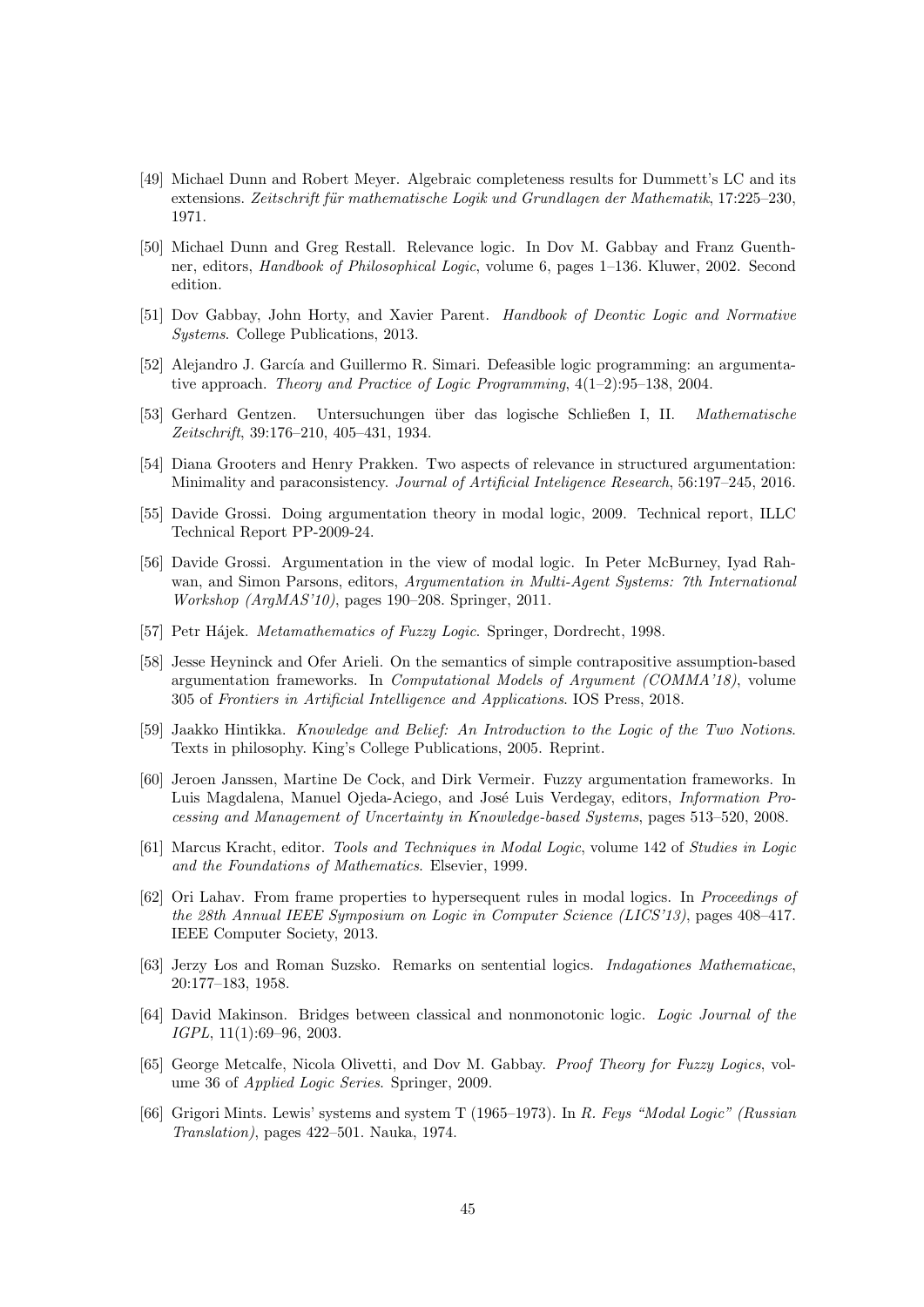[49] Michael Dunn and Robert Meyer. Algebraic completeness results for Dummett's LC and its extensions. *Zeitschrift für mathematische Logik und Grundlagen der Mathematik*, 17:225–230, 1971.

[50] Michael Dunn and Greg Restall. Relevance logic. In Dov M. Gabbay and Franz Guenthner, editors, *Handbook of Philosophical Logic*, volume 6, pages 1–136. Kluwer, 2002. Second edition.

[51] Dov Gabbay, John Horty, and Xavier Parent. *Handbook of Deontic Logic and Normative Systems*. College Publications, 2013.

[52] Alejandro J. García and Guillermo R. Simari. Defeasible logic programming: an argumentative approach. *Theory and Practice of Logic Programming*, 4(1–2):95–138, 2004.

[53] Gerhard Gentzen. Untersuchungen über das logische Schließen I, II. *Mathematische Zeitschrift*, 39:176–210, 405–431, 1934.

[54] Diana Grooters and Henry Prakken. Two aspects of relevance in structured argumentation: Minimality and paraconsistency. *Journal of Artificial Inteligence Research*, 56:197–245, 2016.

[55] Davide Grossi. Doing argumentation theory in modal logic, 2009. Technical report, ILLC Technical Report PP-2009-24.

[56] Davide Grossi. Argumentation in the view of modal logic. In Peter McBurney, Iyad Rahwan, and Simon Parsons, editors, *Argumentation in Multi-Agent Systems: 7th International Workshop (ArgMAS'10)*, pages 190–208. Springer, 2011.

[57] Petr Hájek. *Metamathematics of Fuzzy Logic*. Springer, Dordrecht, 1998.

[58] Jesse Heyninck and Ofer Arieli. On the semantics of simple contrapositive assumption-based argumentation frameworks. In *Computational Models of Argument (COMMA'18)*, volume 305 of *Frontiers in Artificial Intelligence and Applications*. IOS Press, 2018.

[59] Jaakko Hintikka. *Knowledge and Belief: An Introduction to the Logic of the Two Notions*. Texts in philosophy. King's College Publications, 2005. Reprint.

[60] Jeroen Janssen, Martine De Cock, and Dirk Vermeir. Fuzzy argumentation frameworks. In Luis Magdalena, Manuel Ojeda-Aciego, and José Luis Verdegay, editors, *Information Processing and Management of Uncertainty in Knowledge-based Systems*, pages 513–520, 2008.

[61] Marcus Kracht, editor. *Tools and Techniques in Modal Logic*, volume 142 of *Studies in Logic and the Foundations of Mathematics*. Elsevier, 1999.

[62] Ori Lahav. From frame properties to hypersequent rules in modal logics. In *Proceedings of the 28th Annual IEEE Symposium on Logic in Computer Science (LICS'13)*, pages 408–417. IEEE Computer Society, 2013.

[63] Jerzy Łos and Roman Suzsko. Remarks on sentential logics. *Indagationes Mathematicae*, 20:177–183, 1958.

[64] David Makinson. Bridges between classical and nonmonotonic logic. *Logic Journal of the IGPL*, 11(1):69–96, 2003.

[65] George Metcalfe, Nicola Olivetti, and Dov M. Gabbay. *Proof Theory for Fuzzy Logics*, volume 36 of *Applied Logic Series*. Springer, 2009.

[66] Grigori Mints. Lewis' systems and system T (1965–1973). In *R. Feys "Modal Logic" (Russian Translation)*, pages 422–501. Nauka, 1974.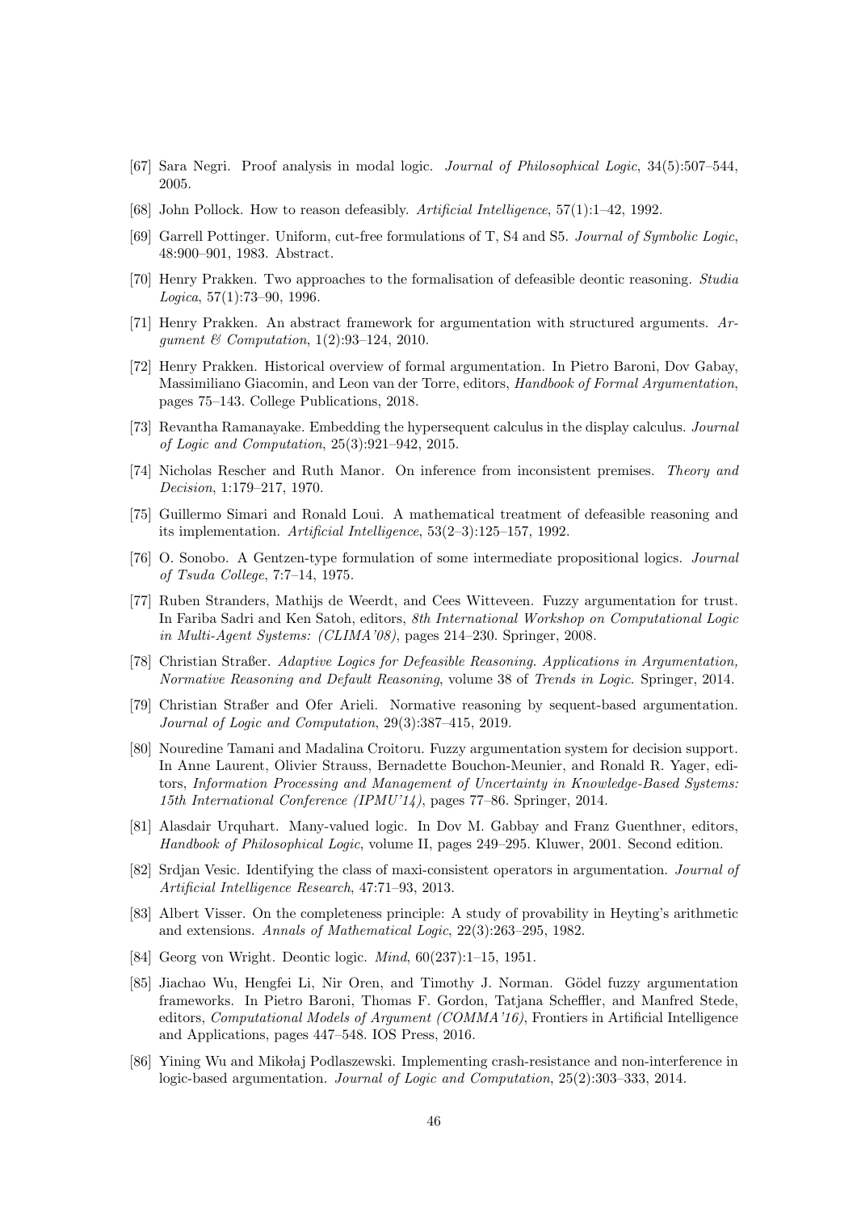[67] Sara Negri. Proof analysis in modal logic. *Journal of Philosophical Logic*, 34(5):507–544, 2005.

[68] John Pollock. How to reason defeasibly. *Artificial Intelligence*, 57(1):1–42, 1992.

[69] Garrell Pottinger. Uniform, cut-free formulations of T, S4 and S5. *Journal of Symbolic Logic*, 48:900–901, 1983. Abstract.

[70] Henry Prakken. Two approaches to the formalisation of defeasible deontic reasoning. *Studia Logica*, 57(1):73–90, 1996.

[71] Henry Prakken. An abstract framework for argumentation with structured arguments. *Argument & Computation*, 1(2):93–124, 2010.

[72] Henry Prakken. Historical overview of formal argumentation. In Pietro Baroni, Dov Gabay, Massimiliano Giacomin, and Leon van der Torre, editors, *Handbook of Formal Argumentation*, pages 75–143. College Publications, 2018.

[73] Revantha Ramanayake. Embedding the hypersequent calculus in the display calculus. *Journal of Logic and Computation*, 25(3):921–942, 2015.

[74] Nicholas Rescher and Ruth Manor. On inference from inconsistent premises. *Theory and Decision*, 1:179–217, 1970.

[75] Guillermo Simari and Ronald Loui. A mathematical treatment of defeasible reasoning and its implementation. *Artificial Intelligence*, 53(2–3):125–157, 1992.

[76] O. Sonobo. A Gentzen-type formulation of some intermediate propositional logics. *Journal of Tsuda College*, 7:7–14, 1975.

[77] Ruben Stranders, Mathijs de Weerdt, and Cees Witteveen. Fuzzy argumentation for trust. In Fariba Sadri and Ken Satoh, editors, *8th International Workshop on Computational Logic in Multi-Agent Systems: (CLIMA'08)*, pages 214–230. Springer, 2008.

[78] Christian Straßer. *Adaptive Logics for Defeasible Reasoning. Applications in Argumentation, Normative Reasoning and Default Reasoning*, volume 38 of *Trends in Logic*. Springer, 2014.

[79] Christian Straßer and Ofer Arieli. Normative reasoning by sequent-based argumentation. *Journal of Logic and Computation*, 29(3):387–415, 2019.

[80] Nouredine Tamani and Madalina Croitoru. Fuzzy argumentation system for decision support. In Anne Laurent, Olivier Strauss, Bernadette Bouchon-Meunier, and Ronald R. Yager, editors, *Information Processing and Management of Uncertainty in Knowledge-Based Systems: 15th International Conference (IPMU'14)*, pages 77–86. Springer, 2014.

[81] Alasdair Urquhart. Many-valued logic. In Dov M. Gabbay and Franz Guenthner, editors, *Handbook of Philosophical Logic*, volume II, pages 249–295. Kluwer, 2001. Second edition.

[82] Srdjan Vesic. Identifying the class of maxi-consistent operators in argumentation. *Journal of Artificial Intelligence Research*, 47:71–93, 2013.

[83] Albert Visser. On the completeness principle: A study of provability in Heyting's arithmetic and extensions. *Annals of Mathematical Logic*, 22(3):263–295, 1982.

[84] Georg von Wright. Deontic logic. *Mind*, 60(237):1–15, 1951.

[85] Jiachao Wu, Hengfei Li, Nir Oren, and Timothy J. Norman. Gödel fuzzy argumentation frameworks. In Pietro Baroni, Thomas F. Gordon, Tatjana Scheffler, and Manfred Stede, editors, *Computational Models of Argument (COMMA'16)*, Frontiers in Artificial Intelligence and Applications, pages 447–548. IOS Press, 2016.

[86] Yining Wu and Mikołaj Podlaszewski. Implementing crash-resistance and non-interference in logic-based argumentation. *Journal of Logic and Computation*, 25(2):303–333, 2014.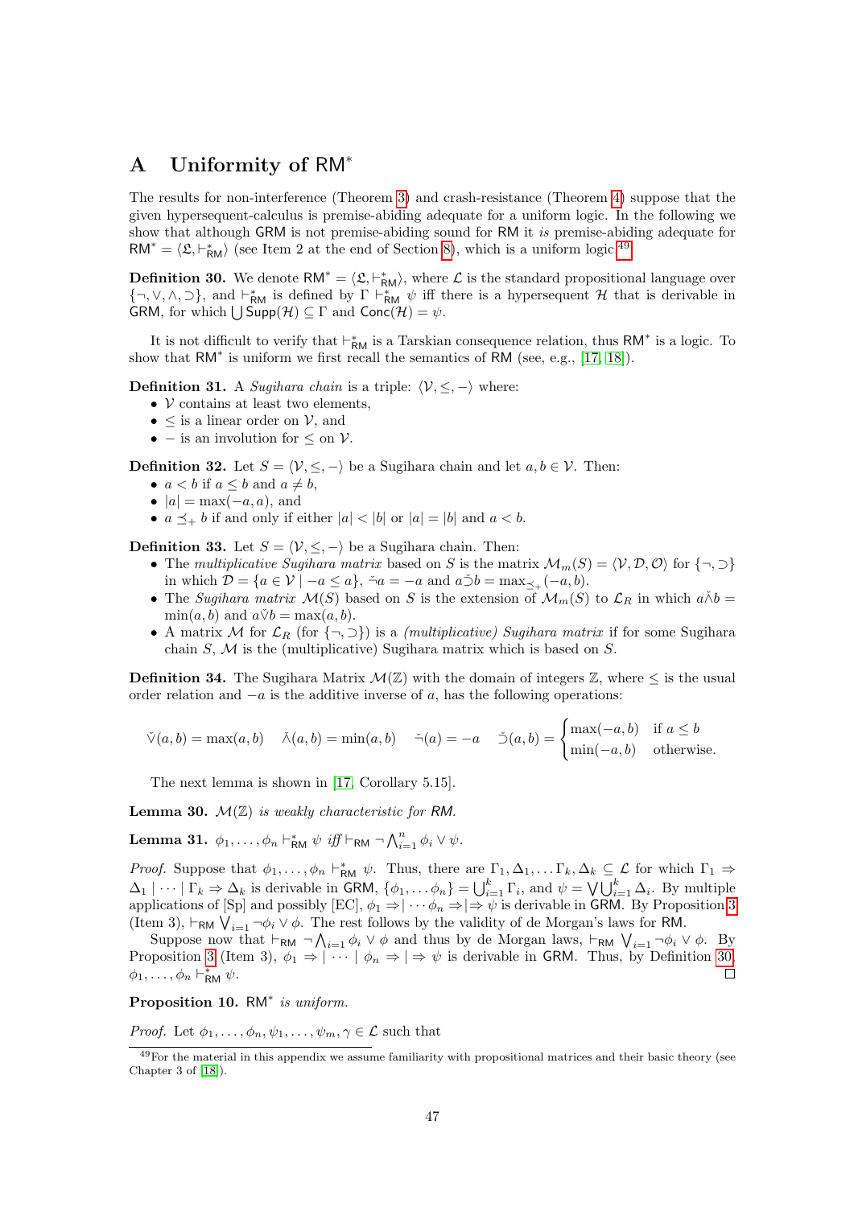# A Uniformity of $\mathsf{RM}^*$

The results for non-interference (Theorem 3) and crash-resistance (Theorem 4) suppose that the given hypersequent-calculus is premise-abiding adequate for a uniform logic. In the following we show that although $\mathsf{GRM}$ is not premise-abiding sound for $\mathsf{RM}$ it *is* premise-abiding adequate for $\mathsf{RM}^* = \langle \mathfrak{L}, \vdash^*_{\mathsf{RM}} \rangle$ (see Item 2 at the end of Section 8), which is a uniform logic.[49]

**Definition 30.** We denote $\mathsf{RM}^* = \langle \mathfrak{L}, \vdash^*_{\mathsf{RM}} \rangle$, where $\mathcal{L}$ is the standard propositional language over $\{\neg, \vee, \wedge, \supset\}$, and $\vdash^*_{\mathsf{RM}}$ is defined by $\Gamma \vdash^*_{\mathsf{RM}} \psi$ iff there is a hypersequent $\mathcal{H}$ that is derivable in $\mathsf{GRM}$, for which $\bigcup \mathsf{Supp}(\mathcal{H}) \subseteq \Gamma$ and $\mathsf{Conc}(\mathcal{H}) = \psi$.

It is not difficult to verify that $\vdash^*_{\mathsf{RM}}$ is a Tarskian consequence relation, thus $\mathsf{RM}^*$ is a logic. To show that $\mathsf{RM}^*$ is uniform we first recall the semantics of $\mathsf{RM}$ (see, e.g., [17, 18]).

**Definition 31.** A *Sugihara chain* is a triple: $\langle \mathcal{V}, \leq, - \rangle$ where:
- $\mathcal{V}$ contains at least two elements,
- $\leq$ is a linear order on $\mathcal{V}$, and
- $-$ is an involution for $\leq$ on $\mathcal{V}$.

**Definition 32.** Let $S = \langle \mathcal{V}, \leq, - \rangle$ be a Sugihara chain and let $a, b \in \mathcal{V}$. Then:
- $a < b$ if $a \leq b$ and $a \neq b$,
- $|a| = \max(-a, a)$, and
- $a \preceq_+ b$ if and only if either $|a| < |b|$ or $|a| = |b|$ and $a < b$.

**Definition 33.** Let $S = \langle \mathcal{V}, \leq, - \rangle$ be a Sugihara chain. Then:
- The *multiplicative Sugihara matrix* based on $S$ is the matrix $\mathcal{M}_m(S) = \langle \mathcal{V}, \mathcal{D}, \mathcal{O} \rangle$ for $\{\neg, \supset\}$ in which $\mathcal{D} = \{a \in \mathcal{V} \mid -a \leq a\}$, $\tilde{\neg} a = -a$ and $a \tilde{\supset} b = \max_{\preceq_+}(-a, b)$.
- The *Sugihara matrix* $\mathcal{M}(S)$ based on $S$ is the extension of $\mathcal{M}_m(S)$ to $\mathcal{L}_R$ in which $a \tilde{\wedge} b = \min(a, b)$ and $a \tilde{\vee} b = \max(a, b)$.
- A matrix $\mathcal{M}$ for $\mathcal{L}_R$ (for $\{\neg, \supset\}$) is a *(multiplicative) Sugihara matrix* if for some Sugihara chain $S$, $\mathcal{M}$ is the (multiplicative) Sugihara matrix which is based on $S$.

**Definition 34.** The Sugihara Matrix $\mathcal{M}(\mathbb{Z})$ with the domain of integers $\mathbb{Z}$, where $\leq$ is the usual order relation and $-a$ is the additive inverse of $a$, has the following operations:

$$\tilde{\vee}(a, b) = \max(a, b) \quad \tilde{\wedge}(a, b) = \min(a, b) \quad \tilde{\neg}(a) = -a \quad \tilde{\supset}(a, b) = \begin{cases} \max(-a, b) & \text{if } a \leq b \\ \min(-a, b) & \text{otherwise.} \end{cases}$$

The next lemma is shown in [17, Corollary 5.15].

**Lemma 30.** *$\mathcal{M}(\mathbb{Z})$ is weakly characteristic for $\mathsf{RM}$.*

**Lemma 31.** *$\phi_1, \ldots, \phi_n \vdash^*_{\mathsf{RM}} \psi$ iff $\vdash_{\mathsf{RM}} \neg \bigwedge_{i=1}^n \phi_i \vee \psi$.*

*Proof.* Suppose that $\phi_1, \ldots, \phi_n \vdash^*_{\mathsf{RM}} \psi$. Thus, there are $\Gamma_1, \Delta_1, \ldots \Gamma_k, \Delta_k \subseteq \mathcal{L}$ for which $\Gamma_1 \Rightarrow \Delta_1 \mid \cdots \mid \Gamma_k \Rightarrow \Delta_k$ is derivable in $\mathsf{GRM}$, $\{\phi_1, \ldots \phi_n\} = \bigcup_{i=1}^k \Gamma_i$, and $\psi = \bigvee \bigcup_{i=1}^k \Delta_i$. By multiple applications of [Sp] and possibly [EC], $\phi_1 \Rightarrow \mid \cdots \phi_n \Rightarrow \mid \Rightarrow \psi$ is derivable in $\mathsf{GRM}$. By Proposition 3 (Item 3), $\vdash_{\mathsf{RM}} \bigvee_{i=1} \neg \phi_i \vee \phi$. The rest follows by the validity of de Morgan's laws for $\mathsf{RM}$.

Suppose now that $\vdash_{\mathsf{RM}} \neg \bigwedge_{i=1} \phi_i \vee \phi$ and thus by de Morgan laws, $\vdash_{\mathsf{RM}} \bigvee_{i=1} \neg \phi_i \vee \phi$. By Proposition 3 (Item 3), $\phi_1 \Rightarrow \mid \cdots \mid \phi_n \Rightarrow \mid \Rightarrow \psi$ is derivable in $\mathsf{GRM}$. Thus, by Definition 30, $\phi_1, \ldots, \phi_n \vdash^*_{\mathsf{RM}} \psi$. $\square$

**Proposition 10.** *$\mathsf{RM}^*$ is uniform.*

*Proof.* Let $\phi_1, \ldots, \phi_n, \psi_1, \ldots, \psi_m, \gamma \in \mathcal{L}$ such that

[49] For the material in this appendix we assume familiarity with propositional matrices and their basic theory (see Chapter 3 of [18]).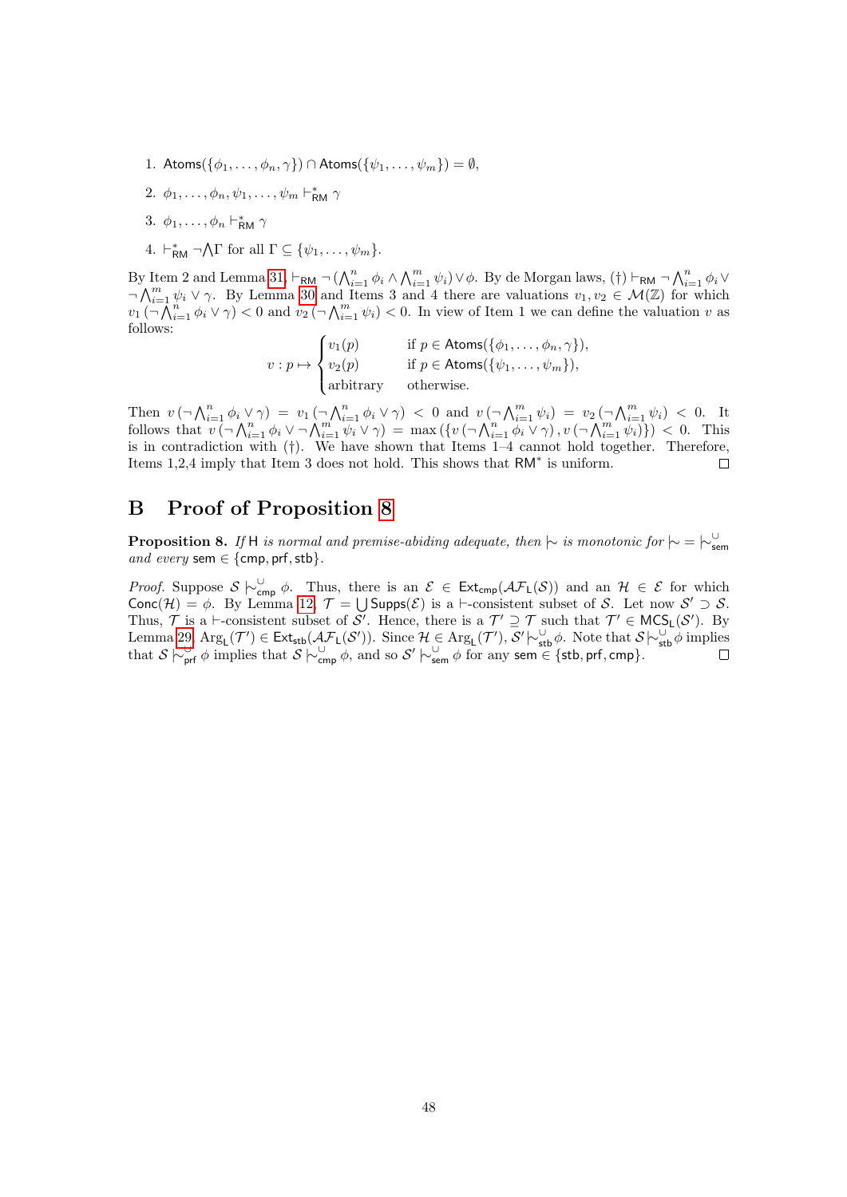1. $\mathsf{Atoms}(\{\phi_1, \ldots, \phi_n, \gamma\}) \cap \mathsf{Atoms}(\{\psi_1, \ldots, \psi_m\}) = \emptyset$,
2. $\phi_1, \ldots, \phi_n, \psi_1, \ldots, \psi_m \vdash^*_{\mathsf{RM}} \gamma$
3. $\phi_1, \ldots, \phi_n \vdash^*_{\mathsf{RM}} \gamma$
4. $\vdash^*_{\mathsf{RM}} \neg \bigwedge \Gamma$ for all $\Gamma \subseteq \{\psi_1, \ldots, \psi_m\}$.

By Item 2 and Lemma 31, $\vdash_{\mathsf{RM}} \neg (\bigwedge_{i=1}^n \phi_i \wedge \bigwedge_{i=1}^m \psi_i) \vee \phi$. By de Morgan laws, (†) $\vdash_{\mathsf{RM}} \neg \bigwedge_{i=1}^n \phi_i \vee \neg \bigwedge_{i=1}^m \psi_i \vee \gamma$. By Lemma 30 and Items 3 and 4 there are valuations $v_1, v_2 \in \mathcal{M}(\mathbb{Z})$ for which $v_1 (\neg \bigwedge_{i=1}^n \phi_i \vee \gamma) < 0$ and $v_2 (\neg \bigwedge_{i=1}^m \psi_i) < 0$. In view of Item 1 we can define the valuation $v$ as follows:

$$
v : p \mapsto \begin{cases} v_1(p) & \text{if } p \in \mathsf{Atoms}(\{\phi_1, \ldots, \phi_n, \gamma\}), \\ v_2(p) & \text{if } p \in \mathsf{Atoms}(\{\psi_1, \ldots, \psi_m\}), \\ \text{arbitrary} & \text{otherwise.} \end{cases}
$$

Then $v (\neg \bigwedge_{i=1}^n \phi_i \vee \gamma) = v_1 (\neg \bigwedge_{i=1}^n \phi_i \vee \gamma) < 0$ and $v (\neg \bigwedge_{i=1}^m \psi_i) = v_2 (\neg \bigwedge_{i=1}^m \psi_i) < 0$. It follows that $v (\neg \bigwedge_{i=1}^n \phi_i \vee \neg \bigwedge_{i=1}^m \psi_i \vee \gamma) = \max (\{v (\neg \bigwedge_{i=1}^n \phi_i \vee \gamma), v (\neg \bigwedge_{i=1}^m \psi_i)\}) < 0$. This is in contradiction with (†). We have shown that Items 1–4 cannot hold together. Therefore, Items 1,2,4 imply that Item 3 does not hold. This shows that $\mathsf{RM}^*$ is uniform. □

# B Proof of Proposition 8

**Proposition 8.** *If* $\mathsf{H}$ *is normal and premise-abiding adequate, then* $\mid\!\sim$ *is monotonic for* $\mid\!\sim \; = \; \mid\!\sim^{\cup}_{\mathsf{sem}}$ *and every* $\mathsf{sem} \in \{\mathsf{cmp}, \mathsf{prf}, \mathsf{stb}\}$.

*Proof.* Suppose $\mathcal{S} \mid\!\sim^{\cup}_{\mathsf{cmp}} \phi$. Thus, there is an $\mathcal{E} \in \mathsf{Ext}_{\mathsf{cmp}}(\mathcal{AF}_{\mathsf{L}}(\mathcal{S}))$ and an $\mathcal{H} \in \mathcal{E}$ for which $\mathsf{Conc}(\mathcal{H}) = \phi$. By Lemma 12, $\mathcal{T} = \bigcup \mathsf{Supps}(\mathcal{E})$ is a $\vdash$-consistent subset of $\mathcal{S}$. Let now $\mathcal{S}' \supset \mathcal{S}$. Thus, $\mathcal{T}$ is a $\vdash$-consistent subset of $\mathcal{S}'$. Hence, there is a $\mathcal{T}' \supseteq \mathcal{T}$ such that $\mathcal{T}' \in \mathsf{MCS}_{\mathsf{L}}(\mathcal{S}')$. By Lemma 29, $\mathsf{Arg}_{\mathsf{L}}(\mathcal{T}') \in \mathsf{Ext}_{\mathsf{stb}}(\mathcal{AF}_{\mathsf{L}}(\mathcal{S}'))$. Since $\mathcal{H} \in \mathsf{Arg}_{\mathsf{L}}(\mathcal{T}')$, $\mathcal{S}' \mid\!\sim^{\cup}_{\mathsf{stb}} \phi$. Note that $\mathcal{S} \mid\!\sim^{\cup}_{\mathsf{stb}} \phi$ implies that $\mathcal{S} \mid\!\sim^{\cup}_{\mathsf{prf}} \phi$ implies that $\mathcal{S} \mid\!\sim^{\cup}_{\mathsf{cmp}} \phi$, and so $\mathcal{S}' \mid\!\sim^{\cup}_{\mathsf{sem}} \phi$ for any $\mathsf{sem} \in \{\mathsf{stb}, \mathsf{prf}, \mathsf{cmp}\}$. □